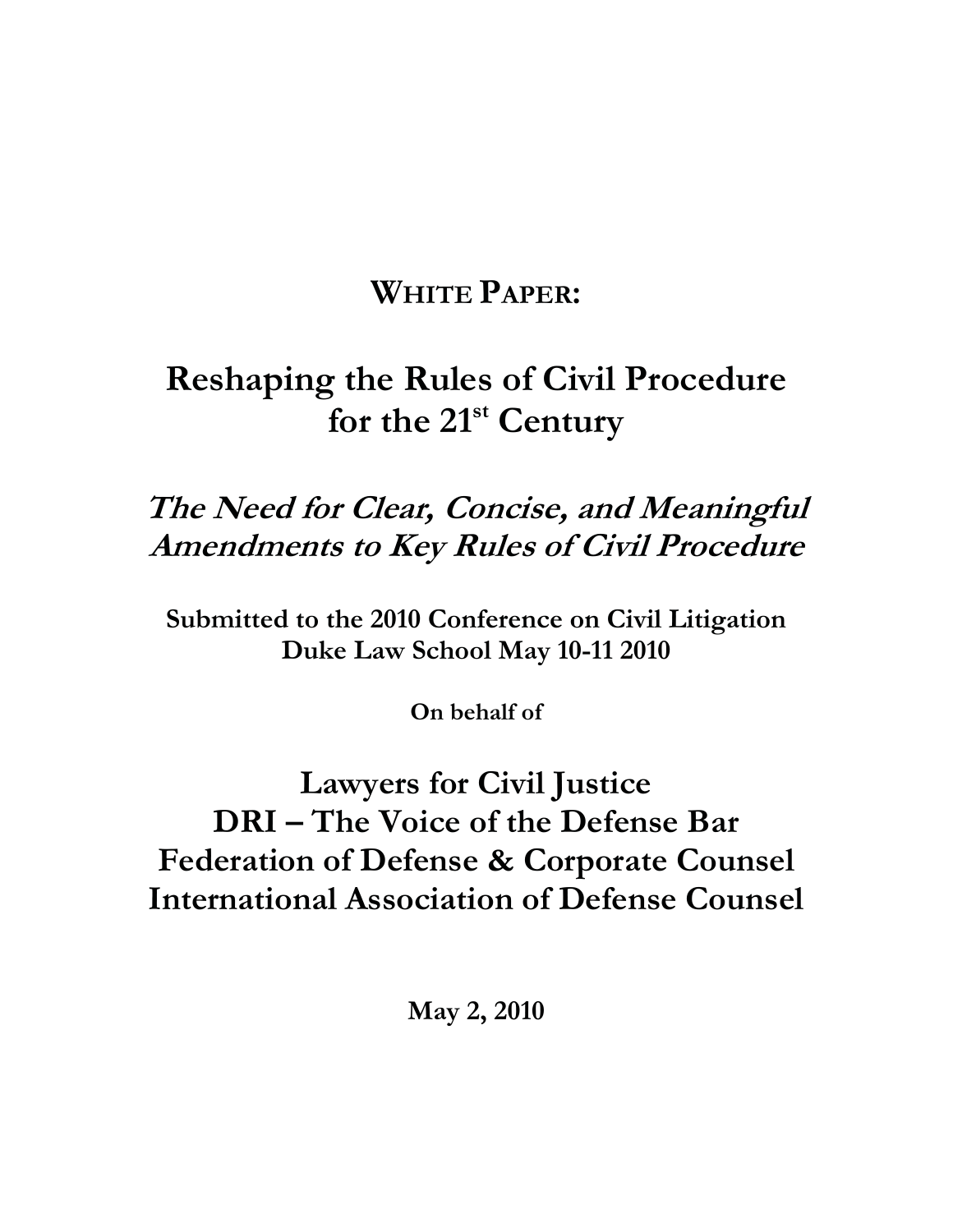# WHITE PAPER:

# Reshaping the Rules of Civil Procedure for the 21st Century

## *The Need for Clear, Concise, and Meaningful Amendments to Key Rules of Civil Procedure*

**Submitted to the 2010 Conference on Civil Litigation**
**Duke Law School May 10-11 2010**

**On behalf of**

## Lawyers for Civil Justice
## DRI – The Voice of the Defense Bar
## Federation of Defense & Corporate Counsel
## International Association of Defense Counsel

**May 2, 2010**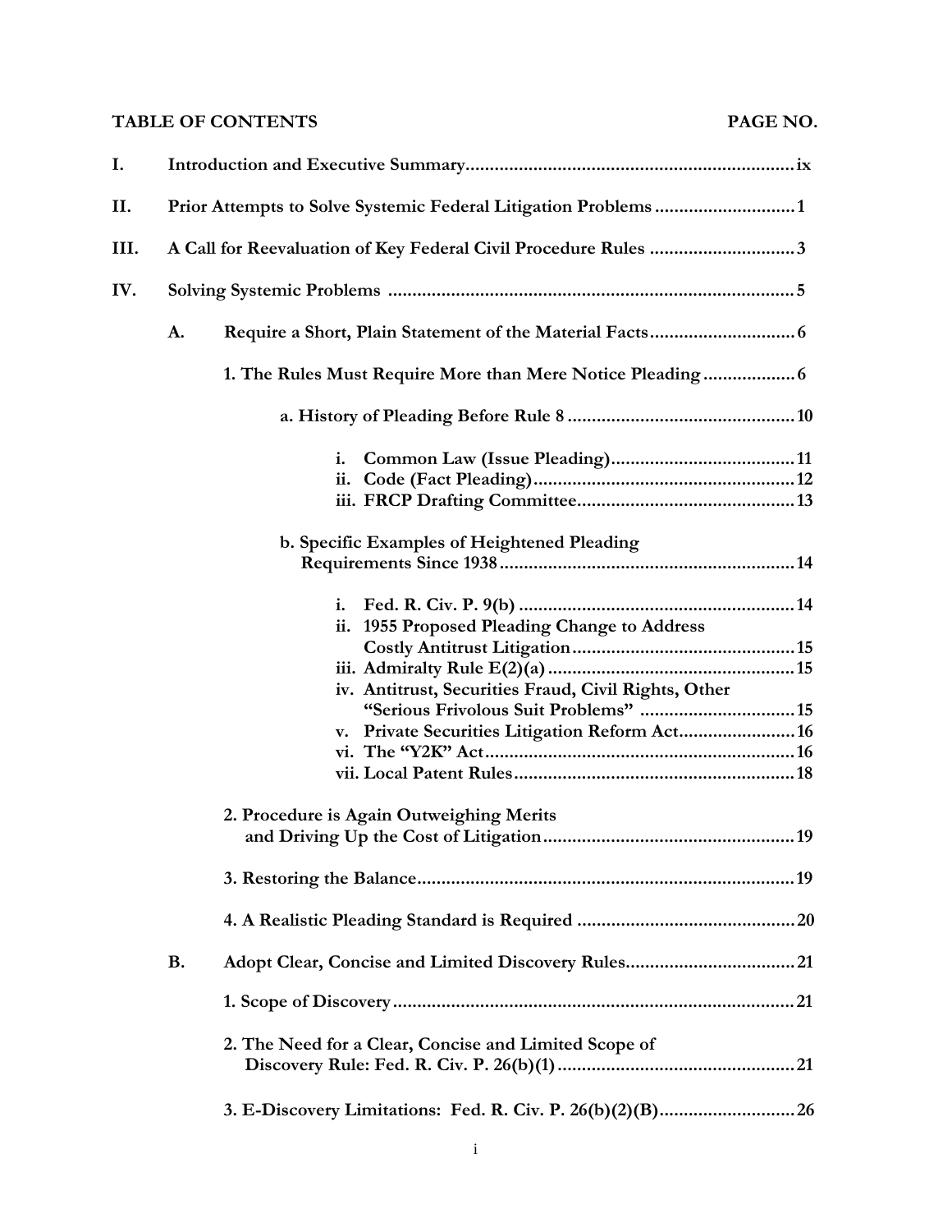**TABLE OF CONTENTS** **PAGE NO.**

**I. Introduction and Executive Summary .................................................................... ix**

**II. Prior Attempts to Solve Systemic Federal Litigation Problems ............................ 1**

**III. A Call for Reevaluation of Key Federal Civil Procedure Rules ............................. 3**

**IV. Solving Systemic Problems ................................................................................... 5**

- **A. Require a Short, Plain Statement of the Material Facts ............................. 6**
  - **1. The Rules Must Require More than Mere Notice Pleading .................. 6**
    - **a. History of Pleading Before Rule 8 ............................................... 10**
      - **i. Common Law (Issue Pleading) ...................................... 11**
      - **ii. Code (Fact Pleading) ...................................................... 12**
      - **iii. FRCP Drafting Committee ............................................ 13**
    - **b. Specific Examples of Heightened Pleading Requirements Since 1938 ............................................................ 14**
      - **i. Fed. R. Civ. P. 9(b) ......................................................... 14**
      - **ii. 1955 Proposed Pleading Change to Address Costly Antitrust Litigation ............................................. 15**
      - **iii. Admiralty Rule E(2)(a) .................................................. 15**
      - **iv. Antitrust, Securities Fraud, Civil Rights, Other "Serious Frivolous Suit Problems" ................................ 15**
      - **v. Private Securities Litigation Reform Act ........................ 16**
      - **vi. The "Y2K" Act ................................................................ 16**
      - **vii. Local Patent Rules ......................................................... 18**
  - **2. Procedure is Again Outweighing Merits and Driving Up the Cost of Litigation .................................................... 19**
  - **3. Restoring the Balance ............................................................................. 19**
  - **4. A Realistic Pleading Standard is Required ............................................ 20**
- **B. Adopt Clear, Concise and Limited Discovery Rules .................................. 21**
  - **1. Scope of Discovery .................................................................................. 21**
  - **2. The Need for a Clear, Concise and Limited Scope of Discovery Rule: Fed. R. Civ. P. 26(b)(1) ................................................ 21**
  - **3. E-Discovery Limitations: Fed. R. Civ. P. 26(b)(2)(B) ............................ 26**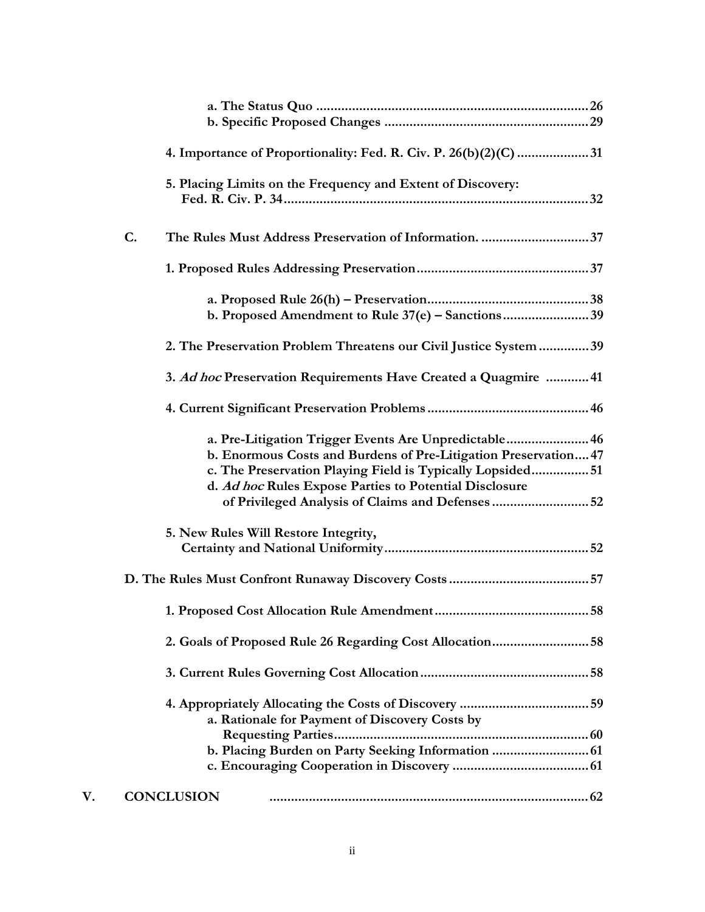a. The Status Quo ..... 26
b. Specific Proposed Changes ..... 29

4. Importance of Proportionality: Fed. R. Civ. P. 26(b)(2)(C) ..... 31

5. Placing Limits on the Frequency and Extent of Discovery: Fed. R. Civ. P. 34 ..... 32

C. The Rules Must Address Preservation of Information. ..... 37

1. Proposed Rules Addressing Preservation ..... 37

a. Proposed Rule 26(h) – Preservation ..... 38
b. Proposed Amendment to Rule 37(e) – Sanctions ..... 39

2. The Preservation Problem Threatens our Civil Justice System ..... 39

3. *Ad hoc* Preservation Requirements Have Created a Quagmire ..... 41

4. Current Significant Preservation Problems ..... 46

a. Pre-Litigation Trigger Events Are Unpredictable ..... 46
b. Enormous Costs and Burdens of Pre-Litigation Preservation ..... 47
c. The Preservation Playing Field is Typically Lopsided ..... 51
d. *Ad hoc* Rules Expose Parties to Potential Disclosure of Privileged Analysis of Claims and Defenses ..... 52

5. New Rules Will Restore Integrity, Certainty and National Uniformity ..... 52

D. The Rules Must Confront Runaway Discovery Costs ..... 57

1. Proposed Cost Allocation Rule Amendment ..... 58

2. Goals of Proposed Rule 26 Regarding Cost Allocation ..... 58

3. Current Rules Governing Cost Allocation ..... 58

4. Appropriately Allocating the Costs of Discovery ..... 59
a. Rationale for Payment of Discovery Costs by Requesting Parties ..... 60
b. Placing Burden on Party Seeking Information ..... 61
c. Encouraging Cooperation in Discovery ..... 61

V. CONCLUSION ..... 62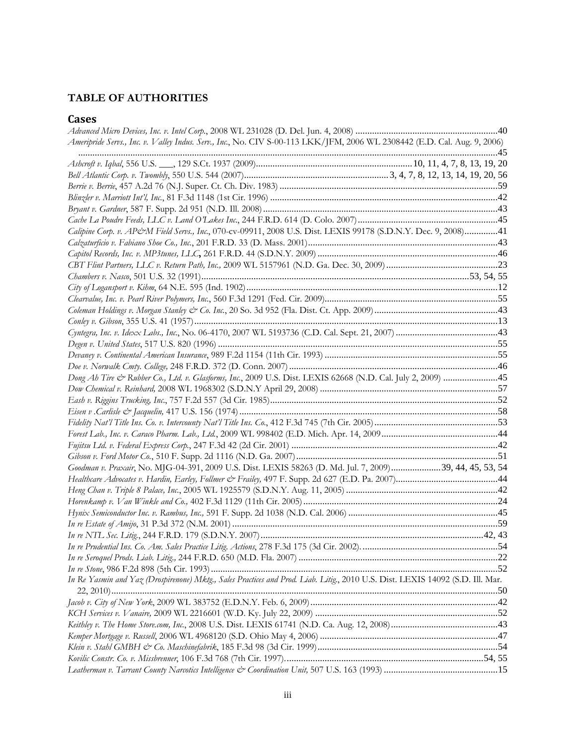## TABLE OF AUTHORITIES

### Cases

*Advanced Micro Devices, Inc. v. Intel Corp.*, 2008 WL 231028 (D. Del. Jun. 4, 2008) ....................40

*Ameripride Servs., Inc. v. Valley Indus. Serv., Inc.*, No. CIV S-00-113 LKK/JFM, 2006 WL 2308442 (E.D. Cal. Aug. 9, 2006) ....................45

*Ashcroft v. Iqbal*, 556 U.S. ___, 129 S.Ct. 1937 (2009).................... 10, 11, 4, 7, 8, 13, 19, 20

*Bell Atlantic Corp. v. Twombly*, 550 U.S. 544 (2007).................... 3, 4, 7, 8, 12, 13, 14, 19, 20, 56

*Berrie v. Berrie*, 457 A.2d 76 (N.J. Super. Ct. Ch. Div. 1983) ....................59

*Blinzler v. Marriott Int'l, Inc.*, 81 F.3d 1148 (1st Cir. 1996) ....................42

*Bryant v. Gardner*, 587 F. Supp. 2d 951 (N.D. Ill. 2008) ....................43

*Cache La Poudre Feeds, LLC v. Land O'Lakes Inc.*, 244 F.R.D. 614 (D. Colo. 2007) ....................45

*Calipine Corp. v. AP&M Field Servs., Inc.*, 070-cv-09911, 2008 U.S. Dist. LEXIS 99178 (S.D.N.Y. Dec. 9, 2008)....................41

*Calzaturficio v. Fabiano Shoe Co., Inc.*, 201 F.R.D. 33 (D. Mass. 2001) ....................43

*Capitol Records, Inc. v. MP3tunes, LLC*, 261 F.R.D. 44 (S.D.N.Y. 2009) ....................46

*CBT Flint Partners, LLC v. Return Path, Inc.*, 2009 WL 5157961 (N.D. Ga. Dec. 30, 2009) ....................23

*Chambers v. Nasco*, 501 U.S. 32 (1991).................... 53, 54, 55

*City of Logansport v. Kihm*, 64 N.E. 595 (Ind. 1902) ....................12

*Clearvalue, Inc. v. Pearl River Polymers, Inc.*, 560 F.3d 1291 (Fed. Cir. 2009)....................55

*Coleman Holdings v. Morgan Stanley & Co. Inc.*, 20 So. 3d 952 (Fla. Dist. Ct. App. 2009) ....................43

*Conley v. Gibson*, 355 U.S. 41 (1957) ....................13

*Cyntegra, Inc. v. Idexx Labs., Inc.*, No. 06-4170, 2007 WL 5193736 (C.D. Cal. Sept. 21, 2007) ....................43

*Degen v. United States*, 517 U.S. 820 (1996) ....................55

*Devaney v. Continental American Insurance*, 989 F.2d 1154 (11th Cir. 1993) ....................55

*Doe v. Norwalk Cmty. College*, 248 F.R.D. 372 (D. Conn. 2007) ....................46

*Dong Ah Tire & Rubber Co., Ltd. v. Glasforms, Inc.*, 2009 U.S. Dist. LEXIS 62668 (N.D. Cal. July 2, 2009) ....................45

*Dow Chemical v. Reinhard*, 2008 WL 1968302 (S.D.N.Y April 29, 2008) ....................57

*Eash v. Riggins Trucking, Inc.*, 757 F.2d 557 (3d Cir. 1985)....................52

*Eisen v .Carlisle & Jacquelin*, 417 U.S. 156 (1974) ....................58

*Fidelity Nat'l Title Ins. Co. v. Intercounty Nat'l Title Ins. Co.*, 412 F.3d 745 (7th Cir. 2005) ....................53

*Forest Lab., Inc. v. Caraco Pharm. Lab., Ltd.*, 2009 WL 998402 (E.D. Mich. Apr. 14, 2009 ....................44

*Fujitsu Ltd. v. Federal Express Corp.*, 247 F.3d 42 (2d Cir. 2001) ....................42

*Gibson v. Ford Motor Co.*, 510 F. Supp. 2d 1116 (N.D. Ga. 2007) ....................51

*Goodman v. Praxair*, No. MJG-04-391, 2009 U.S. Dist. LEXIS 58263 (D. Md. Jul. 7, 2009).................... 39, 44, 45, 53, 54

*Healthcare Advocates v. Hardin, Earley, Follmer & Frailey*, 497 F. Supp. 2d 627 (E.D. Pa. 2007)....................44

*Heng Chan v. Triple 8 Palace, Inc.*, 2005 WL 1925579 (S.D.N.Y. Aug. 11, 2005) ....................42

*Horenkamp v. Van Winkle and Co.*, 402 F.3d 1129 (11th Cir. 2005) ....................24

*Hynix Semiconductor Inc. v. Rambus, Inc.*, 591 F. Supp. 2d 1038 (N.D. Cal. 2006) ....................45

*In re Estate of Amijo*, 31 P.3d 372 (N.M. 2001) ....................59

*In re NTL Sec. Litig.*, 244 F.R.D. 179 (S.D.N.Y. 2007) .................... 42, 43

*In re Prudential Ins. Co. Am. Sales Practice Litig. Actions*, 278 F.3d 175 (3d Cir. 2002). ....................54

*In re Seroquel Prods. Liab. Litig.*, 244 F.R.D. 650 (M.D. Fla. 2007) ....................22

*In re Stone*, 986 F.2d 898 (5th Cir. 1993) ....................52

*In Re Yasmin and Yaz (Drospirenone) Mktg., Sales Practices and Prod. Liab. Litig.*, 2010 U.S. Dist. LEXIS 14092 (S.D. Ill. Mar. 22, 2010)....................50

*Jacob v. City of New York*, 2009 WL 383752 (E.D.N.Y. Feb. 6, 2009) ....................42

*KCH Services v. Vanaire*, 2009 WL 2216601 (W.D. Ky. July 22, 2009) ....................52

*Keithley v. The Home Store.com, Inc.*, 2008 U.S. Dist. LEXIS 61741 (N.D. Ca. Aug. 12, 2008) ....................43

*Kemper Mortgage v. Russell*, 2006 WL 4968120 (S.D. Ohio May 4, 2006) ....................47

*Klein v. Stahl GMBH & Co. Maschinefabrik*, 185 F.3d 98 (3d Cir. 1999) ....................54

*Kovilic Constr. Co. v. Missbrenner*, 106 F.3d 768 (7th Cir. 1997).................... 54, 55

*Leatherman v. Tarrant County Narcotics Intelligence & Coordination Unit*, 507 U.S. 163 (1993) ....................15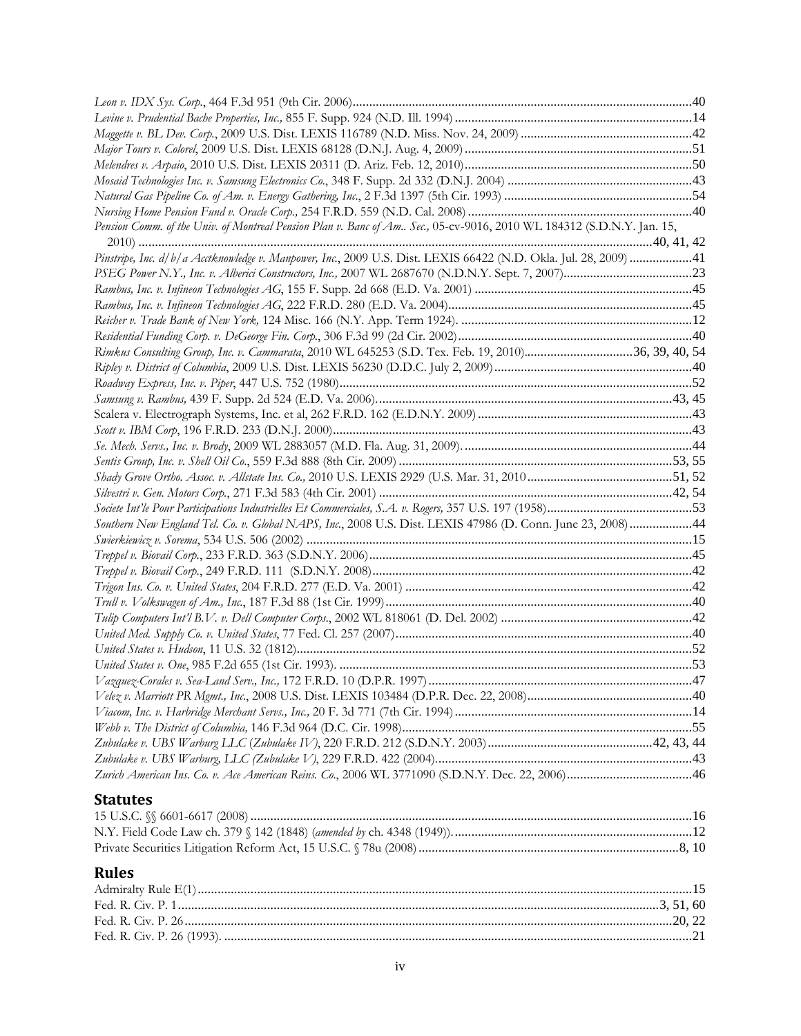*Leon v. IDX Sys. Corp.*, 464 F.3d 951 (9th Cir. 2006) ....................................................................................................40
*Levine v. Prudential Bache Properties, Inc.,* 855 F. Supp. 924 (N.D. Ill. 1994) ....................................................................14
*Maggette v. BL Dev. Corp.*, 2009 U.S. Dist. LEXIS 116789 (N.D. Miss. Nov. 24, 2009) ....................................................42
*Major Tours v. Colorel*, 2009 U.S. Dist. LEXIS 68128 (D.N.J. Aug. 4, 2009) ....................................................................51
*Melendres v. Arpaio*, 2010 U.S. Dist. LEXIS 20311 (D. Ariz. Feb. 12, 2010) ....................................................................50
*Mosaid Technologies Inc. v. Samsung Electronics Co.*, 348 F. Supp. 2d 332 (D.N.J. 2004) ........................................................43
*Natural Gas Pipeline Co. of Am. v. Energy Gathering, Inc.*, 2 F.3d 1397 (5th Cir. 1993) ........................................................54
*Nursing Home Pension Fund v. Oracle Corp.,* 254 F.R.D. 559 (N.D. Cal. 2008) ....................................................................40
*Pension Comm. of the Univ. of Montreal Pension Plan v. Banc of Am.. Sec.,* 05-cv-9016, 2010 WL 184312 (S.D.N.Y. Jan. 15, 2010) ....................................................................................................40, 41, 42
*Pinstripe, Inc. d/b/a Acctknowledge v. Manpower, Inc.*, 2009 U.S. Dist. LEXIS 66422 (N.D. Okla. Jul. 28, 2009) ....................41
*PSEG Power N.Y., Inc. v. Alberici Constructors, Inc.,* 2007 WL 2687670 (N.D.N.Y. Sept. 7, 2007)........................................23
*Rambus, Inc. v. Infineon Technologies AG*, 155 F. Supp. 2d 668 (E.D. Va. 2001) ....................................................................45
*Rambus, Inc. v. Infineon Technologies AG*, 222 F.R.D. 280 (E.D. Va. 2004)...............................................................................45
*Reicher v. Trade Bank of New York,* 124 Misc. 166 (N.Y. App. Term 1924). ..........................................................................12
*Residential Funding Corp. v. DeGeorge Fin. Corp.*, 306 F.3d 99 (2d Cir. 2002)...........................................................................40
*Rimkus Consulting Group, Inc. v. Cammarata*, 2010 WL 645253 (S.D. Tex. Feb. 19, 2010)..................................36, 39, 40, 54
*Ripley v. District of Columbia*, 2009 U.S. Dist. LEXIS 56230 (D.D.C. July 2, 2009) ..................................................................40
*Roadway Express, Inc. v. Piper*, 447 U.S. 752 (1980)..................................................................................................................52
*Samsung v. Rambus,* 439 F. Supp. 2d 524 (E.D. Va. 2006)..................................................................................................43, 45
Scalera v. Electrograph Systems, Inc. et al, 262 F.R.D. 162 (E.D.N.Y. 2009) ..............................................................................43
*Scott v. IBM Corp*, 196 F.R.D. 233 (D.N.J. 2000)..........................................................................................................................43
*Se. Mech. Servs., Inc. v. Brody*, 2009 WL 2883057 (M.D. Fla. Aug. 31, 2009).........................................................................44
*Sentis Group, Inc. v. Shell Oil Co.*, 559 F.3d 888 (8th Cir. 2009) ......................................................................................53, 55
*Shady Grove Ortho. Assoc. v. Allstate Ins. Co.,* 2010 U.S. LEXIS 2929 (U.S. Mar. 31, 2010 .......................................51, 52
*Silvestri v. Gen. Motors Corp.*, 271 F.3d 583 (4th Cir. 2001) ...........................................................................................42, 54
*Societe Int'le Pour Participations Industrielles Et Commerciales, S.A. v. Rogers,* 357 U.S. 197 (1958)...........................................53
*Southern New England Tel. Co. v. Global NAPS, Inc.*, 2008 U.S. Dist. LEXIS 47986 (D. Conn. June 23, 2008)....................44
*Swierkiewicz v. Sorema*, 534 U.S. 506 (2002) ................................................................................................................................15
*Treppel v. Biovail Corp.*, 233 F.R.D. 363 (S.D.N.Y. 2006).............................................................................................................45
*Treppel v. Biovail Corp.*, 249 F.R.D. 111 (S.D.N.Y. 2008).............................................................................................................42
*Trigon Ins. Co. v. United States*, 204 F.R.D. 277 (E.D. Va. 2001) ...............................................................................................42
*Trull v. Volkswagen of Am., Inc.*, 187 F.3d 88 (1st Cir. 1999).....................................................................................................40
*Tulip Computers Int'l B.V. v. Dell Computer Corps.*, 2002 WL 818061 (D. Del. 2002) ...............................................................42
*United Med. Supply Co. v. United States*, 77 Fed. Cl. 257 (2007)..................................................................................................40
*United States v. Hudson*, 11 U.S. 32 (1812)....................................................................................................................................52
*United States v. One*, 985 F.2d 655 (1st Cir. 1993). ......................................................................................................................53
*Vazquez-Corales v. Sea-Land Serv., Inc.,* 172 F.R.D. 10 (D.P.R. 1997)..........................................................................................47
*Velez v. Marriott PR Mgmt., Inc.*, 2008 U.S. Dist. LEXIS 103484 (D.P.R. Dec. 22, 2008)..........................................................40
*Viacom, Inc. v. Harbridge Merchant Servs., Inc.,* 20 F. 3d 771 (7th Cir. 1994) ...............................................................................14
*Webb v. The District of Columbia,* 146 F.3d 964 (D.C. Cir. 1998)...................................................................................................55
*Zubulake v. UBS Warburg LLC (Zubulake IV)*, 220 F.R.D. 212 (S.D.N.Y. 2003).................................................42, 43, 44
*Zubulake v. UBS Warburg, LLC (Zubulake V)*, 229 F.R.D. 422 (2004)...........................................................................................43
*Zurich American Ins. Co. v. Ace American Reins. Co.*, 2006 WL 3771090 (S.D.N.Y. Dec. 22, 2006).............................................46

## Statutes

15 U.S.C. §§ 6601-6617 (2008) ........................................................................................................................................................16
N.Y. Field Code Law ch. 379 § 142 (1848) (*amended by* ch. 4348 (1949)).......................................................................................12
Private Securities Litigation Reform Act, 15 U.S.C. § 78u (2008) ..........................................................................................8, 10

## Rules

Admiralty Rule E(1)...........................................................................................................................................................................15
Fed. R. Civ. P. 1 ...................................................................................................................................................................3, 51, 60
Fed. R. Civ. P. 26 .........................................................................................................................................................................20, 22
Fed. R. Civ. P. 26 (1993). ...................................................................................................................................................................21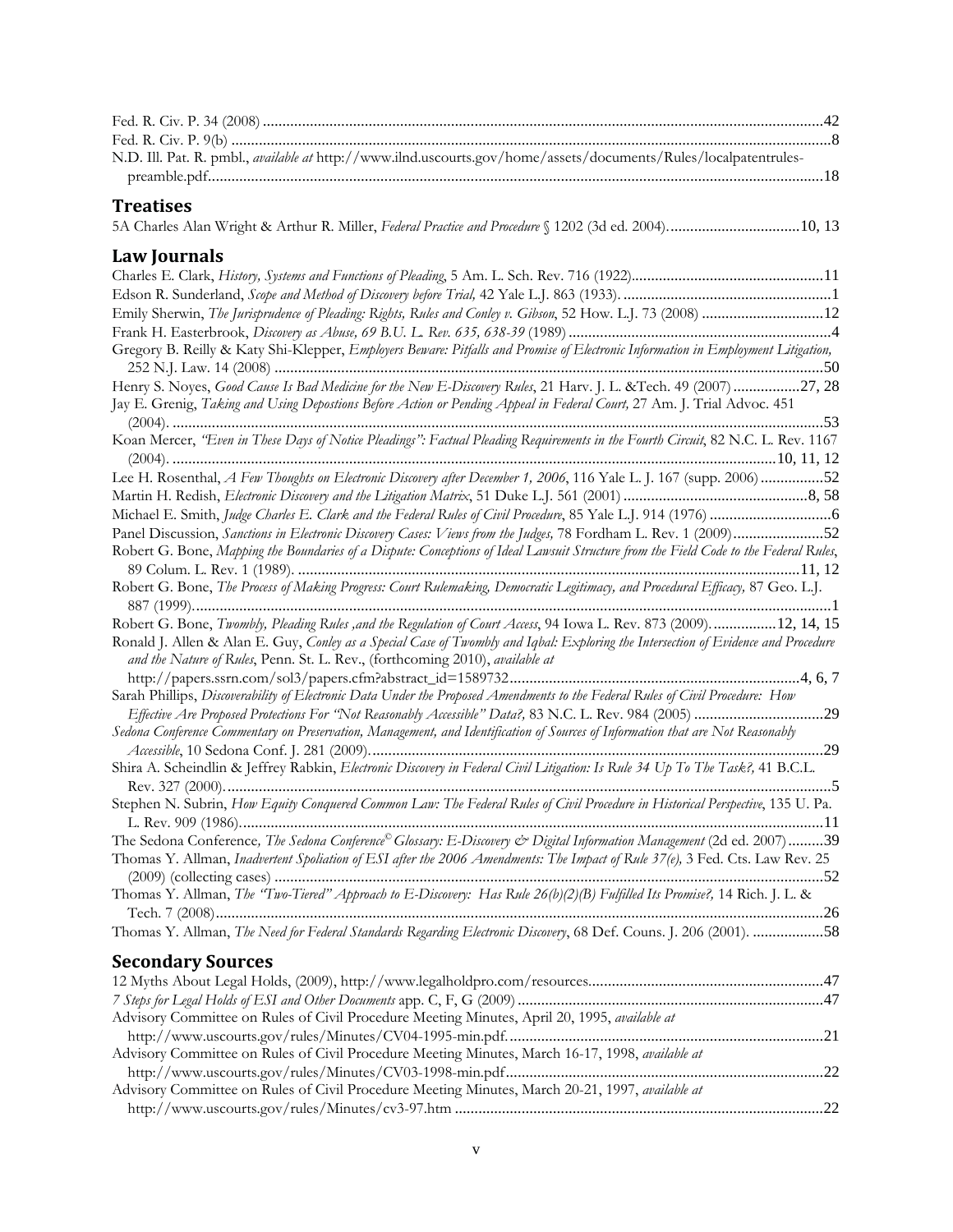Fed. R. Civ. P. 34 (2008) ....................................................................................................................................42
Fed. R. Civ. P. 9(b) ..............................................................................................................................................8
N.D. Ill. Pat. R. pmbl., *available at* http://www.ilnd.uscourts.gov/home/assets/documents/Rules/localpatentrules-preamble.pdf....................................................................................................................................18

## Treatises

5A Charles Alan Wright & Arthur R. Miller, *Federal Practice and Procedure* § 1202 (3d ed. 2004)..................................10, 13

## Law Journals

Charles E. Clark, *History, Systems and Functions of Pleading*, 5 Am. L. Sch. Rev. 716 (1922)..................................................11
Edson R. Sunderland, *Scope and Method of Discovery before Trial,* 42 Yale L.J. 863 (1933). .....................................................1
Emily Sherwin, *The Jurisprudence of Pleading: Rights, Rules and Conley v. Gibson*, 52 How. L.J. 73 (2008) ...............................12
Frank H. Easterbrook, *Discovery as Abuse, 69 B.U. L. Rev. 635, 638-39* (1989) ..................................................................4
Gregory B. Reilly & Katy Shi-Klepper, *Employers Beware: Pitfalls and Promise of Electronic Information in Employment Litigation,* 252 N.J. Law. 14 (2008) ............................................................................................................................................50
Henry S. Noyes, *Good Cause Is Bad Medicine for the New E-Discovery Rules*, 21 Harv. J. L. &Tech. 49 (2007) .................27, 28
Jay E. Grenig, *Taking and Using Depostions Before Action or Pending Appeal in Federal Court,* 27 Am. J. Trial Advoc. 451 (2004). ..........................................................................................................................................................53
Koan Mercer, *"Even in These Days of Notice Pleadings": Factual Pleading Requirements in the Fourth Circuit*, 82 N.C. L. Rev. 1167 (2004). ..........................................................................................................................................................10, 11, 12
Lee H. Rosenthal, *A Few Thoughts on Electronic Discovery after December 1, 2006*, 116 Yale L. J. 167 (supp. 2006) ................52
Martin H. Redish, *Electronic Discovery and the Litigation Matrix*, 51 Duke L.J. 561 (2001) ...............................................8, 58
Michael E. Smith, *Judge Charles E. Clark and the Federal Rules of Civil Procedure*, 85 Yale L.J. 914 (1976) ...............................6
Panel Discussion, *Sanctions in Electronic Discovery Cases: Views from the Judges,* 78 Fordham L. Rev. 1 (2009).......................52
Robert G. Bone, *Mapping the Boundaries of a Dispute: Conceptions of Ideal Lawsuit Structure from the Field Code to the Federal Rules*, 89 Colum. L. Rev. 1 (1989). ..............................................................................................................................11, 12
Robert G. Bone, *The Process of Making Progress: Court Rulemaking, Democratic Legitimacy, and Procedural Efficacy,* 87 Geo. L.J. 887 (1999)..........................................................................................................................................................1
Robert G. Bone, *Twombly, Pleading Rules ,and the Regulation of Court Access*, 94 Iowa L. Rev. 873 (2009)..................12, 14, 15
Ronald J. Allen & Alan E. Guy, *Conley as a Special Case of Twombly and Iqbal: Exploring the Intersection of Evidence and Procedure and the Nature of Rules*, Penn. St. L. Rev., (forthcoming 2010), *available at* http://papers.ssrn.com/sol3/papers.cfm?abstract_id=1589732.........................................................................4, 6, 7
Sarah Phillips, *Discoverability of Electronic Data Under the Proposed Amendments to the Federal Rules of Civil Procedure: How Effective Are Proposed Protections For "Not Reasonably Accessible" Data?,* 83 N.C. L. Rev. 984 (2005) ................................29
*Sedona Conference Commentary on Preservation, Management, and Identification of Sources of Information that are Not Reasonably Accessible*, 10 Sedona Conf. J. 281 (2009)...................................................................................................................29
Shira A. Scheindlin & Jeffrey Rabkin, *Electronic Discovery in Federal Civil Litigation: Is Rule 34 Up To The Task?,* 41 B.C.L. Rev. 327 (2000).........................................................................................................................................................5
Stephen N. Subrin, *How Equity Conquered Common Law: The Federal Rules of Civil Procedure in Historical Perspective*, 135 U. Pa. L. Rev. 909 (1986)...................................................................................................................................................11
The Sedona Conference*, The Sedona Conference© Glossary: E-Discovery & Digital Information Management* (2d ed. 2007).........39
Thomas Y. Allman, *Inadvertent Spoliation of ESI after the 2006 Amendments: The Impact of Rule 37(e),* 3 Fed. Cts. Law Rev. 25 (2009) (collecting cases) ...........................................................................................................................................52
Thomas Y. Allman, *The "Two-Tiered" Approach to E-Discovery: Has Rule 26(b)(2)(B) Fulfilled Its Promise?,* 14 Rich. J. L. & Tech. 7 (2008)...................................................................................................................................................26
Thomas Y. Allman, *The Need for Federal Standards Regarding Electronic Discovery*, 68 Def. Couns. J. 206 (2001). ..................58

## Secondary Sources

12 Myths About Legal Holds, (2009), http://www.legalholdpro.com/resources...........................................................47
*7 Steps for Legal Holds of ESI and Other Documents* app. C, F, G (2009) .............................................................................47
Advisory Committee on Rules of Civil Procedure Meeting Minutes, April 20, 1995, *available at* http://www.uscourts.gov/rules/Minutes/CV04-1995-min.pdf. ...............................................................................21
Advisory Committee on Rules of Civil Procedure Meeting Minutes, March 16-17, 1998, *available at* http://www.uscourts.gov/rules/Minutes/CV03-1998-min.pdf................................................................................22
Advisory Committee on Rules of Civil Procedure Meeting Minutes, March 20-21, 1997, *available at* http://www.uscourts.gov/rules/Minutes/cv3-97.htm .............................................................................................22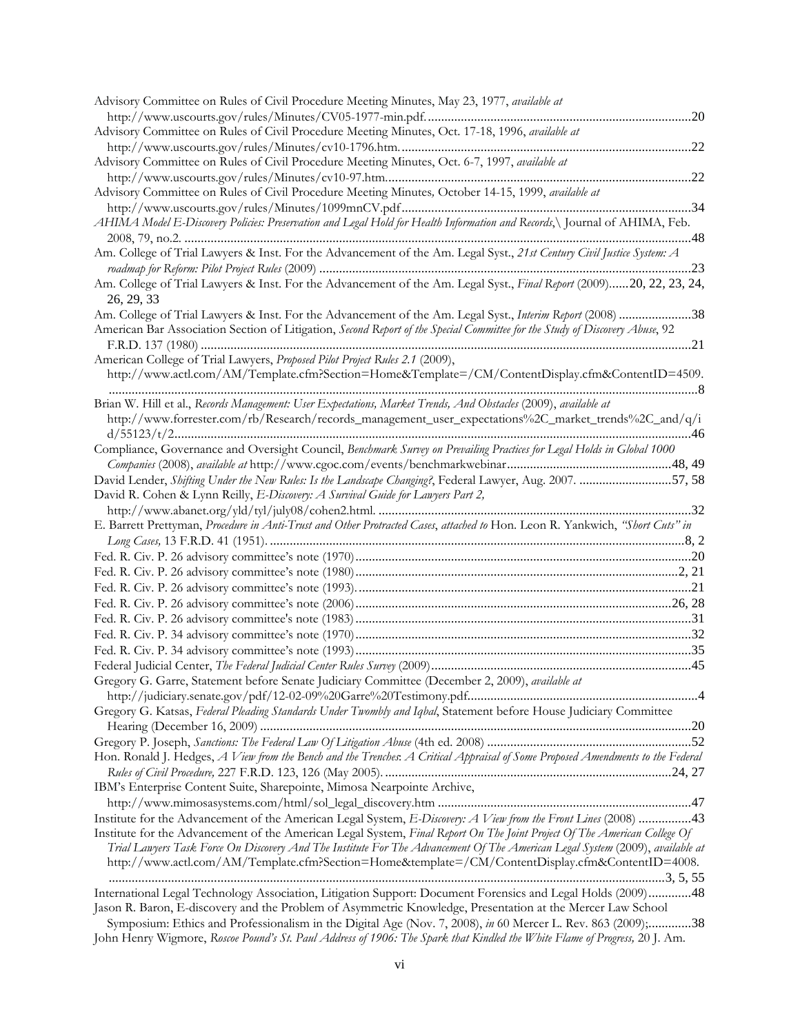Advisory Committee on Rules of Civil Procedure Meeting Minutes, May 23, 1977, *available at* http://www.uscourts.gov/rules/Minutes/CV05-1977-min.pdf. ....20

Advisory Committee on Rules of Civil Procedure Meeting Minutes, Oct. 17-18, 1996, *available at* http://www.uscourts.gov/rules/Minutes/cv10-1796.htm. ....22

Advisory Committee on Rules of Civil Procedure Meeting Minutes, Oct. 6-7, 1997, *available at* http://www.uscourts.gov/rules/Minutes/cv10-97.htm. ....22

Advisory Committee on Rules of Civil Procedure Meeting Minutes*,* October 14-15, 1999, *available at* http://www.uscourts.gov/rules/Minutes/1099mnCV.pdf ....34

*AHIMA Model E-Discovery Policies: Preservation and Legal Hold for Health Information and Records*,\ Journal of AHIMA, Feb. 2008, 79, no.2. ....48

Am. College of Trial Lawyers & Inst. For the Advancement of the Am. Legal Syst., *21st Century Civil Justice System: A roadmap for Reform: Pilot Project Rules* (2009) ....23

Am. College of Trial Lawyers & Inst. For the Advancement of the Am. Legal Syst., *Final Report* (2009)......20, 22, 23, 24, 26, 29, 33

Am. College of Trial Lawyers & Inst. For the Advancement of the Am. Legal Syst., *Interim Report* (2008) ....38

American Bar Association Section of Litigation, *Second Report of the Special Committee for the Study of Discovery Abuse*, 92 F.R.D. 137 (1980) ....21

American College of Trial Lawyers, *Proposed Pilot Project Rules 2.1* (2009), http://www.actl.com/AM/Template.cfm?Section=Home&Template=/CM/ContentDisplay.cfm&ContentID=4509. ....8

Brian W. Hill et al., *Records Management: User Expectations, Market Trends, And Obstacles* (2009), *available at* http://www.forrester.com/rb/Research/records_management_user_expectations%2C_market_trends%2C_and/q/id/55123/t/2 ....46

Compliance, Governance and Oversight Council, *Benchmark Survey on Prevailing Practices for Legal Holds in Global 1000 Companies* (2008), *available at* http://www.cgoc.com/events/benchmarkwebinar ....48, 49

David Lender, *Shifting Under the New Rules: Is the Landscape Changing?*, Federal Lawyer, Aug. 2007. ....57, 58

David R. Cohen & Lynn Reilly, *E-Discovery: A Survival Guide for Lawyers Part 2,* http://www.abanet.org/yld/tyl/july08/cohen2.html. ....32

E. Barrett Prettyman, *Procedure in Anti-Trust and Other Protracted Cases*, *attached to* Hon. Leon R. Yankwich, *"Short Cuts" in Long Cases,* 13 F.R.D. 41 (1951). ....8, 2

Fed. R. Civ. P. 26 advisory committee's note (1970) ....20

Fed. R. Civ. P. 26 advisory committee's note (1980) ....2, 21

Fed. R. Civ. P. 26 advisory committee's note (1993). ....21

Fed. R. Civ. P. 26 advisory committee's note (2006) ....26, 28

Fed. R. Civ. P. 26 advisory committee's note (1983) ....31

Fed. R. Civ. P. 34 advisory committee's note (1970) ....32

Fed. R. Civ. P. 34 advisory committee's note (1993) ....35

Federal Judicial Center, *The Federal Judicial Center Rules Survey* (2009) ....45

Gregory G. Garre, Statement before Senate Judiciary Committee (December 2, 2009), *available at* http://judiciary.senate.gov/pdf/12-02-09%20Garre%20Testimony.pdf. ....4

Gregory G. Katsas, *Federal Pleading Standards Under Twombly and Iqbal*, Statement before House Judiciary Committee Hearing (December 16, 2009) ....20

Gregory P. Joseph, *Sanctions: The Federal Law Of Litigation Abuse* (4th ed. 2008) ....52

Hon. Ronald J. Hedges, *A View from the Bench and the Trenches: A Critical Appraisal of Some Proposed Amendments to the Federal Rules of Civil Procedure,* 227 F.R.D. 123, 126 (May 2005). ....24, 27

IBM's Enterprise Content Suite, Sharepointe, Mimosa Nearpointe Archive, http://www.mimosasystems.com/html/sol_legal_discovery.htm ....47

Institute for the Advancement of the American Legal System, *E-Discovery: A View from the Front Lines* (2008) ....43

Institute for the Advancement of the American Legal System, *Final Report On The Joint Project Of The American College Of Trial Lawyers Task Force On Discovery And The Institute For The Advancement Of The American Legal System* (2009), *available at* http://www.actl.com/AM/Template.cfm?Section=Home&template=/CM/ContentDisplay.cfm&ContentID=4008. ....3, 5, 55

International Legal Technology Association, Litigation Support: Document Forensics and Legal Holds (2009) ....48

Jason R. Baron, E-discovery and the Problem of Asymmetric Knowledge, Presentation at the Mercer Law School Symposium: Ethics and Professionalism in the Digital Age (Nov. 7, 2008), *in* 60 Mercer L. Rev. 863 (2009); ....38

John Henry Wigmore, *Roscoe Pound's St. Paul Address of 1906: The Spark that Kindled the White Flame of Progress,* 20 J. Am.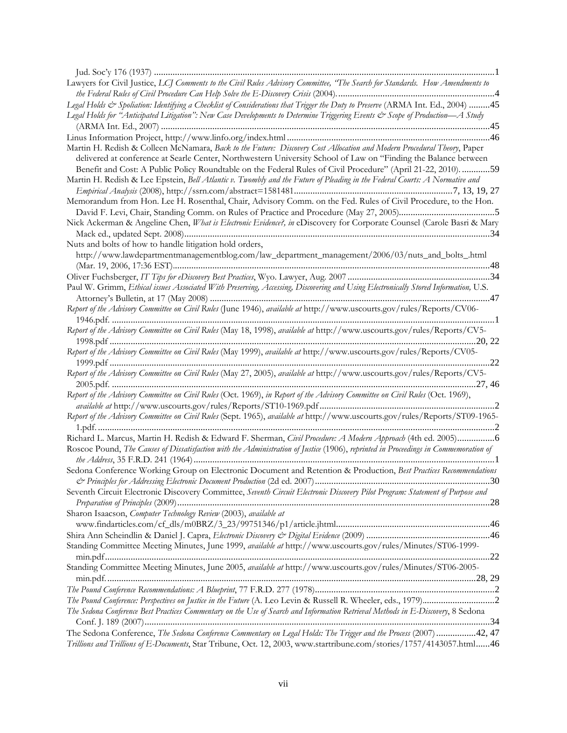Jud. Soc'y 176 (1937) ........................................................................................................................................1

Lawyers for Civil Justice, *LCJ Comments to the Civil Rules Advisory Committee, "The Search for Standards. How Amendments to the Federal Rules of Civil Procedure Can Help Solve the E-Discovery Crisis* (2004). ...................................................................4

*Legal Holds & Spoliation: Identifying a Checklist of Considerations that Trigger the Duty to Preserve* (ARMA Int. Ed., 2004) .........45

*Legal Holds for "Anticipated Litigation": New Case Developments to Determine Triggering Events & Scope of Production—A Study* (ARMA Int. Ed., 2007) ...........................................................................................................................................45

Linus Information Project, http://www.linfo.org/index.html ......................................................................................46

Martin H. Redish & Colleen McNamara, *Back to the Future: Discovery Cost Allocation and Modern Procedural Theory*, Paper delivered at conference at Searle Center, Northwestern University School of Law on "Finding the Balance between Benefit and Cost: A Public Policy Roundtable on the Federal Rules of Civil Procedure" (April 21-22, 2010). ............59

Martin H. Redish & Lee Epstein, *Bell Atlantic v. Twombly and the Future of Pleading in the Federal Courts: A Normative and Empirical Analysis* (2008), http://ssrn.com/abstract=1581481...................................................................7, 13, 19, 27

Memorandum from Hon. Lee H. Rosenthal, Chair, Advisory Comm. on the Fed. Rules of Civil Procedure, to the Hon. David F. Levi, Chair, Standing Comm. on Rules of Practice and Procedure (May 27, 2005).........................................5

Nick Ackerman & Angeline Chen, *What is Electronic Evidence?, in* eDiscovery for Corporate Counsel (Carole Basri & Mary Mack ed., updated Sept. 2008)..................................................................................................................................34

Nuts and bolts of how to handle litigation hold orders, http://www.lawdepartmentmanagementblog.com/law_department_management/2006/03/nuts_and_bolts_.html (Mar. 19, 2006, 17:36 EST).......................................................................................................................................48

Oliver Fuchsberger, *IT Tips for eDiscovery Best Practices*, Wyo. Lawyer, Aug. 2007 .............................................................34

Paul W. Grimm, *Ethical issues Associated With Preserving, Accessing, Discovering and Using Electronically Stored Information,* U.S. Attorney's Bulletin, at 17 (May 2008) .......................................................................................................................47

*Report of the Advisory Committee on Civil Rules* (June 1946), *available at* http://www.uscourts.gov/rules/Reports/CV06-1946.pdf. ..................................................................................................................................................................1

*Report of the Advisory Committee on Civil Rules* (May 18, 1998), *available at* http://www.uscourts.gov/rules/Reports/CV5-1998.pdf ..........................................................................................................................................................20, 22

*Report of the Advisory Committee on Civil Rules* (May 1999), *available at* http://www.uscourts.gov/rules/Reports/CV05-1999.pdf ..................................................................................................................................................................22

*Report of the Advisory Committee on Civil Rules* (May 27, 2005), *available at* http://www.uscourts.gov/rules/Reports/CV5-2005.pdf. .........................................................................................................................................................27, 46

*Report of the Advisory Committee on Civil Rules* (Oct. 1969), *in Report of the Advisory Committee on Civil Rules* (Oct. 1969), *available at* http://www.uscourts.gov/rules/Reports/ST10-1969.pdf..........................................................................2

*Report of the Advisory Committee on Civil Rules* (Sept. 1965), *available at* http://www.uscourts.gov/rules/Reports/ST09-1965-1.pdf. .........................................................................................................................................................................2

Richard L. Marcus, Martin H. Redish & Edward F. Sherman, *Civil Procedure: A Modern Approach* (4th ed. 2005)................6

Roscoe Pound, *The Causes of Dissatisfaction with the Administration of Justice* (1906), *reprinted in Proceedings in Commemoration of the Address*, 35 F.R.D. 241 (1964)...............................................................................................................................1

Sedona Conference Working Group on Electronic Document and Retention & Production, *Best Practices Recommendations & Principles for Addressing Electronic Document Production* (2d ed. 2007)..........................................................................30

Seventh Circuit Electronic Discovery Committee, *Seventh Circuit Electronic Discovery Pilot Program: Statement of Purpose and Preparation of Principles* (2009).....................................................................................................................................28

Sharon Isaacson, *Computer Technology Review* (2003), *available at* www.findarticles.com/cf_dls/m0BRZ/3_23/99751346/p1/article.jhtml.................................................................46

Shira Ann Scheindlin & Daniel J. Capra, *Electronic Discovery & Digital Evidence* (2009) .....................................................46

Standing Committee Meeting Minutes, June 1999, *available at* http://www.uscourts.gov/rules/Minutes/ST06-1999-min.pdf..................................................................................................................................................................22

Standing Committee Meeting Minutes, June 2005, *available at* http://www.uscourts.gov/rules/Minutes/ST06-2005-min.pdf. ........................................................................................................................................................28, 29

*The Pound Conference Recommendations: A Blueprint*, 77 F.R.D. 277 (1978).............................................................................2

*The Pound Conference: Perspectives on Justice in the Future* (A. Leo Levin & Russell R. Wheeler, eds., 1979)...............................2

*The Sedona Conference Best Practices Commentary on the Use of Search and Information Retrieval Methods in E-Discovery*, 8 Sedona Conf. J. 189 (2007)..................................................................................................................................................34

The Sedona Conference, *The Sedona Conference Commentary on Legal Holds: The Trigger and the Process* (2007) .................42, 47

*Trillions and Trillions of E-Documents*, Star Tribune, Oct. 12, 2003, www.startribune.com/stories/1757/4143057.html......46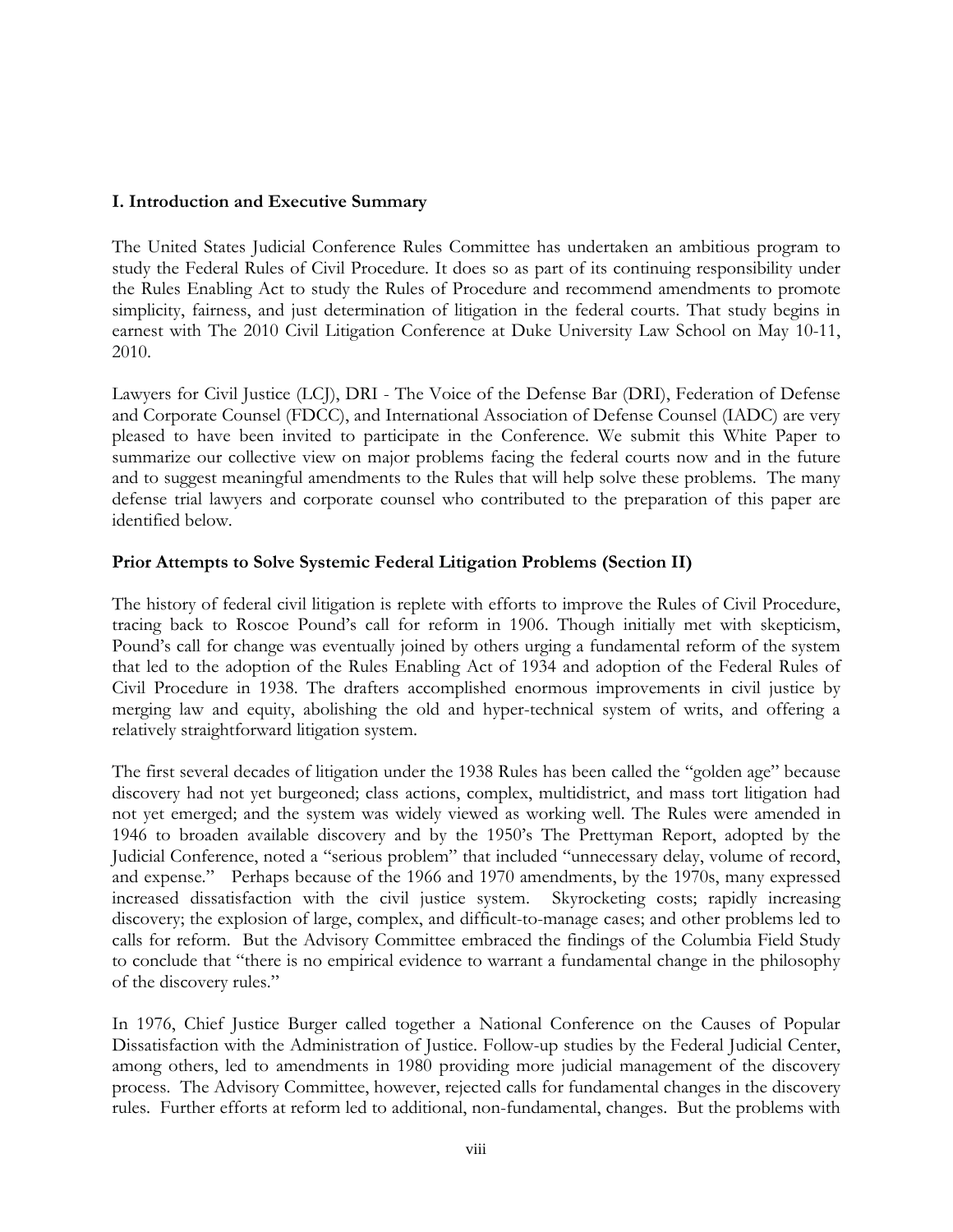## I. Introduction and Executive Summary

The United States Judicial Conference Rules Committee has undertaken an ambitious program to study the Federal Rules of Civil Procedure. It does so as part of its continuing responsibility under the Rules Enabling Act to study the Rules of Procedure and recommend amendments to promote simplicity, fairness, and just determination of litigation in the federal courts. That study begins in earnest with The 2010 Civil Litigation Conference at Duke University Law School on May 10-11, 2010.

Lawyers for Civil Justice (LCJ), DRI - The Voice of the Defense Bar (DRI), Federation of Defense and Corporate Counsel (FDCC), and International Association of Defense Counsel (IADC) are very pleased to have been invited to participate in the Conference. We submit this White Paper to summarize our collective view on major problems facing the federal courts now and in the future and to suggest meaningful amendments to the Rules that will help solve these problems. The many defense trial lawyers and corporate counsel who contributed to the preparation of this paper are identified below.

### Prior Attempts to Solve Systemic Federal Litigation Problems (Section II)

The history of federal civil litigation is replete with efforts to improve the Rules of Civil Procedure, tracing back to Roscoe Pound's call for reform in 1906. Though initially met with skepticism, Pound's call for change was eventually joined by others urging a fundamental reform of the system that led to the adoption of the Rules Enabling Act of 1934 and adoption of the Federal Rules of Civil Procedure in 1938. The drafters accomplished enormous improvements in civil justice by merging law and equity, abolishing the old and hyper-technical system of writs, and offering a relatively straightforward litigation system.

The first several decades of litigation under the 1938 Rules has been called the "golden age" because discovery had not yet burgeoned; class actions, complex, multidistrict, and mass tort litigation had not yet emerged; and the system was widely viewed as working well. The Rules were amended in 1946 to broaden available discovery and by the 1950's The Prettyman Report, adopted by the Judicial Conference, noted a "serious problem" that included "unnecessary delay, volume of record, and expense." Perhaps because of the 1966 and 1970 amendments, by the 1970s, many expressed increased dissatisfaction with the civil justice system. Skyrocketing costs; rapidly increasing discovery; the explosion of large, complex, and difficult-to-manage cases; and other problems led to calls for reform. But the Advisory Committee embraced the findings of the Columbia Field Study to conclude that "there is no empirical evidence to warrant a fundamental change in the philosophy of the discovery rules."

In 1976, Chief Justice Burger called together a National Conference on the Causes of Popular Dissatisfaction with the Administration of Justice. Follow-up studies by the Federal Judicial Center, among others, led to amendments in 1980 providing more judicial management of the discovery process. The Advisory Committee, however, rejected calls for fundamental changes in the discovery rules. Further efforts at reform led to additional, non-fundamental, changes. But the problems with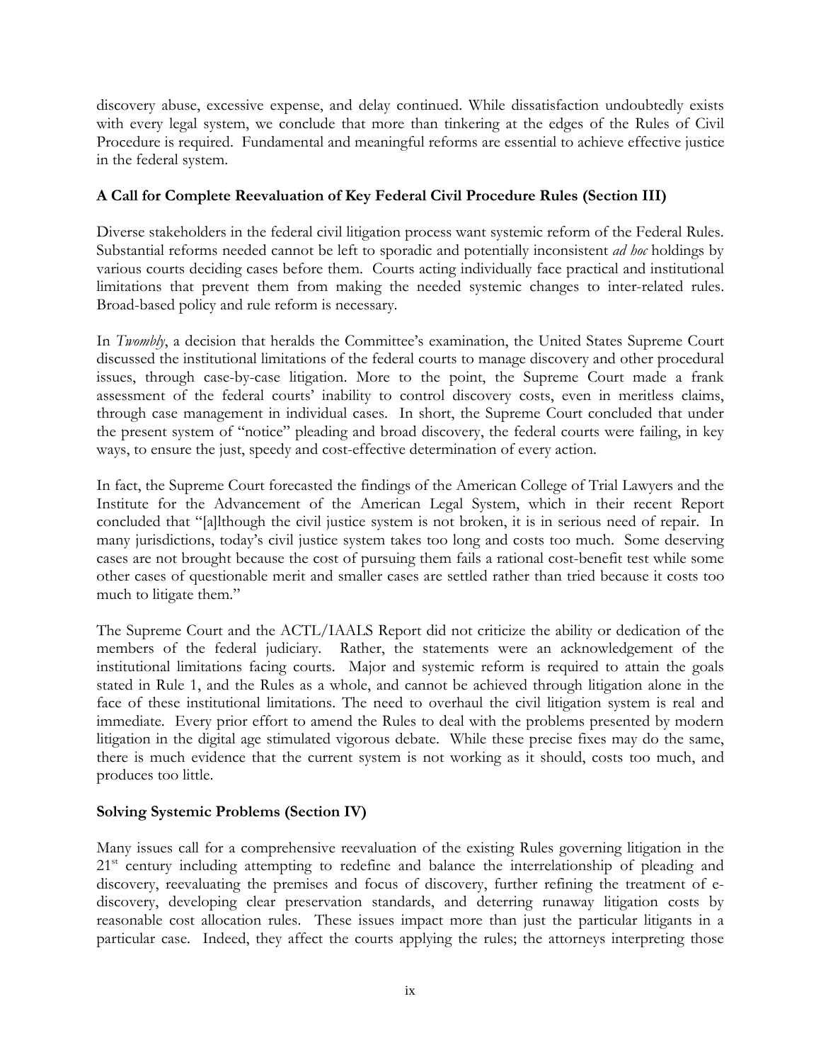discovery abuse, excessive expense, and delay continued. While dissatisfaction undoubtedly exists with every legal system, we conclude that more than tinkering at the edges of the Rules of Civil Procedure is required. Fundamental and meaningful reforms are essential to achieve effective justice in the federal system.

**A Call for Complete Reevaluation of Key Federal Civil Procedure Rules (Section III)**

Diverse stakeholders in the federal civil litigation process want systemic reform of the Federal Rules. Substantial reforms needed cannot be left to sporadic and potentially inconsistent *ad hoc* holdings by various courts deciding cases before them. Courts acting individually face practical and institutional limitations that prevent them from making the needed systemic changes to inter-related rules. Broad-based policy and rule reform is necessary.

In *Twombly*, a decision that heralds the Committee's examination, the United States Supreme Court discussed the institutional limitations of the federal courts to manage discovery and other procedural issues, through case-by-case litigation. More to the point, the Supreme Court made a frank assessment of the federal courts' inability to control discovery costs, even in meritless claims, through case management in individual cases. In short, the Supreme Court concluded that under the present system of "notice" pleading and broad discovery, the federal courts were failing, in key ways, to ensure the just, speedy and cost-effective determination of every action.

In fact, the Supreme Court forecasted the findings of the American College of Trial Lawyers and the Institute for the Advancement of the American Legal System, which in their recent Report concluded that "[a]lthough the civil justice system is not broken, it is in serious need of repair. In many jurisdictions, today's civil justice system takes too long and costs too much. Some deserving cases are not brought because the cost of pursuing them fails a rational cost-benefit test while some other cases of questionable merit and smaller cases are settled rather than tried because it costs too much to litigate them."

The Supreme Court and the ACTL/IAALS Report did not criticize the ability or dedication of the members of the federal judiciary. Rather, the statements were an acknowledgement of the institutional limitations facing courts. Major and systemic reform is required to attain the goals stated in Rule 1, and the Rules as a whole, and cannot be achieved through litigation alone in the face of these institutional limitations. The need to overhaul the civil litigation system is real and immediate. Every prior effort to amend the Rules to deal with the problems presented by modern litigation in the digital age stimulated vigorous debate. While these precise fixes may do the same, there is much evidence that the current system is not working as it should, costs too much, and produces too little.

**Solving Systemic Problems (Section IV)**

Many issues call for a comprehensive reevaluation of the existing Rules governing litigation in the 21st century including attempting to redefine and balance the interrelationship of pleading and discovery, reevaluating the premises and focus of discovery, further refining the treatment of e-discovery, developing clear preservation standards, and deterring runaway litigation costs by reasonable cost allocation rules. These issues impact more than just the particular litigants in a particular case. Indeed, they affect the courts applying the rules; the attorneys interpreting those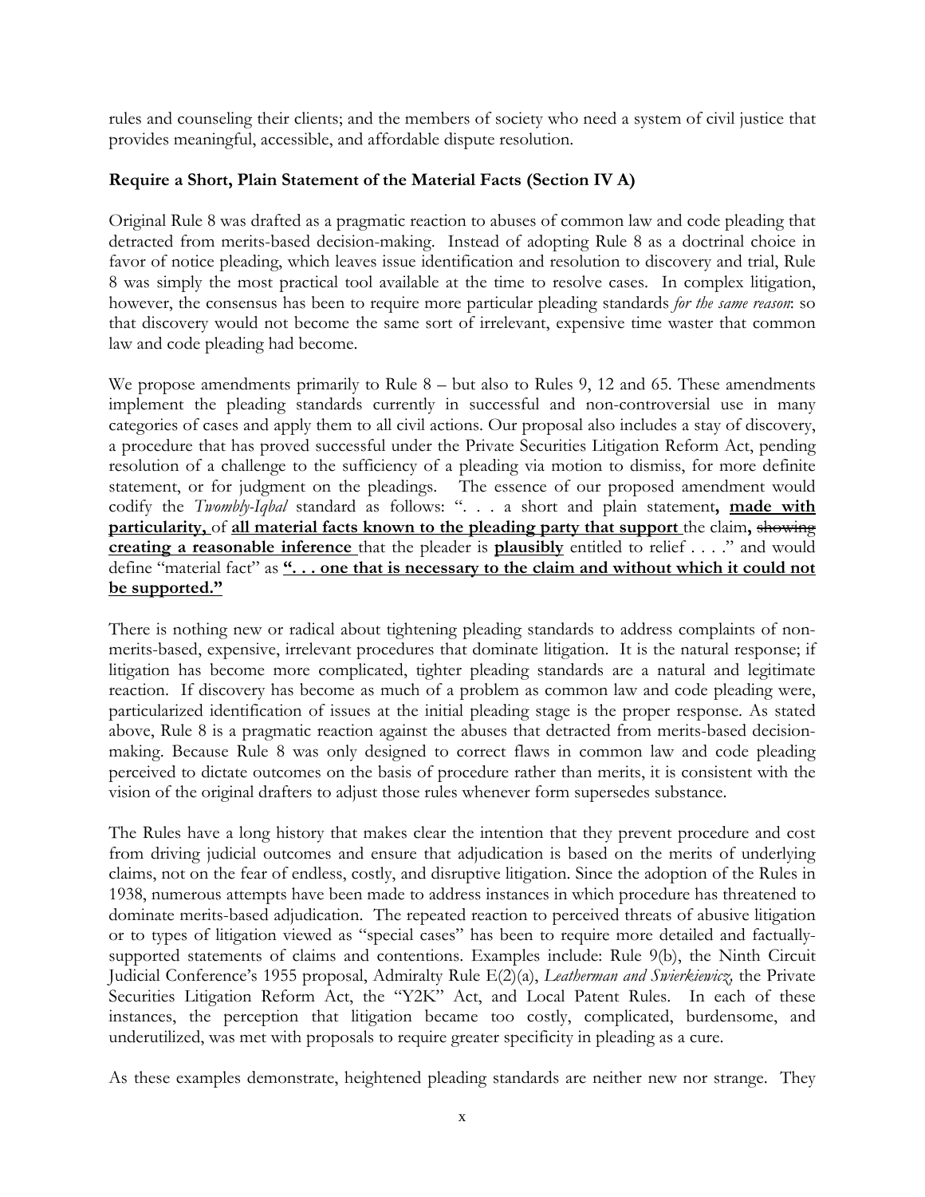rules and counseling their clients; and the members of society who need a system of civil justice that provides meaningful, accessible, and affordable dispute resolution.

**Require a Short, Plain Statement of the Material Facts (Section IV A)**

Original Rule 8 was drafted as a pragmatic reaction to abuses of common law and code pleading that detracted from merits-based decision-making. Instead of adopting Rule 8 as a doctrinal choice in favor of notice pleading, which leaves issue identification and resolution to discovery and trial, Rule 8 was simply the most practical tool available at the time to resolve cases. In complex litigation, however, the consensus has been to require more particular pleading standards *for the same reason*: so that discovery would not become the same sort of irrelevant, expensive time waster that common law and code pleading had become.

We propose amendments primarily to Rule 8 – but also to Rules 9, 12 and 65. These amendments implement the pleading standards currently in successful and non-controversial use in many categories of cases and apply them to all civil actions. Our proposal also includes a stay of discovery, a procedure that has proved successful under the Private Securities Litigation Reform Act, pending resolution of a challenge to the sufficiency of a pleading via motion to dismiss, for more definite statement, or for judgment on the pleadings. The essence of our proposed amendment would codify the *Twombly-Iqbal* standard as follows: ". . . a short and plain statement**, <u>made with particularity,</u>** of **<u>all material facts known to the pleading party that support</u>** the claim**,** ~~showing~~ **<u>creating a reasonable inference</u>** that the pleader is **<u>plausibly</u>** entitled to relief . . . ." and would define "material fact" as **<u>". . . one that is necessary to the claim and without which it could not be supported."</u>**

There is nothing new or radical about tightening pleading standards to address complaints of non-merits-based, expensive, irrelevant procedures that dominate litigation. It is the natural response; if litigation has become more complicated, tighter pleading standards are a natural and legitimate reaction. If discovery has become as much of a problem as common law and code pleading were, particularized identification of issues at the initial pleading stage is the proper response. As stated above, Rule 8 is a pragmatic reaction against the abuses that detracted from merits-based decision-making. Because Rule 8 was only designed to correct flaws in common law and code pleading perceived to dictate outcomes on the basis of procedure rather than merits, it is consistent with the vision of the original drafters to adjust those rules whenever form supersedes substance.

The Rules have a long history that makes clear the intention that they prevent procedure and cost from driving judicial outcomes and ensure that adjudication is based on the merits of underlying claims, not on the fear of endless, costly, and disruptive litigation. Since the adoption of the Rules in 1938, numerous attempts have been made to address instances in which procedure has threatened to dominate merits-based adjudication. The repeated reaction to perceived threats of abusive litigation or to types of litigation viewed as "special cases" has been to require more detailed and factually-supported statements of claims and contentions. Examples include: Rule 9(b), the Ninth Circuit Judicial Conference's 1955 proposal, Admiralty Rule E(2)(a), *Leatherman and Swierkiewicz*, the Private Securities Litigation Reform Act, the "Y2K" Act, and Local Patent Rules. In each of these instances, the perception that litigation became too costly, complicated, burdensome, and underutilized, was met with proposals to require greater specificity in pleading as a cure.

As these examples demonstrate, heightened pleading standards are neither new nor strange. They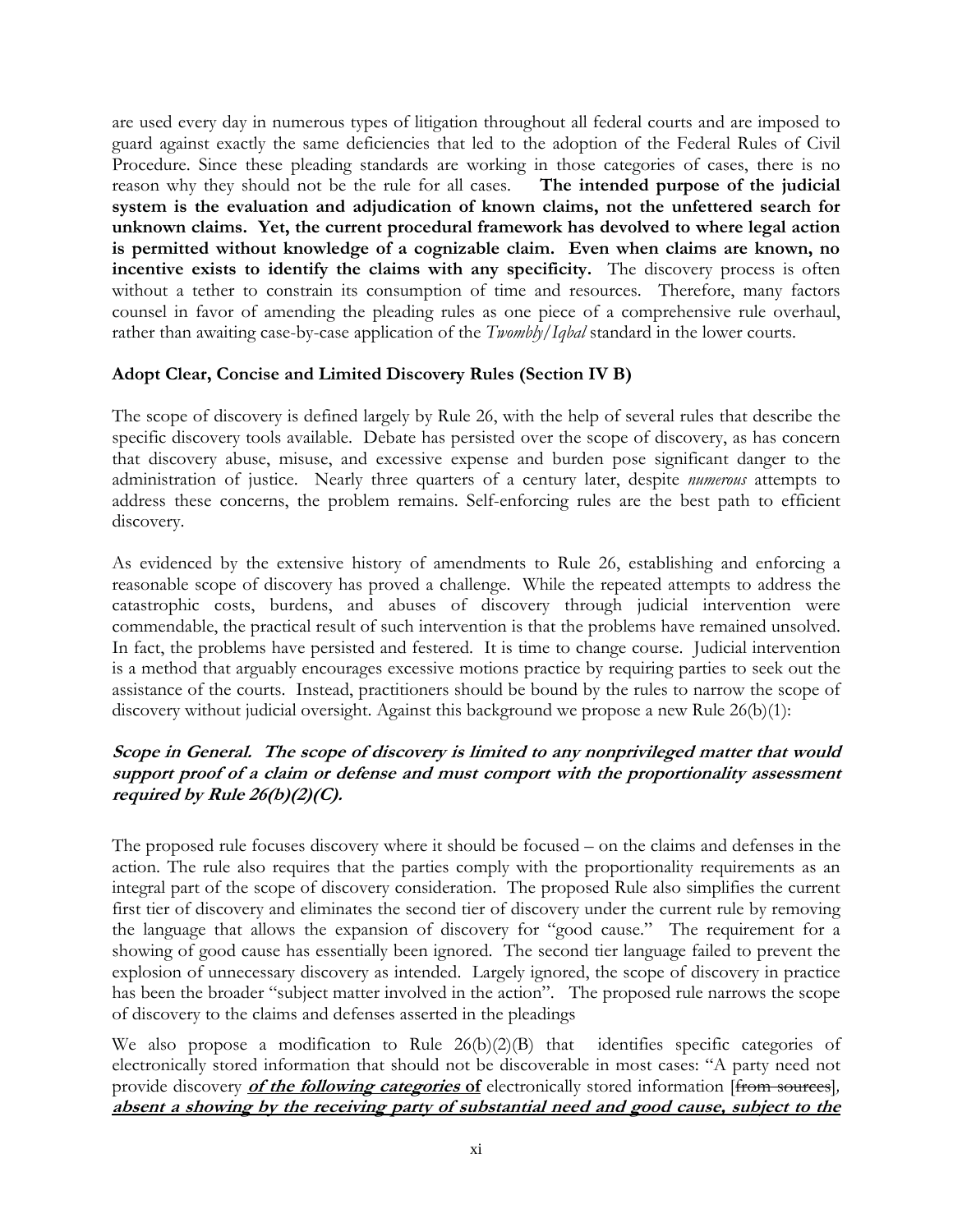are used every day in numerous types of litigation throughout all federal courts and are imposed to guard against exactly the same deficiencies that led to the adoption of the Federal Rules of Civil Procedure. Since these pleading standards are working in those categories of cases, there is no reason why they should not be the rule for all cases. **The intended purpose of the judicial system is the evaluation and adjudication of known claims, not the unfettered search for unknown claims. Yet, the current procedural framework has devolved to where legal action is permitted without knowledge of a cognizable claim. Even when claims are known, no incentive exists to identify the claims with any specificity.** The discovery process is often without a tether to constrain its consumption of time and resources. Therefore, many factors counsel in favor of amending the pleading rules as one piece of a comprehensive rule overhaul, rather than awaiting case-by-case application of the *Twombly/Iqbal* standard in the lower courts.

### Adopt Clear, Concise and Limited Discovery Rules (Section IV B)

The scope of discovery is defined largely by Rule 26, with the help of several rules that describe the specific discovery tools available. Debate has persisted over the scope of discovery, as has concern that discovery abuse, misuse, and excessive expense and burden pose significant danger to the administration of justice. Nearly three quarters of a century later, despite *numerous* attempts to address these concerns, the problem remains. Self-enforcing rules are the best path to efficient discovery.

As evidenced by the extensive history of amendments to Rule 26, establishing and enforcing a reasonable scope of discovery has proved a challenge. While the repeated attempts to address the catastrophic costs, burdens, and abuses of discovery through judicial intervention were commendable, the practical result of such intervention is that the problems have remained unsolved. In fact, the problems have persisted and festered. It is time to change course. Judicial intervention is a method that arguably encourages excessive motions practice by requiring parties to seek out the assistance of the courts. Instead, practitioners should be bound by the rules to narrow the scope of discovery without judicial oversight. Against this background we propose a new Rule 26(b)(1):

***Scope in General. The scope of discovery is limited to any nonprivileged matter that would support proof of a claim or defense and must comport with the proportionality assessment required by Rule 26(b)(2)(C).***

The proposed rule focuses discovery where it should be focused – on the claims and defenses in the action. The rule also requires that the parties comply with the proportionality requirements as an integral part of the scope of discovery consideration. The proposed Rule also simplifies the current first tier of discovery and eliminates the second tier of discovery under the current rule by removing the language that allows the expansion of discovery for "good cause." The requirement for a showing of good cause has essentially been ignored. The second tier language failed to prevent the explosion of unnecessary discovery as intended. Largely ignored, the scope of discovery in practice has been the broader "subject matter involved in the action". The proposed rule narrows the scope of discovery to the claims and defenses asserted in the pleadings

We also propose a modification to Rule 26(b)(2)(B) that identifies specific categories of electronically stored information that should not be discoverable in most cases: "A party need not provide discovery ***<u>of the following categories</u>*** **of** electronically stored information [~~from sources~~], ***<u>absent a showing by the receiving party of substantial need and good cause, subject to the</u>***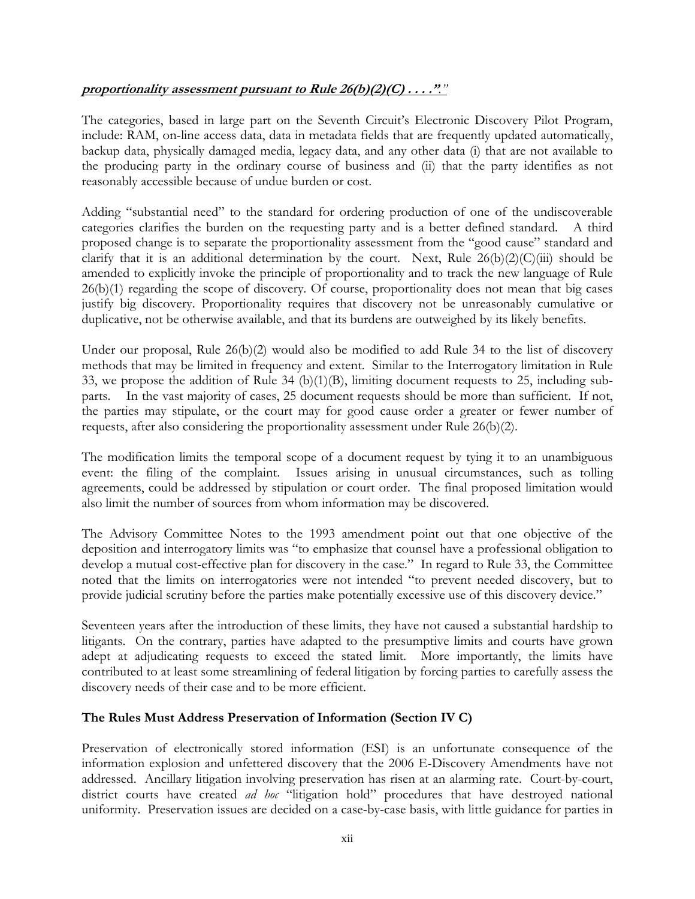***proportionality assessment pursuant to Rule 26(b)(2)(C) . . . ."*."

The categories, based in large part on the Seventh Circuit's Electronic Discovery Pilot Program, include: RAM, on-line access data, data in metadata fields that are frequently updated automatically, backup data, physically damaged media, legacy data, and any other data (i) that are not available to the producing party in the ordinary course of business and (ii) that the party identifies as not reasonably accessible because of undue burden or cost.

Adding "substantial need" to the standard for ordering production of one of the undiscoverable categories clarifies the burden on the requesting party and is a better defined standard. A third proposed change is to separate the proportionality assessment from the "good cause" standard and clarify that it is an additional determination by the court. Next, Rule 26(b)(2)(C)(iii) should be amended to explicitly invoke the principle of proportionality and to track the new language of Rule 26(b)(1) regarding the scope of discovery. Of course, proportionality does not mean that big cases justify big discovery. Proportionality requires that discovery not be unreasonably cumulative or duplicative, not be otherwise available, and that its burdens are outweighed by its likely benefits.

Under our proposal, Rule 26(b)(2) would also be modified to add Rule 34 to the list of discovery methods that may be limited in frequency and extent. Similar to the Interrogatory limitation in Rule 33, we propose the addition of Rule 34 (b)(1)(B), limiting document requests to 25, including sub-parts. In the vast majority of cases, 25 document requests should be more than sufficient. If not, the parties may stipulate, or the court may for good cause order a greater or fewer number of requests, after also considering the proportionality assessment under Rule 26(b)(2).

The modification limits the temporal scope of a document request by tying it to an unambiguous event: the filing of the complaint. Issues arising in unusual circumstances, such as tolling agreements, could be addressed by stipulation or court order. The final proposed limitation would also limit the number of sources from whom information may be discovered.

The Advisory Committee Notes to the 1993 amendment point out that one objective of the deposition and interrogatory limits was "to emphasize that counsel have a professional obligation to develop a mutual cost-effective plan for discovery in the case." In regard to Rule 33, the Committee noted that the limits on interrogatories were not intended "to prevent needed discovery, but to provide judicial scrutiny before the parties make potentially excessive use of this discovery device."

Seventeen years after the introduction of these limits, they have not caused a substantial hardship to litigants. On the contrary, parties have adapted to the presumptive limits and courts have grown adept at adjudicating requests to exceed the stated limit. More importantly, the limits have contributed to at least some streamlining of federal litigation by forcing parties to carefully assess the discovery needs of their case and to be more efficient.

**The Rules Must Address Preservation of Information (Section IV C)**

Preservation of electronically stored information (ESI) is an unfortunate consequence of the information explosion and unfettered discovery that the 2006 E-Discovery Amendments have not addressed. Ancillary litigation involving preservation has risen at an alarming rate. Court-by-court, district courts have created *ad hoc* "litigation hold" procedures that have destroyed national uniformity. Preservation issues are decided on a case-by-case basis, with little guidance for parties in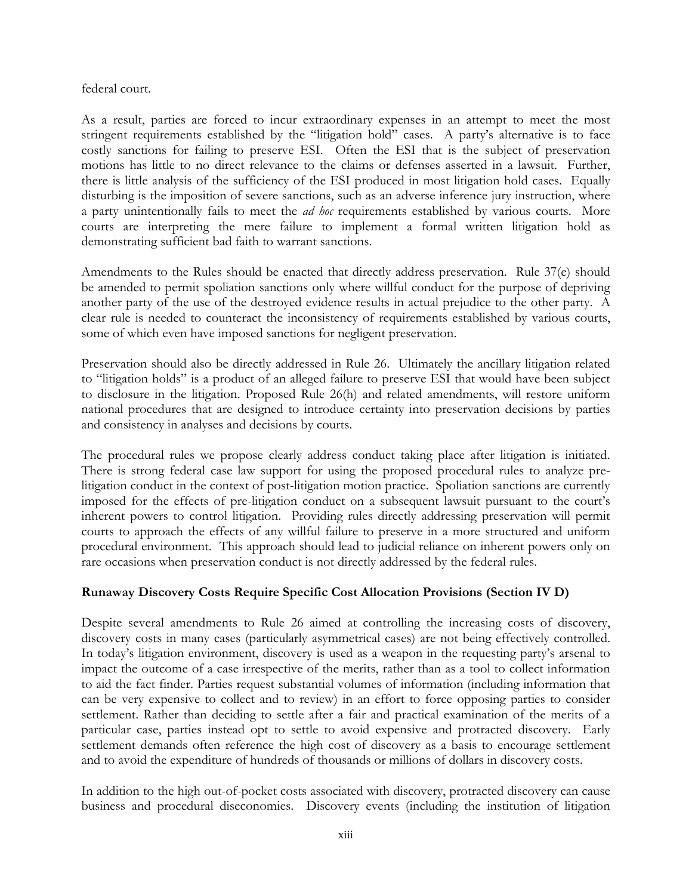federal court.

As a result, parties are forced to incur extraordinary expenses in an attempt to meet the most stringent requirements established by the "litigation hold" cases. A party's alternative is to face costly sanctions for failing to preserve ESI. Often the ESI that is the subject of preservation motions has little to no direct relevance to the claims or defenses asserted in a lawsuit. Further, there is little analysis of the sufficiency of the ESI produced in most litigation hold cases. Equally disturbing is the imposition of severe sanctions, such as an adverse inference jury instruction, where a party unintentionally fails to meet the *ad hoc* requirements established by various courts. More courts are interpreting the mere failure to implement a formal written litigation hold as demonstrating sufficient bad faith to warrant sanctions.

Amendments to the Rules should be enacted that directly address preservation. Rule 37(e) should be amended to permit spoliation sanctions only where willful conduct for the purpose of depriving another party of the use of the destroyed evidence results in actual prejudice to the other party. A clear rule is needed to counteract the inconsistency of requirements established by various courts, some of which even have imposed sanctions for negligent preservation.

Preservation should also be directly addressed in Rule 26. Ultimately the ancillary litigation related to "litigation holds" is a product of an alleged failure to preserve ESI that would have been subject to disclosure in the litigation. Proposed Rule 26(h) and related amendments, will restore uniform national procedures that are designed to introduce certainty into preservation decisions by parties and consistency in analyses and decisions by courts.

The procedural rules we propose clearly address conduct taking place after litigation is initiated. There is strong federal case law support for using the proposed procedural rules to analyze pre-litigation conduct in the context of post-litigation motion practice. Spoliation sanctions are currently imposed for the effects of pre-litigation conduct on a subsequent lawsuit pursuant to the court's inherent powers to control litigation. Providing rules directly addressing preservation will permit courts to approach the effects of any willful failure to preserve in a more structured and uniform procedural environment. This approach should lead to judicial reliance on inherent powers only on rare occasions when preservation conduct is not directly addressed by the federal rules.

**Runaway Discovery Costs Require Specific Cost Allocation Provisions (Section IV D)**

Despite several amendments to Rule 26 aimed at controlling the increasing costs of discovery, discovery costs in many cases (particularly asymmetrical cases) are not being effectively controlled. In today's litigation environment, discovery is used as a weapon in the requesting party's arsenal to impact the outcome of a case irrespective of the merits, rather than as a tool to collect information to aid the fact finder. Parties request substantial volumes of information (including information that can be very expensive to collect and to review) in an effort to force opposing parties to consider settlement. Rather than deciding to settle after a fair and practical examination of the merits of a particular case, parties instead opt to settle to avoid expensive and protracted discovery. Early settlement demands often reference the high cost of discovery as a basis to encourage settlement and to avoid the expenditure of hundreds of thousands or millions of dollars in discovery costs.

In addition to the high out-of-pocket costs associated with discovery, protracted discovery can cause business and procedural diseconomies. Discovery events (including the institution of litigation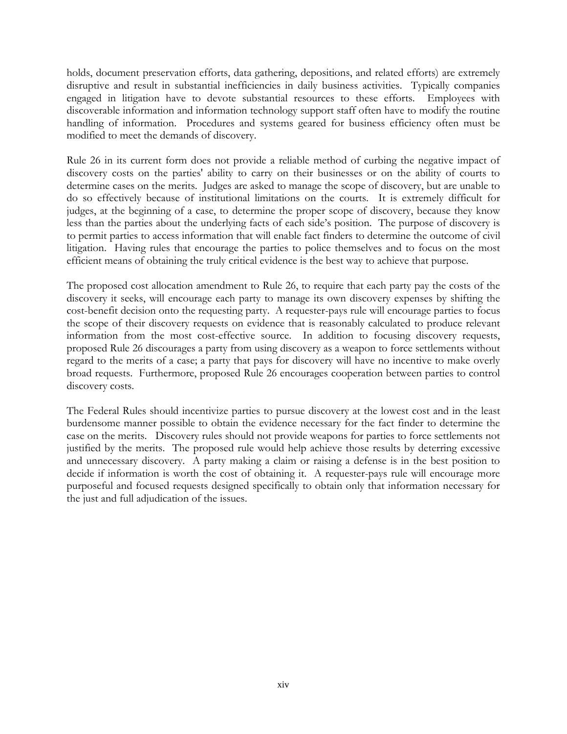holds, document preservation efforts, data gathering, depositions, and related efforts) are extremely disruptive and result in substantial inefficiencies in daily business activities. Typically companies engaged in litigation have to devote substantial resources to these efforts. Employees with discoverable information and information technology support staff often have to modify the routine handling of information. Procedures and systems geared for business efficiency often must be modified to meet the demands of discovery.

Rule 26 in its current form does not provide a reliable method of curbing the negative impact of discovery costs on the parties' ability to carry on their businesses or on the ability of courts to determine cases on the merits. Judges are asked to manage the scope of discovery, but are unable to do so effectively because of institutional limitations on the courts. It is extremely difficult for judges, at the beginning of a case, to determine the proper scope of discovery, because they know less than the parties about the underlying facts of each side's position. The purpose of discovery is to permit parties to access information that will enable fact finders to determine the outcome of civil litigation. Having rules that encourage the parties to police themselves and to focus on the most efficient means of obtaining the truly critical evidence is the best way to achieve that purpose.

The proposed cost allocation amendment to Rule 26, to require that each party pay the costs of the discovery it seeks, will encourage each party to manage its own discovery expenses by shifting the cost-benefit decision onto the requesting party. A requester-pays rule will encourage parties to focus the scope of their discovery requests on evidence that is reasonably calculated to produce relevant information from the most cost-effective source. In addition to focusing discovery requests, proposed Rule 26 discourages a party from using discovery as a weapon to force settlements without regard to the merits of a case; a party that pays for discovery will have no incentive to make overly broad requests. Furthermore, proposed Rule 26 encourages cooperation between parties to control discovery costs.

The Federal Rules should incentivize parties to pursue discovery at the lowest cost and in the least burdensome manner possible to obtain the evidence necessary for the fact finder to determine the case on the merits. Discovery rules should not provide weapons for parties to force settlements not justified by the merits. The proposed rule would help achieve those results by deterring excessive and unnecessary discovery. A party making a claim or raising a defense is in the best position to decide if information is worth the cost of obtaining it. A requester-pays rule will encourage more purposeful and focused requests designed specifically to obtain only that information necessary for the just and full adjudication of the issues.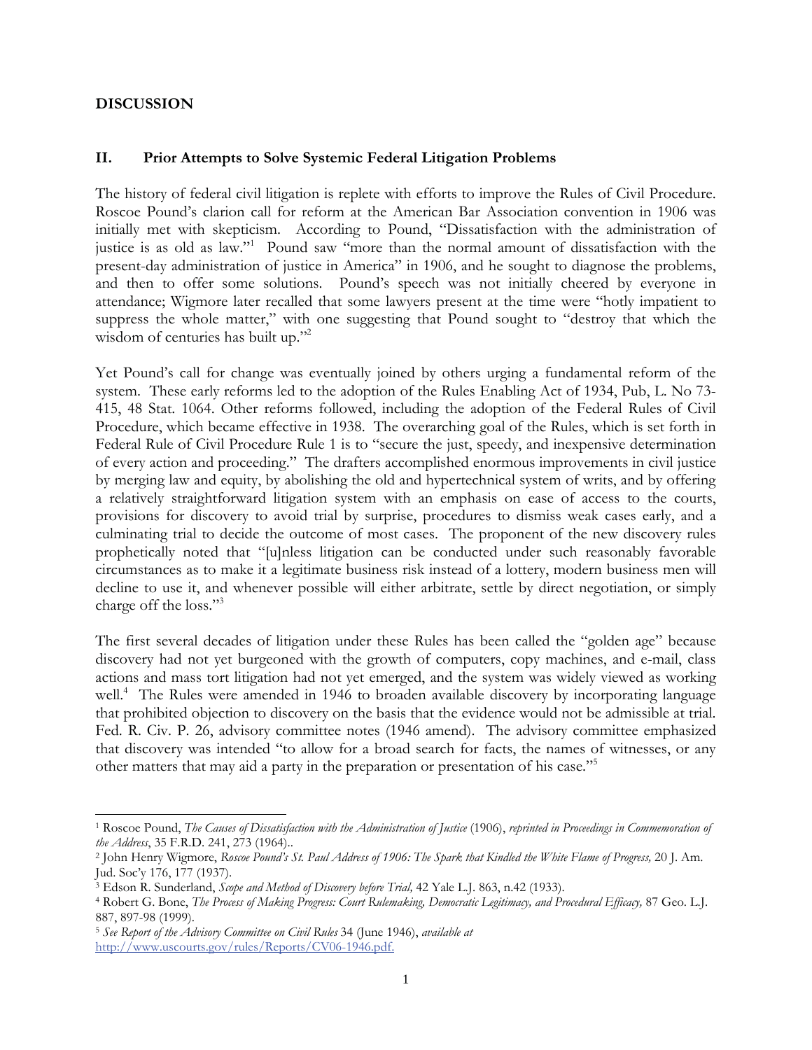**DISCUSSION**

## II. Prior Attempts to Solve Systemic Federal Litigation Problems

The history of federal civil litigation is replete with efforts to improve the Rules of Civil Procedure. Roscoe Pound's clarion call for reform at the American Bar Association convention in 1906 was initially met with skepticism. According to Pound, "Dissatisfaction with the administration of justice is as old as law."[1] Pound saw "more than the normal amount of dissatisfaction with the present-day administration of justice in America" in 1906, and he sought to diagnose the problems, and then to offer some solutions. Pound's speech was not initially cheered by everyone in attendance; Wigmore later recalled that some lawyers present at the time were "hotly impatient to suppress the whole matter," with one suggesting that Pound sought to "destroy that which the wisdom of centuries has built up."[2]

Yet Pound's call for change was eventually joined by others urging a fundamental reform of the system. These early reforms led to the adoption of the Rules Enabling Act of 1934, Pub, L. No 73-415, 48 Stat. 1064. Other reforms followed, including the adoption of the Federal Rules of Civil Procedure, which became effective in 1938. The overarching goal of the Rules, which is set forth in Federal Rule of Civil Procedure Rule 1 is to "secure the just, speedy, and inexpensive determination of every action and proceeding." The drafters accomplished enormous improvements in civil justice by merging law and equity, by abolishing the old and hypertechnical system of writs, and by offering a relatively straightforward litigation system with an emphasis on ease of access to the courts, provisions for discovery to avoid trial by surprise, procedures to dismiss weak cases early, and a culminating trial to decide the outcome of most cases. The proponent of the new discovery rules prophetically noted that "[u]nless litigation can be conducted under such reasonably favorable circumstances as to make it a legitimate business risk instead of a lottery, modern business men will decline to use it, and whenever possible will either arbitrate, settle by direct negotiation, or simply charge off the loss."[3]

The first several decades of litigation under these Rules has been called the "golden age" because discovery had not yet burgeoned with the growth of computers, copy machines, and e-mail, class actions and mass tort litigation had not yet emerged, and the system was widely viewed as working well.[4] The Rules were amended in 1946 to broaden available discovery by incorporating language that prohibited objection to discovery on the basis that the evidence would not be admissible at trial. Fed. R. Civ. P. 26, advisory committee notes (1946 amend). The advisory committee emphasized that discovery was intended "to allow for a broad search for facts, the names of witnesses, or any other matters that may aid a party in the preparation or presentation of his case."[5]

---

[1] Roscoe Pound, *The Causes of Dissatisfaction with the Administration of Justice* (1906), *reprinted in Proceedings in Commemoration of the Address*, 35 F.R.D. 241, 273 (1964)..

[2] John Henry Wigmore, *Roscoe Pound's St. Paul Address of 1906: The Spark that Kindled the White Flame of Progress,* 20 J. Am. Jud. Soc'y 176, 177 (1937).

[3] Edson R. Sunderland, *Scope and Method of Discovery before Trial,* 42 Yale L.J. 863, n.42 (1933).

[4] Robert G. Bone, *The Process of Making Progress: Court Rulemaking, Democratic Legitimacy, and Procedural Efficacy,* 87 Geo. L.J. 887, 897-98 (1999).

[5] *See Report of the Advisory Committee on Civil Rules* 34 (June 1946), *available at* http://www.uscourts.gov/rules/Reports/CV06-1946.pdf.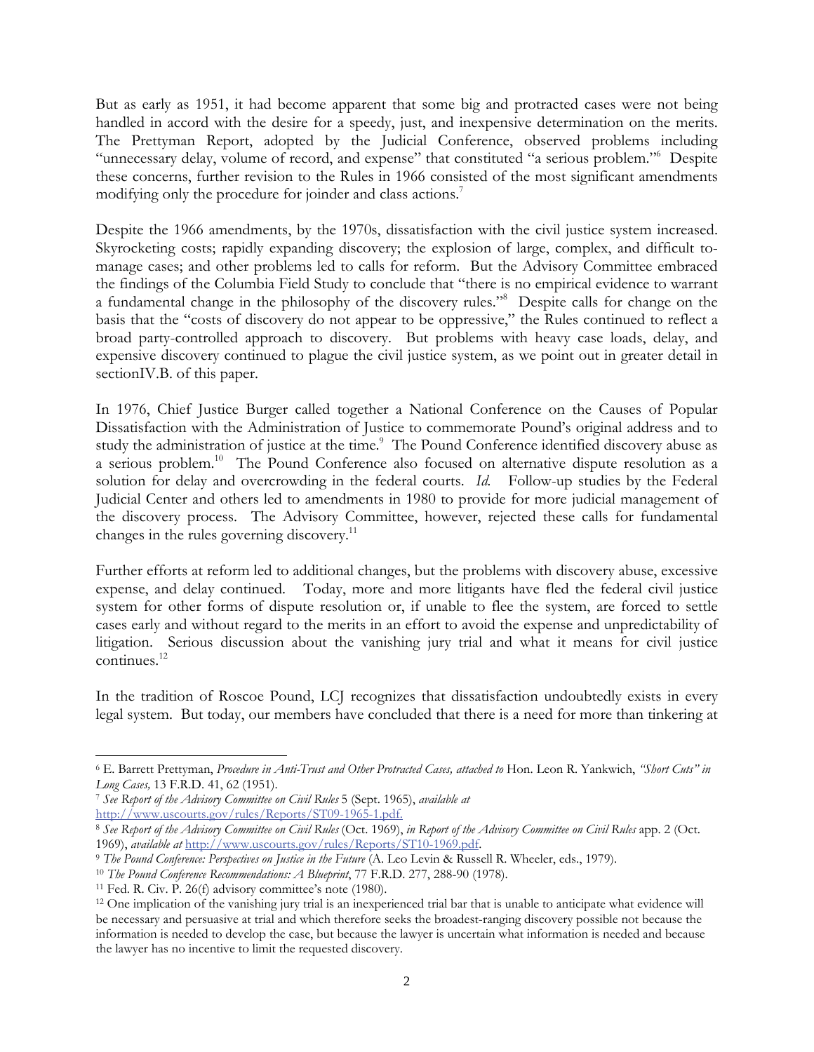But as early as 1951, it had become apparent that some big and protracted cases were not being handled in accord with the desire for a speedy, just, and inexpensive determination on the merits. The Prettyman Report, adopted by the Judicial Conference, observed problems including "unnecessary delay, volume of record, and expense" that constituted "a serious problem."[6] Despite these concerns, further revision to the Rules in 1966 consisted of the most significant amendments modifying only the procedure for joinder and class actions.[7]

Despite the 1966 amendments, by the 1970s, dissatisfaction with the civil justice system increased. Skyrocketing costs; rapidly expanding discovery; the explosion of large, complex, and difficult to-manage cases; and other problems led to calls for reform. But the Advisory Committee embraced the findings of the Columbia Field Study to conclude that "there is no empirical evidence to warrant a fundamental change in the philosophy of the discovery rules."[8] Despite calls for change on the basis that the "costs of discovery do not appear to be oppressive," the Rules continued to reflect a broad party-controlled approach to discovery. But problems with heavy case loads, delay, and expensive discovery continued to plague the civil justice system, as we point out in greater detail in sectionIV.B. of this paper.

In 1976, Chief Justice Burger called together a National Conference on the Causes of Popular Dissatisfaction with the Administration of Justice to commemorate Pound's original address and to study the administration of justice at the time.[9] The Pound Conference identified discovery abuse as a serious problem.[10] The Pound Conference also focused on alternative dispute resolution as a solution for delay and overcrowding in the federal courts. *Id.* Follow-up studies by the Federal Judicial Center and others led to amendments in 1980 to provide for more judicial management of the discovery process. The Advisory Committee, however, rejected these calls for fundamental changes in the rules governing discovery.[11]

Further efforts at reform led to additional changes, but the problems with discovery abuse, excessive expense, and delay continued. Today, more and more litigants have fled the federal civil justice system for other forms of dispute resolution or, if unable to flee the system, are forced to settle cases early and without regard to the merits in an effort to avoid the expense and unpredictability of litigation. Serious discussion about the vanishing jury trial and what it means for civil justice continues.[12]

In the tradition of Roscoe Pound, LCJ recognizes that dissatisfaction undoubtedly exists in every legal system. But today, our members have concluded that there is a need for more than tinkering at

---

[6] E. Barrett Prettyman, *Procedure in Anti-Trust and Other Protracted Cases, attached to* Hon. Leon R. Yankwich, *"Short Cuts" in Long Cases,* 13 F.R.D. 41, 62 (1951).

[7] *See Report of the Advisory Committee on Civil Rules* 5 (Sept. 1965), *available at* http://www.uscourts.gov/rules/Reports/ST09-1965-1.pdf.

[8] *See Report of the Advisory Committee on Civil Rules* (Oct. 1969), *in Report of the Advisory Committee on Civil Rules* app. 2 (Oct. 1969), *available at* http://www.uscourts.gov/rules/Reports/ST10-1969.pdf.

[9] *The Pound Conference: Perspectives on Justice in the Future* (A. Leo Levin & Russell R. Wheeler, eds., 1979).

[10] *The Pound Conference Recommendations: A Blueprint*, 77 F.R.D. 277, 288-90 (1978).

[11] Fed. R. Civ. P. 26(f) advisory committee's note (1980).

[12] One implication of the vanishing jury trial is an inexperienced trial bar that is unable to anticipate what evidence will be necessary and persuasive at trial and which therefore seeks the broadest-ranging discovery possible not because the information is needed to develop the case, but because the lawyer is uncertain what information is needed and because the lawyer has no incentive to limit the requested discovery.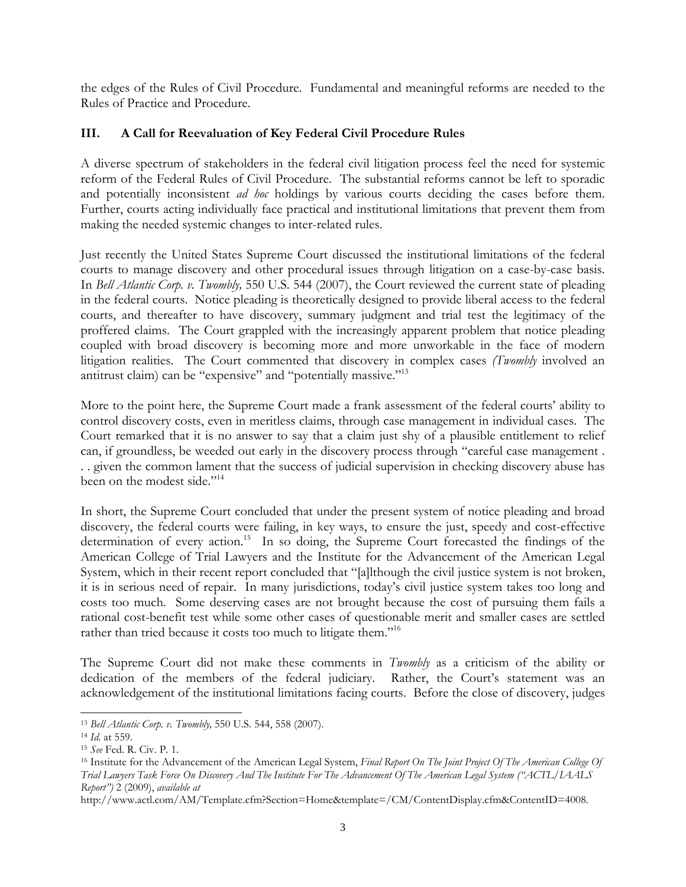the edges of the Rules of Civil Procedure. Fundamental and meaningful reforms are needed to the Rules of Practice and Procedure.

### III. A Call for Reevaluation of Key Federal Civil Procedure Rules

A diverse spectrum of stakeholders in the federal civil litigation process feel the need for systemic reform of the Federal Rules of Civil Procedure. The substantial reforms cannot be left to sporadic and potentially inconsistent *ad hoc* holdings by various courts deciding the cases before them. Further, courts acting individually face practical and institutional limitations that prevent them from making the needed systemic changes to inter-related rules.

Just recently the United States Supreme Court discussed the institutional limitations of the federal courts to manage discovery and other procedural issues through litigation on a case-by-case basis. In *Bell Atlantic Corp. v. Twombly,* 550 U.S. 544 (2007), the Court reviewed the current state of pleading in the federal courts. Notice pleading is theoretically designed to provide liberal access to the federal courts, and thereafter to have discovery, summary judgment and trial test the legitimacy of the proffered claims. The Court grappled with the increasingly apparent problem that notice pleading coupled with broad discovery is becoming more and more unworkable in the face of modern litigation realities. The Court commented that discovery in complex cases *(Twombly* involved an antitrust claim) can be "expensive" and "potentially massive."[13]

More to the point here, the Supreme Court made a frank assessment of the federal courts' ability to control discovery costs, even in meritless claims, through case management in individual cases. The Court remarked that it is no answer to say that a claim just shy of a plausible entitlement to relief can, if groundless, be weeded out early in the discovery process through "careful case management . . . given the common lament that the success of judicial supervision in checking discovery abuse has been on the modest side."[14]

In short, the Supreme Court concluded that under the present system of notice pleading and broad discovery, the federal courts were failing, in key ways, to ensure the just, speedy and cost-effective determination of every action.[15] In so doing, the Supreme Court forecasted the findings of the American College of Trial Lawyers and the Institute for the Advancement of the American Legal System, which in their recent report concluded that "[a]lthough the civil justice system is not broken, it is in serious need of repair. In many jurisdictions, today's civil justice system takes too long and costs too much. Some deserving cases are not brought because the cost of pursuing them fails a rational cost-benefit test while some other cases of questionable merit and smaller cases are settled rather than tried because it costs too much to litigate them."[16]

The Supreme Court did not make these comments in *Twombly* as a criticism of the ability or dedication of the members of the federal judiciary. Rather, the Court's statement was an acknowledgement of the institutional limitations facing courts. Before the close of discovery, judges

---

[13] *Bell Atlantic Corp. v. Twombly,* 550 U.S. 544, 558 (2007).

[14] *Id.* at 559.

[15] *See* Fed. R. Civ. P. 1.

[16] Institute for the Advancement of the American Legal System, *Final Report On The Joint Project Of The American College Of Trial Lawyers Task Force On Discovery And The Institute For The Advancement Of The American Legal System ("ACTL/IAALS Report")* 2 (2009), *available at* http://www.actl.com/AM/Template.cfm?Section=Home&template=/CM/ContentDisplay.cfm&ContentID=4008.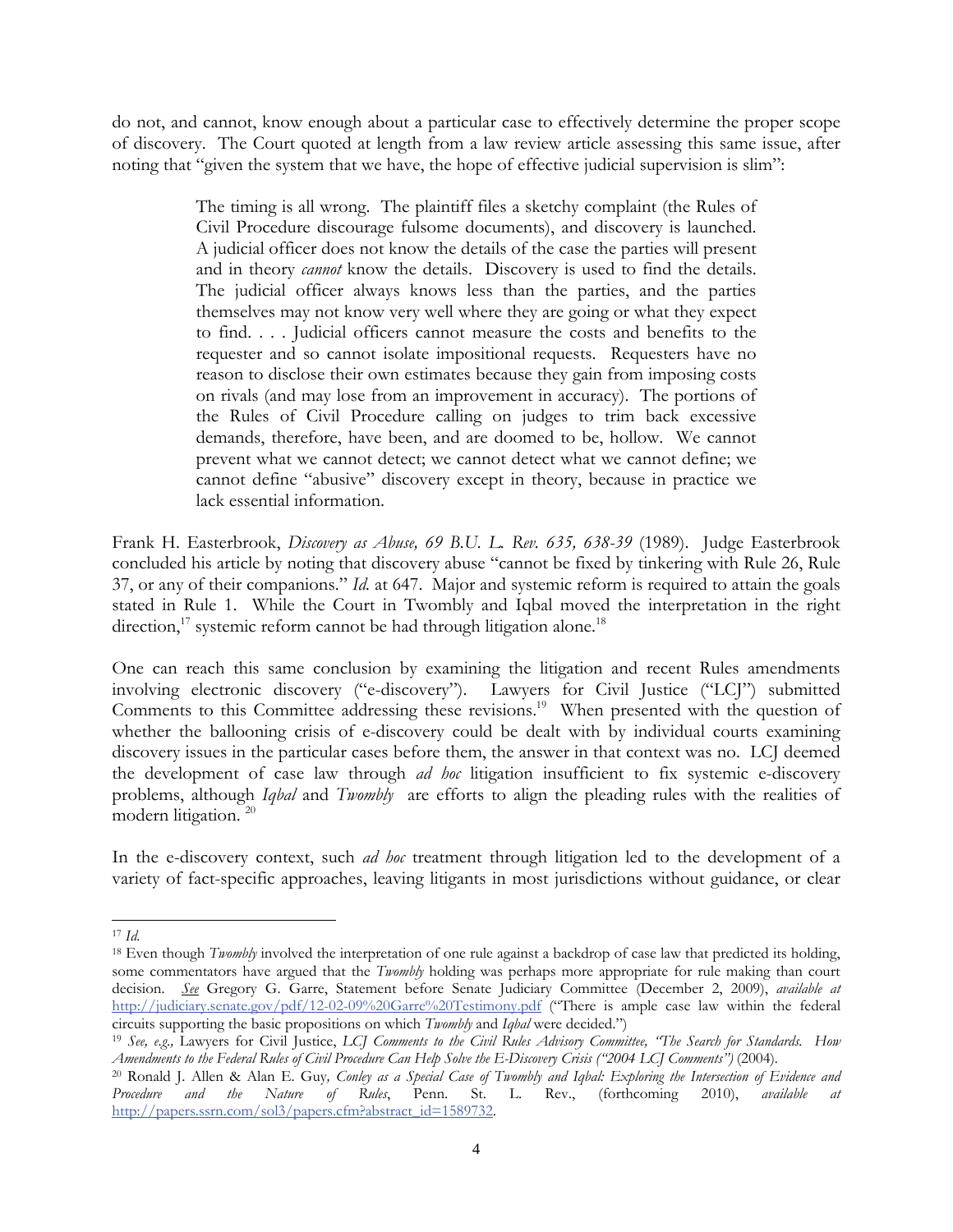do not, and cannot, know enough about a particular case to effectively determine the proper scope of discovery. The Court quoted at length from a law review article assessing this same issue, after noting that "given the system that we have, the hope of effective judicial supervision is slim":

> The timing is all wrong. The plaintiff files a sketchy complaint (the Rules of Civil Procedure discourage fulsome documents), and discovery is launched. A judicial officer does not know the details of the case the parties will present and in theory *cannot* know the details. Discovery is used to find the details. The judicial officer always knows less than the parties, and the parties themselves may not know very well where they are going or what they expect to find. . . . Judicial officers cannot measure the costs and benefits to the requester and so cannot isolate impositional requests. Requesters have no reason to disclose their own estimates because they gain from imposing costs on rivals (and may lose from an improvement in accuracy). The portions of the Rules of Civil Procedure calling on judges to trim back excessive demands, therefore, have been, and are doomed to be, hollow. We cannot prevent what we cannot detect; we cannot detect what we cannot define; we cannot define "abusive" discovery except in theory, because in practice we lack essential information.

Frank H. Easterbrook, *Discovery as Abuse, 69 B.U. L. Rev. 635, 638-39* (1989). Judge Easterbrook concluded his article by noting that discovery abuse "cannot be fixed by tinkering with Rule 26, Rule 37, or any of their companions." *Id.* at 647. Major and systemic reform is required to attain the goals stated in Rule 1. While the Court in Twombly and Iqbal moved the interpretation in the right direction,[17] systemic reform cannot be had through litigation alone.[18]

One can reach this same conclusion by examining the litigation and recent Rules amendments involving electronic discovery ("e-discovery"). Lawyers for Civil Justice ("LCJ") submitted Comments to this Committee addressing these revisions.[19] When presented with the question of whether the ballooning crisis of e-discovery could be dealt with by individual courts examining discovery issues in the particular cases before them, the answer in that context was no. LCJ deemed the development of case law through *ad hoc* litigation insufficient to fix systemic e-discovery problems, although *Iqbal* and *Twombly* are efforts to align the pleading rules with the realities of modern litigation.[20]

In the e-discovery context, such *ad hoc* treatment through litigation led to the development of a variety of fact-specific approaches, leaving litigants in most jurisdictions without guidance, or clear

---

[17] *Id.*

[18] Even though *Twombly* involved the interpretation of one rule against a backdrop of case law that predicted its holding, some commentators have argued that the *Twombly* holding was perhaps more appropriate for rule making than court decision. *See* Gregory G. Garre, Statement before Senate Judiciary Committee (December 2, 2009), *available at* http://judiciary.senate.gov/pdf/12-02-09%20Garre%20Testimony.pdf ("There is ample case law within the federal circuits supporting the basic propositions on which *Twombly* and *Iqbal* were decided.")

[19] *See, e.g.,* Lawyers for Civil Justice, *LCJ Comments to the Civil Rules Advisory Committee, "The Search for Standards. How Amendments to the Federal Rules of Civil Procedure Can Help Solve the E-Discovery Crisis ("2004 LCJ Comments")* (2004).

[20] Ronald J. Allen & Alan E. Guy*, Conley as a Special Case of Twombly and Iqbal: Exploring the Intersection of Evidence and Procedure and the Nature of Rules*, Penn. St. L. Rev., (forthcoming 2010), *available at* http://papers.ssrn.com/sol3/papers.cfm?abstract_id=1589732.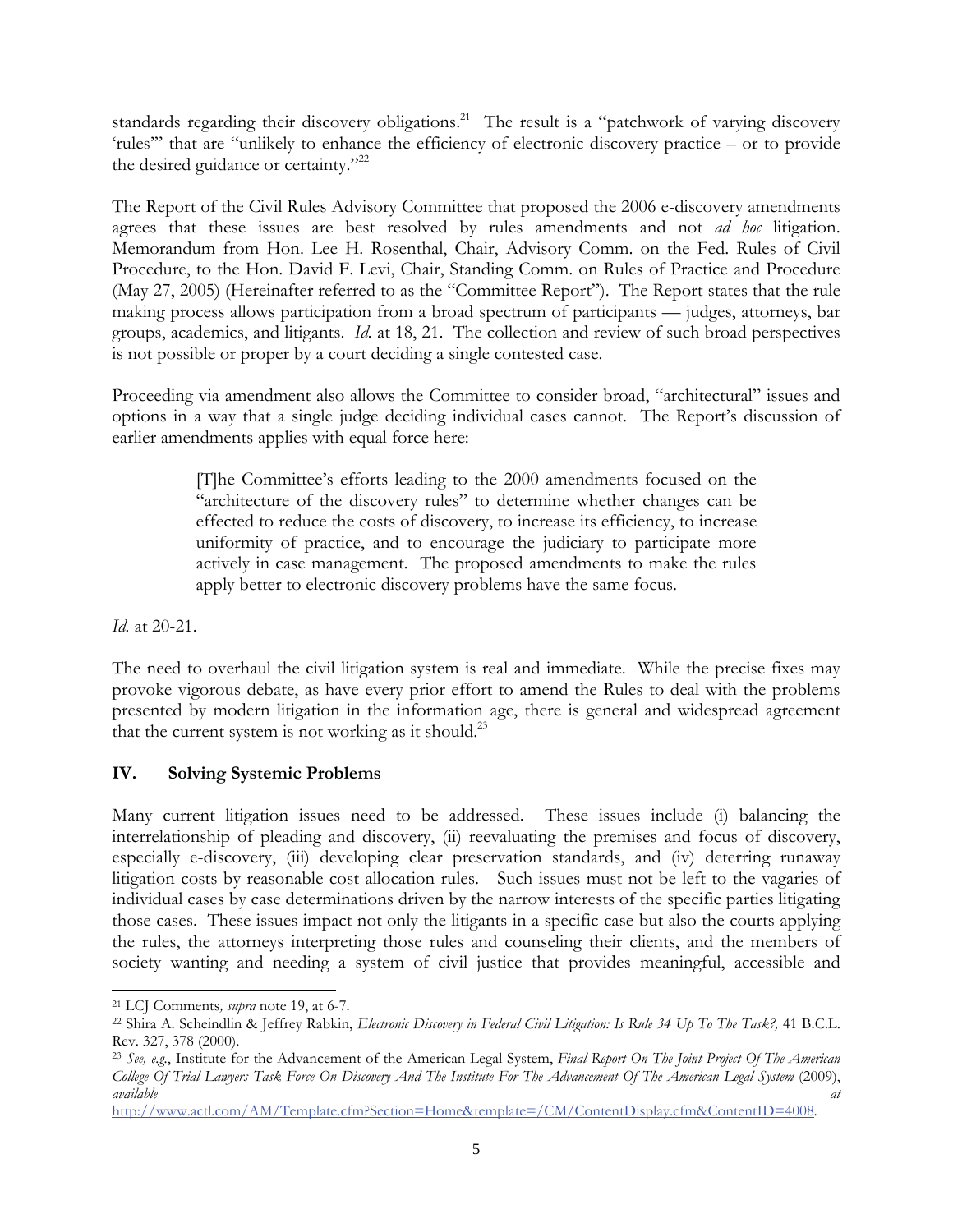standards regarding their discovery obligations.[21] The result is a "patchwork of varying discovery 'rules'" that are "unlikely to enhance the efficiency of electronic discovery practice – or to provide the desired guidance or certainty."[22]

The Report of the Civil Rules Advisory Committee that proposed the 2006 e-discovery amendments agrees that these issues are best resolved by rules amendments and not *ad hoc* litigation. Memorandum from Hon. Lee H. Rosenthal, Chair, Advisory Comm. on the Fed. Rules of Civil Procedure, to the Hon. David F. Levi, Chair, Standing Comm. on Rules of Practice and Procedure (May 27, 2005) (Hereinafter referred to as the "Committee Report"). The Report states that the rule making process allows participation from a broad spectrum of participants — judges, attorneys, bar groups, academics, and litigants. *Id.* at 18, 21. The collection and review of such broad perspectives is not possible or proper by a court deciding a single contested case.

Proceeding via amendment also allows the Committee to consider broad, "architectural" issues and options in a way that a single judge deciding individual cases cannot. The Report's discussion of earlier amendments applies with equal force here:

> [T]he Committee's efforts leading to the 2000 amendments focused on the "architecture of the discovery rules" to determine whether changes can be effected to reduce the costs of discovery, to increase its efficiency, to increase uniformity of practice, and to encourage the judiciary to participate more actively in case management. The proposed amendments to make the rules apply better to electronic discovery problems have the same focus.

*Id.* at 20-21.

The need to overhaul the civil litigation system is real and immediate. While the precise fixes may provoke vigorous debate, as have every prior effort to amend the Rules to deal with the problems presented by modern litigation in the information age, there is general and widespread agreement that the current system is not working as it should.[23]

## IV. Solving Systemic Problems

Many current litigation issues need to be addressed. These issues include (i) balancing the interrelationship of pleading and discovery, (ii) reevaluating the premises and focus of discovery, especially e-discovery, (iii) developing clear preservation standards, and (iv) deterring runaway litigation costs by reasonable cost allocation rules. Such issues must not be left to the vagaries of individual cases by case determinations driven by the narrow interests of the specific parties litigating those cases. These issues impact not only the litigants in a specific case but also the courts applying the rules, the attorneys interpreting those rules and counseling their clients, and the members of society wanting and needing a system of civil justice that provides meaningful, accessible and

---

[21] LCJ Comments*, supra* note 19, at 6-7.

[22] Shira A. Scheindlin & Jeffrey Rabkin, *Electronic Discovery in Federal Civil Litigation: Is Rule 34 Up To The Task?,* 41 B.C.L. Rev. 327, 378 (2000).

[23] *See, e.g.*, Institute for the Advancement of the American Legal System, *Final Report On The Joint Project Of The American College Of Trial Lawyers Task Force On Discovery And The Institute For The Advancement Of The American Legal System* (2009), *available at* http://www.actl.com/AM/Template.cfm?Section=Home&template=/CM/ContentDisplay.cfm&ContentID=4008.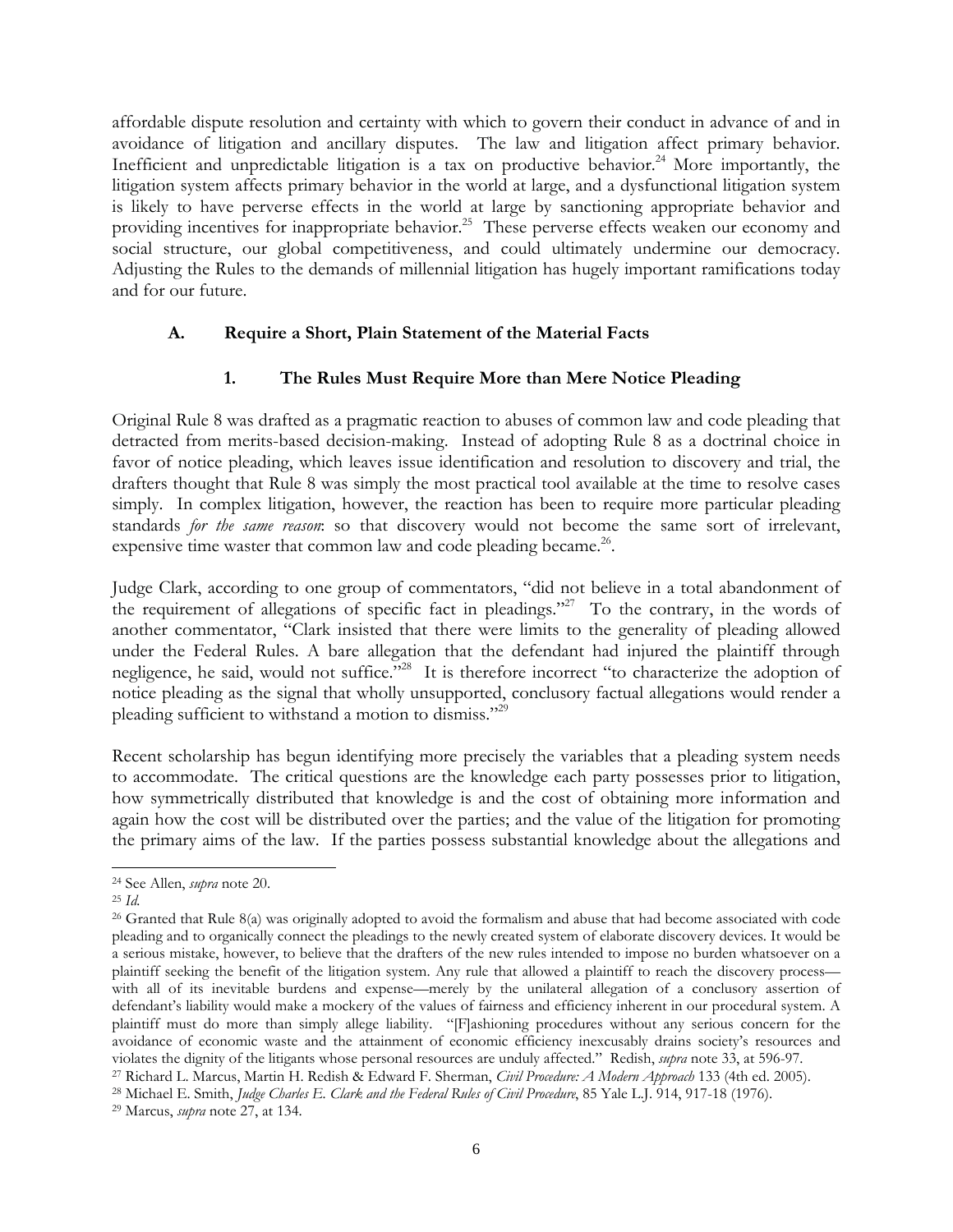affordable dispute resolution and certainty with which to govern their conduct in advance of and in avoidance of litigation and ancillary disputes. The law and litigation affect primary behavior. Inefficient and unpredictable litigation is a tax on productive behavior.[24] More importantly, the litigation system affects primary behavior in the world at large, and a dysfunctional litigation system is likely to have perverse effects in the world at large by sanctioning appropriate behavior and providing incentives for inappropriate behavior.[25] These perverse effects weaken our economy and social structure, our global competitiveness, and could ultimately undermine our democracy. Adjusting the Rules to the demands of millennial litigation has hugely important ramifications today and for our future.

### A. Require a Short, Plain Statement of the Material Facts

#### 1. The Rules Must Require More than Mere Notice Pleading

Original Rule 8 was drafted as a pragmatic reaction to abuses of common law and code pleading that detracted from merits-based decision-making. Instead of adopting Rule 8 as a doctrinal choice in favor of notice pleading, which leaves issue identification and resolution to discovery and trial, the drafters thought that Rule 8 was simply the most practical tool available at the time to resolve cases simply. In complex litigation, however, the reaction has been to require more particular pleading standards *for the same reason*: so that discovery would not become the same sort of irrelevant, expensive time waster that common law and code pleading became.[26].

Judge Clark, according to one group of commentators, "did not believe in a total abandonment of the requirement of allegations of specific fact in pleadings."[27] To the contrary, in the words of another commentator, "Clark insisted that there were limits to the generality of pleading allowed under the Federal Rules. A bare allegation that the defendant had injured the plaintiff through negligence, he said, would not suffice."[28] It is therefore incorrect "to characterize the adoption of notice pleading as the signal that wholly unsupported, conclusory factual allegations would render a pleading sufficient to withstand a motion to dismiss."[29]

Recent scholarship has begun identifying more precisely the variables that a pleading system needs to accommodate. The critical questions are the knowledge each party possesses prior to litigation, how symmetrically distributed that knowledge is and the cost of obtaining more information and again how the cost will be distributed over the parties; and the value of the litigation for promoting the primary aims of the law. If the parties possess substantial knowledge about the allegations and

---

[24] See Allen, *supra* note 20.

[25] *Id.*

[26] Granted that Rule 8(a) was originally adopted to avoid the formalism and abuse that had become associated with code pleading and to organically connect the pleadings to the newly created system of elaborate discovery devices. It would be a serious mistake, however, to believe that the drafters of the new rules intended to impose no burden whatsoever on a plaintiff seeking the benefit of the litigation system. Any rule that allowed a plaintiff to reach the discovery process—with all of its inevitable burdens and expense—merely by the unilateral allegation of a conclusory assertion of defendant's liability would make a mockery of the values of fairness and efficiency inherent in our procedural system. A plaintiff must do more than simply allege liability. "[F]ashioning procedures without any serious concern for the avoidance of economic waste and the attainment of economic efficiency inexcusably drains society's resources and violates the dignity of the litigants whose personal resources are unduly affected." Redish, *supra* note 33, at 596-97.

[27] Richard L. Marcus, Martin H. Redish & Edward F. Sherman, *Civil Procedure: A Modern Approach* 133 (4th ed. 2005).

[28] Michael E. Smith, *Judge Charles E. Clark and the Federal Rules of Civil Procedure*, 85 Yale L.J. 914, 917-18 (1976).

[29] Marcus, *supra* note 27, at 134.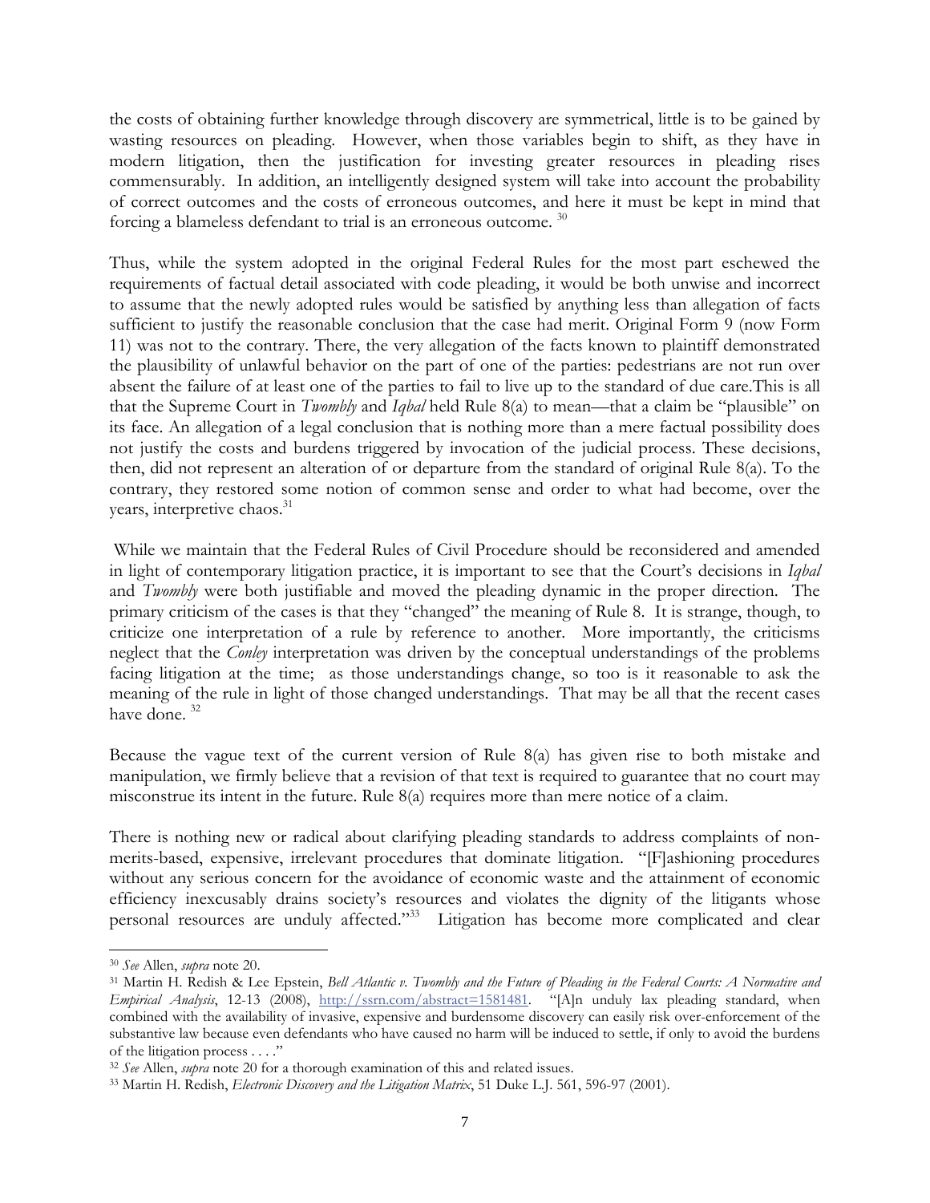the costs of obtaining further knowledge through discovery are symmetrical, little is to be gained by wasting resources on pleading. However, when those variables begin to shift, as they have in modern litigation, then the justification for investing greater resources in pleading rises commensurably. In addition, an intelligently designed system will take into account the probability of correct outcomes and the costs of erroneous outcomes, and here it must be kept in mind that forcing a blameless defendant to trial is an erroneous outcome. [30]

Thus, while the system adopted in the original Federal Rules for the most part eschewed the requirements of factual detail associated with code pleading, it would be both unwise and incorrect to assume that the newly adopted rules would be satisfied by anything less than allegation of facts sufficient to justify the reasonable conclusion that the case had merit. Original Form 9 (now Form 11) was not to the contrary. There, the very allegation of the facts known to plaintiff demonstrated the plausibility of unlawful behavior on the part of one of the parties: pedestrians are not run over absent the failure of at least one of the parties to fail to live up to the standard of due care.This is all that the Supreme Court in *Twombly* and *Iqbal* held Rule 8(a) to mean—that a claim be "plausible" on its face. An allegation of a legal conclusion that is nothing more than a mere factual possibility does not justify the costs and burdens triggered by invocation of the judicial process. These decisions, then, did not represent an alteration of or departure from the standard of original Rule 8(a). To the contrary, they restored some notion of common sense and order to what had become, over the years, interpretive chaos.[31]

While we maintain that the Federal Rules of Civil Procedure should be reconsidered and amended in light of contemporary litigation practice, it is important to see that the Court's decisions in *Iqbal* and *Twombly* were both justifiable and moved the pleading dynamic in the proper direction. The primary criticism of the cases is that they "changed" the meaning of Rule 8. It is strange, though, to criticize one interpretation of a rule by reference to another. More importantly, the criticisms neglect that the *Conley* interpretation was driven by the conceptual understandings of the problems facing litigation at the time; as those understandings change, so too is it reasonable to ask the meaning of the rule in light of those changed understandings. That may be all that the recent cases have done. [32]

Because the vague text of the current version of Rule 8(a) has given rise to both mistake and manipulation, we firmly believe that a revision of that text is required to guarantee that no court may misconstrue its intent in the future. Rule 8(a) requires more than mere notice of a claim.

There is nothing new or radical about clarifying pleading standards to address complaints of non-merits-based, expensive, irrelevant procedures that dominate litigation. "[F]ashioning procedures without any serious concern for the avoidance of economic waste and the attainment of economic efficiency inexcusably drains society's resources and violates the dignity of the litigants whose personal resources are unduly affected."[33] Litigation has become more complicated and clear

---

[30] *See* Allen, *supra* note 20.

[31] Martin H. Redish & Lee Epstein, *Bell Atlantic v. Twombly and the Future of Pleading in the Federal Courts: A Normative and Empirical Analysis*, 12-13 (2008), http://ssrn.com/abstract=1581481. "[A]n unduly lax pleading standard, when combined with the availability of invasive, expensive and burdensome discovery can easily risk over-enforcement of the substantive law because even defendants who have caused no harm will be induced to settle, if only to avoid the burdens of the litigation process . . . ."

[32] *See* Allen, *supra* note 20 for a thorough examination of this and related issues.

[33] Martin H. Redish, *Electronic Discovery and the Litigation Matrix*, 51 Duke L.J. 561, 596-97 (2001).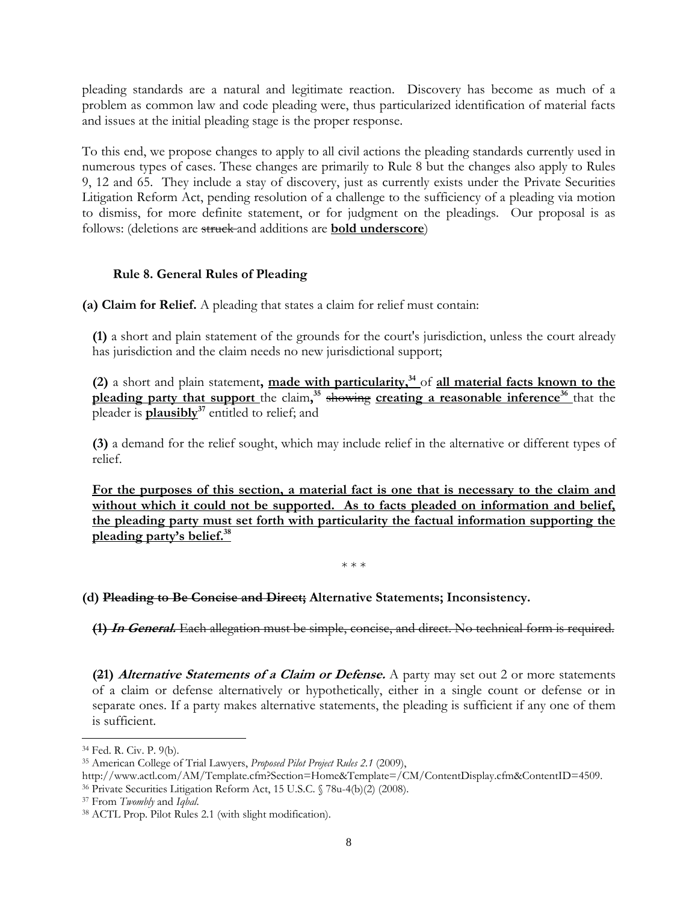pleading standards are a natural and legitimate reaction. Discovery has become as much of a problem as common law and code pleading were, thus particularized identification of material facts and issues at the initial pleading stage is the proper response.

To this end, we propose changes to apply to all civil actions the pleading standards currently used in numerous types of cases. These changes are primarily to Rule 8 but the changes also apply to Rules 9, 12 and 65. They include a stay of discovery, just as currently exists under the Private Securities Litigation Reform Act, pending resolution of a challenge to the sufficiency of a pleading via motion to dismiss, for more definite statement, or for judgment on the pleadings. Our proposal is as follows: (deletions are ~~struck~~ and additions are **<u>bold underscore</u>**)

### Rule 8. General Rules of Pleading

**(a) Claim for Relief.** A pleading that states a claim for relief must contain:

**(1)** a short and plain statement of the grounds for the court's jurisdiction, unless the court already has jurisdiction and the claim needs no new jurisdictional support;

**(2)** a short and plain statement**, <u>made with particularity,</u>**[34] of **<u>all material facts known to the pleading party that support</u>** the claim**,**[35] ~~showing~~ **<u>creating a reasonable inference</u>**[36] that the pleader is **<u>plausibly</u>**[37] entitled to relief; and

**(3)** a demand for the relief sought, which may include relief in the alternative or different types of relief.

**<u>For the purposes of this section, a material fact is one that is necessary to the claim and without which it could not be supported. As to facts pleaded on information and belief, the pleading party must set forth with particularity the factual information supporting the pleading party's belief.</u>**[38]

\* \* \*

**(d) ~~Pleading to Be Concise and Direct;~~ Alternative Statements; Inconsistency.**

~~**(1)** ***In General.*** Each allegation must be simple, concise, and direct. No technical form is required.~~

**(~~2~~1)** ***Alternative Statements of a Claim or Defense.*** A party may set out 2 or more statements of a claim or defense alternatively or hypothetically, either in a single count or defense or in separate ones. If a party makes alternative statements, the pleading is sufficient if any one of them is sufficient.

---

[34] Fed. R. Civ. P. 9(b).

[35] American College of Trial Lawyers, *Proposed Pilot Project Rules 2.1* (2009), http://www.actl.com/AM/Template.cfm?Section=Home&Template=/CM/ContentDisplay.cfm&ContentID=4509.

[36] Private Securities Litigation Reform Act, 15 U.S.C. § 78u-4(b)(2) (2008).

[37] From *Twombly* and *Iqbal*.

[38] ACTL Prop. Pilot Rules 2.1 (with slight modification).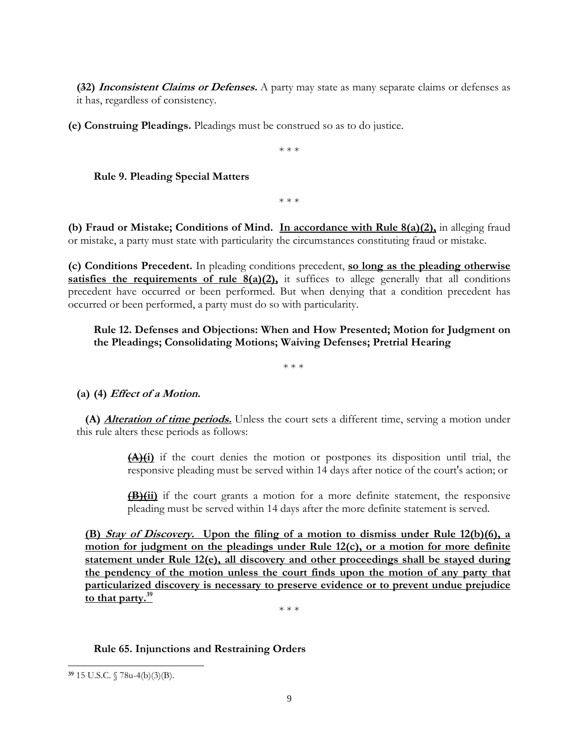**(~~3~~2)** ***Inconsistent Claims or Defenses.*** A party may state as many separate claims or defenses as it has, regardless of consistency.

**(e) Construing Pleadings.** Pleadings must be construed so as to do justice.

\* \* \*

**Rule 9. Pleading Special Matters**

\* \* \*

**(b) Fraud or Mistake; Conditions of Mind.** <u>**In accordance with Rule 8(a)(2),**</u> in alleging fraud or mistake, a party must state with particularity the circumstances constituting fraud or mistake.

**(c) Conditions Precedent.** In pleading conditions precedent, <u>**so long as the pleading otherwise satisfies the requirements of rule 8(a)(2),**</u> it suffices to allege generally that all conditions precedent have occurred or been performed. But when denying that a condition precedent has occurred or been performed, a party must do so with particularity.

**Rule 12. Defenses and Objections: When and How Presented; Motion for Judgment on the Pleadings; Consolidating Motions; Waiving Defenses; Pretrial Hearing**

\* \* \*

**(a) (4)** ***Effect of a Motion.***

**(A)** <u>***Alteration of time periods.***</u> Unless the court sets a different time, serving a motion under this rule alters these periods as follows:

> **~~(A)~~**<u>**(i)**</u> if the court denies the motion or postpones its disposition until trial, the responsive pleading must be served within 14 days after notice of the court's action; or
>
> **~~(B)~~**<u>**(ii)**</u> if the court grants a motion for a more definite statement, the responsive pleading must be served within 14 days after the more definite statement is served.

<u>**(B)** ***Stay of Discovery.*** **Upon the filing of a motion to dismiss under Rule 12(b)(6), a motion for judgment on the pleadings under Rule 12(c), or a motion for more definite statement under Rule 12(e), all discovery and other proceedings shall be stayed during the pendency of the motion unless the court finds upon the motion of any party that particularized discovery is necessary to preserve evidence or to prevent undue prejudice to that party.**</u>[39]

\* \* \*

**Rule 65. Injunctions and Restraining Orders**

[39] 15 U.S.C. § 78u-4(b)(3)(B).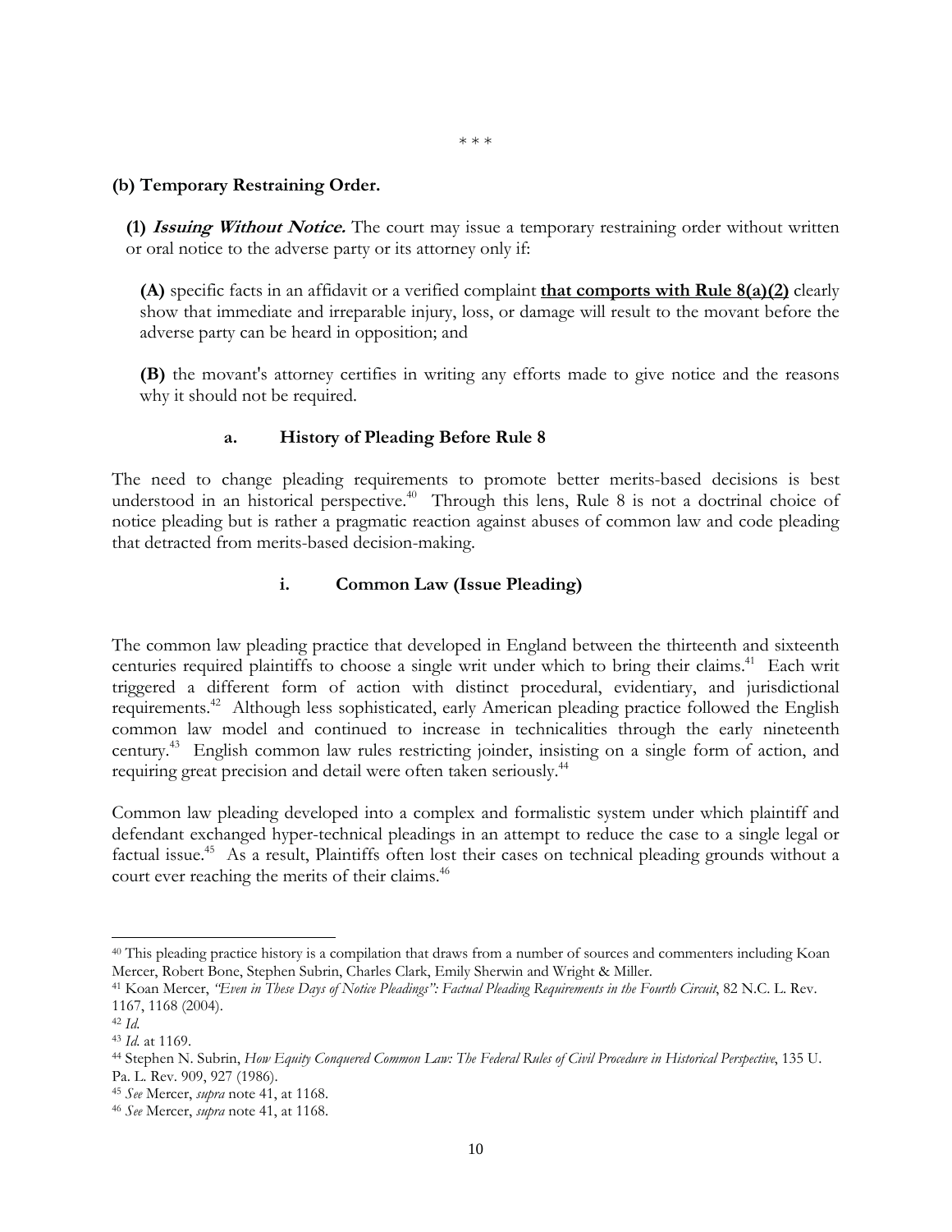\* \* \*

**(b) Temporary Restraining Order.**

**(1)** ***Issuing Without Notice.*** The court may issue a temporary restraining order without written or oral notice to the adverse party or its attorney only if:

**(A)** specific facts in an affidavit or a verified complaint **<u>that comports with Rule 8(a)(2)</u>** clearly show that immediate and irreparable injury, loss, or damage will result to the movant before the adverse party can be heard in opposition; and

**(B)** the movant's attorney certifies in writing any efforts made to give notice and the reasons why it should not be required.

### a. History of Pleading Before Rule 8

The need to change pleading requirements to promote better merits-based decisions is best understood in an historical perspective.[40] Through this lens, Rule 8 is not a doctrinal choice of notice pleading but is rather a pragmatic reaction against abuses of common law and code pleading that detracted from merits-based decision-making.

#### i. Common Law (Issue Pleading)

The common law pleading practice that developed in England between the thirteenth and sixteenth centuries required plaintiffs to choose a single writ under which to bring their claims.[41] Each writ triggered a different form of action with distinct procedural, evidentiary, and jurisdictional requirements.[42] Although less sophisticated, early American pleading practice followed the English common law model and continued to increase in technicalities through the early nineteenth century.[43] English common law rules restricting joinder, insisting on a single form of action, and requiring great precision and detail were often taken seriously.[44]

Common law pleading developed into a complex and formalistic system under which plaintiff and defendant exchanged hyper-technical pleadings in an attempt to reduce the case to a single legal or factual issue.[45] As a result, Plaintiffs often lost their cases on technical pleading grounds without a court ever reaching the merits of their claims.[46]

---

[40] This pleading practice history is a compilation that draws from a number of sources and commenters including Koan Mercer, Robert Bone, Stephen Subrin, Charles Clark, Emily Sherwin and Wright & Miller.

[41] Koan Mercer, *"Even in These Days of Notice Pleadings": Factual Pleading Requirements in the Fourth Circuit*, 82 N.C. L. Rev. 1167, 1168 (2004).

[42] *Id.*

[43] *Id.* at 1169.

[44] Stephen N. Subrin, *How Equity Conquered Common Law: The Federal Rules of Civil Procedure in Historical Perspective*, 135 U. Pa. L. Rev. 909, 927 (1986).

[45] *See* Mercer, *supra* note 41, at 1168.

[46] *See* Mercer, *supra* note 41, at 1168.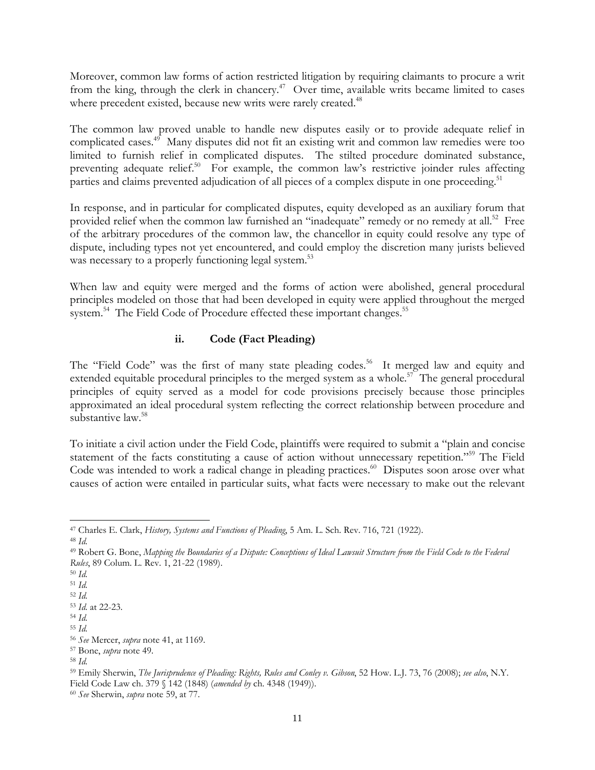Moreover, common law forms of action restricted litigation by requiring claimants to procure a writ from the king, through the clerk in chancery.[47] Over time, available writs became limited to cases where precedent existed, because new writs were rarely created.[48]

The common law proved unable to handle new disputes easily or to provide adequate relief in complicated cases.[49] Many disputes did not fit an existing writ and common law remedies were too limited to furnish relief in complicated disputes. The stilted procedure dominated substance, preventing adequate relief.[50] For example, the common law's restrictive joinder rules affecting parties and claims prevented adjudication of all pieces of a complex dispute in one proceeding.[51]

In response, and in particular for complicated disputes, equity developed as an auxiliary forum that provided relief when the common law furnished an "inadequate" remedy or no remedy at all.[52] Free of the arbitrary procedures of the common law, the chancellor in equity could resolve any type of dispute, including types not yet encountered, and could employ the discretion many jurists believed was necessary to a properly functioning legal system.[53]

When law and equity were merged and the forms of action were abolished, general procedural principles modeled on those that had been developed in equity were applied throughout the merged system.[54] The Field Code of Procedure effected these important changes.[55]

### ii. Code (Fact Pleading)

The "Field Code" was the first of many state pleading codes.[56] It merged law and equity and extended equitable procedural principles to the merged system as a whole.[57] The general procedural principles of equity served as a model for code provisions precisely because those principles approximated an ideal procedural system reflecting the correct relationship between procedure and substantive law.[58]

To initiate a civil action under the Field Code, plaintiffs were required to submit a "plain and concise statement of the facts constituting a cause of action without unnecessary repetition."[59] The Field Code was intended to work a radical change in pleading practices.[60] Disputes soon arose over what causes of action were entailed in particular suits, what facts were necessary to make out the relevant

---

[47] Charles E. Clark, *History, Systems and Functions of Pleading*, 5 Am. L. Sch. Rev. 716, 721 (1922).

[48] *Id.*

[49] Robert G. Bone, *Mapping the Boundaries of a Dispute: Conceptions of Ideal Lawsuit Structure from the Field Code to the Federal Rules*, 89 Colum. L. Rev. 1, 21-22 (1989).

[50] *Id.*

[51] *Id.*

[52] *Id.*

[53] *Id.* at 22-23.

[54] *Id.*

[55] *Id.*

[56] *See* Mercer, *supra* note 41, at 1169.

[57] Bone, *supra* note 49.

[58] *Id.*

[59] Emily Sherwin, *The Jurisprudence of Pleading: Rights, Rules and Conley v. Gibson*, 52 How. L.J. 73, 76 (2008); *see also*, N.Y. Field Code Law ch. 379 § 142 (1848) (*amended by* ch. 4348 (1949)).

[60] *See* Sherwin, *supra* note 59, at 77.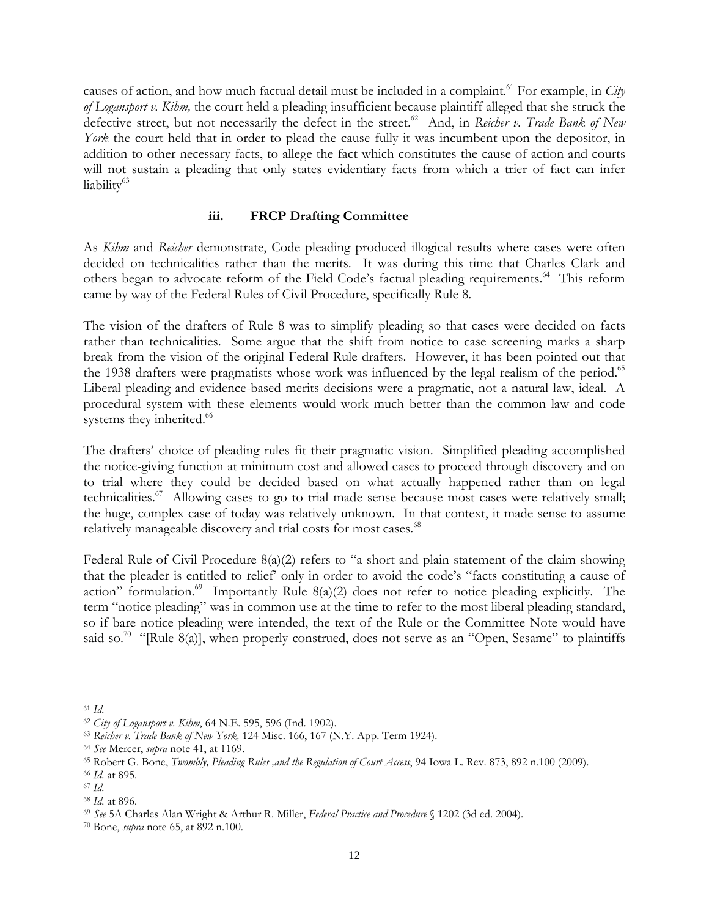causes of action, and how much factual detail must be included in a complaint.[61] For example, in *City of Logansport v. Kihm,* the court held a pleading insufficient because plaintiff alleged that she struck the defective street, but not necessarily the defect in the street.[62] And, in *Reicher v. Trade Bank of New York* the court held that in order to plead the cause fully it was incumbent upon the depositor, in addition to other necessary facts, to allege the fact which constitutes the cause of action and courts will not sustain a pleading that only states evidentiary facts from which a trier of fact can infer liability[63]

### iii. FRCP Drafting Committee

As *Kihm* and *Reicher* demonstrate, Code pleading produced illogical results where cases were often decided on technicalities rather than the merits. It was during this time that Charles Clark and others began to advocate reform of the Field Code's factual pleading requirements.[64] This reform came by way of the Federal Rules of Civil Procedure, specifically Rule 8.

The vision of the drafters of Rule 8 was to simplify pleading so that cases were decided on facts rather than technicalities. Some argue that the shift from notice to case screening marks a sharp break from the vision of the original Federal Rule drafters. However, it has been pointed out that the 1938 drafters were pragmatists whose work was influenced by the legal realism of the period.[65] Liberal pleading and evidence-based merits decisions were a pragmatic, not a natural law, ideal. A procedural system with these elements would work much better than the common law and code systems they inherited.[66]

The drafters' choice of pleading rules fit their pragmatic vision. Simplified pleading accomplished the notice-giving function at minimum cost and allowed cases to proceed through discovery and on to trial where they could be decided based on what actually happened rather than on legal technicalities.[67] Allowing cases to go to trial made sense because most cases were relatively small; the huge, complex case of today was relatively unknown. In that context, it made sense to assume relatively manageable discovery and trial costs for most cases.[68]

Federal Rule of Civil Procedure 8(a)(2) refers to "a short and plain statement of the claim showing that the pleader is entitled to relief' only in order to avoid the code's "facts constituting a cause of action" formulation.[69] Importantly Rule 8(a)(2) does not refer to notice pleading explicitly. The term "notice pleading" was in common use at the time to refer to the most liberal pleading standard, so if bare notice pleading were intended, the text of the Rule or the Committee Note would have said so.[70] "[Rule 8(a)], when properly construed, does not serve as an "Open, Sesame" to plaintiffs

---

[61] *Id.*

[62] *City of Logansport v. Kihm*, 64 N.E. 595, 596 (Ind. 1902).

[63] *Reicher v. Trade Bank of New York,* 124 Misc. 166, 167 (N.Y. App. Term 1924).

[64] *See* Mercer, *supra* note 41, at 1169.

[65] Robert G. Bone, *Twombly, Pleading Rules ,and the Regulation of Court Access*, 94 Iowa L. Rev. 873, 892 n.100 (2009).

[66] *Id.* at 895.

[67] *Id.*

[68] *Id.* at 896.

[69] *See* 5A Charles Alan Wright & Arthur R. Miller, *Federal Practice and Procedure* § 1202 (3d ed. 2004).

[70] Bone, *supra* note 65, at 892 n.100.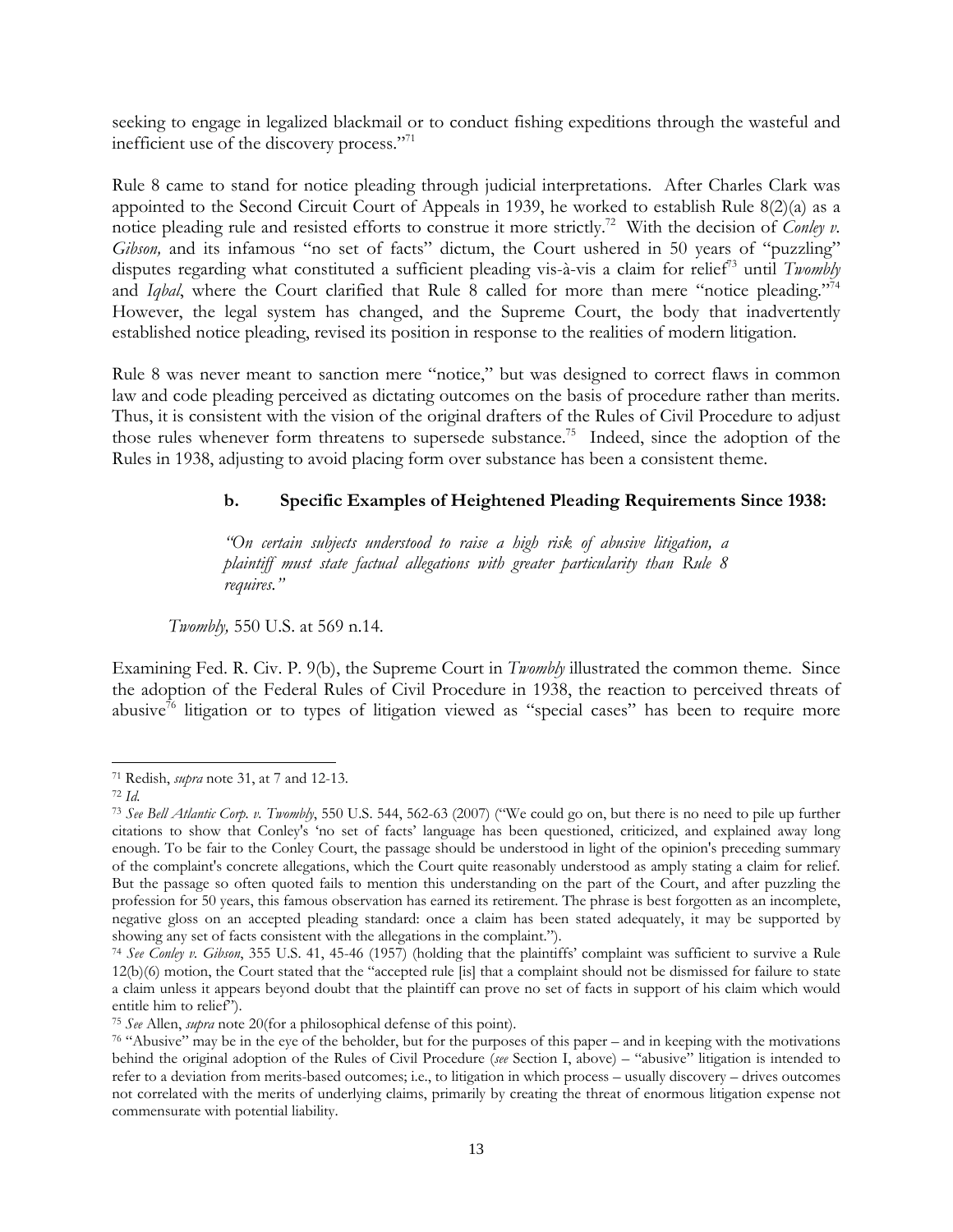seeking to engage in legalized blackmail or to conduct fishing expeditions through the wasteful and inefficient use of the discovery process."[71]

Rule 8 came to stand for notice pleading through judicial interpretations. After Charles Clark was appointed to the Second Circuit Court of Appeals in 1939, he worked to establish Rule 8(2)(a) as a notice pleading rule and resisted efforts to construe it more strictly.[72] With the decision of *Conley v. Gibson,* and its infamous "no set of facts" dictum, the Court ushered in 50 years of "puzzling" disputes regarding what constituted a sufficient pleading vis-à-vis a claim for relief[73] until *Twombly* and *Iqbal*, where the Court clarified that Rule 8 called for more than mere "notice pleading."[74] However, the legal system has changed, and the Supreme Court, the body that inadvertently established notice pleading, revised its position in response to the realities of modern litigation.

Rule 8 was never meant to sanction mere "notice," but was designed to correct flaws in common law and code pleading perceived as dictating outcomes on the basis of procedure rather than merits. Thus, it is consistent with the vision of the original drafters of the Rules of Civil Procedure to adjust those rules whenever form threatens to supersede substance.[75] Indeed, since the adoption of the Rules in 1938, adjusting to avoid placing form over substance has been a consistent theme.

**b. Specific Examples of Heightened Pleading Requirements Since 1938:**

> *"On certain subjects understood to raise a high risk of abusive litigation, a plaintiff must state factual allegations with greater particularity than Rule 8 requires."*

*Twombly,* 550 U.S. at 569 n.14.

Examining Fed. R. Civ. P. 9(b), the Supreme Court in *Twombly* illustrated the common theme. Since the adoption of the Federal Rules of Civil Procedure in 1938, the reaction to perceived threats of abusive[76] litigation or to types of litigation viewed as "special cases" has been to require more

---

[71] Redish, *supra* note 31, at 7 and 12-13.

[72] *Id.*

[73] *See Bell Atlantic Corp. v. Twombly*, 550 U.S. 544, 562-63 (2007) ("We could go on, but there is no need to pile up further citations to show that Conley's 'no set of facts' language has been questioned, criticized, and explained away long enough. To be fair to the Conley Court, the passage should be understood in light of the opinion's preceding summary of the complaint's concrete allegations, which the Court quite reasonably understood as amply stating a claim for relief. But the passage so often quoted fails to mention this understanding on the part of the Court, and after puzzling the profession for 50 years, this famous observation has earned its retirement. The phrase is best forgotten as an incomplete, negative gloss on an accepted pleading standard: once a claim has been stated adequately, it may be supported by showing any set of facts consistent with the allegations in the complaint.").

[74] *See Conley v. Gibson*, 355 U.S. 41, 45-46 (1957) (holding that the plaintiffs' complaint was sufficient to survive a Rule 12(b)(6) motion, the Court stated that the "accepted rule [is] that a complaint should not be dismissed for failure to state a claim unless it appears beyond doubt that the plaintiff can prove no set of facts in support of his claim which would entitle him to relief").

[75] *See* Allen, *supra* note 20(for a philosophical defense of this point).

[76] "Abusive" may be in the eye of the beholder, but for the purposes of this paper – and in keeping with the motivations behind the original adoption of the Rules of Civil Procedure (*see* Section I, above) – "abusive" litigation is intended to refer to a deviation from merits-based outcomes; i.e., to litigation in which process – usually discovery – drives outcomes not correlated with the merits of underlying claims, primarily by creating the threat of enormous litigation expense not commensurate with potential liability.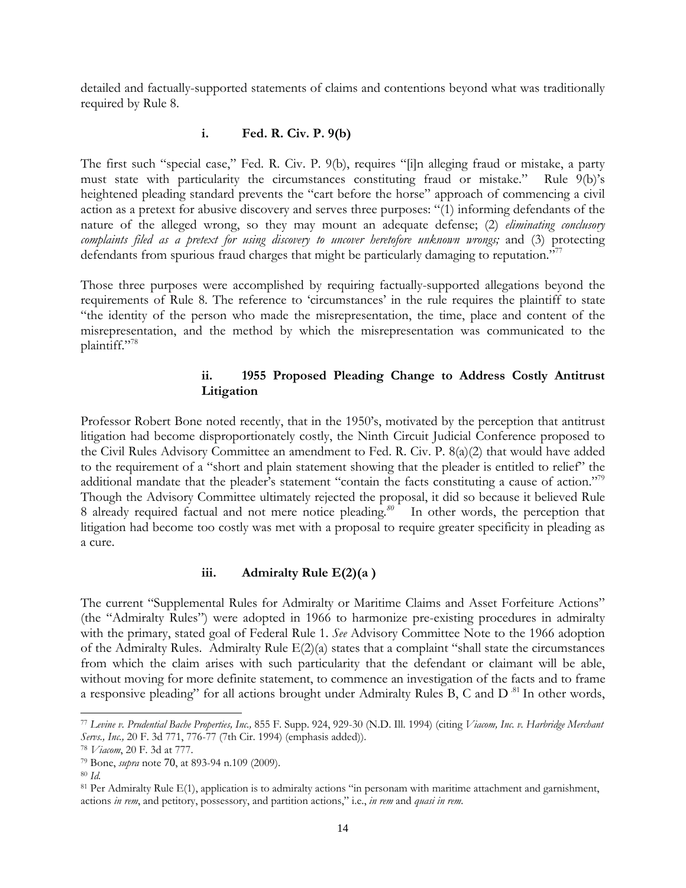detailed and factually-supported statements of claims and contentions beyond what was traditionally required by Rule 8.

#### i. Fed. R. Civ. P. 9(b)

The first such "special case," Fed. R. Civ. P. 9(b), requires "[i]n alleging fraud or mistake, a party must state with particularity the circumstances constituting fraud or mistake." Rule 9(b)'s heightened pleading standard prevents the "cart before the horse" approach of commencing a civil action as a pretext for abusive discovery and serves three purposes: "(1) informing defendants of the nature of the alleged wrong, so they may mount an adequate defense; (2) *eliminating conclusory complaints filed as a pretext for using discovery to uncover heretofore unknown wrongs;* and (3) protecting defendants from spurious fraud charges that might be particularly damaging to reputation."[77]

Those three purposes were accomplished by requiring factually-supported allegations beyond the requirements of Rule 8. The reference to 'circumstances' in the rule requires the plaintiff to state "the identity of the person who made the misrepresentation, the time, place and content of the misrepresentation, and the method by which the misrepresentation was communicated to the plaintiff."[78]

#### ii. 1955 Proposed Pleading Change to Address Costly Antitrust Litigation

Professor Robert Bone noted recently, that in the 1950's, motivated by the perception that antitrust litigation had become disproportionately costly, the Ninth Circuit Judicial Conference proposed to the Civil Rules Advisory Committee an amendment to Fed. R. Civ. P. 8(a)(2) that would have added to the requirement of a "short and plain statement showing that the pleader is entitled to relief" the additional mandate that the pleader's statement "contain the facts constituting a cause of action."[79] Though the Advisory Committee ultimately rejected the proposal, it did so because it believed Rule 8 already required factual and not mere notice pleading.[80] In other words, the perception that litigation had become too costly was met with a proposal to require greater specificity in pleading as a cure.

#### iii. Admiralty Rule E(2)(a )

The current "Supplemental Rules for Admiralty or Maritime Claims and Asset Forfeiture Actions" (the "Admiralty Rules") were adopted in 1966 to harmonize pre-existing procedures in admiralty with the primary, stated goal of Federal Rule 1. *See* Advisory Committee Note to the 1966 adoption of the Admiralty Rules. Admiralty Rule E(2)(a) states that a complaint "shall state the circumstances from which the claim arises with such particularity that the defendant or claimant will be able, without moving for more definite statement, to commence an investigation of the facts and to frame a responsive pleading" for all actions brought under Admiralty Rules B, C and D.[81] In other words,

---

[77] *Levine v. Prudential Bache Properties, Inc.,* 855 F. Supp. 924, 929-30 (N.D. Ill. 1994) (citing *Viacom, Inc. v. Harbridge Merchant Servs., Inc.,* 20 F. 3d 771, 776-77 (7th Cir. 1994) (emphasis added)).

[78] *Viacom*, 20 F. 3d at 777.

[79] Bone, *supra* note 70, at 893-94 n.109 (2009).

[80] *Id.*

[81] Per Admiralty Rule E(1), application is to admiralty actions "in personam with maritime attachment and garnishment, actions *in rem*, and petitory, possessory, and partition actions," i.e., *in rem* and *quasi in rem*.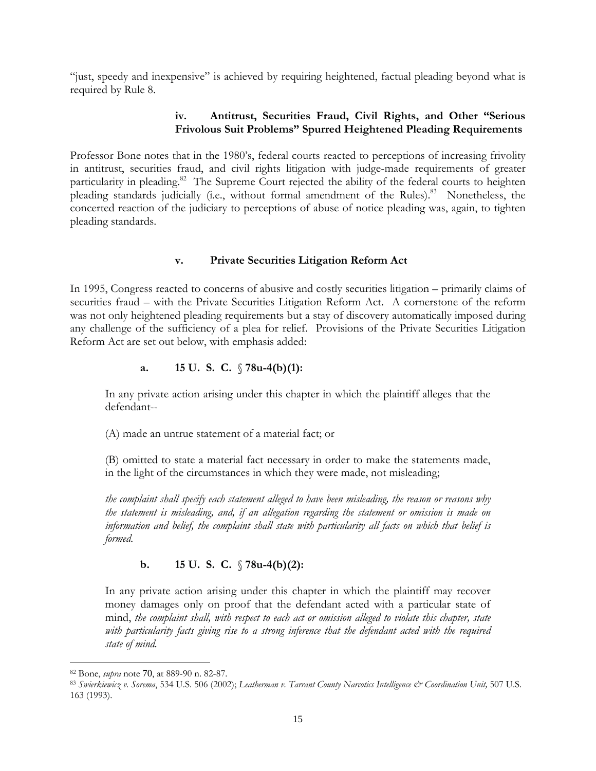"just, speedy and inexpensive" is achieved by requiring heightened, factual pleading beyond what is required by Rule 8.

#### iv. Antitrust, Securities Fraud, Civil Rights, and Other "Serious Frivolous Suit Problems" Spurred Heightened Pleading Requirements

Professor Bone notes that in the 1980's, federal courts reacted to perceptions of increasing frivolity in antitrust, securities fraud, and civil rights litigation with judge-made requirements of greater particularity in pleading.[82] The Supreme Court rejected the ability of the federal courts to heighten pleading standards judicially (i.e., without formal amendment of the Rules).[83] Nonetheless, the concerted reaction of the judiciary to perceptions of abuse of notice pleading was, again, to tighten pleading standards.

#### v. Private Securities Litigation Reform Act

In 1995, Congress reacted to concerns of abusive and costly securities litigation – primarily claims of securities fraud – with the Private Securities Litigation Reform Act. A cornerstone of the reform was not only heightened pleading requirements but a stay of discovery automatically imposed during any challenge of the sufficiency of a plea for relief. Provisions of the Private Securities Litigation Reform Act are set out below, with emphasis added:

**a. 15 U. S. C. § 78u-4(b)(1):**

> In any private action arising under this chapter in which the plaintiff alleges that the defendant--
>
> (A) made an untrue statement of a material fact; or
>
> (B) omitted to state a material fact necessary in order to make the statements made, in the light of the circumstances in which they were made, not misleading;
>
> *the complaint shall specify each statement alleged to have been misleading, the reason or reasons why the statement is misleading, and, if an allegation regarding the statement or omission is made on information and belief, the complaint shall state with particularity all facts on which that belief is formed.*

**b. 15 U. S. C. § 78u-4(b)(2):**

> In any private action arising under this chapter in which the plaintiff may recover money damages only on proof that the defendant acted with a particular state of mind, *the complaint shall, with respect to each act or omission alleged to violate this chapter, state with particularity facts giving rise to a strong inference that the defendant acted with the required state of mind.*

---

[82] Bone, *supra* note 70, at 889-90 n. 82-87.

[83] *Swierkiewicz v. Sorema*, 534 U.S. 506 (2002); *Leatherman v. Tarrant County Narcotics Intelligence & Coordination Unit,* 507 U.S. 163 (1993).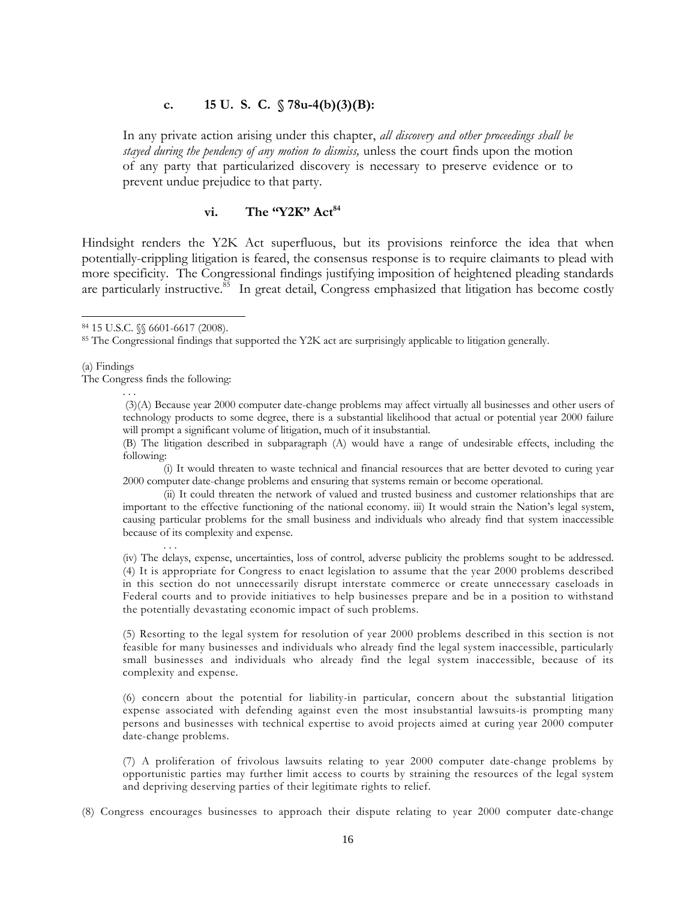#### c. 15 U. S. C. § 78u-4(b)(3)(B):

> In any private action arising under this chapter, *all discovery and other proceedings shall be stayed during the pendency of any motion to dismiss,* unless the court finds upon the motion of any party that particularized discovery is necessary to preserve evidence or to prevent undue prejudice to that party.

##### vi. The "Y2K" Act[84]

Hindsight renders the Y2K Act superfluous, but its provisions reinforce the idea that when potentially-crippling litigation is feared, the consensus response is to require claimants to plead with more specificity. The Congressional findings justifying imposition of heightened pleading standards are particularly instructive.[85] In great detail, Congress emphasized that litigation has become costly

---

[84] 15 U.S.C. §§ 6601-6617 (2008).

[85] The Congressional findings that supported the Y2K act are surprisingly applicable to litigation generally.

(a) Findings

The Congress finds the following:

. . .

(3)(A) Because year 2000 computer date-change problems may affect virtually all businesses and other users of technology products to some degree, there is a substantial likelihood that actual or potential year 2000 failure will prompt a significant volume of litigation, much of it insubstantial.

(B) The litigation described in subparagraph (A) would have a range of undesirable effects, including the following:

(i) It would threaten to waste technical and financial resources that are better devoted to curing year 2000 computer date-change problems and ensuring that systems remain or become operational.

(ii) It could threaten the network of valued and trusted business and customer relationships that are important to the effective functioning of the national economy. iii) It would strain the Nation's legal system, causing particular problems for the small business and individuals who already find that system inaccessible because of its complexity and expense.

. . .

(iv) The delays, expense, uncertainties, loss of control, adverse publicity the problems sought to be addressed.

(4) It is appropriate for Congress to enact legislation to assume that the year 2000 problems described in this section do not unnecessarily disrupt interstate commerce or create unnecessary caseloads in Federal courts and to provide initiatives to help businesses prepare and be in a position to withstand the potentially devastating economic impact of such problems.

(5) Resorting to the legal system for resolution of year 2000 problems described in this section is not feasible for many businesses and individuals who already find the legal system inaccessible, particularly small businesses and individuals who already find the legal system inaccessible, because of its complexity and expense.

(6) concern about the potential for liability-in particular, concern about the substantial litigation expense associated with defending against even the most insubstantial lawsuits-is prompting many persons and businesses with technical expertise to avoid projects aimed at curing year 2000 computer date-change problems.

(7) A proliferation of frivolous lawsuits relating to year 2000 computer date-change problems by opportunistic parties may further limit access to courts by straining the resources of the legal system and depriving deserving parties of their legitimate rights to relief.

(8) Congress encourages businesses to approach their dispute relating to year 2000 computer date-change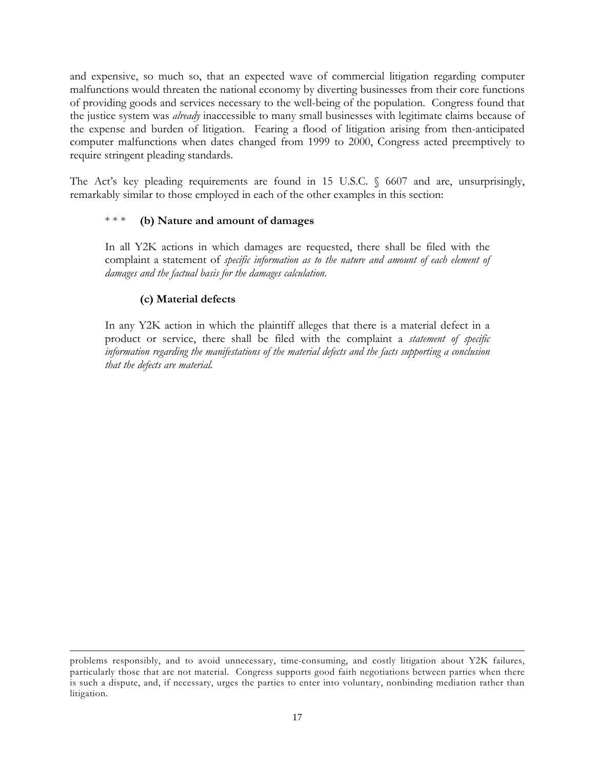and expensive, so much so, that an expected wave of commercial litigation regarding computer malfunctions would threaten the national economy by diverting businesses from their core functions of providing goods and services necessary to the well-being of the population. Congress found that the justice system was *already* inaccessible to many small businesses with legitimate claims because of the expense and burden of litigation. Fearing a flood of litigation arising from then-anticipated computer malfunctions when dates changed from 1999 to 2000, Congress acted preemptively to require stringent pleading standards.

The Act's key pleading requirements are found in 15 U.S.C. § 6607 and are, unsurprisingly, remarkably similar to those employed in each of the other examples in this section:

> \* \* \* **(b) Nature and amount of damages**
>
> In all Y2K actions in which damages are requested, there shall be filed with the complaint a statement of *specific information as to the nature and amount of each element of damages and the factual basis for the damages calculation.*
>
> **(c) Material defects**
>
> In any Y2K action in which the plaintiff alleges that there is a material defect in a product or service, there shall be filed with the complaint a *statement of specific information regarding the manifestations of the material defects and the facts supporting a conclusion that the defects are material.*

---

problems responsibly, and to avoid unnecessary, time-consuming, and costly litigation about Y2K failures, particularly those that are not material. Congress supports good faith negotiations between parties when there is such a dispute, and, if necessary, urges the parties to enter into voluntary, nonbinding mediation rather than litigation.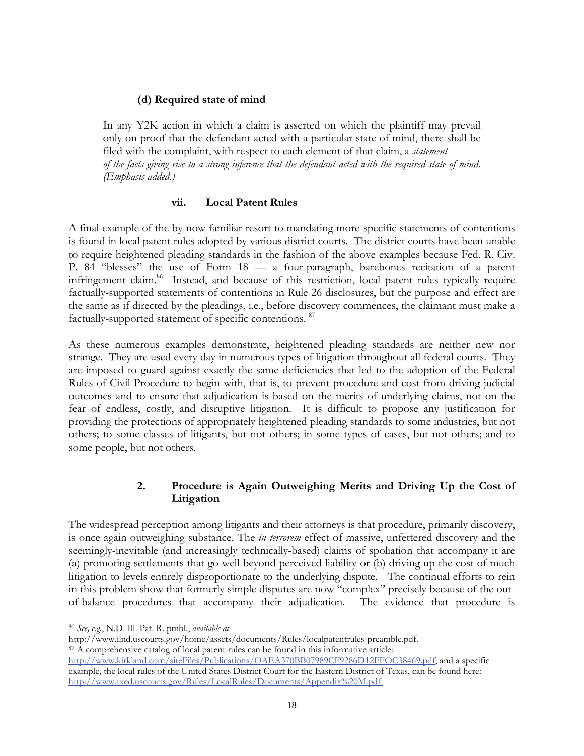#### (d) Required state of mind

> In any Y2K action in which a claim is asserted on which the plaintiff may prevail only on proof that the defendant acted with a particular state of mind, there shall be filed with the complaint, with respect to each element of that claim, a *statement of the facts giving rise to a strong inference that the defendant acted with the required state of mind. (Emphasis added.)*

#### vii. Local Patent Rules

A final example of the by-now familiar resort to mandating more-specific statements of contentions is found in local patent rules adopted by various district courts. The district courts have been unable to require heightened pleading standards in the fashion of the above examples because Fed. R. Civ. P. 84 "blesses" the use of Form 18 — a four-paragraph, barebones recitation of a patent infringement claim.[86] Instead, and because of this restriction, local patent rules typically require factually-supported statements of contentions in Rule 26 disclosures, but the purpose and effect are the same as if directed by the pleadings, i.e., before discovery commences, the claimant must make a factually-supported statement of specific contentions.[87]

As these numerous examples demonstrate, heightened pleading standards are neither new nor strange. They are used every day in numerous types of litigation throughout all federal courts. They are imposed to guard against exactly the same deficiencies that led to the adoption of the Federal Rules of Civil Procedure to begin with, that is, to prevent procedure and cost from driving judicial outcomes and to ensure that adjudication is based on the merits of underlying claims, not on the fear of endless, costly, and disruptive litigation. It is difficult to propose any justification for providing the protections of appropriately heightened pleading standards to some industries, but not others; to some classes of litigants, but not others; in some types of cases, but not others; and to some people, but not others.

### 2. Procedure is Again Outweighing Merits and Driving Up the Cost of Litigation

The widespread perception among litigants and their attorneys is that procedure, primarily discovery, is once again outweighing substance. The *in terrorem* effect of massive, unfettered discovery and the seemingly-inevitable (and increasingly technically-based) claims of spoliation that accompany it are (a) promoting settlements that go well beyond perceived liability or (b) driving up the cost of much litigation to levels entirely disproportionate to the underlying dispute. The continual efforts to rein in this problem show that formerly simple disputes are now "complex" precisely because of the out-of-balance procedures that accompany their adjudication. The evidence that procedure is

---

[86] *See, e.g.*, N.D. Ill. Pat. R. pmbl., *available at* http://www.ilnd.uscourts.gov/home/assets/documents/Rules/localpatentrules-preamble.pdf.

[87] A comprehensive catalog of local patent rules can be found in this informative article: http://www.kirkland.com/siteFiles/Publications/OAEA370BB07989CF9286D12FFOC38469.pdf, and a specific example, the local rules of the United States District Court for the Eastern District of Texas, can be found here: http://www.txed.uscourts.gov/Rules/LocalRules/Documents/Appendix%20M.pdf.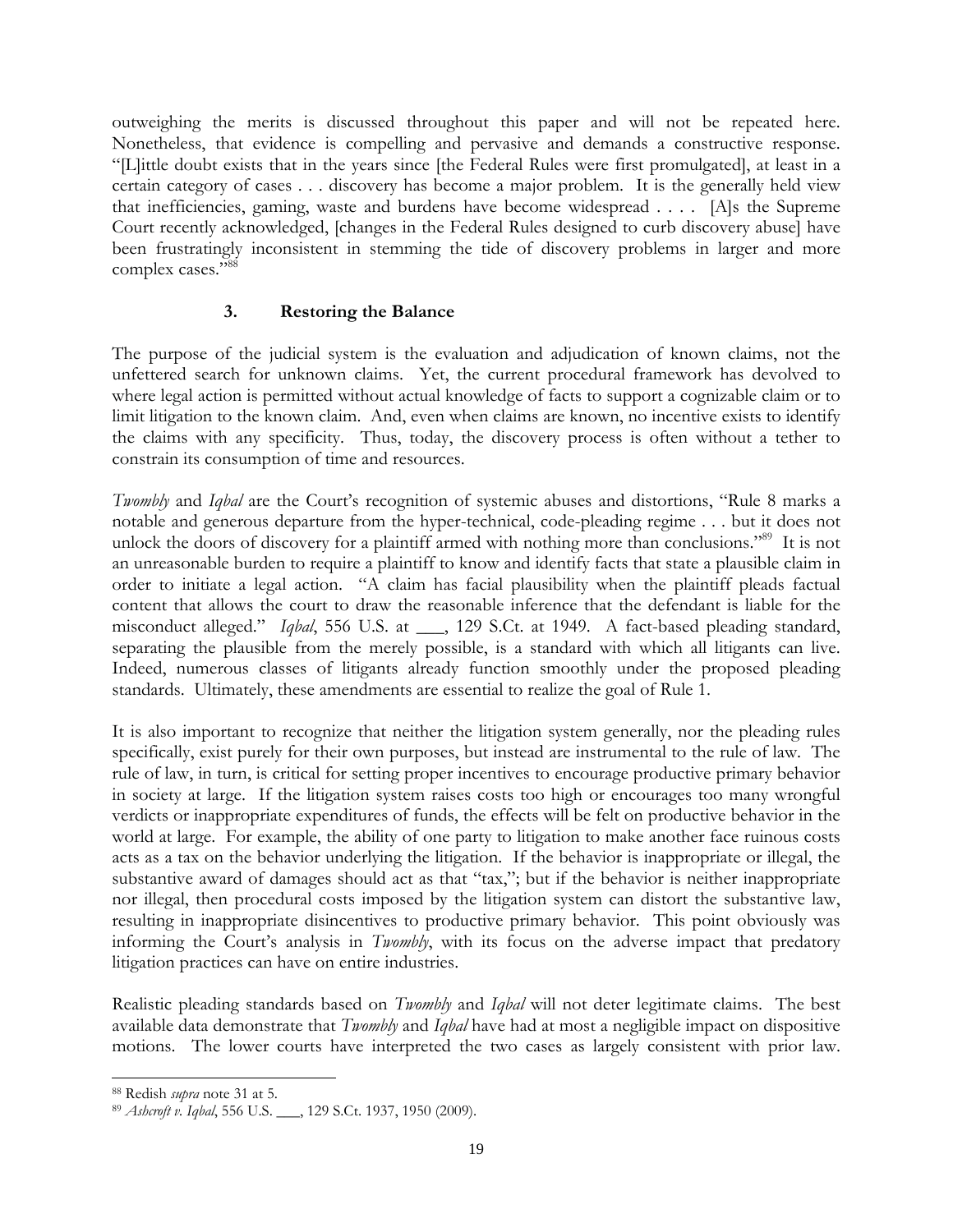outweighing the merits is discussed throughout this paper and will not be repeated here. Nonetheless, that evidence is compelling and pervasive and demands a constructive response. "[L]ittle doubt exists that in the years since [the Federal Rules were first promulgated], at least in a certain category of cases . . . discovery has become a major problem. It is the generally held view that inefficiencies, gaming, waste and burdens have become widespread . . . . [A]s the Supreme Court recently acknowledged, [changes in the Federal Rules designed to curb discovery abuse] have been frustratingly inconsistent in stemming the tide of discovery problems in larger and more complex cases."[88]

### 3. Restoring the Balance

The purpose of the judicial system is the evaluation and adjudication of known claims, not the unfettered search for unknown claims. Yet, the current procedural framework has devolved to where legal action is permitted without actual knowledge of facts to support a cognizable claim or to limit litigation to the known claim. And, even when claims are known, no incentive exists to identify the claims with any specificity. Thus, today, the discovery process is often without a tether to constrain its consumption of time and resources.

*Twombly* and *Iqbal* are the Court's recognition of systemic abuses and distortions, "Rule 8 marks a notable and generous departure from the hyper-technical, code-pleading regime . . . but it does not unlock the doors of discovery for a plaintiff armed with nothing more than conclusions."[89] It is not an unreasonable burden to require a plaintiff to know and identify facts that state a plausible claim in order to initiate a legal action. "A claim has facial plausibility when the plaintiff pleads factual content that allows the court to draw the reasonable inference that the defendant is liable for the misconduct alleged." *Iqbal*, 556 U.S. at ___, 129 S.Ct. at 1949. A fact-based pleading standard, separating the plausible from the merely possible, is a standard with which all litigants can live. Indeed, numerous classes of litigants already function smoothly under the proposed pleading standards. Ultimately, these amendments are essential to realize the goal of Rule 1.

It is also important to recognize that neither the litigation system generally, nor the pleading rules specifically, exist purely for their own purposes, but instead are instrumental to the rule of law. The rule of law, in turn, is critical for setting proper incentives to encourage productive primary behavior in society at large. If the litigation system raises costs too high or encourages too many wrongful verdicts or inappropriate expenditures of funds, the effects will be felt on productive behavior in the world at large. For example, the ability of one party to litigation to make another face ruinous costs acts as a tax on the behavior underlying the litigation. If the behavior is inappropriate or illegal, the substantive award of damages should act as that "tax,"; but if the behavior is neither inappropriate nor illegal, then procedural costs imposed by the litigation system can distort the substantive law, resulting in inappropriate disincentives to productive primary behavior. This point obviously was informing the Court's analysis in *Twombly*, with its focus on the adverse impact that predatory litigation practices can have on entire industries.

Realistic pleading standards based on *Twombly* and *Iqbal* will not deter legitimate claims. The best available data demonstrate that *Twombly* and *Iqbal* have had at most a negligible impact on dispositive motions. The lower courts have interpreted the two cases as largely consistent with prior law.

---

[88] Redish *supra* note 31 at 5.

[89] *Ashcroft v. Iqbal*, 556 U.S. ___, 129 S.Ct. 1937, 1950 (2009).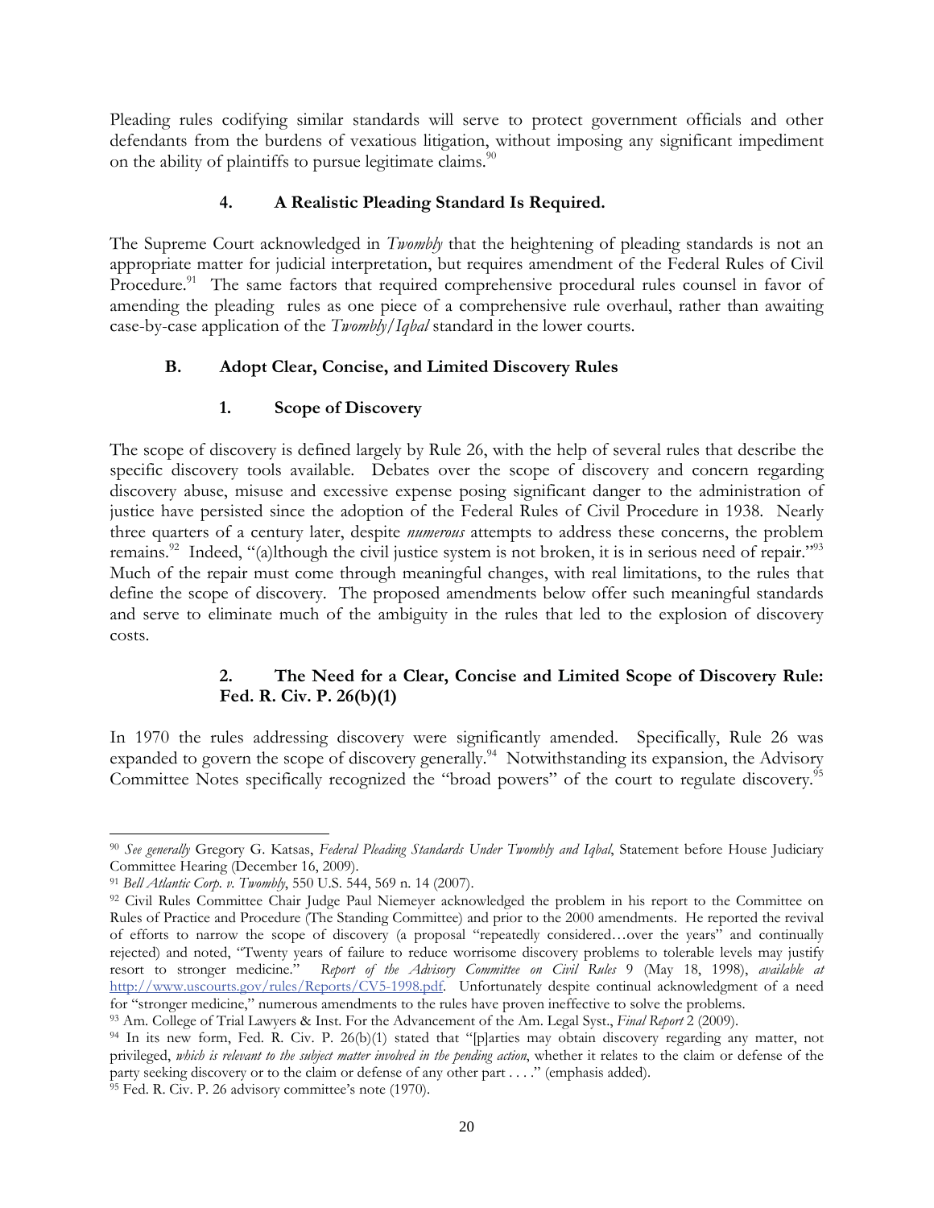Pleading rules codifying similar standards will serve to protect government officials and other defendants from the burdens of vexatious litigation, without imposing any significant impediment on the ability of plaintiffs to pursue legitimate claims.[90]

### 4. A Realistic Pleading Standard Is Required.

The Supreme Court acknowledged in *Twombly* that the heightening of pleading standards is not an appropriate matter for judicial interpretation, but requires amendment of the Federal Rules of Civil Procedure.[91] The same factors that required comprehensive procedural rules counsel in favor of amending the pleading rules as one piece of a comprehensive rule overhaul, rather than awaiting case-by-case application of the *Twombly*/*Iqbal* standard in the lower courts.

## B. Adopt Clear, Concise, and Limited Discovery Rules

### 1. Scope of Discovery

The scope of discovery is defined largely by Rule 26, with the help of several rules that describe the specific discovery tools available. Debates over the scope of discovery and concern regarding discovery abuse, misuse and excessive expense posing significant danger to the administration of justice have persisted since the adoption of the Federal Rules of Civil Procedure in 1938. Nearly three quarters of a century later, despite *numerous* attempts to address these concerns, the problem remains.[92] Indeed, "(a)lthough the civil justice system is not broken, it is in serious need of repair."[93] Much of the repair must come through meaningful changes, with real limitations, to the rules that define the scope of discovery. The proposed amendments below offer such meaningful standards and serve to eliminate much of the ambiguity in the rules that led to the explosion of discovery costs.

### 2. The Need for a Clear, Concise and Limited Scope of Discovery Rule: Fed. R. Civ. P. 26(b)(1)

In 1970 the rules addressing discovery were significantly amended. Specifically, Rule 26 was expanded to govern the scope of discovery generally.[94] Notwithstanding its expansion, the Advisory Committee Notes specifically recognized the "broad powers" of the court to regulate discovery.[95]

---

[90] *See generally* Gregory G. Katsas, *Federal Pleading Standards Under Twombly and Iqbal*, Statement before House Judiciary Committee Hearing (December 16, 2009).

[91] *Bell Atlantic Corp. v. Twombly*, 550 U.S. 544, 569 n. 14 (2007).

[92] Civil Rules Committee Chair Judge Paul Niemeyer acknowledged the problem in his report to the Committee on Rules of Practice and Procedure (The Standing Committee) and prior to the 2000 amendments. He reported the revival of efforts to narrow the scope of discovery (a proposal "repeatedly considered…over the years" and continually rejected) and noted, "Twenty years of failure to reduce worrisome discovery problems to tolerable levels may justify resort to stronger medicine." *Report of the Advisory Committee on Civil Rules* 9 (May 18, 1998), *available at* http://www.uscourts.gov/rules/Reports/CV5-1998.pdf. Unfortunately despite continual acknowledgment of a need for "stronger medicine," numerous amendments to the rules have proven ineffective to solve the problems.

[93] Am. College of Trial Lawyers & Inst. For the Advancement of the Am. Legal Syst., *Final Report* 2 (2009).

[94] In its new form, Fed. R. Civ. P. 26(b)(1) stated that "[p]arties may obtain discovery regarding any matter, not privileged, *which is relevant to the subject matter involved in the pending action*, whether it relates to the claim or defense of the party seeking discovery or to the claim or defense of any other part . . . ." (emphasis added).

[95] Fed. R. Civ. P. 26 advisory committee's note (1970).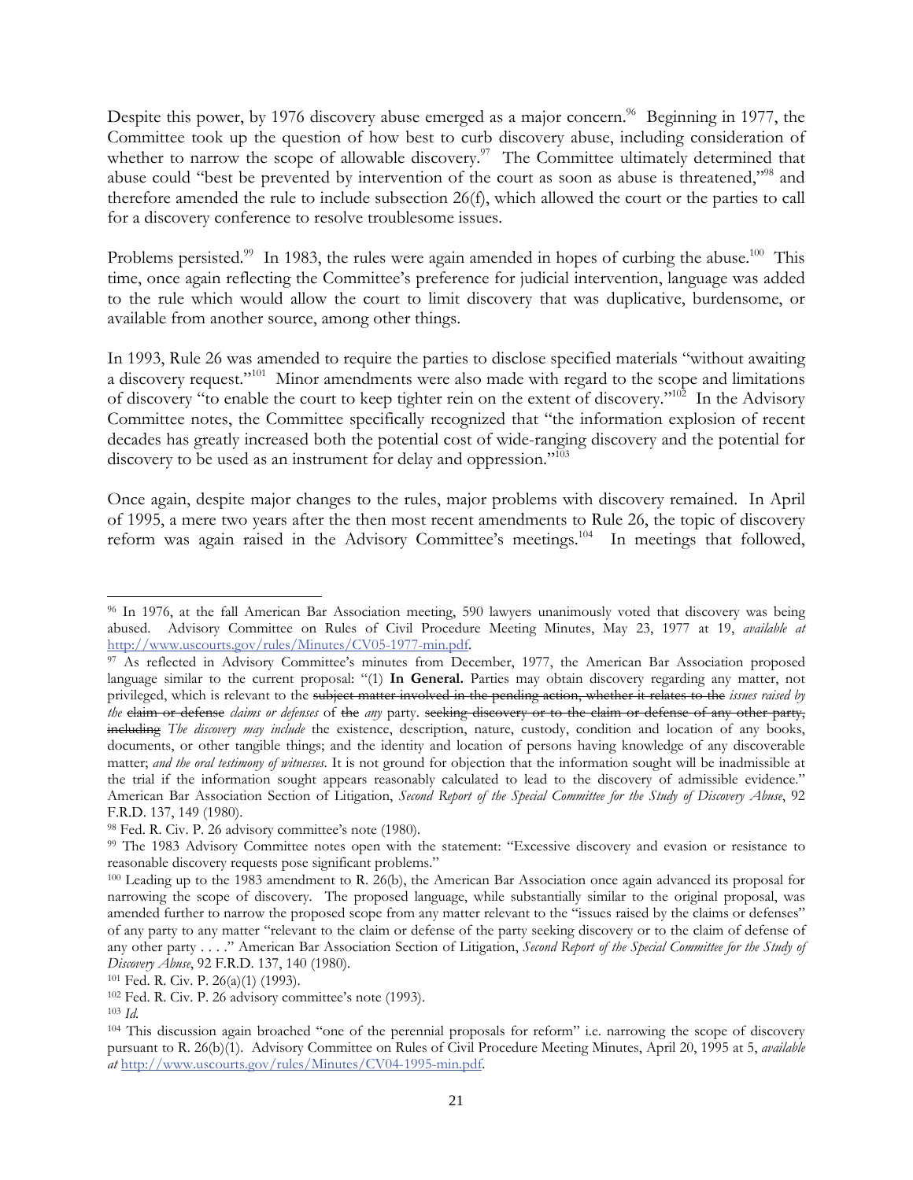Despite this power, by 1976 discovery abuse emerged as a major concern.[96] Beginning in 1977, the Committee took up the question of how best to curb discovery abuse, including consideration of whether to narrow the scope of allowable discovery.[97] The Committee ultimately determined that abuse could "best be prevented by intervention of the court as soon as abuse is threatened,"[98] and therefore amended the rule to include subsection 26(f), which allowed the court or the parties to call for a discovery conference to resolve troublesome issues.

Problems persisted.[99] In 1983, the rules were again amended in hopes of curbing the abuse.[100] This time, once again reflecting the Committee's preference for judicial intervention, language was added to the rule which would allow the court to limit discovery that was duplicative, burdensome, or available from another source, among other things.

In 1993, Rule 26 was amended to require the parties to disclose specified materials "without awaiting a discovery request."[101] Minor amendments were also made with regard to the scope and limitations of discovery "to enable the court to keep tighter rein on the extent of discovery."[102] In the Advisory Committee notes, the Committee specifically recognized that "the information explosion of recent decades has greatly increased both the potential cost of wide-ranging discovery and the potential for discovery to be used as an instrument for delay and oppression."[103]

Once again, despite major changes to the rules, major problems with discovery remained. In April of 1995, a mere two years after the then most recent amendments to Rule 26, the topic of discovery reform was again raised in the Advisory Committee's meetings.[104] In meetings that followed,

---

[96] In 1976, at the fall American Bar Association meeting, 590 lawyers unanimously voted that discovery was being abused. Advisory Committee on Rules of Civil Procedure Meeting Minutes, May 23, 1977 at 19, *available at* http://www.uscourts.gov/rules/Minutes/CV05-1977-min.pdf.

[97] As reflected in Advisory Committee's minutes from December, 1977, the American Bar Association proposed language similar to the current proposal: "(1) **In General.** Parties may obtain discovery regarding any matter, not privileged, which is relevant to the ~~subject matter involved in the pending action, whether it relates to the~~ *issues raised by the* ~~claim or defense~~ *claims or defenses* of ~~the~~ *any* party. ~~seeking discovery or to the claim or defense of any other party, including~~ *The discovery may include* the existence, description, nature, custody, condition and location of any books, documents, or other tangible things; and the identity and location of persons having knowledge of any discoverable matter; *and the oral testimony of witnesses*. It is not ground for objection that the information sought will be inadmissible at the trial if the information sought appears reasonably calculated to lead to the discovery of admissible evidence." American Bar Association Section of Litigation, *Second Report of the Special Committee for the Study of Discovery Abuse*, 92 F.R.D. 137, 149 (1980).

[98] Fed. R. Civ. P. 26 advisory committee's note (1980).

[99] The 1983 Advisory Committee notes open with the statement: "Excessive discovery and evasion or resistance to reasonable discovery requests pose significant problems."

[100] Leading up to the 1983 amendment to R. 26(b), the American Bar Association once again advanced its proposal for narrowing the scope of discovery. The proposed language, while substantially similar to the original proposal, was amended further to narrow the proposed scope from any matter relevant to the "issues raised by the claims or defenses" of any party to any matter "relevant to the claim or defense of the party seeking discovery or to the claim of defense of any other party . . . ." American Bar Association Section of Litigation, *Second Report of the Special Committee for the Study of Discovery Abuse*, 92 F.R.D. 137, 140 (1980).

[101] Fed. R. Civ. P. 26(a)(1) (1993).

[102] Fed. R. Civ. P. 26 advisory committee's note (1993).

[103] *Id.*

[104] This discussion again broached "one of the perennial proposals for reform" i.e. narrowing the scope of discovery pursuant to R. 26(b)(1). Advisory Committee on Rules of Civil Procedure Meeting Minutes, April 20, 1995 at 5, *available at* http://www.uscourts.gov/rules/Minutes/CV04-1995-min.pdf.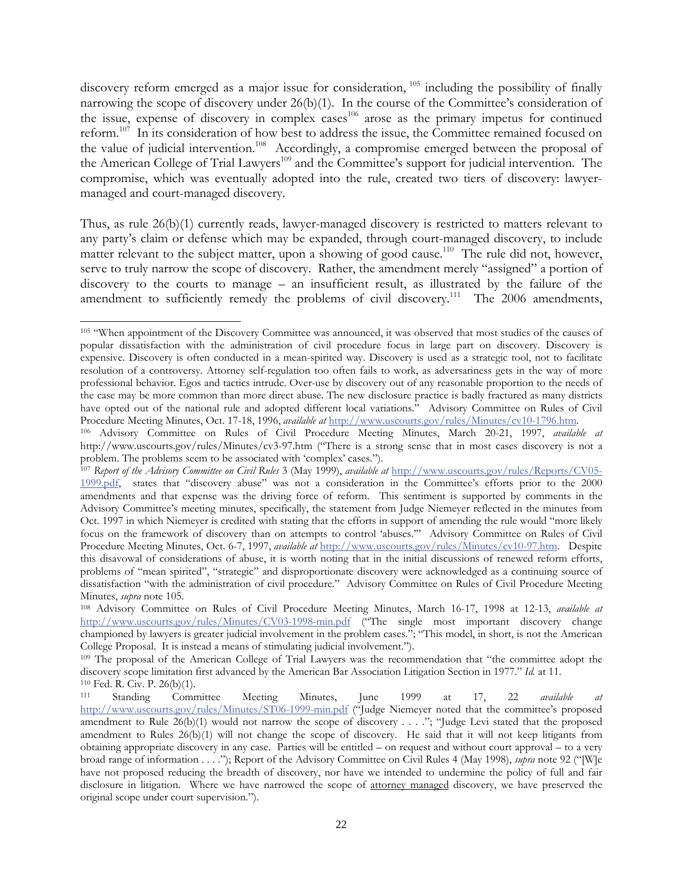discovery reform emerged as a major issue for consideration, [105] including the possibility of finally narrowing the scope of discovery under 26(b)(1). In the course of the Committee's consideration of the issue, expense of discovery in complex cases[106] arose as the primary impetus for continued reform.[107] In its consideration of how best to address the issue, the Committee remained focused on the value of judicial intervention.[108] Accordingly, a compromise emerged between the proposal of the American College of Trial Lawyers[109] and the Committee's support for judicial intervention. The compromise, which was eventually adopted into the rule, created two tiers of discovery: lawyer-managed and court-managed discovery.

Thus, as rule 26(b)(1) currently reads, lawyer-managed discovery is restricted to matters relevant to any party's claim or defense which may be expanded, through court-managed discovery, to include matter relevant to the subject matter, upon a showing of good cause.[110] The rule did not, however, serve to truly narrow the scope of discovery. Rather, the amendment merely "assigned" a portion of discovery to the courts to manage – an insufficient result, as illustrated by the failure of the amendment to sufficiently remedy the problems of civil discovery.[111] The 2006 amendments,

---

[105] "When appointment of the Discovery Committee was announced, it was observed that most studies of the causes of popular dissatisfaction with the administration of civil procedure focus in large part on discovery. Discovery is expensive. Discovery is often conducted in a mean-spirited way. Discovery is used as a strategic tool, not to facilitate resolution of a controversy. Attorney self-regulation too often fails to work, as adversariness gets in the way of more professional behavior. Egos and tactics intrude. Over-use by discovery out of any reasonable proportion to the needs of the case may be more common than more direct abuse. The new disclosure practice is badly fractured as many districts have opted out of the national rule and adopted different local variations." Advisory Committee on Rules of Civil Procedure Meeting Minutes, Oct. 17-18, 1996, *available at* http://www.uscourts.gov/rules/Minutes/cv10-1796.htm.

[106] Advisory Committee on Rules of Civil Procedure Meeting Minutes, March 20-21, 1997, *available at* http://www.uscourts.gov/rules/Minutes/cv3-97.htm ("There is a strong sense that in most cases discovery is not a problem. The problems seem to be associated with 'complex' cases.").

[107] *Report of the Advisory Committee on Civil Rules* 3 (May 1999), *available at* http://www.uscourts.gov/rules/Reports/CV05-1999.pdf, states that "discovery abuse" was not a consideration in the Committee's efforts prior to the 2000 amendments and that expense was the driving force of reform. This sentiment is supported by comments in the Advisory Committee's meeting minutes, specifically, the statement from Judge Niemeyer reflected in the minutes from Oct. 1997 in which Niemeyer is credited with stating that the efforts in support of amending the rule would "more likely focus on the framework of discovery than on attempts to control 'abuses.'" Advisory Committee on Rules of Civil Procedure Meeting Minutes, Oct. 6-7, 1997, *available at* http://www.uscourts.gov/rules/Minutes/cv10-97.htm. Despite this disavowal of considerations of abuse, it is worth noting that in the initial discussions of renewed reform efforts, problems of "mean spirited", "strategic" and disproportionate discovery were acknowledged as a continuing source of dissatisfaction "with the administration of civil procedure." Advisory Committee on Rules of Civil Procedure Meeting Minutes, *supra* note 105.

[108] Advisory Committee on Rules of Civil Procedure Meeting Minutes, March 16-17, 1998 at 12-13, *available at* http://www.uscourts.gov/rules/Minutes/CV03-1998-min.pdf ("The single most important discovery change championed by lawyers is greater judicial involvement in the problem cases."; "This model, in short, is not the American College Proposal. It is instead a means of stimulating judicial involvement.").

[109] The proposal of the American College of Trial Lawyers was the recommendation that "the committee adopt the discovery scope limitation first advanced by the American Bar Association Litigation Section in 1977." *Id.* at 11.

[110] Fed. R. Civ. P. 26(b)(1).

[111] Standing Committee Meeting Minutes, June 1999 at 17, 22 *available at* http://www.uscourts.gov/rules/Minutes/ST06-1999-min.pdf ("Judge Niemeyer noted that the committee's proposed amendment to Rule 26(b)(1) would not narrow the scope of discovery . . . ."; "Judge Levi stated that the proposed amendment to Rules 26(b)(1) will not change the scope of discovery. He said that it will not keep litigants from obtaining appropriate discovery in any case. Parties will be entitled – on request and without court approval – to a very broad range of information . . . ."); Report of the Advisory Committee on Civil Rules 4 (May 1998), *supra* note 92 ("[W]e have not proposed reducing the breadth of discovery, nor have we intended to undermine the policy of full and fair disclosure in litigation. Where we have narrowed the scope of attorney managed discovery, we have preserved the original scope under court supervision.").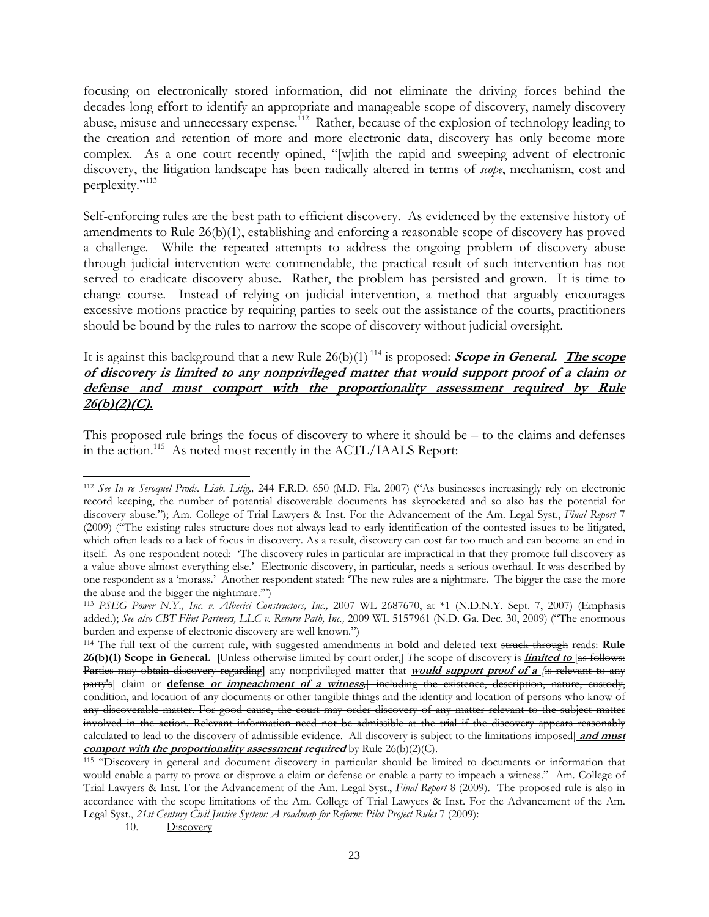focusing on electronically stored information, did not eliminate the driving forces behind the decades-long effort to identify an appropriate and manageable scope of discovery, namely discovery abuse, misuse and unnecessary expense.[112] Rather, because of the explosion of technology leading to the creation and retention of more and more electronic data, discovery has only become more complex. As a one court recently opined, "[w]ith the rapid and sweeping advent of electronic discovery, the litigation landscape has been radically altered in terms of *scope*, mechanism, cost and perplexity."[113]

Self-enforcing rules are the best path to efficient discovery. As evidenced by the extensive history of amendments to Rule 26(b)(1), establishing and enforcing a reasonable scope of discovery has proved a challenge. While the repeated attempts to address the ongoing problem of discovery abuse through judicial intervention were commendable, the practical result of such intervention has not served to eradicate discovery abuse. Rather, the problem has persisted and grown. It is time to change course. Instead of relying on judicial intervention, a method that arguably encourages excessive motions practice by requiring parties to seek out the assistance of the courts, practitioners should be bound by the rules to narrow the scope of discovery without judicial oversight.

It is against this background that a new Rule 26(b)(1)[114] is proposed: ***Scope in General. <u>The scope of discovery is limited to any nonprivileged matter that would support proof of a claim or defense and must comport with the proportionality assessment required by Rule 26(b)(2)(C).</u>***

This proposed rule brings the focus of discovery to where it should be – to the claims and defenses in the action.[115] As noted most recently in the ACTL/IAALS Report:

---

[112] *See In re Seroquel Prods. Liab. Litig.,* 244 F.R.D. 650 (M.D. Fla. 2007) ("As businesses increasingly rely on electronic record keeping, the number of potential discoverable documents has skyrocketed and so also has the potential for discovery abuse."); Am. College of Trial Lawyers & Inst. For the Advancement of the Am. Legal Syst., *Final Report* 7 (2009) ("The existing rules structure does not always lead to early identification of the contested issues to be litigated, which often leads to a lack of focus in discovery. As a result, discovery can cost far too much and can become an end in itself. As one respondent noted: 'The discovery rules in particular are impractical in that they promote full discovery as a value above almost everything else.' Electronic discovery, in particular, needs a serious overhaul. It was described by one respondent as a 'morass.' Another respondent stated: 'The new rules are a nightmare. The bigger the case the more the abuse and the bigger the nightmare.'")

[113] *PSEG Power N.Y., Inc. v. Alberici Constructors, Inc.,* 2007 WL 2687670, at *1 (N.D.N.Y. Sept. 7, 2007) (Emphasis added.); *See also CBT Flint Partners, LLC v. Return Path, Inc.,* 2009 WL 5157961 (N.D. Ga. Dec. 30, 2009) ("The enormous burden and expense of electronic discovery are well known.")

[114] The full text of the current rule, with suggested amendments in **bold** and deleted text ~~struck through~~ reads: **Rule 26(b)(1) Scope in General.** [Unless otherwise limited by court order,] *T*he scope of discovery is ***<u>limited to</u>*** [~~as follows: Parties may obtain discovery regarding~~] any nonprivileged matter that ***<u>would support proof of a</u>*** [~~is relevant to any party's~~] claim or **<u>defense *or impeachment of a witness*</u>**,[~~--including the existence, description, nature, custody, condition, and location of any documents or other tangible things and the identity and location of persons who know of any discoverable matter. For good cause, the court may order discovery of any matter relevant to the subject matter involved in the action. Relevant information need not be admissible at the trial if the discovery appears reasonably calculated to lead to the discovery of admissible evidence. All discovery is subject to the limitations imposed~~] ***<u>and must comport with the proportionality assessment</u> required*** by Rule 26(b)(2)(C).

[115] "Discovery in general and document discovery in particular should be limited to documents or information that would enable a party to prove or disprove a claim or defense or enable a party to impeach a witness." Am. College of Trial Lawyers & Inst. For the Advancement of the Am. Legal Syst., *Final Report* 8 (2009). The proposed rule is also in accordance with the scope limitations of the Am. College of Trial Lawyers & Inst. For the Advancement of the Am. Legal Syst., *21st Century Civil Justice System: A roadmap for Reform: Pilot Project Rules* 7 (2009):

10. <u>Discovery</u>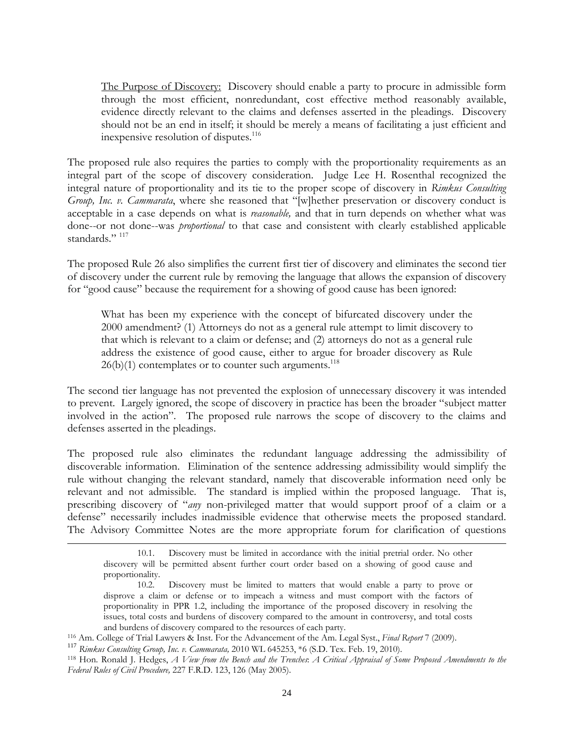The Purpose of Discovery: Discovery should enable a party to procure in admissible form through the most efficient, nonredundant, cost effective method reasonably available, evidence directly relevant to the claims and defenses asserted in the pleadings. Discovery should not be an end in itself; it should be merely a means of facilitating a just efficient and inexpensive resolution of disputes.[116]

The proposed rule also requires the parties to comply with the proportionality requirements as an integral part of the scope of discovery consideration. Judge Lee H. Rosenthal recognized the integral nature of proportionality and its tie to the proper scope of discovery in *Rimkus Consulting Group, Inc. v. Cammarata*, where she reasoned that "[w]hether preservation or discovery conduct is acceptable in a case depends on what is *reasonable,* and that in turn depends on whether what was done--or not done--was *proportional* to that case and consistent with clearly established applicable standards." [117]

The proposed Rule 26 also simplifies the current first tier of discovery and eliminates the second tier of discovery under the current rule by removing the language that allows the expansion of discovery for "good cause" because the requirement for a showing of good cause has been ignored:

> What has been my experience with the concept of bifurcated discovery under the 2000 amendment? (1) Attorneys do not as a general rule attempt to limit discovery to that which is relevant to a claim or defense; and (2) attorneys do not as a general rule address the existence of good cause, either to argue for broader discovery as Rule 26(b)(1) contemplates or to counter such arguments.[118]

The second tier language has not prevented the explosion of unnecessary discovery it was intended to prevent. Largely ignored, the scope of discovery in practice has been the broader "subject matter involved in the action". The proposed rule narrows the scope of discovery to the claims and defenses asserted in the pleadings.

The proposed rule also eliminates the redundant language addressing the admissibility of discoverable information. Elimination of the sentence addressing admissibility would simplify the rule without changing the relevant standard, namely that discoverable information need only be relevant and not admissible. The standard is implied within the proposed language. That is, prescribing discovery of "*any* non-privileged matter that would support proof of a claim or a defense" necessarily includes inadmissible evidence that otherwise meets the proposed standard. The Advisory Committee Notes are the more appropriate forum for clarification of questions

---

10.1. Discovery must be limited in accordance with the initial pretrial order. No other discovery will be permitted absent further court order based on a showing of good cause and proportionality.

10.2. Discovery must be limited to matters that would enable a party to prove or disprove a claim or defense or to impeach a witness and must comport with the factors of proportionality in PPR 1.2, including the importance of the proposed discovery in resolving the issues, total costs and burdens of discovery compared to the amount in controversy, and total costs and burdens of discovery compared to the resources of each party.

[116] Am. College of Trial Lawyers & Inst. For the Advancement of the Am. Legal Syst., *Final Report* 7 (2009).

[117] *Rimkus Consulting Group, Inc. v. Cammarata,* 2010 WL 645253, *6 (S.D. Tex. Feb. 19, 2010).

[118] Hon. Ronald J. Hedges, *A View from the Bench and the Trenches*: *A Critical Appraisal of Some Proposed Amendments to the Federal Rules of Civil Procedure,* 227 F.R.D. 123, 126 (May 2005).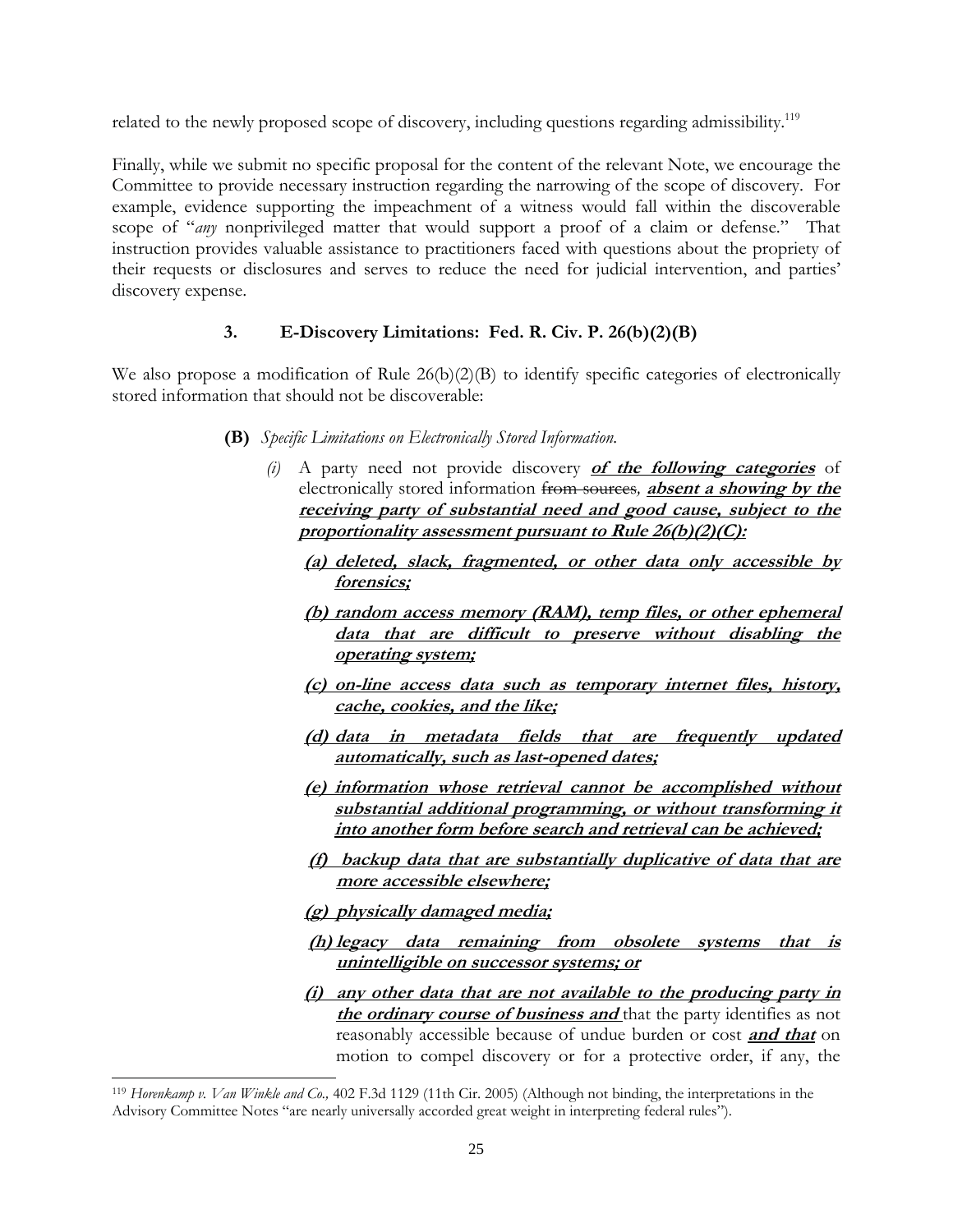related to the newly proposed scope of discovery, including questions regarding admissibility.[119]

Finally, while we submit no specific proposal for the content of the relevant Note, we encourage the Committee to provide necessary instruction regarding the narrowing of the scope of discovery. For example, evidence supporting the impeachment of a witness would fall within the discoverable scope of "*any* nonprivileged matter that would support a proof of a claim or defense." That instruction provides valuable assistance to practitioners faced with questions about the propriety of their requests or disclosures and serves to reduce the need for judicial intervention, and parties' discovery expense.

### 3. E-Discovery Limitations: Fed. R. Civ. P. 26(b)(2)(B)

We also propose a modification of Rule 26(b)(2)(B) to identify specific categories of electronically stored information that should not be discoverable:

**(B)** *Specific Limitations on Electronically Stored Information.*

*(i)* A party need not provide discovery ***<u>of the following categories</u>*** of electronically stored information ~~from sources~~*,* ***<u>absent a showing by the receiving party of substantial need and good cause, subject to the proportionality assessment pursuant to Rule 26(b)(2)(C):</u>***

***<u>(a) deleted, slack, fragmented, or other data only accessible by forensics;</u>***

***<u>(b) random access memory (RAM), temp files, or other ephemeral data that are difficult to preserve without disabling the operating system;</u>***

***<u>(c) on-line access data such as temporary internet files, history, cache, cookies, and the like;</u>***

***<u>(d) data in metadata fields that are frequently updated automatically, such as last-opened dates;</u>***

***<u>(e) information whose retrieval cannot be accomplished without substantial additional programming, or without transforming it into another form before search and retrieval can be achieved;</u>***

***<u>(f) backup data that are substantially duplicative of data that are more accessible elsewhere;</u>***

***<u>(g) physically damaged media;</u>***

***<u>(h) legacy data remaining from obsolete systems that is unintelligible on successor systems; or</u>***

***<u>(i) any other data that are not available to the producing party in the ordinary course of business and</u>*** that the party identifies as not reasonably accessible because of undue burden or cost ***<u>and that</u>*** on motion to compel discovery or for a protective order, if any, the

---

[119] *Horenkamp v. Van Winkle and Co.,* 402 F.3d 1129 (11th Cir. 2005) (Although not binding, the interpretations in the Advisory Committee Notes "are nearly universally accorded great weight in interpreting federal rules").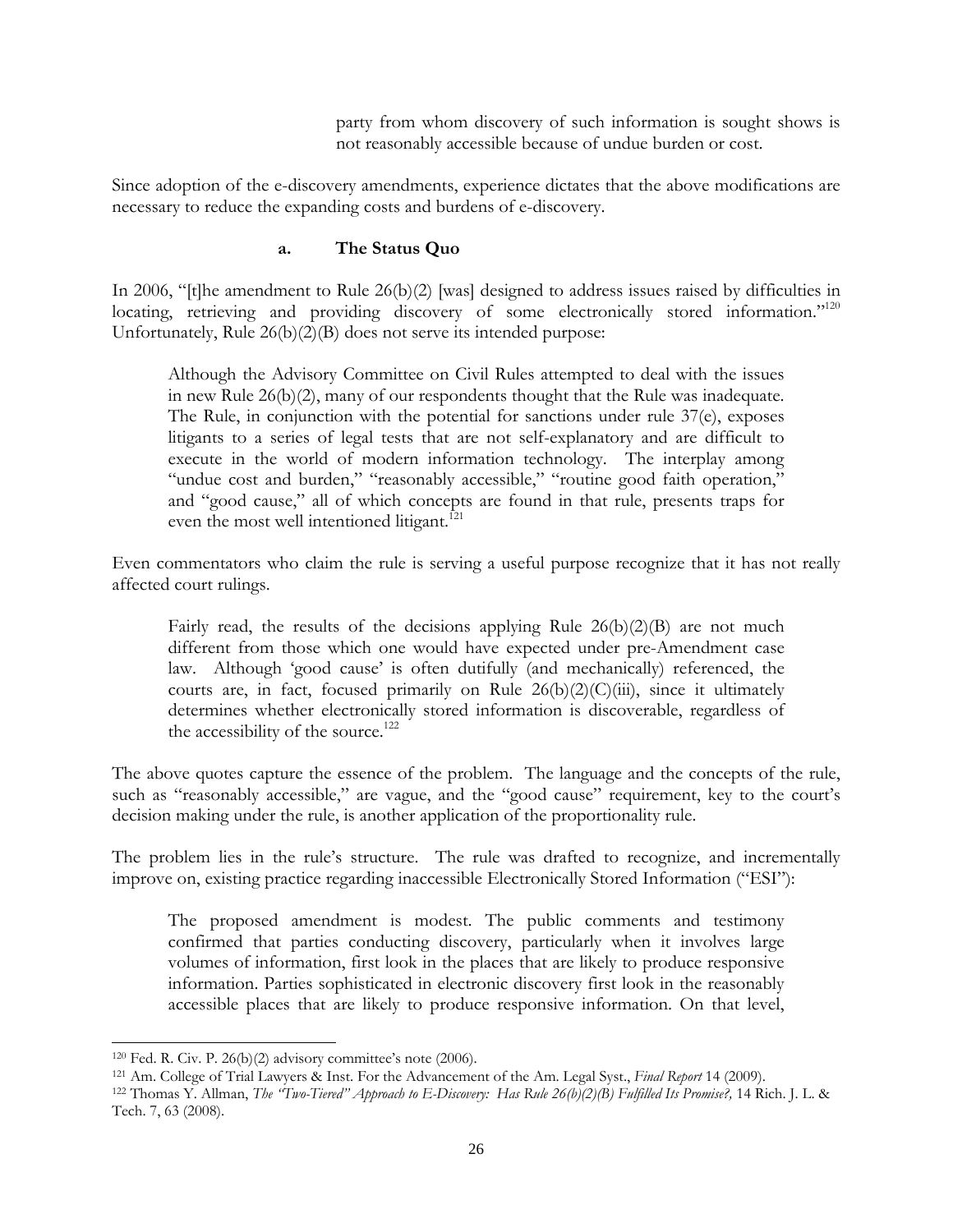> party from whom discovery of such information is sought shows is not reasonably accessible because of undue burden or cost.

Since adoption of the e-discovery amendments, experience dictates that the above modifications are necessary to reduce the expanding costs and burdens of e-discovery.

#### a. The Status Quo

In 2006, "[t]he amendment to Rule 26(b)(2) [was] designed to address issues raised by difficulties in locating, retrieving and providing discovery of some electronically stored information."[120] Unfortunately, Rule 26(b)(2)(B) does not serve its intended purpose:

> Although the Advisory Committee on Civil Rules attempted to deal with the issues in new Rule 26(b)(2), many of our respondents thought that the Rule was inadequate. The Rule, in conjunction with the potential for sanctions under rule 37(e), exposes litigants to a series of legal tests that are not self-explanatory and are difficult to execute in the world of modern information technology. The interplay among "undue cost and burden," "reasonably accessible," "routine good faith operation," and "good cause," all of which concepts are found in that rule, presents traps for even the most well intentioned litigant.[121]

Even commentators who claim the rule is serving a useful purpose recognize that it has not really affected court rulings.

> Fairly read, the results of the decisions applying Rule 26(b)(2)(B) are not much different from those which one would have expected under pre-Amendment case law. Although 'good cause' is often dutifully (and mechanically) referenced, the courts are, in fact, focused primarily on Rule 26(b)(2)(C)(iii), since it ultimately determines whether electronically stored information is discoverable, regardless of the accessibility of the source.[122]

The above quotes capture the essence of the problem. The language and the concepts of the rule, such as "reasonably accessible," are vague, and the "good cause" requirement, key to the court's decision making under the rule, is another application of the proportionality rule.

The problem lies in the rule's structure. The rule was drafted to recognize, and incrementally improve on, existing practice regarding inaccessible Electronically Stored Information ("ESI"):

> The proposed amendment is modest. The public comments and testimony confirmed that parties conducting discovery, particularly when it involves large volumes of information, first look in the places that are likely to produce responsive information. Parties sophisticated in electronic discovery first look in the reasonably accessible places that are likely to produce responsive information. On that level,

---

[120] Fed. R. Civ. P. 26(b)(2) advisory committee's note (2006).

[121] Am. College of Trial Lawyers & Inst. For the Advancement of the Am. Legal Syst., *Final Report* 14 (2009).

[122] Thomas Y. Allman, *The "Two-Tiered" Approach to E-Discovery: Has Rule 26(b)(2)(B) Fulfilled Its Promise?,* 14 Rich. J. L. & Tech. 7, 63 (2008).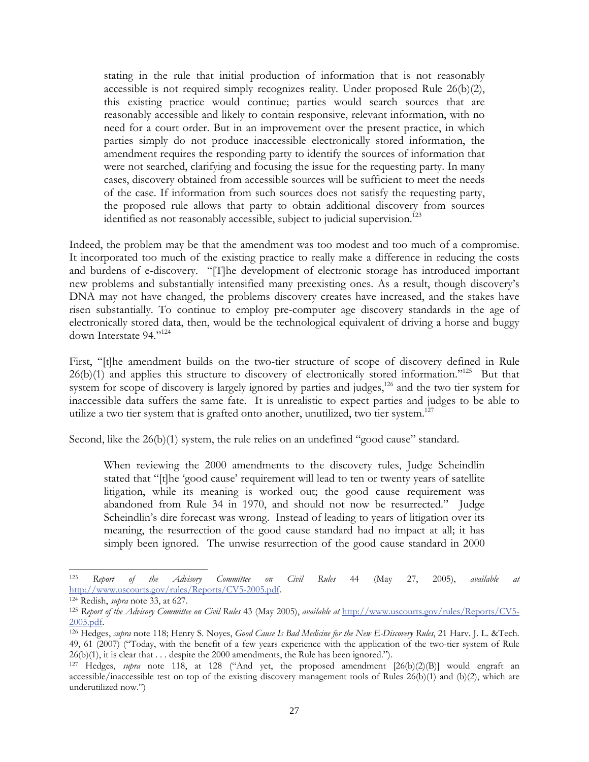> stating in the rule that initial production of information that is not reasonably accessible is not required simply recognizes reality. Under proposed Rule 26(b)(2), this existing practice would continue; parties would search sources that are reasonably accessible and likely to contain responsive, relevant information, with no need for a court order. But in an improvement over the present practice, in which parties simply do not produce inaccessible electronically stored information, the amendment requires the responding party to identify the sources of information that were not searched, clarifying and focusing the issue for the requesting party. In many cases, discovery obtained from accessible sources will be sufficient to meet the needs of the case. If information from such sources does not satisfy the requesting party, the proposed rule allows that party to obtain additional discovery from sources identified as not reasonably accessible, subject to judicial supervision.[123]

Indeed, the problem may be that the amendment was too modest and too much of a compromise. It incorporated too much of the existing practice to really make a difference in reducing the costs and burdens of e-discovery. "[T]he development of electronic storage has introduced important new problems and substantially intensified many preexisting ones. As a result, though discovery's DNA may not have changed, the problems discovery creates have increased, and the stakes have risen substantially. To continue to employ pre-computer age discovery standards in the age of electronically stored data, then, would be the technological equivalent of driving a horse and buggy down Interstate 94."[124]

First, "[t]he amendment builds on the two-tier structure of scope of discovery defined in Rule 26(b)(1) and applies this structure to discovery of electronically stored information."[125] But that system for scope of discovery is largely ignored by parties and judges,[126] and the two tier system for inaccessible data suffers the same fate. It is unrealistic to expect parties and judges to be able to utilize a two tier system that is grafted onto another, unutilized, two tier system.[127]

Second, like the 26(b)(1) system, the rule relies on an undefined "good cause" standard.

> When reviewing the 2000 amendments to the discovery rules, Judge Scheindlin stated that "[t]he 'good cause' requirement will lead to ten or twenty years of satellite litigation, while its meaning is worked out; the good cause requirement was abandoned from Rule 34 in 1970, and should not now be resurrected." Judge Scheindlin's dire forecast was wrong. Instead of leading to years of litigation over its meaning, the resurrection of the good cause standard had no impact at all; it has simply been ignored. The unwise resurrection of the good cause standard in 2000

---

[123] *Report of the Advisory Committee on Civil Rules* 44 (May 27, 2005), *available at* http://www.uscourts.gov/rules/Reports/CV5-2005.pdf.

[124] Redish, *supra* note 33, at 627.

[125] *Report of the Advisory Committee on Civil Rules* 43 (May 2005), *available at* http://www.uscourts.gov/rules/Reports/CV5-2005.pdf.

[126] Hedges, *supra* note 118; Henry S. Noyes, *Good Cause Is Bad Medicine for the New E-Discovery Rules*, 21 Harv. J. L. &Tech. 49, 61 (2007) ("Today, with the benefit of a few years experience with the application of the two-tier system of Rule 26(b)(1), it is clear that . . . despite the 2000 amendments, the Rule has been ignored.").

[127] Hedges, *supra* note 118, at 128 ("And yet, the proposed amendment [26(b)(2)(B)] would engraft an accessible/inaccessible test on top of the existing discovery management tools of Rules 26(b)(1) and (b)(2), which are underutilized now.")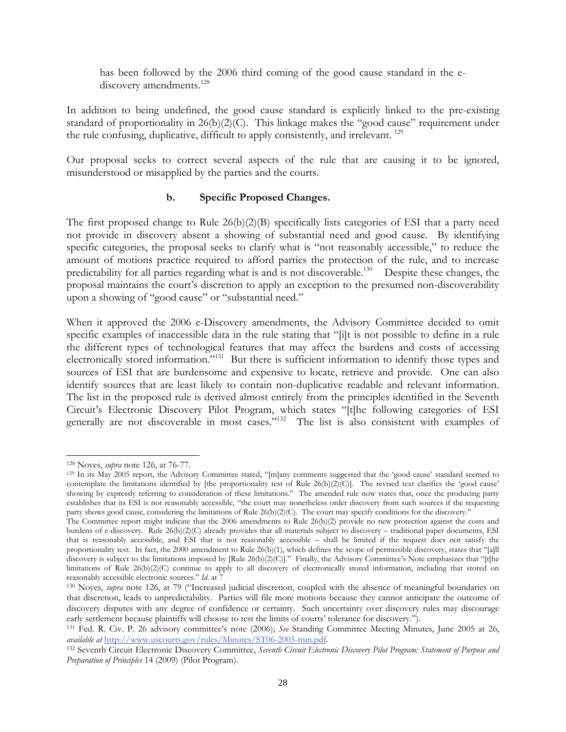has been followed by the 2006 third coming of the good cause standard in the e-discovery amendments.[128]

In addition to being undefined, the good cause standard is explicitly linked to the pre-existing standard of proportionality in 26(b)(2)(C). This linkage makes the "good cause" requirement under the rule confusing, duplicative, difficult to apply consistently, and irrelevant. [129]

Our proposal seeks to correct several aspects of the rule that are causing it to be ignored, misunderstood or misapplied by the parties and the courts.

### b. Specific Proposed Changes.

The first proposed change to Rule 26(b)(2)(B) specifically lists categories of ESI that a party need not provide in discovery absent a showing of substantial need and good cause. By identifying specific categories, the proposal seeks to clarify what is "not reasonably accessible," to reduce the amount of motions practice required to afford parties the protection of the rule, and to increase predictability for all parties regarding what is and is not discoverable.[130] Despite these changes, the proposal maintains the court's discretion to apply an exception to the presumed non-discoverability upon a showing of "good cause" or "substantial need."

When it approved the 2006 e-Discovery amendments, the Advisory Committee decided to omit specific examples of inaccessible data in the rule stating that "[i]t is not possible to define in a rule the different types of technological features that may affect the burdens and costs of accessing electronically stored information."[131] But there is sufficient information to identify those types and sources of ESI that are burdensome and expensive to locate, retrieve and provide. One can also identify sources that are least likely to contain non-duplicative readable and relevant information. The list in the proposed rule is derived almost entirely from the principles identified in the Seventh Circuit's Electronic Discovery Pilot Program, which states "[t]he following categories of ESI generally are not discoverable in most cases."[132] The list is also consistent with examples of

---

[128] Noyes, *supra* note 126, at 76-77.

[129] In its May 2005 report, the Advisory Committee stated, "[m]any comments suggested that the 'good cause' standard seemed to contemplate the limitations identified by [the proportionality test of Rule 26(b)(2)(C)]. The revised text clarifies the 'good cause' showing by expressly referring to consideration of these limitations." The amended rule now states that, once the producing party establishes that its ESI is not reasonably accessible, "the court may nonetheless order discovery from such sources if the requesting party shows good cause, considering the limitations of Rule 26(b)(2)(C). The court may specify conditions for the discovery."
The Committee report might indicate that the 2006 amendments to Rule 26(b)(2) provide no new protection against the costs and burdens of e-discovery. Rule 26(b)(2)(C) already provides that all materials subject to discovery – traditional paper documents, ESI that is reasonably accessible, and ESI that is not reasonably accessible – shall be limited if the request does not satisfy the proportionality test. In fact, the 2000 amendment to Rule 26(b)(1), which defines the scope of permissible discovery, states that "[a]ll discovery is subject to the limitations imposed by [Rule 26(b)(2)(C)]." Finally, the Advisory Committee's Note emphasizes that "[t]he limitations of Rule 26(b)(2)(C) continue to apply to all discovery of electronically stored information, including that stored on reasonably accessible electronic sources." *Id.* at 7

[130] Noyes, *supra* note 126, at 79 ("Increased judicial discretion, coupled with the absence of meaningful boundaries on that discretion, leads to unpredictability. Parties will file more motions because they cannot anticipate the outcome of discovery disputes with any degree of confidence or certainty. Such uncertainty over discovery rules may discourage early settlement because plaintiffs will choose to test the limits of courts' tolerance for discovery.").

[131] Fed. R. Civ. P. 26 advisory committee's note (2006); *See* Standing Committee Meeting Minutes, June 2005 at 26, *available at* http://www.uscourts.gov/rules/Minutes/ST06-2005-min.pdf.

[132] Seventh Circuit Electronic Discovery Committee, *Seventh Circuit Electronic Discovery Pilot Program: Statement of Purpose and Preparation of Principles* 14 (2009) (Pilot Program).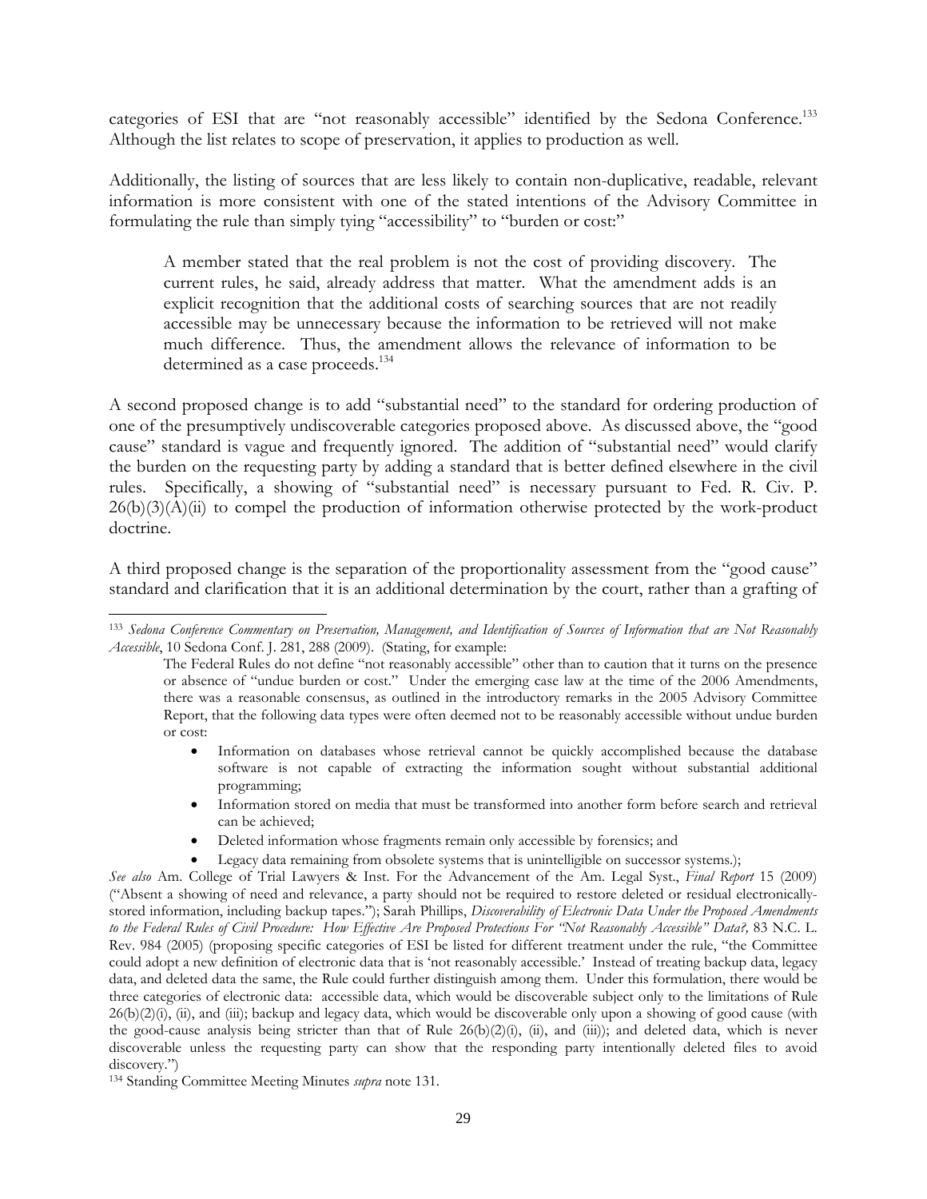categories of ESI that are "not reasonably accessible" identified by the Sedona Conference.[133] Although the list relates to scope of preservation, it applies to production as well.

Additionally, the listing of sources that are less likely to contain non-duplicative, readable, relevant information is more consistent with one of the stated intentions of the Advisory Committee in formulating the rule than simply tying "accessibility" to "burden or cost:"

> A member stated that the real problem is not the cost of providing discovery. The current rules, he said, already address that matter. What the amendment adds is an explicit recognition that the additional costs of searching sources that are not readily accessible may be unnecessary because the information to be retrieved will not make much difference. Thus, the amendment allows the relevance of information to be determined as a case proceeds.[134]

A second proposed change is to add "substantial need" to the standard for ordering production of one of the presumptively undiscoverable categories proposed above. As discussed above, the "good cause" standard is vague and frequently ignored. The addition of "substantial need" would clarify the burden on the requesting party by adding a standard that is better defined elsewhere in the civil rules. Specifically, a showing of "substantial need" is necessary pursuant to Fed. R. Civ. P. 26(b)(3)(A)(ii) to compel the production of information otherwise protected by the work-product doctrine.

A third proposed change is the separation of the proportionality assessment from the "good cause" standard and clarification that it is an additional determination by the court, rather than a grafting of

---

[133] *Sedona Conference Commentary on Preservation, Management, and Identification of Sources of Information that are Not Reasonably Accessible*, 10 Sedona Conf. J. 281, 288 (2009). (Stating, for example:

> The Federal Rules do not define "not reasonably accessible" other than to caution that it turns on the presence or absence of "undue burden or cost." Under the emerging case law at the time of the 2006 Amendments, there was a reasonable consensus, as outlined in the introductory remarks in the 2005 Advisory Committee Report, that the following data types were often deemed not to be reasonably accessible without undue burden or cost:
>
> - Information on databases whose retrieval cannot be quickly accomplished because the database software is not capable of extracting the information sought without substantial additional programming;
> - Information stored on media that must be transformed into another form before search and retrieval can be achieved;
> - Deleted information whose fragments remain only accessible by forensics; and
> - Legacy data remaining from obsolete systems that is unintelligible on successor systems.);

*See also* Am. College of Trial Lawyers & Inst. For the Advancement of the Am. Legal Syst., *Final Report* 15 (2009) ("Absent a showing of need and relevance, a party should not be required to restore deleted or residual electronically-stored information, including backup tapes."); Sarah Phillips, *Discoverability of Electronic Data Under the Proposed Amendments to the Federal Rules of Civil Procedure: How Effective Are Proposed Protections For "Not Reasonably Accessible" Data?,* 83 N.C. L. Rev. 984 (2005) (proposing specific categories of ESI be listed for different treatment under the rule, "the Committee could adopt a new definition of electronic data that is 'not reasonably accessible.' Instead of treating backup data, legacy data, and deleted data the same, the Rule could further distinguish among them. Under this formulation, there would be three categories of electronic data: accessible data, which would be discoverable subject only to the limitations of Rule 26(b)(2)(i), (ii), and (iii); backup and legacy data, which would be discoverable only upon a showing of good cause (with the good-cause analysis being stricter than that of Rule 26(b)(2)(i), (ii), and (iii)); and deleted data, which is never discoverable unless the requesting party can show that the responding party intentionally deleted files to avoid discovery.")

[134] Standing Committee Meeting Minutes *supra* note 131.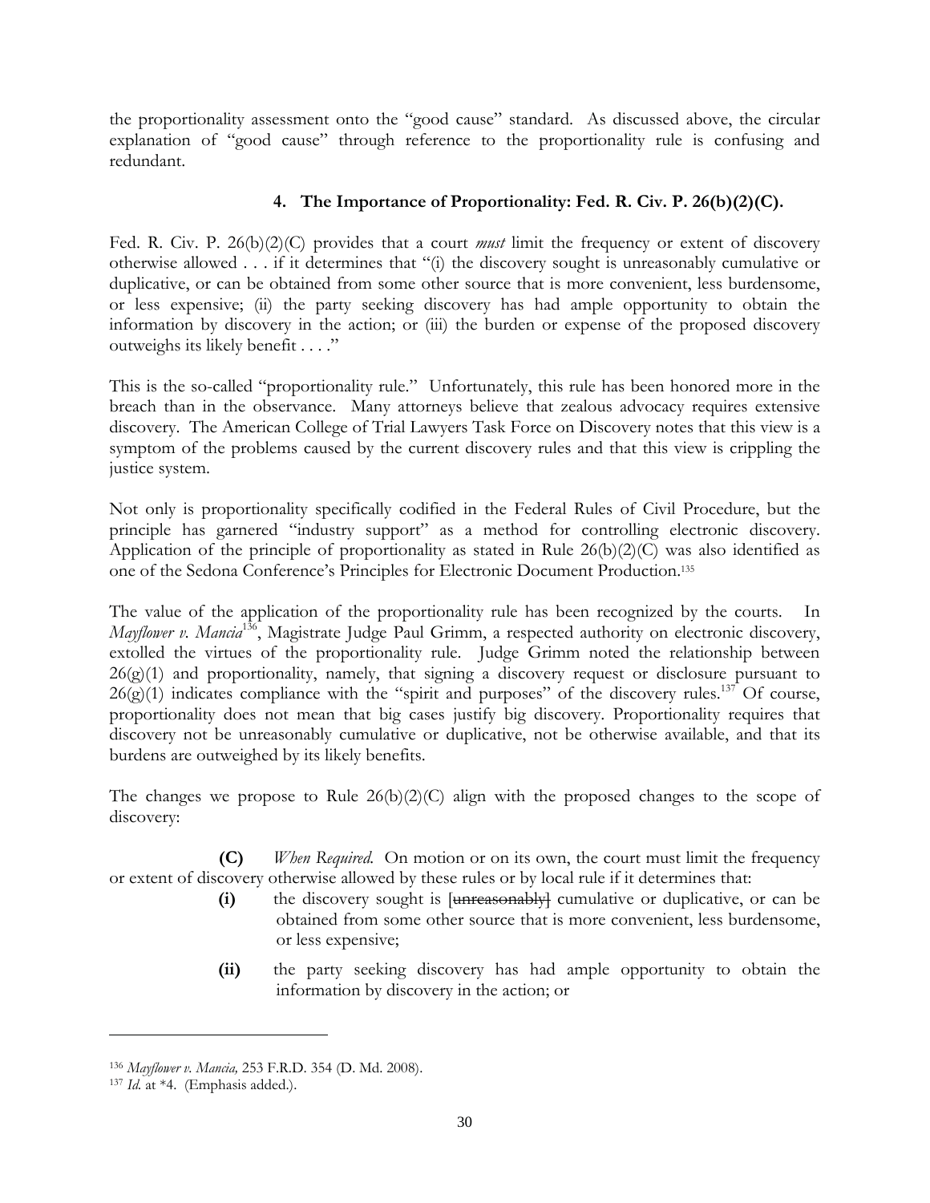the proportionality assessment onto the "good cause" standard. As discussed above, the circular explanation of "good cause" through reference to the proportionality rule is confusing and redundant.

### 4. The Importance of Proportionality: Fed. R. Civ. P. 26(b)(2)(C).

Fed. R. Civ. P. 26(b)(2)(C) provides that a court *must* limit the frequency or extent of discovery otherwise allowed . . . if it determines that "(i) the discovery sought is unreasonably cumulative or duplicative, or can be obtained from some other source that is more convenient, less burdensome, or less expensive; (ii) the party seeking discovery has had ample opportunity to obtain the information by discovery in the action; or (iii) the burden or expense of the proposed discovery outweighs its likely benefit . . . ."

This is the so-called "proportionality rule." Unfortunately, this rule has been honored more in the breach than in the observance. Many attorneys believe that zealous advocacy requires extensive discovery. The American College of Trial Lawyers Task Force on Discovery notes that this view is a symptom of the problems caused by the current discovery rules and that this view is crippling the justice system.

Not only is proportionality specifically codified in the Federal Rules of Civil Procedure, but the principle has garnered "industry support" as a method for controlling electronic discovery. Application of the principle of proportionality as stated in Rule 26(b)(2)(C) was also identified as one of the Sedona Conference's Principles for Electronic Document Production.[135]

The value of the application of the proportionality rule has been recognized by the courts. In *Mayflower v. Mancia*[136], Magistrate Judge Paul Grimm, a respected authority on electronic discovery, extolled the virtues of the proportionality rule. Judge Grimm noted the relationship between 26(g)(1) and proportionality, namely, that signing a discovery request or disclosure pursuant to 26(g)(1) indicates compliance with the "spirit and purposes" of the discovery rules.[137] Of course, proportionality does not mean that big cases justify big discovery. Proportionality requires that discovery not be unreasonably cumulative or duplicative, not be otherwise available, and that its burdens are outweighed by its likely benefits.

The changes we propose to Rule 26(b)(2)(C) align with the proposed changes to the scope of discovery:

**(C)** *When Required.* On motion or on its own, the court must limit the frequency or extent of discovery otherwise allowed by these rules or by local rule if it determines that:

- **(i)** the discovery sought is [~~unreasonably~~] cumulative or duplicative, or can be obtained from some other source that is more convenient, less burdensome, or less expensive;
- **(ii)** the party seeking discovery has had ample opportunity to obtain the information by discovery in the action; or

---

[136] *Mayflower v. Mancia,* 253 F.R.D. 354 (D. Md. 2008).

[137] *Id.* at \*4. (Emphasis added.).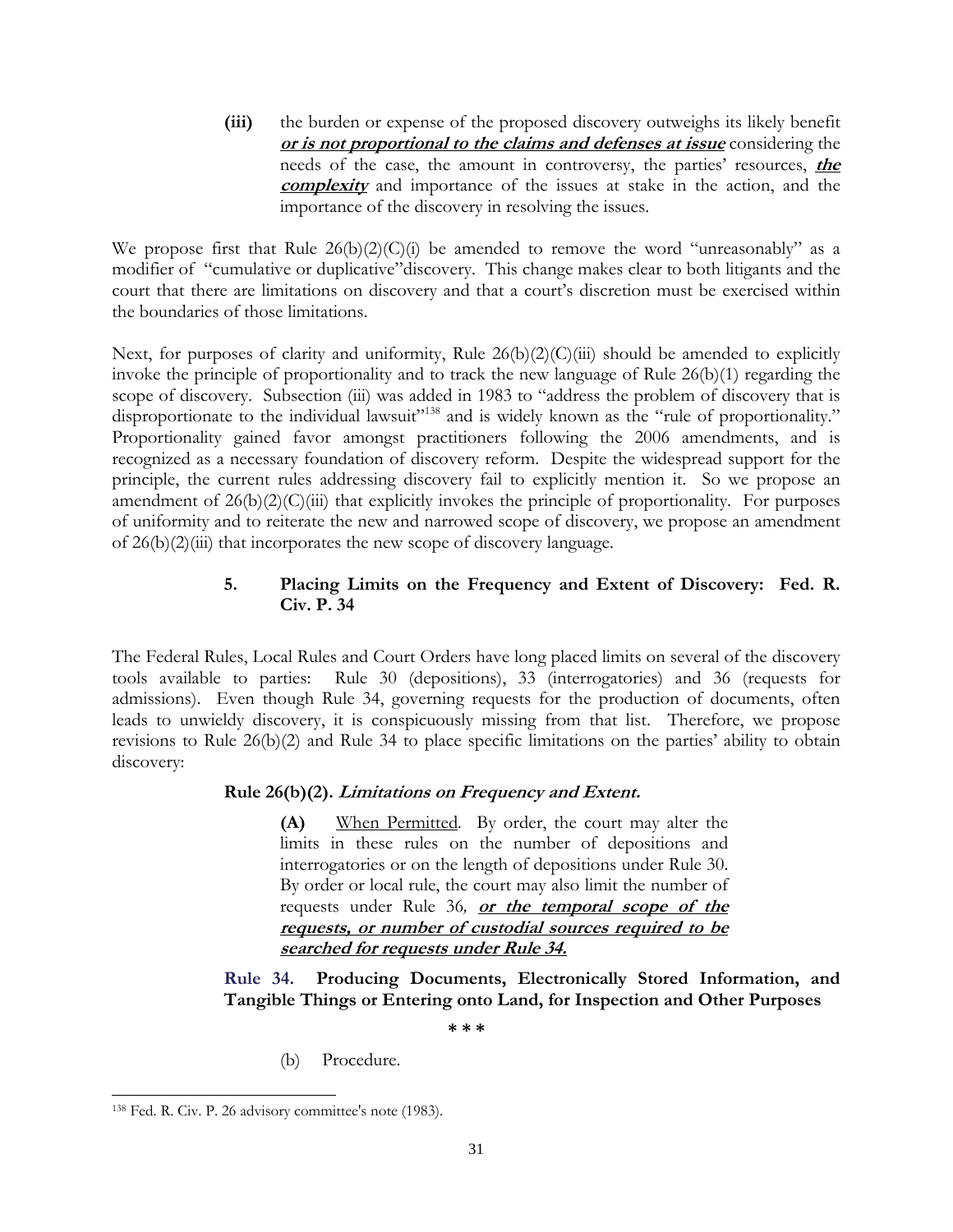**(iii)** the burden or expense of the proposed discovery outweighs its likely benefit ***or is not proportional to the claims and defenses at issue*** considering the needs of the case, the amount in controversy, the parties' resources, ***the complexity*** and importance of the issues at stake in the action, and the importance of the discovery in resolving the issues.

We propose first that Rule 26(b)(2)(C)(i) be amended to remove the word "unreasonably" as a modifier of "cumulative or duplicative"discovery. This change makes clear to both litigants and the court that there are limitations on discovery and that a court's discretion must be exercised within the boundaries of those limitations.

Next, for purposes of clarity and uniformity, Rule 26(b)(2)(C)(iii) should be amended to explicitly invoke the principle of proportionality and to track the new language of Rule 26(b)(1) regarding the scope of discovery. Subsection (iii) was added in 1983 to "address the problem of discovery that is disproportionate to the individual lawsuit"[138] and is widely known as the "rule of proportionality." Proportionality gained favor amongst practitioners following the 2006 amendments, and is recognized as a necessary foundation of discovery reform. Despite the widespread support for the principle, the current rules addressing discovery fail to explicitly mention it. So we propose an amendment of 26(b)(2)(C)(iii) that explicitly invokes the principle of proportionality. For purposes of uniformity and to reiterate the new and narrowed scope of discovery, we propose an amendment of 26(b)(2)(iii) that incorporates the new scope of discovery language.

### 5. Placing Limits on the Frequency and Extent of Discovery: Fed. R. Civ. P. 34

The Federal Rules, Local Rules and Court Orders have long placed limits on several of the discovery tools available to parties: Rule 30 (depositions), 33 (interrogatories) and 36 (requests for admissions). Even though Rule 34, governing requests for the production of documents, often leads to unwieldy discovery, it is conspicuously missing from that list. Therefore, we propose revisions to Rule 26(b)(2) and Rule 34 to place specific limitations on the parties' ability to obtain discovery:

**Rule 26(b)(2).** ***Limitations on Frequency and Extent.***

**(A)** When Permitted. By order, the court may alter the limits in these rules on the number of depositions and interrogatories or on the length of depositions under Rule 30. By order or local rule, the court may also limit the number of requests under Rule 36*, **or the temporal scope of the requests, or number of custodial sources required to be searched for requests under Rule 34.***

**Rule 34. Producing Documents, Electronically Stored Information, and Tangible Things or Entering onto Land, for Inspection and Other Purposes**

\* \* \*

(b) Procedure.

[138] Fed. R. Civ. P. 26 advisory committee's note (1983).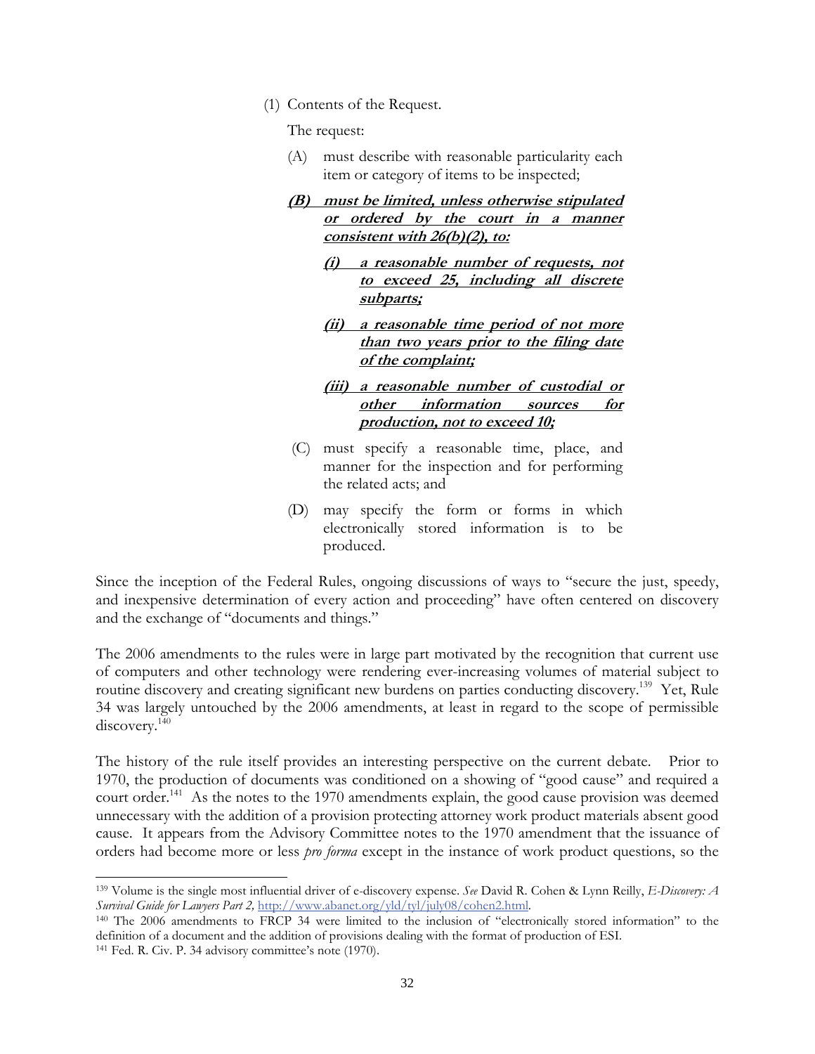(1) Contents of the Request.

The request:

(A) must describe with reasonable particularity each item or category of items to be inspected;

***<u>(B) must be limited, unless otherwise stipulated or ordered by the court in a manner consistent with 26(b)(2), to:</u>***

***<u>(i) a reasonable number of requests, not to exceed 25, including all discrete subparts;</u>***

***<u>(ii) a reasonable time period of not more than two years prior to the filing date of the complaint;</u>***

***<u>(iii) a reasonable number of custodial or other information sources for production, not to exceed 10;</u>***

(C) must specify a reasonable time, place, and manner for the inspection and for performing the related acts; and

(D) may specify the form or forms in which electronically stored information is to be produced.

Since the inception of the Federal Rules, ongoing discussions of ways to "secure the just, speedy, and inexpensive determination of every action and proceeding" have often centered on discovery and the exchange of "documents and things."

The 2006 amendments to the rules were in large part motivated by the recognition that current use of computers and other technology were rendering ever-increasing volumes of material subject to routine discovery and creating significant new burdens on parties conducting discovery.[139] Yet, Rule 34 was largely untouched by the 2006 amendments, at least in regard to the scope of permissible discovery.[140]

The history of the rule itself provides an interesting perspective on the current debate. Prior to 1970, the production of documents was conditioned on a showing of "good cause" and required a court order.[141] As the notes to the 1970 amendments explain, the good cause provision was deemed unnecessary with the addition of a provision protecting attorney work product materials absent good cause. It appears from the Advisory Committee notes to the 1970 amendment that the issuance of orders had become more or less *pro forma* except in the instance of work product questions, so the

---

[139] Volume is the single most influential driver of e-discovery expense. *See* David R. Cohen & Lynn Reilly, *E-Discovery: A Survival Guide for Lawyers Part 2,* http://www.abanet.org/yld/tyl/july08/cohen2.html.

[140] The 2006 amendments to FRCP 34 were limited to the inclusion of "electronically stored information" to the definition of a document and the addition of provisions dealing with the format of production of ESI.

[141] Fed. R. Civ. P. 34 advisory committee's note (1970).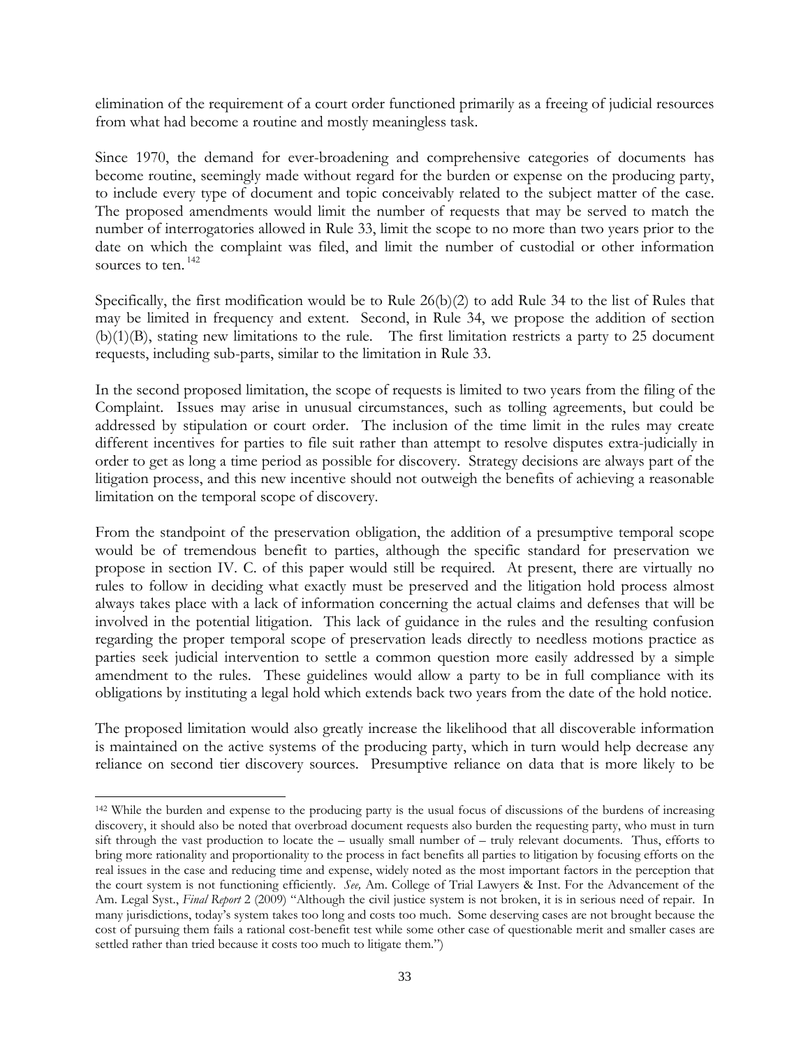elimination of the requirement of a court order functioned primarily as a freeing of judicial resources from what had become a routine and mostly meaningless task.

Since 1970, the demand for ever-broadening and comprehensive categories of documents has become routine, seemingly made without regard for the burden or expense on the producing party, to include every type of document and topic conceivably related to the subject matter of the case. The proposed amendments would limit the number of requests that may be served to match the number of interrogatories allowed in Rule 33, limit the scope to no more than two years prior to the date on which the complaint was filed, and limit the number of custodial or other information sources to ten.[142]

Specifically, the first modification would be to Rule 26(b)(2) to add Rule 34 to the list of Rules that may be limited in frequency and extent. Second, in Rule 34, we propose the addition of section (b)(1)(B), stating new limitations to the rule. The first limitation restricts a party to 25 document requests, including sub-parts, similar to the limitation in Rule 33.

In the second proposed limitation, the scope of requests is limited to two years from the filing of the Complaint. Issues may arise in unusual circumstances, such as tolling agreements, but could be addressed by stipulation or court order. The inclusion of the time limit in the rules may create different incentives for parties to file suit rather than attempt to resolve disputes extra-judicially in order to get as long a time period as possible for discovery. Strategy decisions are always part of the litigation process, and this new incentive should not outweigh the benefits of achieving a reasonable limitation on the temporal scope of discovery.

From the standpoint of the preservation obligation, the addition of a presumptive temporal scope would be of tremendous benefit to parties, although the specific standard for preservation we propose in section IV. C. of this paper would still be required. At present, there are virtually no rules to follow in deciding what exactly must be preserved and the litigation hold process almost always takes place with a lack of information concerning the actual claims and defenses that will be involved in the potential litigation. This lack of guidance in the rules and the resulting confusion regarding the proper temporal scope of preservation leads directly to needless motions practice as parties seek judicial intervention to settle a common question more easily addressed by a simple amendment to the rules. These guidelines would allow a party to be in full compliance with its obligations by instituting a legal hold which extends back two years from the date of the hold notice.

The proposed limitation would also greatly increase the likelihood that all discoverable information is maintained on the active systems of the producing party, which in turn would help decrease any reliance on second tier discovery sources. Presumptive reliance on data that is more likely to be

---

[142] While the burden and expense to the producing party is the usual focus of discussions of the burdens of increasing discovery, it should also be noted that overbroad document requests also burden the requesting party, who must in turn sift through the vast production to locate the – usually small number of – truly relevant documents. Thus, efforts to bring more rationality and proportionality to the process in fact benefits all parties to litigation by focusing efforts on the real issues in the case and reducing time and expense, widely noted as the most important factors in the perception that the court system is not functioning efficiently. *See,* Am. College of Trial Lawyers & Inst. For the Advancement of the Am. Legal Syst., *Final Report* 2 (2009) "Although the civil justice system is not broken, it is in serious need of repair. In many jurisdictions, today's system takes too long and costs too much. Some deserving cases are not brought because the cost of pursuing them fails a rational cost-benefit test while some other case of questionable merit and smaller cases are settled rather than tried because it costs too much to litigate them.")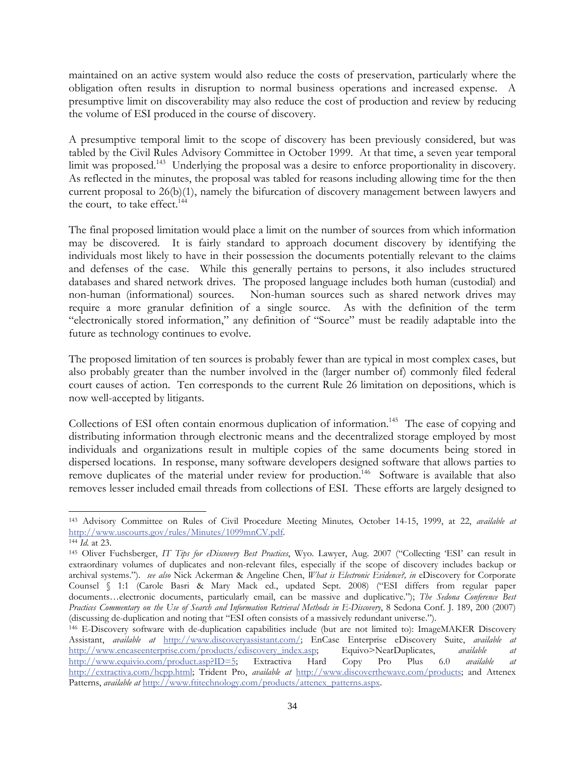maintained on an active system would also reduce the costs of preservation, particularly where the obligation often results in disruption to normal business operations and increased expense. A presumptive limit on discoverability may also reduce the cost of production and review by reducing the volume of ESI produced in the course of discovery.

A presumptive temporal limit to the scope of discovery has been previously considered, but was tabled by the Civil Rules Advisory Committee in October 1999. At that time, a seven year temporal limit was proposed.[143] Underlying the proposal was a desire to enforce proportionality in discovery. As reflected in the minutes, the proposal was tabled for reasons including allowing time for the then current proposal to 26(b)(1), namely the bifurcation of discovery management between lawyers and the court, to take effect.[144]

The final proposed limitation would place a limit on the number of sources from which information may be discovered. It is fairly standard to approach document discovery by identifying the individuals most likely to have in their possession the documents potentially relevant to the claims and defenses of the case. While this generally pertains to persons, it also includes structured databases and shared network drives. The proposed language includes both human (custodial) and non-human (informational) sources. Non-human sources such as shared network drives may require a more granular definition of a single source. As with the definition of the term "electronically stored information," any definition of "Source" must be readily adaptable into the future as technology continues to evolve.

The proposed limitation of ten sources is probably fewer than are typical in most complex cases, but also probably greater than the number involved in the (larger number of) commonly filed federal court causes of action. Ten corresponds to the current Rule 26 limitation on depositions, which is now well-accepted by litigants.

Collections of ESI often contain enormous duplication of information.[145] The ease of copying and distributing information through electronic means and the decentralized storage employed by most individuals and organizations result in multiple copies of the same documents being stored in dispersed locations. In response, many software developers designed software that allows parties to remove duplicates of the material under review for production.[146] Software is available that also removes lesser included email threads from collections of ESI. These efforts are largely designed to

---

[143] Advisory Committee on Rules of Civil Procedure Meeting Minutes, October 14-15, 1999, at 22, *available at* http://www.uscourts.gov/rules/Minutes/1099mnCV.pdf.

[144] *Id.* at 23.

[145] Oliver Fuchsberger, *IT Tips for eDiscovery Best Practices*, Wyo. Lawyer, Aug. 2007 ("Collecting 'ESI' can result in extraordinary volumes of duplicates and non-relevant files, especially if the scope of discovery includes backup or archival systems."). *see also* Nick Ackerman & Angeline Chen, *What is Electronic Evidence?, in* eDiscovery for Corporate Counsel § 1:1 (Carole Basri & Mary Mack ed., updated Sept. 2008) ("ESI differs from regular paper documents…electronic documents, particularly email, can be massive and duplicative."); *The Sedona Conference Best Practices Commentary on the Use of Search and Information Retrieval Methods in E-Discovery*, 8 Sedona Conf. J. 189, 200 (2007) (discussing de-duplication and noting that "ESI often consists of a massively redundant universe.").

[146] E-Discovery software with de-duplication capabilities include (but are not limited to): ImageMAKER Discovery Assistant, *available at* http://www.discoveryassistant.com/; EnCase Enterprise eDiscovery Suite, *available at* http://www.encaseenterprise.com/products/ediscovery_index.asp; Equivo>NearDuplicates, *available at* http://www.equivio.com/product.asp?ID=5; Extractiva Hard Copy Pro Plus 6.0 *available at* http://extractiva.com/hcpp.html; Trident Pro, *available at* http://www.discoverthewave.com/products; and Attenex Patterns, *available at* http://www.ftitechnology.com/products/attenex_patterns.aspx.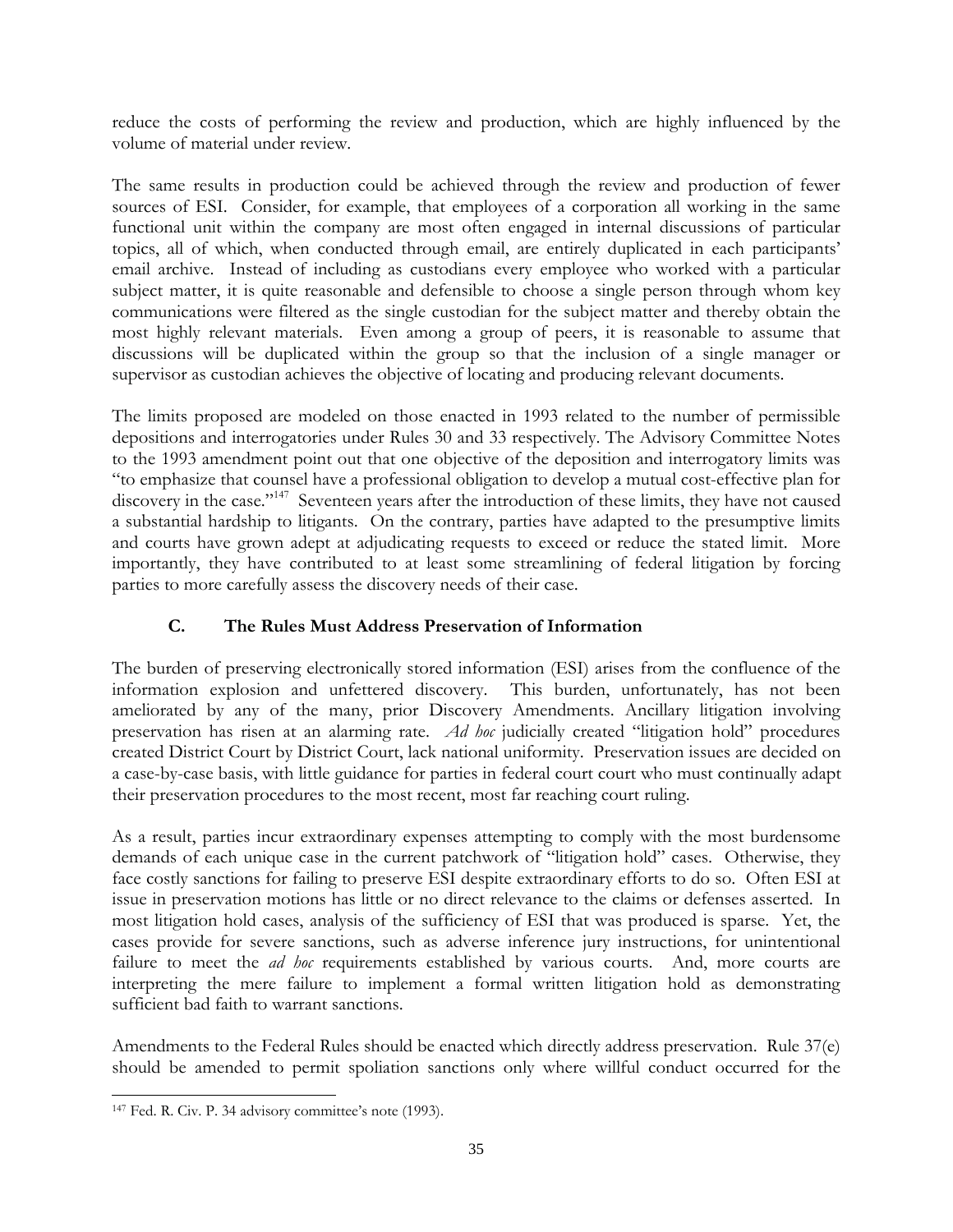reduce the costs of performing the review and production, which are highly influenced by the volume of material under review.

The same results in production could be achieved through the review and production of fewer sources of ESI. Consider, for example, that employees of a corporation all working in the same functional unit within the company are most often engaged in internal discussions of particular topics, all of which, when conducted through email, are entirely duplicated in each participants' email archive. Instead of including as custodians every employee who worked with a particular subject matter, it is quite reasonable and defensible to choose a single person through whom key communications were filtered as the single custodian for the subject matter and thereby obtain the most highly relevant materials. Even among a group of peers, it is reasonable to assume that discussions will be duplicated within the group so that the inclusion of a single manager or supervisor as custodian achieves the objective of locating and producing relevant documents.

The limits proposed are modeled on those enacted in 1993 related to the number of permissible depositions and interrogatories under Rules 30 and 33 respectively. The Advisory Committee Notes to the 1993 amendment point out that one objective of the deposition and interrogatory limits was "to emphasize that counsel have a professional obligation to develop a mutual cost-effective plan for discovery in the case."[147] Seventeen years after the introduction of these limits, they have not caused a substantial hardship to litigants. On the contrary, parties have adapted to the presumptive limits and courts have grown adept at adjudicating requests to exceed or reduce the stated limit. More importantly, they have contributed to at least some streamlining of federal litigation by forcing parties to more carefully assess the discovery needs of their case.

### C. The Rules Must Address Preservation of Information

The burden of preserving electronically stored information (ESI) arises from the confluence of the information explosion and unfettered discovery. This burden, unfortunately, has not been ameliorated by any of the many, prior Discovery Amendments. Ancillary litigation involving preservation has risen at an alarming rate. *Ad hoc* judicially created "litigation hold" procedures created District Court by District Court, lack national uniformity. Preservation issues are decided on a case-by-case basis, with little guidance for parties in federal court court who must continually adapt their preservation procedures to the most recent, most far reaching court ruling.

As a result, parties incur extraordinary expenses attempting to comply with the most burdensome demands of each unique case in the current patchwork of "litigation hold" cases. Otherwise, they face costly sanctions for failing to preserve ESI despite extraordinary efforts to do so. Often ESI at issue in preservation motions has little or no direct relevance to the claims or defenses asserted. In most litigation hold cases, analysis of the sufficiency of ESI that was produced is sparse. Yet, the cases provide for severe sanctions, such as adverse inference jury instructions, for unintentional failure to meet the *ad hoc* requirements established by various courts. And, more courts are interpreting the mere failure to implement a formal written litigation hold as demonstrating sufficient bad faith to warrant sanctions.

Amendments to the Federal Rules should be enacted which directly address preservation. Rule 37(e) should be amended to permit spoliation sanctions only where willful conduct occurred for the

[147] Fed. R. Civ. P. 34 advisory committee's note (1993).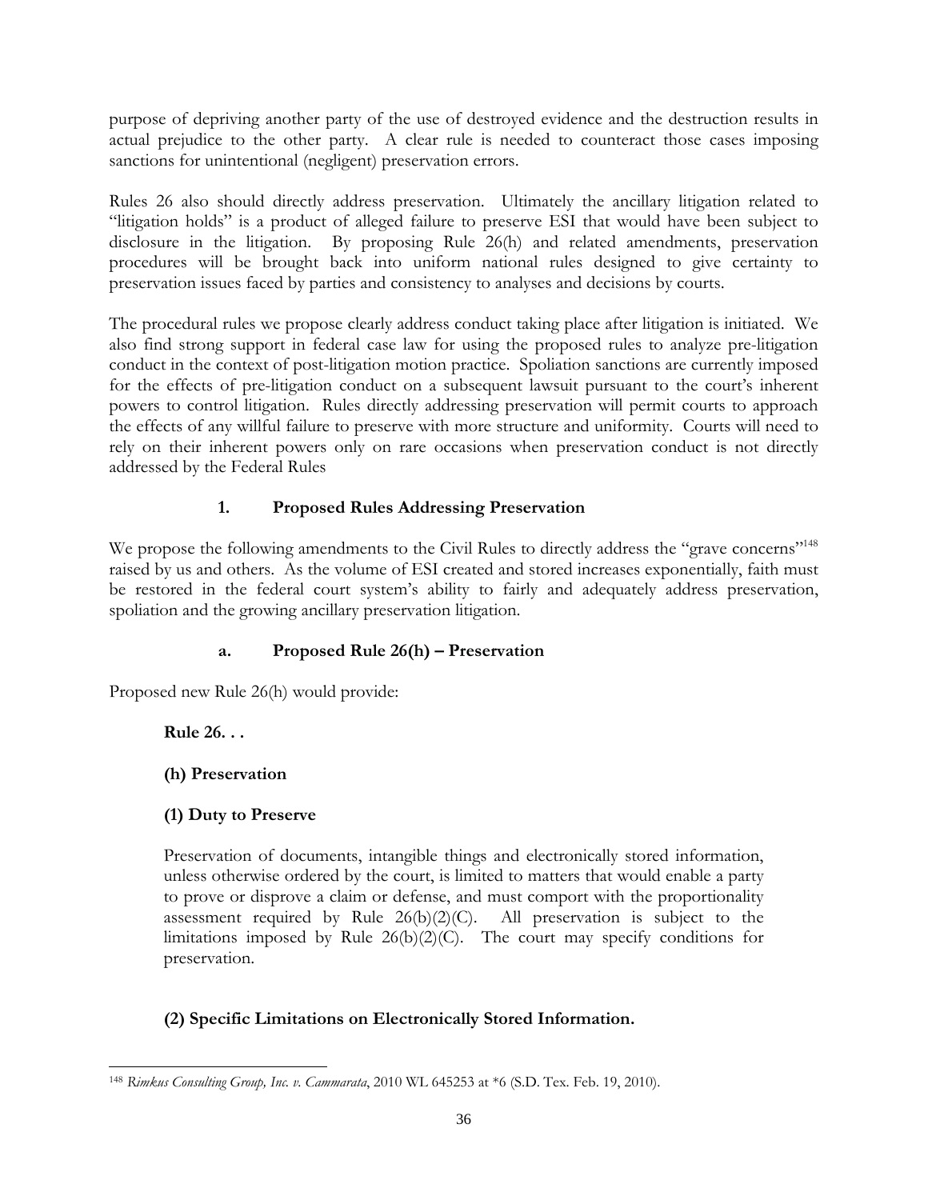purpose of depriving another party of the use of destroyed evidence and the destruction results in actual prejudice to the other party. A clear rule is needed to counteract those cases imposing sanctions for unintentional (negligent) preservation errors.

Rules 26 also should directly address preservation. Ultimately the ancillary litigation related to "litigation holds" is a product of alleged failure to preserve ESI that would have been subject to disclosure in the litigation. By proposing Rule 26(h) and related amendments, preservation procedures will be brought back into uniform national rules designed to give certainty to preservation issues faced by parties and consistency to analyses and decisions by courts.

The procedural rules we propose clearly address conduct taking place after litigation is initiated. We also find strong support in federal case law for using the proposed rules to analyze pre-litigation conduct in the context of post-litigation motion practice. Spoliation sanctions are currently imposed for the effects of pre-litigation conduct on a subsequent lawsuit pursuant to the court's inherent powers to control litigation. Rules directly addressing preservation will permit courts to approach the effects of any willful failure to preserve with more structure and uniformity. Courts will need to rely on their inherent powers only on rare occasions when preservation conduct is not directly addressed by the Federal Rules

### 1. Proposed Rules Addressing Preservation

We propose the following amendments to the Civil Rules to directly address the "grave concerns"[148] raised by us and others. As the volume of ESI created and stored increases exponentially, faith must be restored in the federal court system's ability to fairly and adequately address preservation, spoliation and the growing ancillary preservation litigation.

#### a. Proposed Rule 26(h) – Preservation

Proposed new Rule 26(h) would provide:

> **Rule 26. . .**
>
> **(h) Preservation**
>
> **(1) Duty to Preserve**
>
> Preservation of documents, intangible things and electronically stored information, unless otherwise ordered by the court, is limited to matters that would enable a party to prove or disprove a claim or defense, and must comport with the proportionality assessment required by Rule 26(b)(2)(C). All preservation is subject to the limitations imposed by Rule 26(b)(2)(C). The court may specify conditions for preservation.
>
> **(2) Specific Limitations on Electronically Stored Information.**

[148] *Rimkus Consulting Group, Inc. v. Cammarata*, 2010 WL 645253 at *6 (S.D. Tex. Feb. 19, 2010).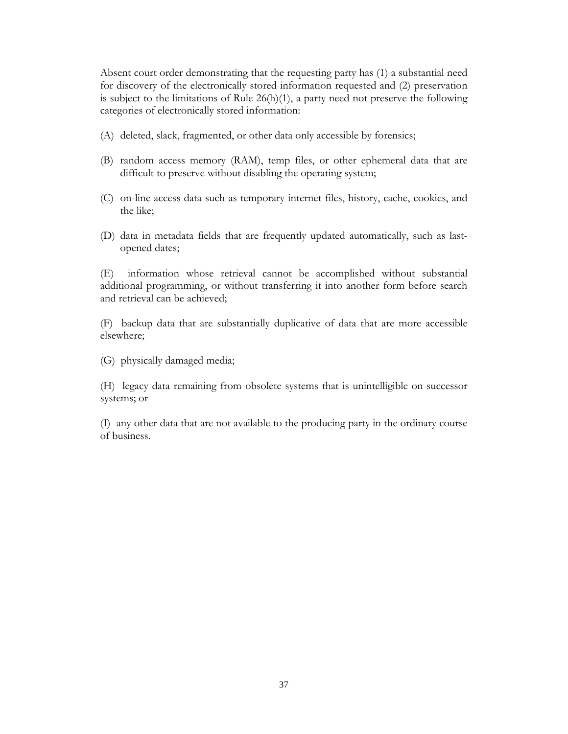Absent court order demonstrating that the requesting party has (1) a substantial need for discovery of the electronically stored information requested and (2) preservation is subject to the limitations of Rule 26(h)(1), a party need not preserve the following categories of electronically stored information:

(A) deleted, slack, fragmented, or other data only accessible by forensics;

(B) random access memory (RAM), temp files, or other ephemeral data that are difficult to preserve without disabling the operating system;

(C) on-line access data such as temporary internet files, history, cache, cookies, and the like;

(D) data in metadata fields that are frequently updated automatically, such as last-opened dates;

(E) information whose retrieval cannot be accomplished without substantial additional programming, or without transferring it into another form before search and retrieval can be achieved;

(F) backup data that are substantially duplicative of data that are more accessible elsewhere;

(G) physically damaged media;

(H) legacy data remaining from obsolete systems that is unintelligible on successor systems; or

(I) any other data that are not available to the producing party in the ordinary course of business.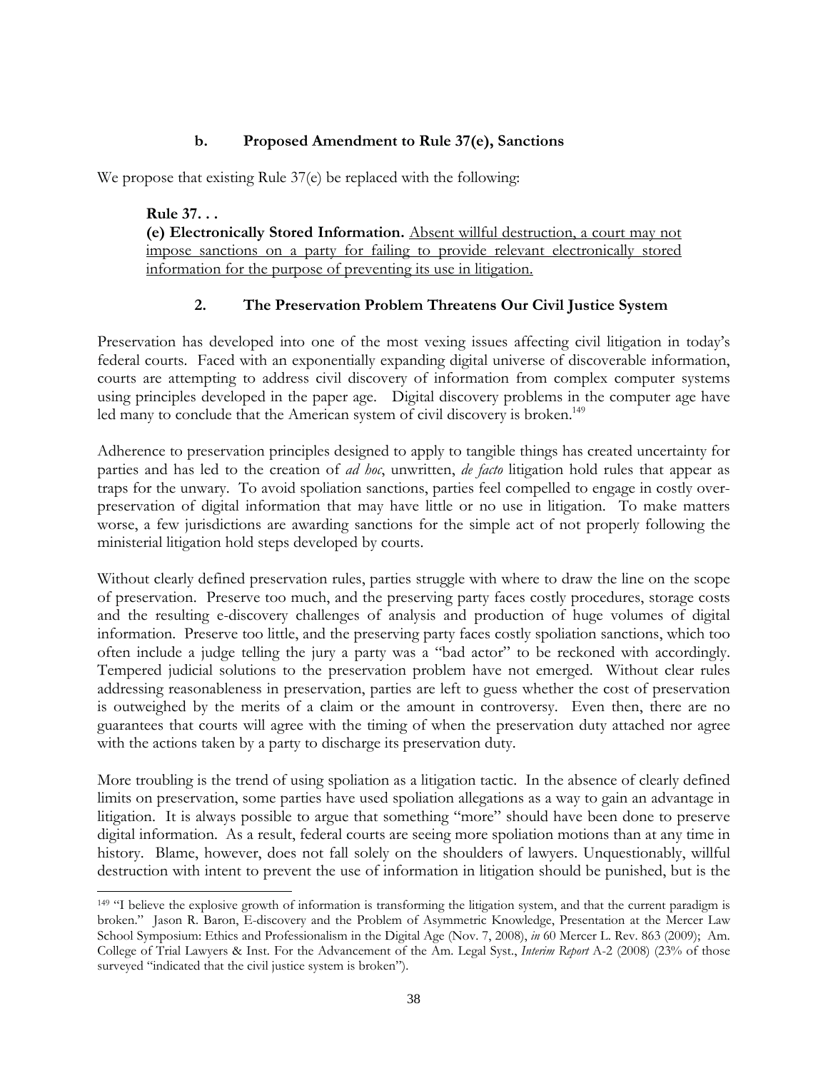#### b. Proposed Amendment to Rule 37(e), Sanctions

We propose that existing Rule 37(e) be replaced with the following:

> **Rule 37. . .**
> **(e) Electronically Stored Information.** <u>Absent willful destruction, a court may not impose sanctions on a party for failing to provide relevant electronically stored information for the purpose of preventing its use in litigation.</u>

### 2. The Preservation Problem Threatens Our Civil Justice System

Preservation has developed into one of the most vexing issues affecting civil litigation in today's federal courts. Faced with an exponentially expanding digital universe of discoverable information, courts are attempting to address civil discovery of information from complex computer systems using principles developed in the paper age. Digital discovery problems in the computer age have led many to conclude that the American system of civil discovery is broken.[149]

Adherence to preservation principles designed to apply to tangible things has created uncertainty for parties and has led to the creation of *ad hoc*, unwritten, *de facto* litigation hold rules that appear as traps for the unwary. To avoid spoliation sanctions, parties feel compelled to engage in costly over-preservation of digital information that may have little or no use in litigation. To make matters worse, a few jurisdictions are awarding sanctions for the simple act of not properly following the ministerial litigation hold steps developed by courts.

Without clearly defined preservation rules, parties struggle with where to draw the line on the scope of preservation. Preserve too much, and the preserving party faces costly procedures, storage costs and the resulting e-discovery challenges of analysis and production of huge volumes of digital information. Preserve too little, and the preserving party faces costly spoliation sanctions, which too often include a judge telling the jury a party was a "bad actor" to be reckoned with accordingly. Tempered judicial solutions to the preservation problem have not emerged. Without clear rules addressing reasonableness in preservation, parties are left to guess whether the cost of preservation is outweighed by the merits of a claim or the amount in controversy. Even then, there are no guarantees that courts will agree with the timing of when the preservation duty attached nor agree with the actions taken by a party to discharge its preservation duty.

More troubling is the trend of using spoliation as a litigation tactic. In the absence of clearly defined limits on preservation, some parties have used spoliation allegations as a way to gain an advantage in litigation. It is always possible to argue that something "more" should have been done to preserve digital information. As a result, federal courts are seeing more spoliation motions than at any time in history. Blame, however, does not fall solely on the shoulders of lawyers. Unquestionably, willful destruction with intent to prevent the use of information in litigation should be punished, but is the

---

[149] "I believe the explosive growth of information is transforming the litigation system, and that the current paradigm is broken." Jason R. Baron, E-discovery and the Problem of Asymmetric Knowledge, Presentation at the Mercer Law School Symposium: Ethics and Professionalism in the Digital Age (Nov. 7, 2008), *in* 60 Mercer L. Rev. 863 (2009); Am. College of Trial Lawyers & Inst. For the Advancement of the Am. Legal Syst., *Interim Report* A-2 (2008) (23% of those surveyed "indicated that the civil justice system is broken").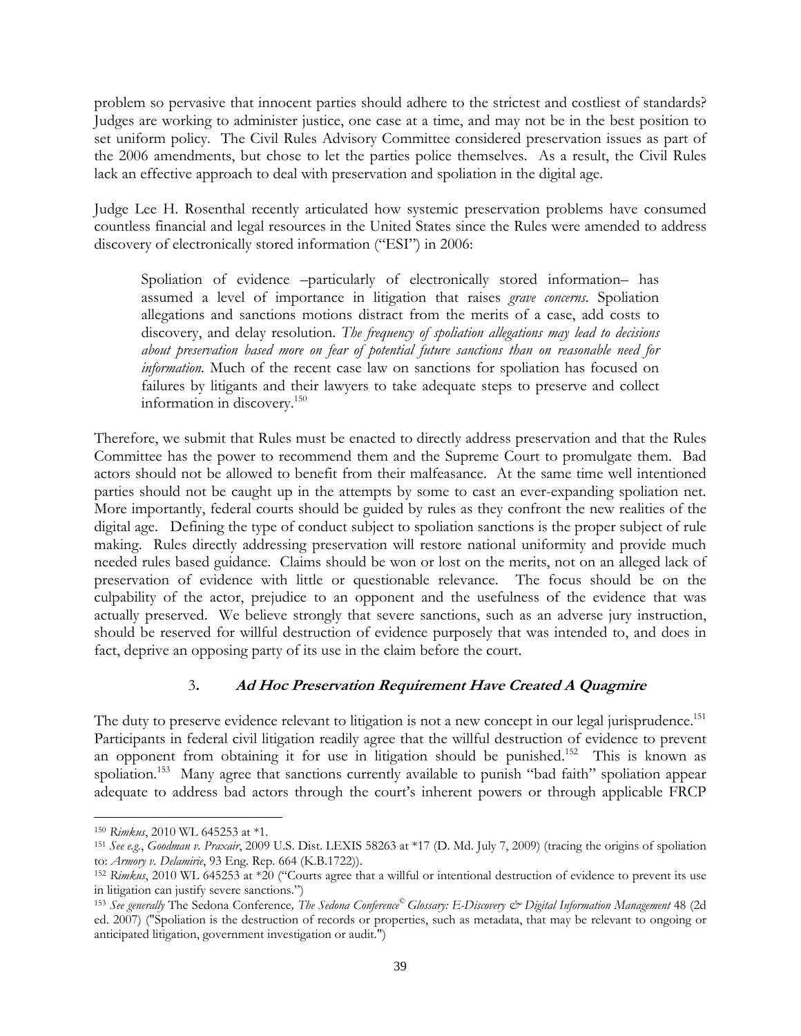problem so pervasive that innocent parties should adhere to the strictest and costliest of standards? Judges are working to administer justice, one case at a time, and may not be in the best position to set uniform policy. The Civil Rules Advisory Committee considered preservation issues as part of the 2006 amendments, but chose to let the parties police themselves. As a result, the Civil Rules lack an effective approach to deal with preservation and spoliation in the digital age.

Judge Lee H. Rosenthal recently articulated how systemic preservation problems have consumed countless financial and legal resources in the United States since the Rules were amended to address discovery of electronically stored information ("ESI") in 2006:

> Spoliation of evidence –particularly of electronically stored information– has assumed a level of importance in litigation that raises *grave concerns*. Spoliation allegations and sanctions motions distract from the merits of a case, add costs to discovery, and delay resolution. *The frequency of spoliation allegations may lead to decisions about preservation based more on fear of potential future sanctions than on reasonable need for information.* Much of the recent case law on sanctions for spoliation has focused on failures by litigants and their lawyers to take adequate steps to preserve and collect information in discovery.[150]

Therefore, we submit that Rules must be enacted to directly address preservation and that the Rules Committee has the power to recommend them and the Supreme Court to promulgate them. Bad actors should not be allowed to benefit from their malfeasance. At the same time well intentioned parties should not be caught up in the attempts by some to cast an ever-expanding spoliation net. More importantly, federal courts should be guided by rules as they confront the new realities of the digital age. Defining the type of conduct subject to spoliation sanctions is the proper subject of rule making. Rules directly addressing preservation will restore national uniformity and provide much needed rules based guidance. Claims should be won or lost on the merits, not on an alleged lack of preservation of evidence with little or questionable relevance. The focus should be on the culpability of the actor, prejudice to an opponent and the usefulness of the evidence that was actually preserved. We believe strongly that severe sanctions, such as an adverse jury instruction, should be reserved for willful destruction of evidence purposely that was intended to, and does in fact, deprive an opposing party of its use in the claim before the court.

### 3. ***Ad Hoc Preservation Requirement Have Created A Quagmire***

The duty to preserve evidence relevant to litigation is not a new concept in our legal jurisprudence.[151] Participants in federal civil litigation readily agree that the willful destruction of evidence to prevent an opponent from obtaining it for use in litigation should be punished.[152] This is known as spoliation.[153] Many agree that sanctions currently available to punish "bad faith" spoliation appear adequate to address bad actors through the court's inherent powers or through applicable FRCP

---

[150] *Rimkus*, 2010 WL 645253 at *1.

[151] *See e.g.*, *Goodman v. Praxair*, 2009 U.S. Dist. LEXIS 58263 at *17 (D. Md. July 7, 2009) (tracing the origins of spoliation to: *Armory v. Delamirie*, 93 Eng. Rep. 664 (K.B.1722)).

[152] *Rimkus*, 2010 WL 645253 at *20 ("Courts agree that a willful or intentional destruction of evidence to prevent its use in litigation can justify severe sanctions.")

[153] *See generally* The Sedona Conference*, The Sedona Conference© Glossary: E-Discovery & Digital Information Management* 48 (2d ed. 2007) ("Spoliation is the destruction of records or properties, such as metadata, that may be relevant to ongoing or anticipated litigation, government investigation or audit.")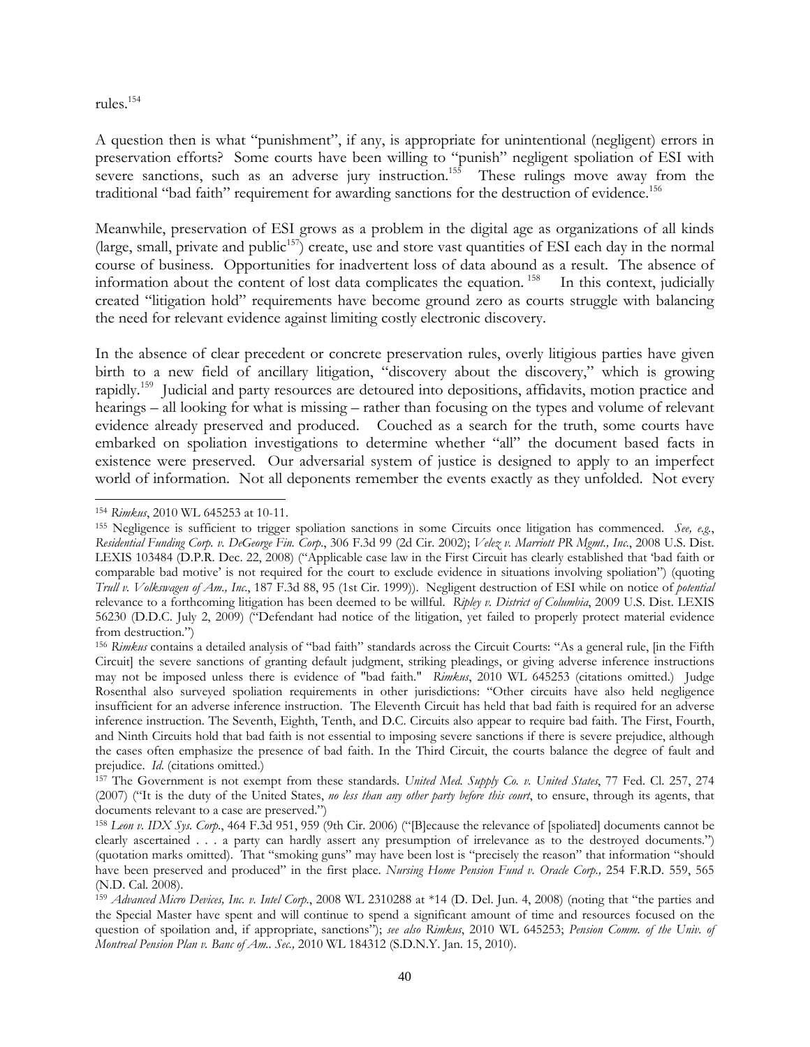rules.[154]

A question then is what "punishment", if any, is appropriate for unintentional (negligent) errors in preservation efforts? Some courts have been willing to "punish" negligent spoliation of ESI with severe sanctions, such as an adverse jury instruction.[155] These rulings move away from the traditional "bad faith" requirement for awarding sanctions for the destruction of evidence.[156]

Meanwhile, preservation of ESI grows as a problem in the digital age as organizations of all kinds (large, small, private and public[157]) create, use and store vast quantities of ESI each day in the normal course of business. Opportunities for inadvertent loss of data abound as a result. The absence of information about the content of lost data complicates the equation.[158] In this context, judicially created "litigation hold" requirements have become ground zero as courts struggle with balancing the need for relevant evidence against limiting costly electronic discovery.

In the absence of clear precedent or concrete preservation rules, overly litigious parties have given birth to a new field of ancillary litigation, "discovery about the discovery," which is growing rapidly.[159] Judicial and party resources are detoured into depositions, affidavits, motion practice and hearings – all looking for what is missing – rather than focusing on the types and volume of relevant evidence already preserved and produced. Couched as a search for the truth, some courts have embarked on spoliation investigations to determine whether "all" the document based facts in existence were preserved. Our adversarial system of justice is designed to apply to an imperfect world of information. Not all deponents remember the events exactly as they unfolded. Not every

---

[154] *Rimkus*, 2010 WL 645253 at 10-11.

[155] Negligence is sufficient to trigger spoliation sanctions in some Circuits once litigation has commenced. *See, e.g.*, *Residential Funding Corp. v. DeGeorge Fin. Corp*., 306 F.3d 99 (2d Cir. 2002); *Velez v. Marriott PR Mgmt., Inc*., 2008 U.S. Dist. LEXIS 103484 (D.P.R. Dec. 22, 2008) ("Applicable case law in the First Circuit has clearly established that 'bad faith or comparable bad motive' is not required for the court to exclude evidence in situations involving spoliation") (quoting *Trull v. Volkswagen of Am., Inc*., 187 F.3d 88, 95 (1st Cir. 1999)). Negligent destruction of ESI while on notice of *potential* relevance to a forthcoming litigation has been deemed to be willful. *Ripley v. District of Columbia*, 2009 U.S. Dist. LEXIS 56230 (D.D.C. July 2, 2009) ("Defendant had notice of the litigation, yet failed to properly protect material evidence from destruction.")

[156] *Rimkus* contains a detailed analysis of "bad faith" standards across the Circuit Courts: "As a general rule, [in the Fifth Circuit] the severe sanctions of granting default judgment, striking pleadings, or giving adverse inference instructions may not be imposed unless there is evidence of "bad faith." *Rimkus*, 2010 WL 645253 (citations omitted.) Judge Rosenthal also surveyed spoliation requirements in other jurisdictions: "Other circuits have also held negligence insufficient for an adverse inference instruction. The Eleventh Circuit has held that bad faith is required for an adverse inference instruction. The Seventh, Eighth, Tenth, and D.C. Circuits also appear to require bad faith. The First, Fourth, and Ninth Circuits hold that bad faith is not essential to imposing severe sanctions if there is severe prejudice, although the cases often emphasize the presence of bad faith. In the Third Circuit, the courts balance the degree of fault and prejudice. *Id*. (citations omitted.)

[157] The Government is not exempt from these standards. *United Med. Supply Co. v. United States*, 77 Fed. Cl. 257, 274 (2007) ("It is the duty of the United States, *no less than any other party before this court*, to ensure, through its agents, that documents relevant to a case are preserved.")

[158] *Leon v. IDX Sys. Corp*., 464 F.3d 951, 959 (9th Cir. 2006) ("[B]ecause the relevance of [spoliated] documents cannot be clearly ascertained . . . a party can hardly assert any presumption of irrelevance as to the destroyed documents.") (quotation marks omitted). That "smoking guns" may have been lost is "precisely the reason" that information "should have been preserved and produced" in the first place. *Nursing Home Pension Fund v. Oracle Corp.,* 254 F.R.D. 559, 565 (N.D. Cal. 2008).

[159] *Advanced Micro Devices, Inc. v. Intel Corp*., 2008 WL 2310288 at *14 (D. Del. Jun. 4, 2008) (noting that "the parties and the Special Master have spent and will continue to spend a significant amount of time and resources focused on the question of spoliation and, if appropriate, sanctions"); *see also Rimkus*, 2010 WL 645253; *Pension Comm. of the Univ. of Montreal Pension Plan v. Banc of Am.. Sec.,* 2010 WL 184312 (S.D.N.Y. Jan. 15, 2010).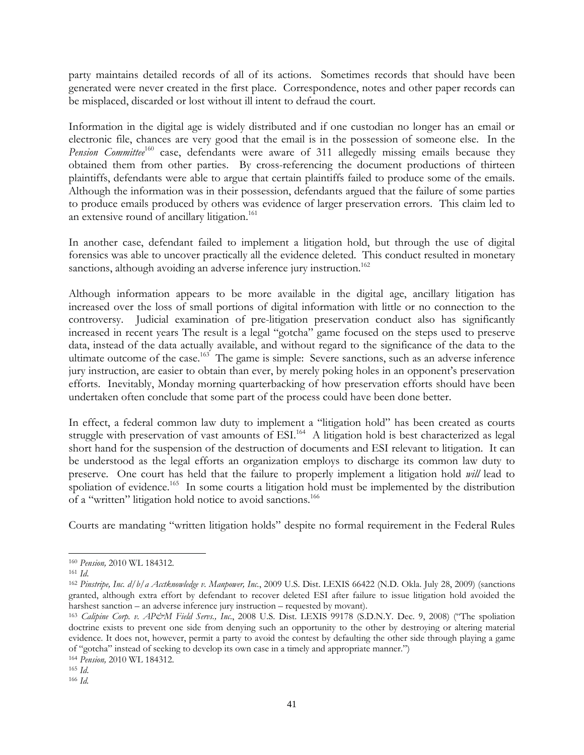party maintains detailed records of all of its actions. Sometimes records that should have been generated were never created in the first place. Correspondence, notes and other paper records can be misplaced, discarded or lost without ill intent to defraud the court.

Information in the digital age is widely distributed and if one custodian no longer has an email or electronic file, chances are very good that the email is in the possession of someone else. In the *Pension Committee*[160] case, defendants were aware of 311 allegedly missing emails because they obtained them from other parties. By cross-referencing the document productions of thirteen plaintiffs, defendants were able to argue that certain plaintiffs failed to produce some of the emails. Although the information was in their possession, defendants argued that the failure of some parties to produce emails produced by others was evidence of larger preservation errors. This claim led to an extensive round of ancillary litigation.[161]

In another case, defendant failed to implement a litigation hold, but through the use of digital forensics was able to uncover practically all the evidence deleted. This conduct resulted in monetary sanctions, although avoiding an adverse inference jury instruction.[162]

Although information appears to be more available in the digital age, ancillary litigation has increased over the loss of small portions of digital information with little or no connection to the controversy. Judicial examination of pre-litigation preservation conduct also has significantly increased in recent years The result is a legal "gotcha" game focused on the steps used to preserve data, instead of the data actually available, and without regard to the significance of the data to the ultimate outcome of the case.[163] The game is simple: Severe sanctions, such as an adverse inference jury instruction, are easier to obtain than ever, by merely poking holes in an opponent's preservation efforts. Inevitably, Monday morning quarterbacking of how preservation efforts should have been undertaken often conclude that some part of the process could have been done better.

In effect, a federal common law duty to implement a "litigation hold" has been created as courts struggle with preservation of vast amounts of ESI.[164] A litigation hold is best characterized as legal short hand for the suspension of the destruction of documents and ESI relevant to litigation. It can be understood as the legal efforts an organization employs to discharge its common law duty to preserve. One court has held that the failure to properly implement a litigation hold *will* lead to spoliation of evidence.[165] In some courts a litigation hold must be implemented by the distribution of a "written" litigation hold notice to avoid sanctions.[166]

Courts are mandating "written litigation holds" despite no formal requirement in the Federal Rules

---

[160] *Pension,* 2010 WL 184312.

[161] *Id.*

[162] *Pinstripe, Inc. d/b/a Acctknowledge v. Manpower, Inc.*, 2009 U.S. Dist. LEXIS 66422 (N.D. Okla. July 28, 2009) (sanctions granted, although extra effort by defendant to recover deleted ESI after failure to issue litigation hold avoided the harshest sanction – an adverse inference jury instruction – requested by movant).

[163] *Calipine Corp. v. AP&M Field Servs., Inc.*, 2008 U.S. Dist. LEXIS 99178 (S.D.N.Y. Dec. 9, 2008) ("The spoliation doctrine exists to prevent one side from denying such an opportunity to the other by destroying or altering material evidence. It does not, however, permit a party to avoid the contest by defaulting the other side through playing a game of "gotcha" instead of seeking to develop its own case in a timely and appropriate manner.")

[164] *Pension,* 2010 WL 184312.

[165] *Id.*

[166] *Id.*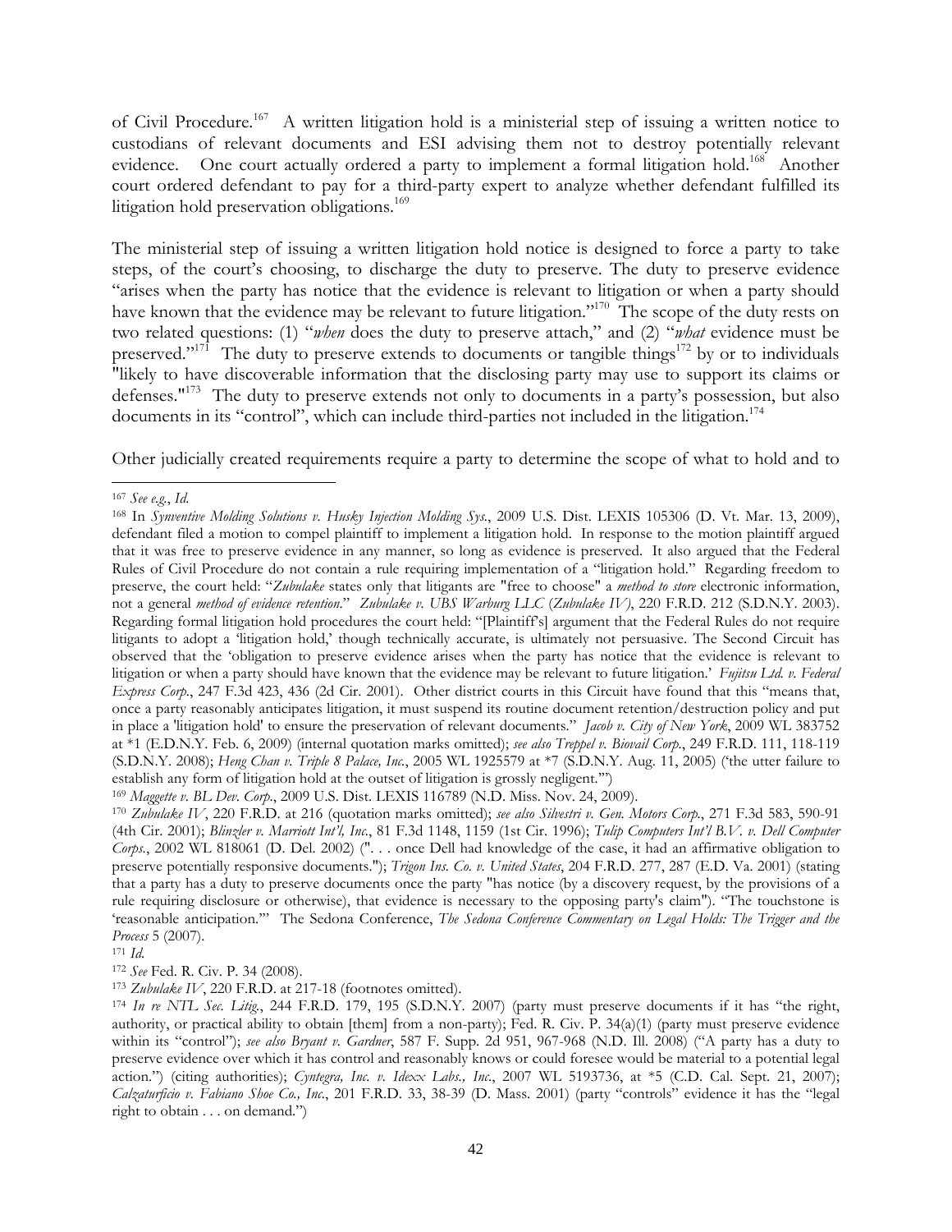of Civil Procedure.[167] A written litigation hold is a ministerial step of issuing a written notice to custodians of relevant documents and ESI advising them not to destroy potentially relevant evidence. One court actually ordered a party to implement a formal litigation hold.[168] Another court ordered defendant to pay for a third-party expert to analyze whether defendant fulfilled its litigation hold preservation obligations.[169]

The ministerial step of issuing a written litigation hold notice is designed to force a party to take steps, of the court's choosing, to discharge the duty to preserve. The duty to preserve evidence "arises when the party has notice that the evidence is relevant to litigation or when a party should have known that the evidence may be relevant to future litigation."[170] The scope of the duty rests on two related questions: (1) "*when* does the duty to preserve attach," and (2) "*what* evidence must be preserved."[171] The duty to preserve extends to documents or tangible things[172] by or to individuals "likely to have discoverable information that the disclosing party may use to support its claims or defenses."[173] The duty to preserve extends not only to documents in a party's possession, but also documents in its "control", which can include third-parties not included in the litigation.[174]

Other judicially created requirements require a party to determine the scope of what to hold and to

---

[167] *See e.g.*, *Id.*

[168] In *Synventive Molding Solutions v. Husky Injection Molding Sys.*, 2009 U.S. Dist. LEXIS 105306 (D. Vt. Mar. 13, 2009), defendant filed a motion to compel plaintiff to implement a litigation hold. In response to the motion plaintiff argued that it was free to preserve evidence in any manner, so long as evidence is preserved. It also argued that the Federal Rules of Civil Procedure do not contain a rule requiring implementation of a "litigation hold." Regarding freedom to preserve, the court held: "*Zubulake* states only that litigants are "free to choose" a *method to store* electronic information, not a general *method of evidence retention*." *Zubulake v. UBS Warburg LLC* (*Zubulake IV*), 220 F.R.D. 212 (S.D.N.Y. 2003). Regarding formal litigation hold procedures the court held: "[Plaintiff's] argument that the Federal Rules do not require litigants to adopt a 'litigation hold,' though technically accurate, is ultimately not persuasive. The Second Circuit has observed that the 'obligation to preserve evidence arises when the party has notice that the evidence is relevant to litigation or when a party should have known that the evidence may be relevant to future litigation.' *Fujitsu Ltd. v. Federal Express Corp.*, 247 F.3d 423, 436 (2d Cir. 2001). Other district courts in this Circuit have found that this "means that, once a party reasonably anticipates litigation, it must suspend its routine document retention/destruction policy and put in place a 'litigation hold' to ensure the preservation of relevant documents." *Jacob v. City of New York*, 2009 WL 383752 at *1 (E.D.N.Y. Feb. 6, 2009) (internal quotation marks omitted); *see also Treppel v. Biovail Corp.*, 249 F.R.D. 111, 118-119 (S.D.N.Y. 2008); *Heng Chan v. Triple 8 Palace, Inc.*, 2005 WL 1925579 at *7 (S.D.N.Y. Aug. 11, 2005) ('the utter failure to establish any form of litigation hold at the outset of litigation is grossly negligent.'")

[169] *Maggette v. BL Dev. Corp.*, 2009 U.S. Dist. LEXIS 116789 (N.D. Miss. Nov. 24, 2009).

[170] *Zubulake IV*, 220 F.R.D. at 216 (quotation marks omitted); *see also Silvestri v. Gen. Motors Corp.*, 271 F.3d 583, 590-91 (4th Cir. 2001); *Blinzler v. Marriott Int'l, Inc.*, 81 F.3d 1148, 1159 (1st Cir. 1996); *Tulip Computers Int'l B.V. v. Dell Computer Corps.*, 2002 WL 818061 (D. Del. 2002) (". . . once Dell had knowledge of the case, it had an affirmative obligation to preserve potentially responsive documents."); *Trigon Ins. Co. v. United States*, 204 F.R.D. 277, 287 (E.D. Va. 2001) (stating that a party has a duty to preserve documents once the party "has notice (by a discovery request, by the provisions of a rule requiring disclosure or otherwise), that evidence is necessary to the opposing party's claim"). "The touchstone is 'reasonable anticipation.'" The Sedona Conference, *The Sedona Conference Commentary on Legal Holds: The Trigger and the Process* 5 (2007).

[171] *Id.*

[172] *See* Fed. R. Civ. P. 34 (2008).

[173] *Zubulake IV*, 220 F.R.D. at 217-18 (footnotes omitted).

[174] *In re NTL Sec. Litig.*, 244 F.R.D. 179, 195 (S.D.N.Y. 2007) (party must preserve documents if it has "the right, authority, or practical ability to obtain [them] from a non-party); Fed. R. Civ. P. 34(a)(1) (party must preserve evidence within its "control"); *see also Bryant v. Gardner*, 587 F. Supp. 2d 951, 967-968 (N.D. Ill. 2008) ("A party has a duty to preserve evidence over which it has control and reasonably knows or could foresee would be material to a potential legal action.") (citing authorities); *Cyntegra, Inc. v. Idexx Labs., Inc.*, 2007 WL 5193736, at *5 (C.D. Cal. Sept. 21, 2007); *Calzaturficio v. Fabiano Shoe Co., Inc.*, 201 F.R.D. 33, 38-39 (D. Mass. 2001) (party "controls" evidence it has the "legal right to obtain . . . on demand.")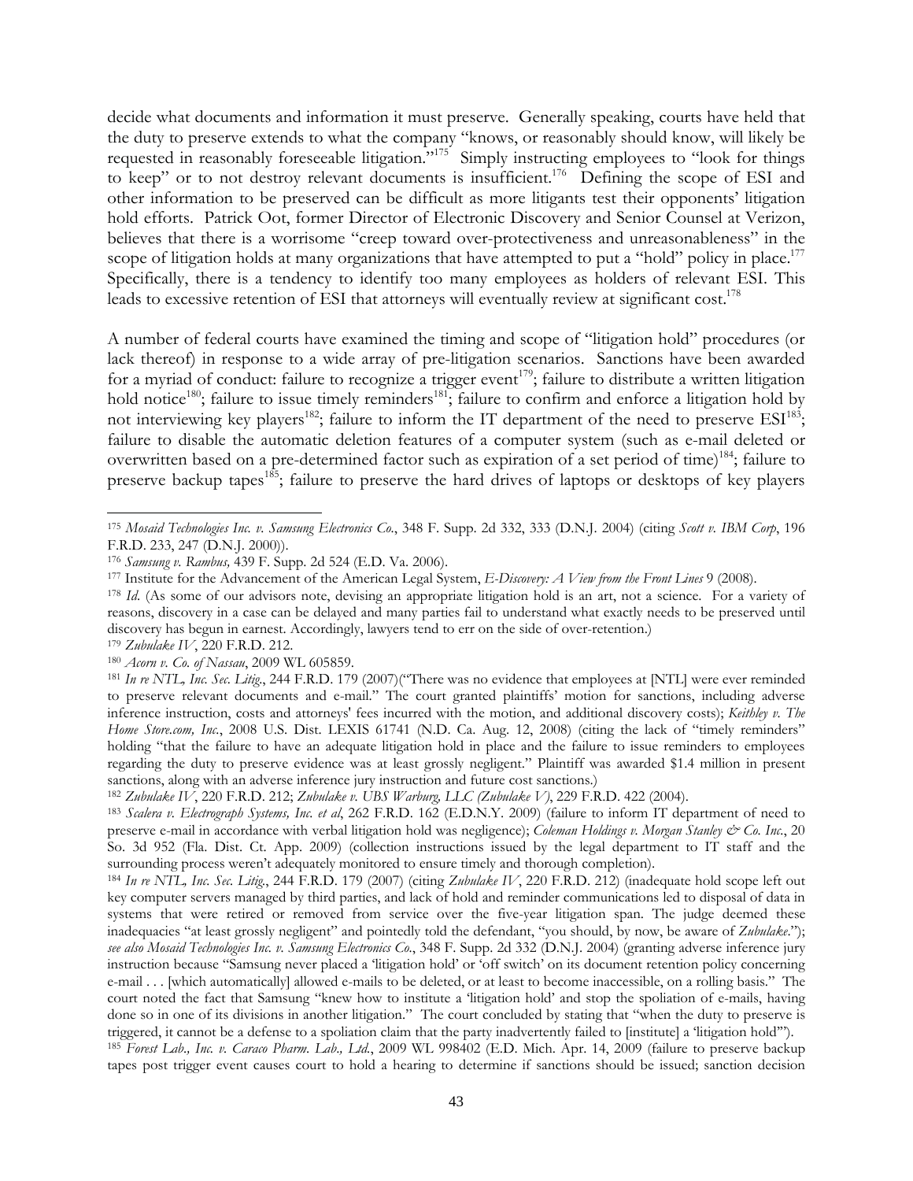decide what documents and information it must preserve. Generally speaking, courts have held that the duty to preserve extends to what the company "knows, or reasonably should know, will likely be requested in reasonably foreseeable litigation."[175] Simply instructing employees to "look for things to keep" or to not destroy relevant documents is insufficient.[176] Defining the scope of ESI and other information to be preserved can be difficult as more litigants test their opponents' litigation hold efforts. Patrick Oot, former Director of Electronic Discovery and Senior Counsel at Verizon, believes that there is a worrisome "creep toward over-protectiveness and unreasonableness" in the scope of litigation holds at many organizations that have attempted to put a "hold" policy in place.[177] Specifically, there is a tendency to identify too many employees as holders of relevant ESI. This leads to excessive retention of ESI that attorneys will eventually review at significant cost.[178]

A number of federal courts have examined the timing and scope of "litigation hold" procedures (or lack thereof) in response to a wide array of pre-litigation scenarios. Sanctions have been awarded for a myriad of conduct: failure to recognize a trigger event[179]; failure to distribute a written litigation hold notice[180]; failure to issue timely reminders[181]; failure to confirm and enforce a litigation hold by not interviewing key players[182]; failure to inform the IT department of the need to preserve ESI[183]; failure to disable the automatic deletion features of a computer system (such as e-mail deleted or overwritten based on a pre-determined factor such as expiration of a set period of time)[184]; failure to preserve backup tapes[185]; failure to preserve the hard drives of laptops or desktops of key players

---

[175] *Mosaid Technologies Inc. v. Samsung Electronics Co.*, 348 F. Supp. 2d 332, 333 (D.N.J. 2004) (citing *Scott v. IBM Corp*, 196 F.R.D. 233, 247 (D.N.J. 2000)).

[176] *Samsung v. Rambus,* 439 F. Supp. 2d 524 (E.D. Va. 2006).

[177] Institute for the Advancement of the American Legal System, *E-Discovery: A View from the Front Lines* 9 (2008).

[178] *Id*. (As some of our advisors note, devising an appropriate litigation hold is an art, not a science. For a variety of reasons, discovery in a case can be delayed and many parties fail to understand what exactly needs to be preserved until discovery has begun in earnest. Accordingly, lawyers tend to err on the side of over-retention.)

[179] *Zubulake IV*, 220 F.R.D. 212.

[180] *Acorn v. Co. of Nassau*, 2009 WL 605859.

[181] *In re NTL, Inc. Sec. Litig.*, 244 F.R.D. 179 (2007)("There was no evidence that employees at [NTL] were ever reminded to preserve relevant documents and e-mail." The court granted plaintiffs' motion for sanctions, including adverse inference instruction, costs and attorneys' fees incurred with the motion, and additional discovery costs); *Keithley v. The Home Store.com, Inc.*, 2008 U.S. Dist. LEXIS 61741 (N.D. Ca. Aug. 12, 2008) (citing the lack of "timely reminders" holding "that the failure to have an adequate litigation hold in place and the failure to issue reminders to employees regarding the duty to preserve evidence was at least grossly negligent." Plaintiff was awarded $1.4 million in present sanctions, along with an adverse inference jury instruction and future cost sanctions.)

[182] *Zubulake IV*, 220 F.R.D. 212; *Zubulake v. UBS Warburg, LLC (Zubulake V)*, 229 F.R.D. 422 (2004).

[183] *Scalera v. Electrograph Systems, Inc. et al*, 262 F.R.D. 162 (E.D.N.Y. 2009) (failure to inform IT department of need to preserve e-mail in accordance with verbal litigation hold was negligence); *Coleman Holdings v. Morgan Stanley & Co. Inc.*, 20 So. 3d 952 (Fla. Dist. Ct. App. 2009) (collection instructions issued by the legal department to IT staff and the surrounding process weren't adequately monitored to ensure timely and thorough completion).

[184] *In re NTL, Inc. Sec. Litig.*, 244 F.R.D. 179 (2007) (citing *Zubulake IV*, 220 F.R.D. 212) (inadequate hold scope left out key computer servers managed by third parties, and lack of hold and reminder communications led to disposal of data in systems that were retired or removed from service over the five-year litigation span. The judge deemed these inadequacies "at least grossly negligent" and pointedly told the defendant, "you should, by now, be aware of *Zubulake*."); *see also Mosaid Technologies Inc. v. Samsung Electronics Co.*, 348 F. Supp. 2d 332 (D.N.J. 2004) (granting adverse inference jury instruction because "Samsung never placed a 'litigation hold' or 'off switch' on its document retention policy concerning e-mail . . . [which automatically] allowed e-mails to be deleted, or at least to become inaccessible, on a rolling basis." The court noted the fact that Samsung "knew how to institute a 'litigation hold' and stop the spoliation of e-mails, having done so in one of its divisions in another litigation." The court concluded by stating that "when the duty to preserve is triggered, it cannot be a defense to a spoliation claim that the party inadvertently failed to [institute] a 'litigation hold'").

[185] *Forest Lab., Inc. v. Caraco Pharm. Lab., Ltd.*, 2009 WL 998402 (E.D. Mich. Apr. 14, 2009 (failure to preserve backup tapes post trigger event causes court to hold a hearing to determine if sanctions should be issued; sanction decision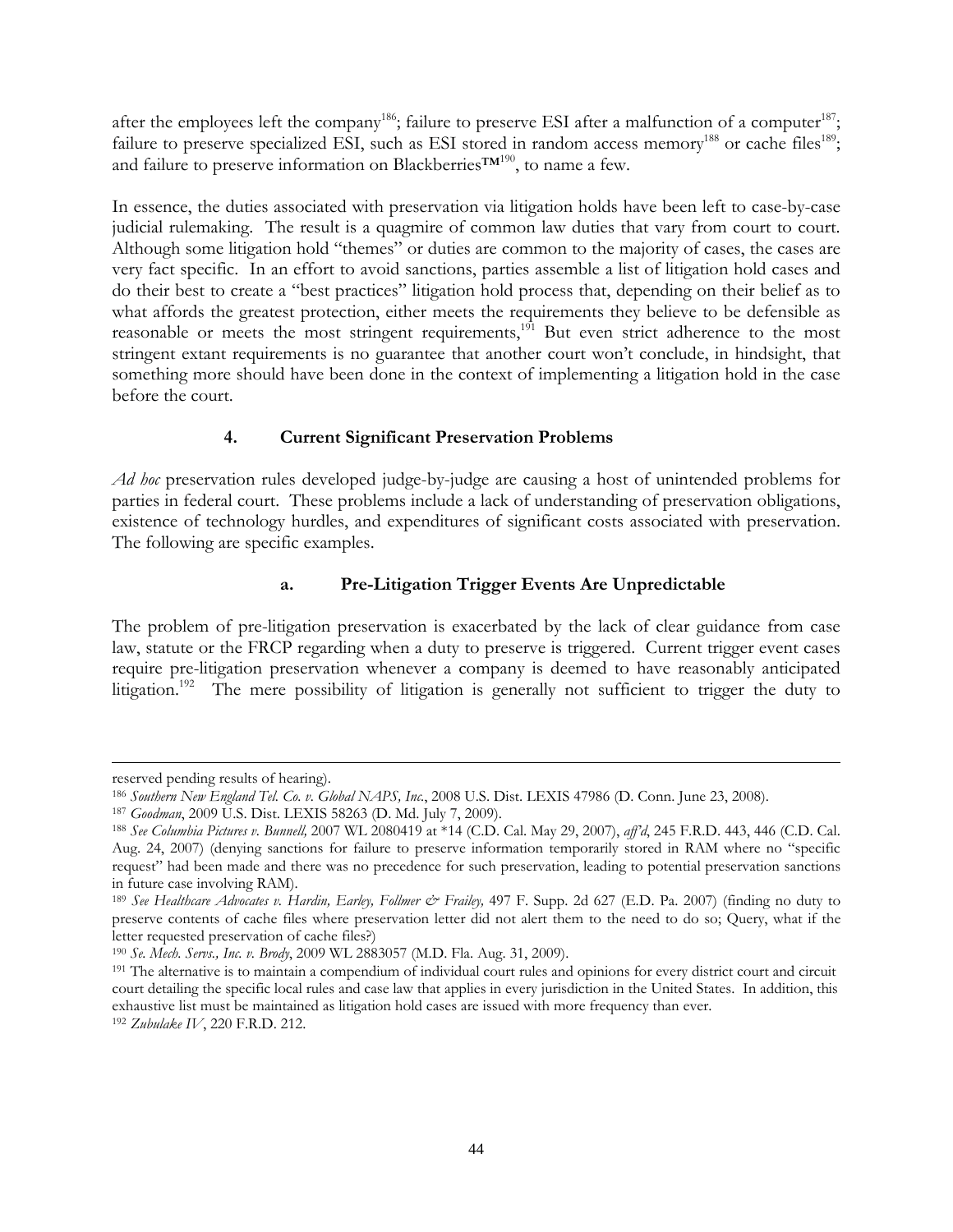after the employees left the company[186]; failure to preserve ESI after a malfunction of a computer[187]; failure to preserve specialized ESI, such as ESI stored in random access memory[188] or cache files[189]; and failure to preserve information on Blackberries™[190], to name a few.

In essence, the duties associated with preservation via litigation holds have been left to case-by-case judicial rulemaking. The result is a quagmire of common law duties that vary from court to court. Although some litigation hold "themes" or duties are common to the majority of cases, the cases are very fact specific. In an effort to avoid sanctions, parties assemble a list of litigation hold cases and do their best to create a "best practices" litigation hold process that, depending on their belief as to what affords the greatest protection, either meets the requirements they believe to be defensible as reasonable or meets the most stringent requirements,[191] But even strict adherence to the most stringent extant requirements is no guarantee that another court won't conclude, in hindsight, that something more should have been done in the context of implementing a litigation hold in the case before the court.

### 4. Current Significant Preservation Problems

*Ad hoc* preservation rules developed judge-by-judge are causing a host of unintended problems for parties in federal court. These problems include a lack of understanding of preservation obligations, existence of technology hurdles, and expenditures of significant costs associated with preservation. The following are specific examples.

#### a. Pre-Litigation Trigger Events Are Unpredictable

The problem of pre-litigation preservation is exacerbated by the lack of clear guidance from case law, statute or the FRCP regarding when a duty to preserve is triggered. Current trigger event cases require pre-litigation preservation whenever a company is deemed to have reasonably anticipated litigation.[192] The mere possibility of litigation is generally not sufficient to trigger the duty to

---

reserved pending results of hearing).

[186] *Southern New England Tel. Co. v. Global NAPS, Inc.*, 2008 U.S. Dist. LEXIS 47986 (D. Conn. June 23, 2008).

[187] *Goodman*, 2009 U.S. Dist. LEXIS 58263 (D. Md. July 7, 2009).

[188] *See Columbia Pictures v. Bunnell,* 2007 WL 2080419 at *14 (C.D. Cal. May 29, 2007), *aff'd*, 245 F.R.D. 443, 446 (C.D. Cal. Aug. 24, 2007) (denying sanctions for failure to preserve information temporarily stored in RAM where no "specific request" had been made and there was no precedence for such preservation, leading to potential preservation sanctions in future case involving RAM).

[189] *See Healthcare Advocates v. Hardin, Earley, Follmer & Frailey,* 497 F. Supp. 2d 627 (E.D. Pa. 2007) (finding no duty to preserve contents of cache files where preservation letter did not alert them to the need to do so; Query, what if the letter requested preservation of cache files?)

[190] *Se. Mech. Servs., Inc. v. Brody*, 2009 WL 2883057 (M.D. Fla. Aug. 31, 2009).

[191] The alternative is to maintain a compendium of individual court rules and opinions for every district court and circuit court detailing the specific local rules and case law that applies in every jurisdiction in the United States. In addition, this exhaustive list must be maintained as litigation hold cases are issued with more frequency than ever.

[192] *Zubulake IV*, 220 F.R.D. 212.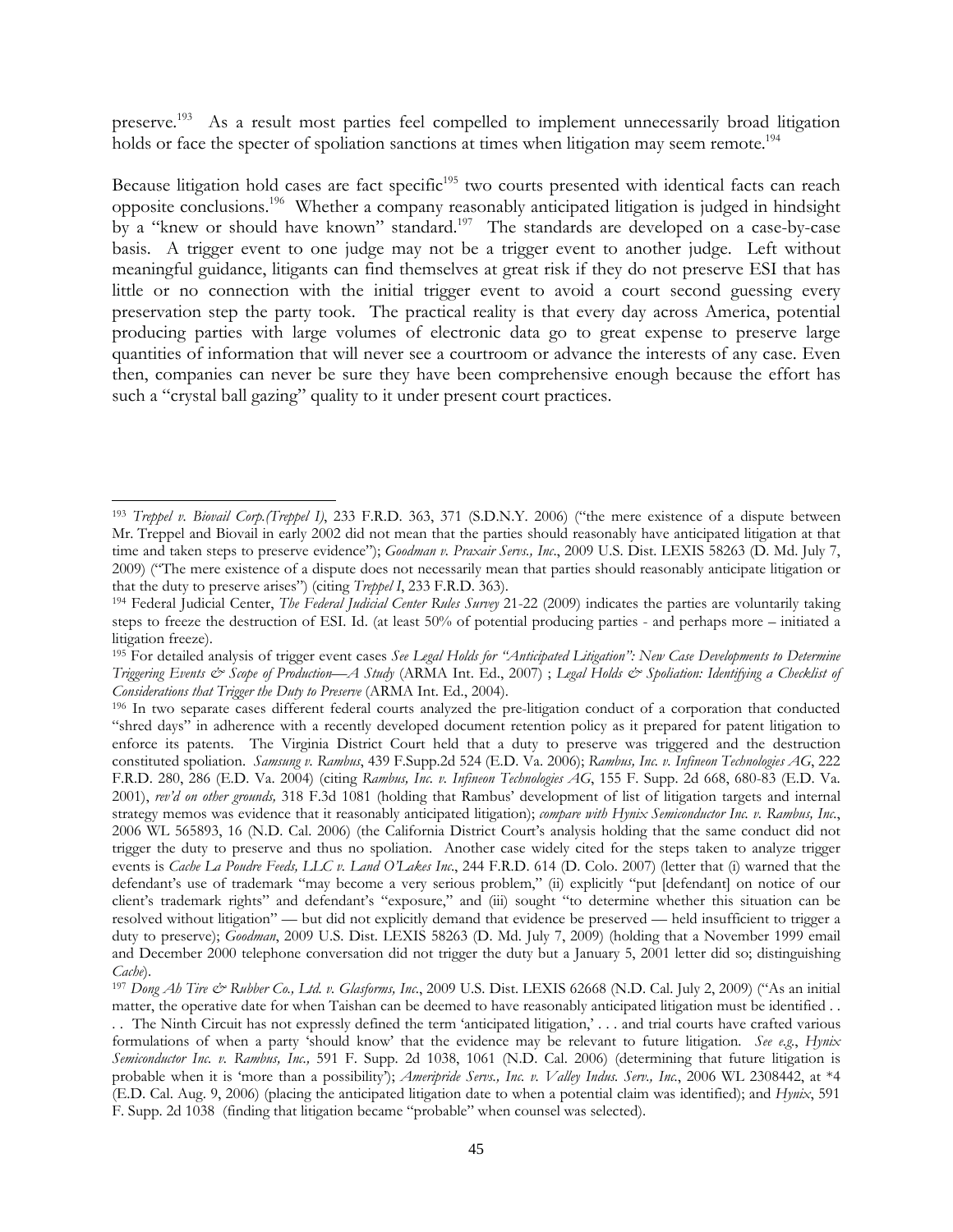preserve.[193] As a result most parties feel compelled to implement unnecessarily broad litigation holds or face the specter of spoliation sanctions at times when litigation may seem remote.[194]

Because litigation hold cases are fact specific[195] two courts presented with identical facts can reach opposite conclusions.[196] Whether a company reasonably anticipated litigation is judged in hindsight by a "knew or should have known" standard.[197] The standards are developed on a case-by-case basis. A trigger event to one judge may not be a trigger event to another judge. Left without meaningful guidance, litigants can find themselves at great risk if they do not preserve ESI that has little or no connection with the initial trigger event to avoid a court second guessing every preservation step the party took. The practical reality is that every day across America, potential producing parties with large volumes of electronic data go to great expense to preserve large quantities of information that will never see a courtroom or advance the interests of any case. Even then, companies can never be sure they have been comprehensive enough because the effort has such a "crystal ball gazing" quality to it under present court practices.

---

[193] *Treppel v. Biovail Corp.(Treppel I)*, 233 F.R.D. 363, 371 (S.D.N.Y. 2006) ("the mere existence of a dispute between Mr. Treppel and Biovail in early 2002 did not mean that the parties should reasonably have anticipated litigation at that time and taken steps to preserve evidence"); *Goodman v. Praxair Servs., Inc*., 2009 U.S. Dist. LEXIS 58263 (D. Md. July 7, 2009) ("The mere existence of a dispute does not necessarily mean that parties should reasonably anticipate litigation or that the duty to preserve arises") (citing *Treppel I*, 233 F.R.D. 363).

[194] Federal Judicial Center, *The Federal Judicial Center Rules Survey* 21-22 (2009) indicates the parties are voluntarily taking steps to freeze the destruction of ESI. Id. (at least 50% of potential producing parties - and perhaps more – initiated a litigation freeze).

[195] For detailed analysis of trigger event cases *See Legal Holds for "Anticipated Litigation": New Case Developments to Determine Triggering Events & Scope of Production—A Study* (ARMA Int. Ed., 2007) ; *Legal Holds & Spoliation: Identifying a Checklist of Considerations that Trigger the Duty to Preserve* (ARMA Int. Ed., 2004).

[196] In two separate cases different federal courts analyzed the pre-litigation conduct of a corporation that conducted "shred days" in adherence with a recently developed document retention policy as it prepared for patent litigation to enforce its patents. The Virginia District Court held that a duty to preserve was triggered and the destruction constituted spoliation. *Samsung v. Rambus*, 439 F.Supp.2d 524 (E.D. Va. 2006); *Rambus, Inc. v. Infineon Technologies AG*, 222 F.R.D. 280, 286 (E.D. Va. 2004) (citing *Rambus, Inc. v. Infineon Technologies AG*, 155 F. Supp. 2d 668, 680-83 (E.D. Va. 2001), *rev'd on other grounds,* 318 F.3d 1081 (holding that Rambus' development of list of litigation targets and internal strategy memos was evidence that it reasonably anticipated litigation); *compare with Hynix Semiconductor Inc. v. Rambus, Inc*., 2006 WL 565893, 16 (N.D. Cal. 2006) (the California District Court's analysis holding that the same conduct did not trigger the duty to preserve and thus no spoliation. Another case widely cited for the steps taken to analyze trigger events is *Cache La Poudre Feeds, LLC v. Land O'Lakes Inc*., 244 F.R.D. 614 (D. Colo. 2007) (letter that (i) warned that the defendant's use of trademark "may become a very serious problem," (ii) explicitly "put [defendant] on notice of our client's trademark rights" and defendant's "exposure," and (iii) sought "to determine whether this situation can be resolved without litigation" — but did not explicitly demand that evidence be preserved — held insufficient to trigger a duty to preserve); *Goodman*, 2009 U.S. Dist. LEXIS 58263 (D. Md. July 7, 2009) (holding that a November 1999 email and December 2000 telephone conversation did not trigger the duty but a January 5, 2001 letter did so; distinguishing *Cache*).

[197] *Dong Ah Tire & Rubber Co., Ltd. v. Glasforms, Inc*., 2009 U.S. Dist. LEXIS 62668 (N.D. Cal. July 2, 2009) ("As an initial matter, the operative date for when Taishan can be deemed to have reasonably anticipated litigation must be identified . . . . The Ninth Circuit has not expressly defined the term 'anticipated litigation,' . . . and trial courts have crafted various formulations of when a party 'should know' that the evidence may be relevant to future litigation. *See e.g.*, *Hynix Semiconductor Inc. v. Rambus, Inc.,* 591 F. Supp. 2d 1038, 1061 (N.D. Cal. 2006) (determining that future litigation is probable when it is 'more than a possibility'); *Ameripride Servs., Inc. v. Valley Indus. Serv., Inc*., 2006 WL 2308442, at *4 (E.D. Cal. Aug. 9, 2006) (placing the anticipated litigation date to when a potential claim was identified); and *Hynix*, 591 F. Supp. 2d 1038 (finding that litigation became "probable" when counsel was selected).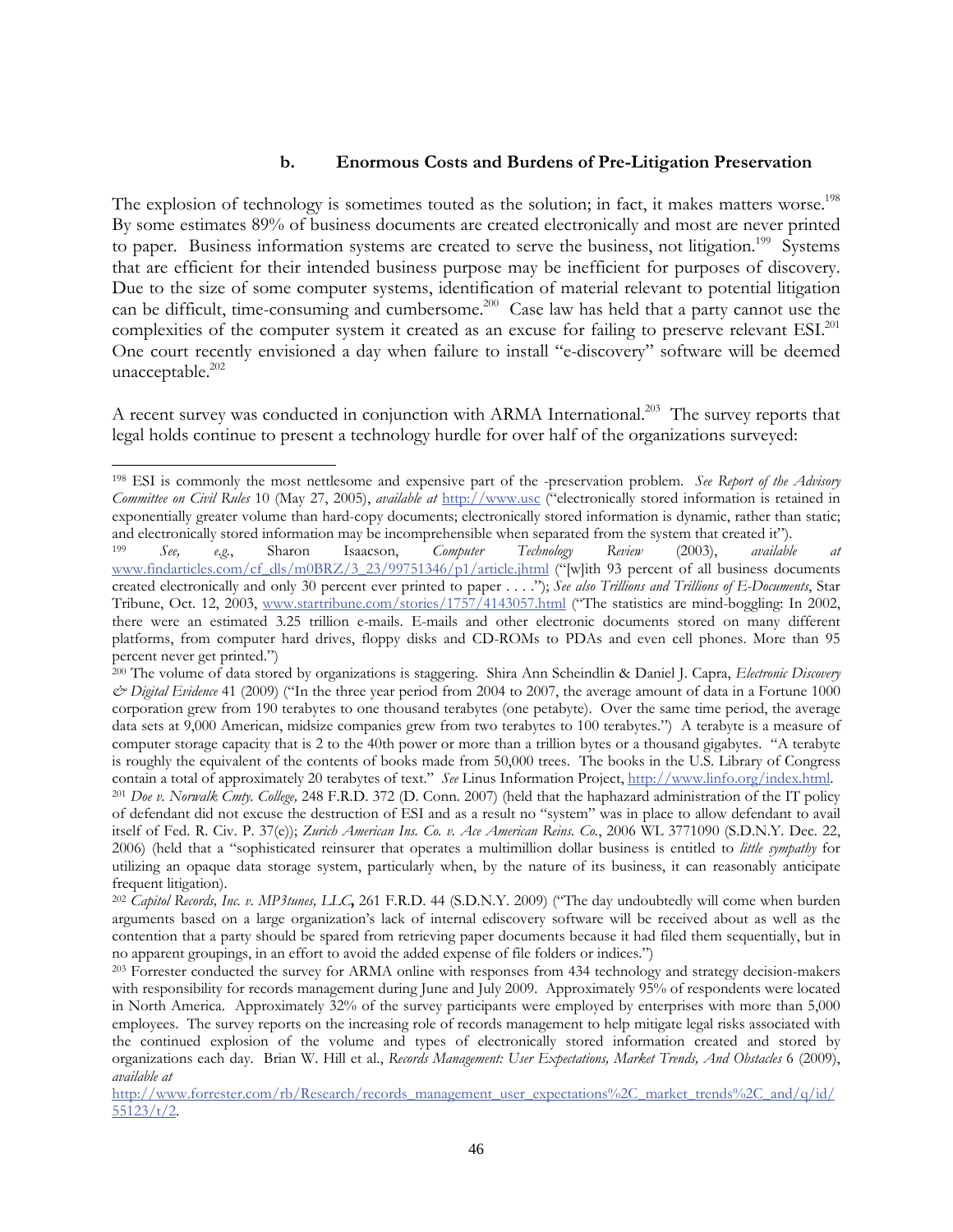### b. Enormous Costs and Burdens of Pre-Litigation Preservation

The explosion of technology is sometimes touted as the solution; in fact, it makes matters worse.[198] By some estimates 89% of business documents are created electronically and most are never printed to paper. Business information systems are created to serve the business, not litigation.[199] Systems that are efficient for their intended business purpose may be inefficient for purposes of discovery. Due to the size of some computer systems, identification of material relevant to potential litigation can be difficult, time-consuming and cumbersome.[200] Case law has held that a party cannot use the complexities of the computer system it created as an excuse for failing to preserve relevant ESI.[201] One court recently envisioned a day when failure to install "e-discovery" software will be deemed unacceptable.[202]

A recent survey was conducted in conjunction with ARMA International.[203] The survey reports that legal holds continue to present a technology hurdle for over half of the organizations surveyed:

---

[198] ESI is commonly the most nettlesome and expensive part of the -preservation problem. *See Report of the Advisory Committee on Civil Rules* 10 (May 27, 2005), *available at* http://www.usc ("electronically stored information is retained in exponentially greater volume than hard-copy documents; electronically stored information is dynamic, rather than static; and electronically stored information may be incomprehensible when separated from the system that created it").

[199] *See, e.g.*, Sharon Isaacson, *Computer Technology Review* (2003), *available at* www.findarticles.com/cf_dls/m0BRZ/3_23/99751346/p1/article.jhtml ("[w]ith 93 percent of all business documents created electronically and only 30 percent ever printed to paper . . . ."); *See also Trillions and Trillions of E-Documents*, Star Tribune, Oct. 12, 2003, www.startribune.com/stories/1757/4143057.html ("The statistics are mind-boggling: In 2002, there were an estimated 3.25 trillion e-mails. E-mails and other electronic documents stored on many different platforms, from computer hard drives, floppy disks and CD-ROMs to PDAs and even cell phones. More than 95 percent never get printed.")

[200] The volume of data stored by organizations is staggering. Shira Ann Scheindlin & Daniel J. Capra, *Electronic Discovery & Digital Evidence* 41 (2009) ("In the three year period from 2004 to 2007, the average amount of data in a Fortune 1000 corporation grew from 190 terabytes to one thousand terabytes (one petabyte). Over the same time period, the average data sets at 9,000 American, midsize companies grew from two terabytes to 100 terabytes.") A terabyte is a measure of computer storage capacity that is 2 to the 40th power or more than a trillion bytes or a thousand gigabytes. "A terabyte is roughly the equivalent of the contents of books made from 50,000 trees. The books in the U.S. Library of Congress contain a total of approximately 20 terabytes of text." *See* Linus Information Project, http://www.linfo.org/index.html.

[201] *Doe v. Norwalk Cmty. College,* 248 F.R.D. 372 (D. Conn. 2007) (held that the haphazard administration of the IT policy of defendant did not excuse the destruction of ESI and as a result no "system" was in place to allow defendant to avail itself of Fed. R. Civ. P. 37(e)); *Zurich American Ins. Co. v. Ace American Reins. Co.*, 2006 WL 3771090 (S.D.N.Y. Dec. 22, 2006) (held that a "sophisticated reinsurer that operates a multimillion dollar business is entitled to *little sympathy* for utilizing an opaque data storage system, particularly when, by the nature of its business, it can reasonably anticipate frequent litigation).

[202] *Capitol Records, Inc. v. MP3tunes, LLC***,** 261 F.R.D. 44 (S.D.N.Y. 2009) ("The day undoubtedly will come when burden arguments based on a large organization's lack of internal ediscovery software will be received about as well as the contention that a party should be spared from retrieving paper documents because it had filed them sequentially, but in no apparent groupings, in an effort to avoid the added expense of file folders or indices.")

[203] Forrester conducted the survey for ARMA online with responses from 434 technology and strategy decision-makers with responsibility for records management during June and July 2009. Approximately 95% of respondents were located in North America. Approximately 32% of the survey participants were employed by enterprises with more than 5,000 employees. The survey reports on the increasing role of records management to help mitigate legal risks associated with the continued explosion of the volume and types of electronically stored information created and stored by organizations each day. Brian W. Hill et al., *Records Management: User Expectations, Market Trends, And Obstacles* 6 (2009), *available at* http://www.forrester.com/rb/Research/records_management_user_expectations%2C_market_trends%2C_and/q/id/55123/t/2.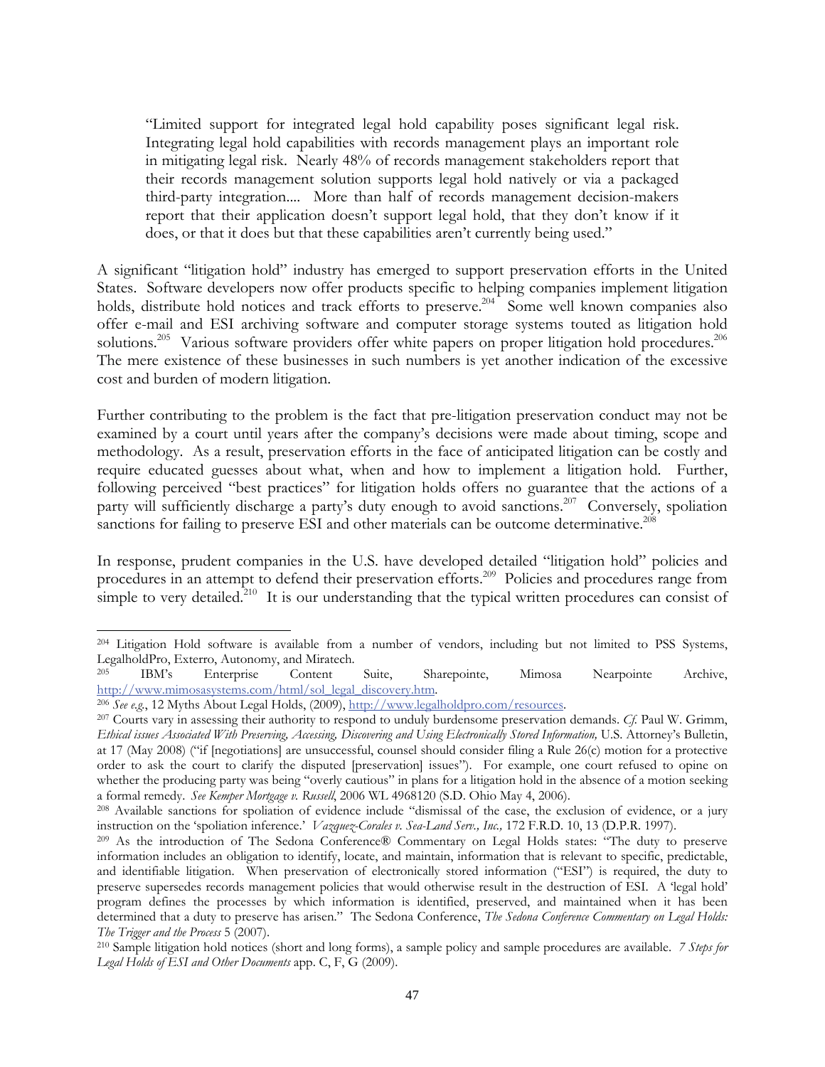> "Limited support for integrated legal hold capability poses significant legal risk. Integrating legal hold capabilities with records management plays an important role in mitigating legal risk. Nearly 48% of records management stakeholders report that their records management solution supports legal hold natively or via a packaged third-party integration.... More than half of records management decision-makers report that their application doesn't support legal hold, that they don't know if it does, or that it does but that these capabilities aren't currently being used."

A significant "litigation hold" industry has emerged to support preservation efforts in the United States. Software developers now offer products specific to helping companies implement litigation holds, distribute hold notices and track efforts to preserve.[204] Some well known companies also offer e-mail and ESI archiving software and computer storage systems touted as litigation hold solutions.[205] Various software providers offer white papers on proper litigation hold procedures.[206] The mere existence of these businesses in such numbers is yet another indication of the excessive cost and burden of modern litigation.

Further contributing to the problem is the fact that pre-litigation preservation conduct may not be examined by a court until years after the company's decisions were made about timing, scope and methodology. As a result, preservation efforts in the face of anticipated litigation can be costly and require educated guesses about what, when and how to implement a litigation hold. Further, following perceived "best practices" for litigation holds offers no guarantee that the actions of a party will sufficiently discharge a party's duty enough to avoid sanctions.[207] Conversely, spoliation sanctions for failing to preserve ESI and other materials can be outcome determinative.[208]

In response, prudent companies in the U.S. have developed detailed "litigation hold" policies and procedures in an attempt to defend their preservation efforts.[209] Policies and procedures range from simple to very detailed.[210] It is our understanding that the typical written procedures can consist of

---

[204] Litigation Hold software is available from a number of vendors, including but not limited to PSS Systems, LegalholdPro, Exterro, Autonomy, and Miratech.

[205] IBM's Enterprise Content Suite, Sharepointe, Mimosa Nearpointe Archive, http://www.mimosasystems.com/html/sol_legal_discovery.htm.

[206] *See e.g.*, 12 Myths About Legal Holds, (2009), http://www.legalholdpro.com/resources.

[207] Courts vary in assessing their authority to respond to unduly burdensome preservation demands. *Cf.* Paul W. Grimm, *Ethical issues Associated With Preserving, Accessing, Discovering and Using Electronically Stored Information,* U.S. Attorney's Bulletin, at 17 (May 2008) ("if [negotiations] are unsuccessful, counsel should consider filing a Rule 26(c) motion for a protective order to ask the court to clarify the disputed [preservation] issues"). For example, one court refused to opine on whether the producing party was being "overly cautious" in plans for a litigation hold in the absence of a motion seeking a formal remedy. *See Kemper Mortgage v. Russell*, 2006 WL 4968120 (S.D. Ohio May 4, 2006).

[208] Available sanctions for spoliation of evidence include "dismissal of the case, the exclusion of evidence, or a jury instruction on the 'spoliation inference.' *Vazquez-Corales v. Sea-Land Serv., Inc.,* 172 F.R.D. 10, 13 (D.P.R. 1997).

[209] As the introduction of The Sedona Conference® Commentary on Legal Holds states: "The duty to preserve information includes an obligation to identify, locate, and maintain, information that is relevant to specific, predictable, and identifiable litigation. When preservation of electronically stored information ("ESI") is required, the duty to preserve supersedes records management policies that would otherwise result in the destruction of ESI. A 'legal hold' program defines the processes by which information is identified, preserved, and maintained when it has been determined that a duty to preserve has arisen." The Sedona Conference, *The Sedona Conference Commentary on Legal Holds: The Trigger and the Process* 5 (2007).

[210] Sample litigation hold notices (short and long forms), a sample policy and sample procedures are available. *7 Steps for Legal Holds of ESI and Other Documents* app. C, F, G (2009).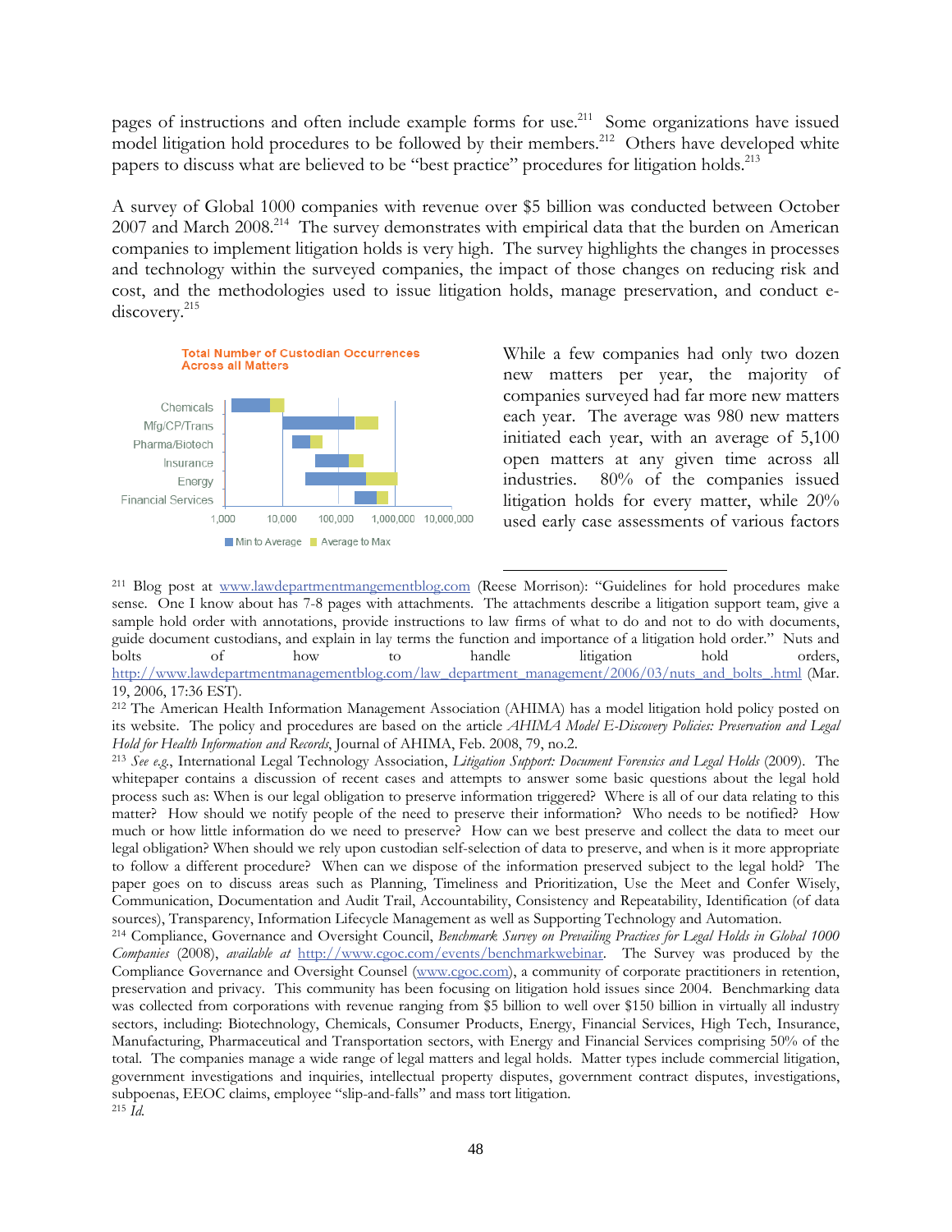pages of instructions and often include example forms for use.[211] Some organizations have issued model litigation hold procedures to be followed by their members.[212] Others have developed white papers to discuss what are believed to be "best practice" procedures for litigation holds.[213]

A survey of Global 1000 companies with revenue over $5 billion was conducted between October 2007 and March 2008.[214] The survey demonstrates with empirical data that the burden on American companies to implement litigation holds is very high. The survey highlights the changes in processes and technology within the surveyed companies, the impact of those changes on reducing risk and cost, and the methodologies used to issue litigation holds, manage preservation, and conduct e-discovery.[215]

**Total Number of Custodian Occurrences Across all Matters**

Chemicals
Mfg/CP/Trans
Pharma/Biotech
Insurance
Energy
Financial Services

1,000 10,000 100,000 1,000,000 10,000,000

Min to Average Average to Max

While a few companies had only two dozen new matters per year, the majority of companies surveyed had far more new matters each year. The average was 980 new matters initiated each year, with an average of 5,100 open matters at any given time across all industries. 80% of the companies issued litigation holds for every matter, while 20% used early case assessments of various factors

---

[211] Blog post at www.lawdepartmentmangementblog.com (Reese Morrison): "Guidelines for hold procedures make sense. One I know about has 7-8 pages with attachments. The attachments describe a litigation support team, give a sample hold order with annotations, provide instructions to law firms of what to do and not to do with documents, guide document custodians, and explain in lay terms the function and importance of a litigation hold order." Nuts and bolts of how to handle litigation hold orders, http://www.lawdepartmentmanagementblog.com/law_department_management/2006/03/nuts_and_bolts_.html (Mar. 19, 2006, 17:36 EST).

[212] The American Health Information Management Association (AHIMA) has a model litigation hold policy posted on its website. The policy and procedures are based on the article *AHIMA Model E-Discovery Policies: Preservation and Legal Hold for Health Information and Records*, Journal of AHIMA, Feb. 2008, 79, no.2.

[213] *See e.g.*, International Legal Technology Association, *Litigation Support: Document Forensics and Legal Holds* (2009). The whitepaper contains a discussion of recent cases and attempts to answer some basic questions about the legal hold process such as: When is our legal obligation to preserve information triggered? Where is all of our data relating to this matter? How should we notify people of the need to preserve their information? Who needs to be notified? How much or how little information do we need to preserve? How can we best preserve and collect the data to meet our legal obligation? When should we rely upon custodian self-selection of data to preserve, and when is it more appropriate to follow a different procedure? When can we dispose of the information preserved subject to the legal hold? The paper goes on to discuss areas such as Planning, Timeliness and Prioritization, Use the Meet and Confer Wisely, Communication, Documentation and Audit Trail, Accountability, Consistency and Repeatability, Identification (of data sources), Transparency, Information Lifecycle Management as well as Supporting Technology and Automation.

[214] Compliance, Governance and Oversight Council, *Benchmark Survey on Prevailing Practices for Legal Holds in Global 1000 Companies* (2008), *available at* http://www.cgoc.com/events/benchmarkwebinar. The Survey was produced by the Compliance Governance and Oversight Counsel (www.cgoc.com), a community of corporate practitioners in retention, preservation and privacy. This community has been focusing on litigation hold issues since 2004. Benchmarking data was collected from corporations with revenue ranging from $5 billion to well over $150 billion in virtually all industry sectors, including: Biotechnology, Chemicals, Consumer Products, Energy, Financial Services, High Tech, Insurance, Manufacturing, Pharmaceutical and Transportation sectors, with Energy and Financial Services comprising 50% of the total. The companies manage a wide range of legal matters and legal holds. Matter types include commercial litigation, government investigations and inquiries, intellectual property disputes, government contract disputes, investigations, subpoenas, EEOC claims, employee "slip-and-falls" and mass tort litigation.

[215] *Id.*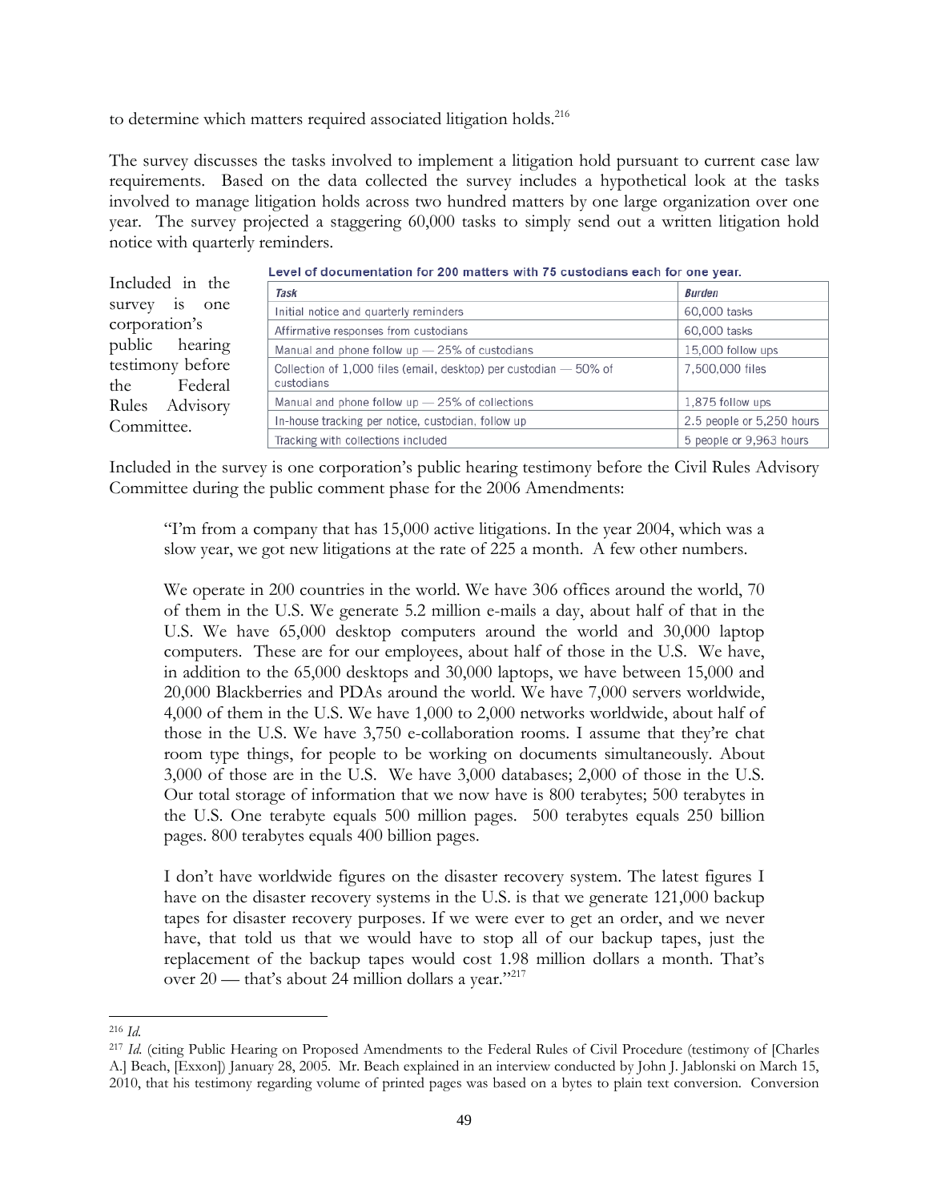to determine which matters required associated litigation holds.[216]

The survey discusses the tasks involved to implement a litigation hold pursuant to current case law requirements. Based on the data collected the survey includes a hypothetical look at the tasks involved to manage litigation holds across two hundred matters by one large organization over one year. The survey projected a staggering 60,000 tasks to simply send out a written litigation hold notice with quarterly reminders.

Included in the survey is one corporation's public hearing testimony before the Federal Rules Advisory Committee.

**Level of documentation for 200 matters with 75 custodians each for one year.**

| *Task* | *Burden* |
|---|---|
| Initial notice and quarterly reminders | 60,000 tasks |
| Affirmative responses from custodians | 60,000 tasks |
| Manual and phone follow up — 25% of custodians | 15,000 follow ups |
| Collection of 1,000 files (email, desktop) per custodian — 50% of custodians | 7,500,000 files |
| Manual and phone follow up — 25% of collections | 1,875 follow ups |
| In-house tracking per notice, custodian, follow up | 2.5 people or 5,250 hours |
| Tracking with collections included | 5 people or 9,963 hours |

Included in the survey is one corporation's public hearing testimony before the Civil Rules Advisory Committee during the public comment phase for the 2006 Amendments:

> "I'm from a company that has 15,000 active litigations. In the year 2004, which was a slow year, we got new litigations at the rate of 225 a month. A few other numbers.
>
> We operate in 200 countries in the world. We have 306 offices around the world, 70 of them in the U.S. We generate 5.2 million e-mails a day, about half of that in the U.S. We have 65,000 desktop computers around the world and 30,000 laptop computers. These are for our employees, about half of those in the U.S. We have, in addition to the 65,000 desktops and 30,000 laptops, we have between 15,000 and 20,000 Blackberries and PDAs around the world. We have 7,000 servers worldwide, 4,000 of them in the U.S. We have 1,000 to 2,000 networks worldwide, about half of those in the U.S. We have 3,750 e-collaboration rooms. I assume that they're chat room type things, for people to be working on documents simultaneously. About 3,000 of those are in the U.S. We have 3,000 databases; 2,000 of those in the U.S. Our total storage of information that we now have is 800 terabytes; 500 terabytes in the U.S. One terabyte equals 500 million pages. 500 terabytes equals 250 billion pages. 800 terabytes equals 400 billion pages.
>
> I don't have worldwide figures on the disaster recovery system. The latest figures I have on the disaster recovery systems in the U.S. is that we generate 121,000 backup tapes for disaster recovery purposes. If we were ever to get an order, and we never have, that told us that we would have to stop all of our backup tapes, just the replacement of the backup tapes would cost 1.98 million dollars a month. That's over 20 — that's about 24 million dollars a year."[217]

---

[216] *Id.*

[217] *Id.* (citing Public Hearing on Proposed Amendments to the Federal Rules of Civil Procedure (testimony of [Charles A.] Beach, [Exxon]) January 28, 2005. Mr. Beach explained in an interview conducted by John J. Jablonski on March 15, 2010, that his testimony regarding volume of printed pages was based on a bytes to plain text conversion. Conversion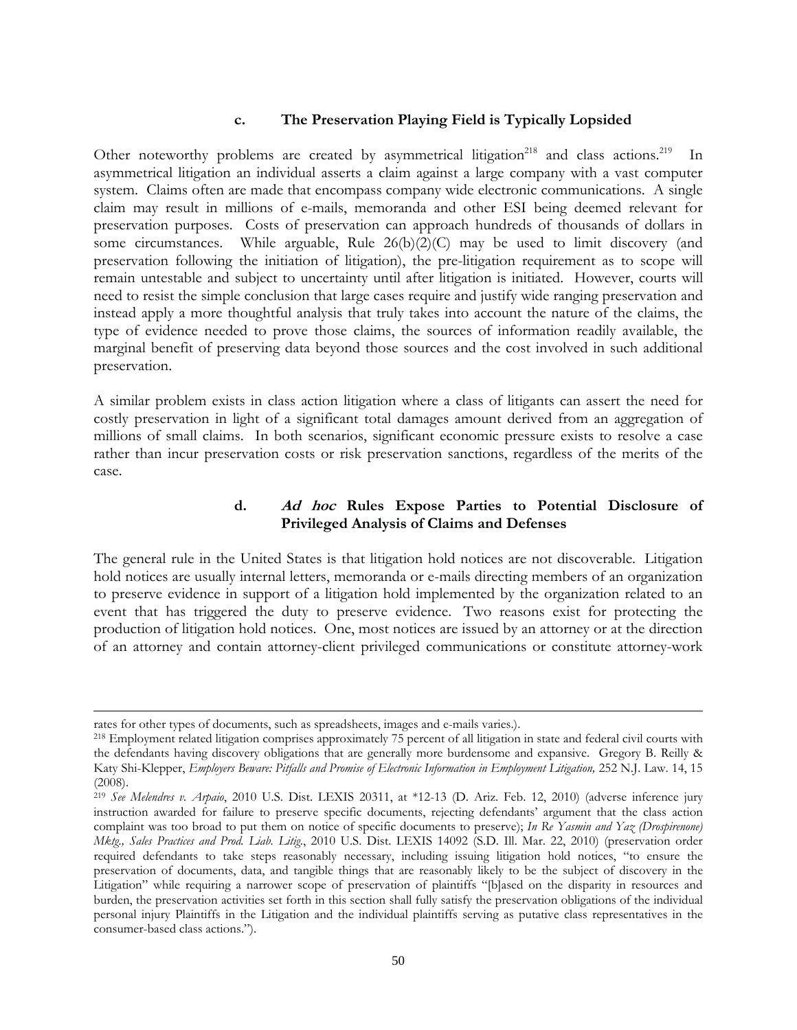#### c. The Preservation Playing Field is Typically Lopsided

Other noteworthy problems are created by asymmetrical litigation[218] and class actions.[219] In asymmetrical litigation an individual asserts a claim against a large company with a vast computer system. Claims often are made that encompass company wide electronic communications. A single claim may result in millions of e-mails, memoranda and other ESI being deemed relevant for preservation purposes. Costs of preservation can approach hundreds of thousands of dollars in some circumstances. While arguable, Rule 26(b)(2)(C) may be used to limit discovery (and preservation following the initiation of litigation), the pre-litigation requirement as to scope will remain untestable and subject to uncertainty until after litigation is initiated. However, courts will need to resist the simple conclusion that large cases require and justify wide ranging preservation and instead apply a more thoughtful analysis that truly takes into account the nature of the claims, the type of evidence needed to prove those claims, the sources of information readily available, the marginal benefit of preserving data beyond those sources and the cost involved in such additional preservation.

A similar problem exists in class action litigation where a class of litigants can assert the need for costly preservation in light of a significant total damages amount derived from an aggregation of millions of small claims. In both scenarios, significant economic pressure exists to resolve a case rather than incur preservation costs or risk preservation sanctions, regardless of the merits of the case.

#### d. *Ad hoc* Rules Expose Parties to Potential Disclosure of Privileged Analysis of Claims and Defenses

The general rule in the United States is that litigation hold notices are not discoverable. Litigation hold notices are usually internal letters, memoranda or e-mails directing members of an organization to preserve evidence in support of a litigation hold implemented by the organization related to an event that has triggered the duty to preserve evidence. Two reasons exist for protecting the production of litigation hold notices. One, most notices are issued by an attorney or at the direction of an attorney and contain attorney-client privileged communications or constitute attorney-work

---

rates for other types of documents, such as spreadsheets, images and e-mails varies.).

[218] Employment related litigation comprises approximately 75 percent of all litigation in state and federal civil courts with the defendants having discovery obligations that are generally more burdensome and expansive. Gregory B. Reilly & Katy Shi-Klepper, *Employers Beware: Pitfalls and Promise of Electronic Information in Employment Litigation,* 252 N.J. Law. 14, 15 (2008).

[219] *See Melendres v. Arpaio*, 2010 U.S. Dist. LEXIS 20311, at \*12-13 (D. Ariz. Feb. 12, 2010) (adverse inference jury instruction awarded for failure to preserve specific documents, rejecting defendants' argument that the class action complaint was too broad to put them on notice of specific documents to preserve); *In Re Yasmin and Yaz (Drospirenone) Mktg., Sales Practices and Prod. Liab. Litig.*, 2010 U.S. Dist. LEXIS 14092 (S.D. Ill. Mar. 22, 2010) (preservation order required defendants to take steps reasonably necessary, including issuing litigation hold notices, "to ensure the preservation of documents, data, and tangible things that are reasonably likely to be the subject of discovery in the Litigation" while requiring a narrower scope of preservation of plaintiffs "[b]ased on the disparity in resources and burden, the preservation activities set forth in this section shall fully satisfy the preservation obligations of the individual personal injury Plaintiffs in the Litigation and the individual plaintiffs serving as putative class representatives in the consumer-based class actions.").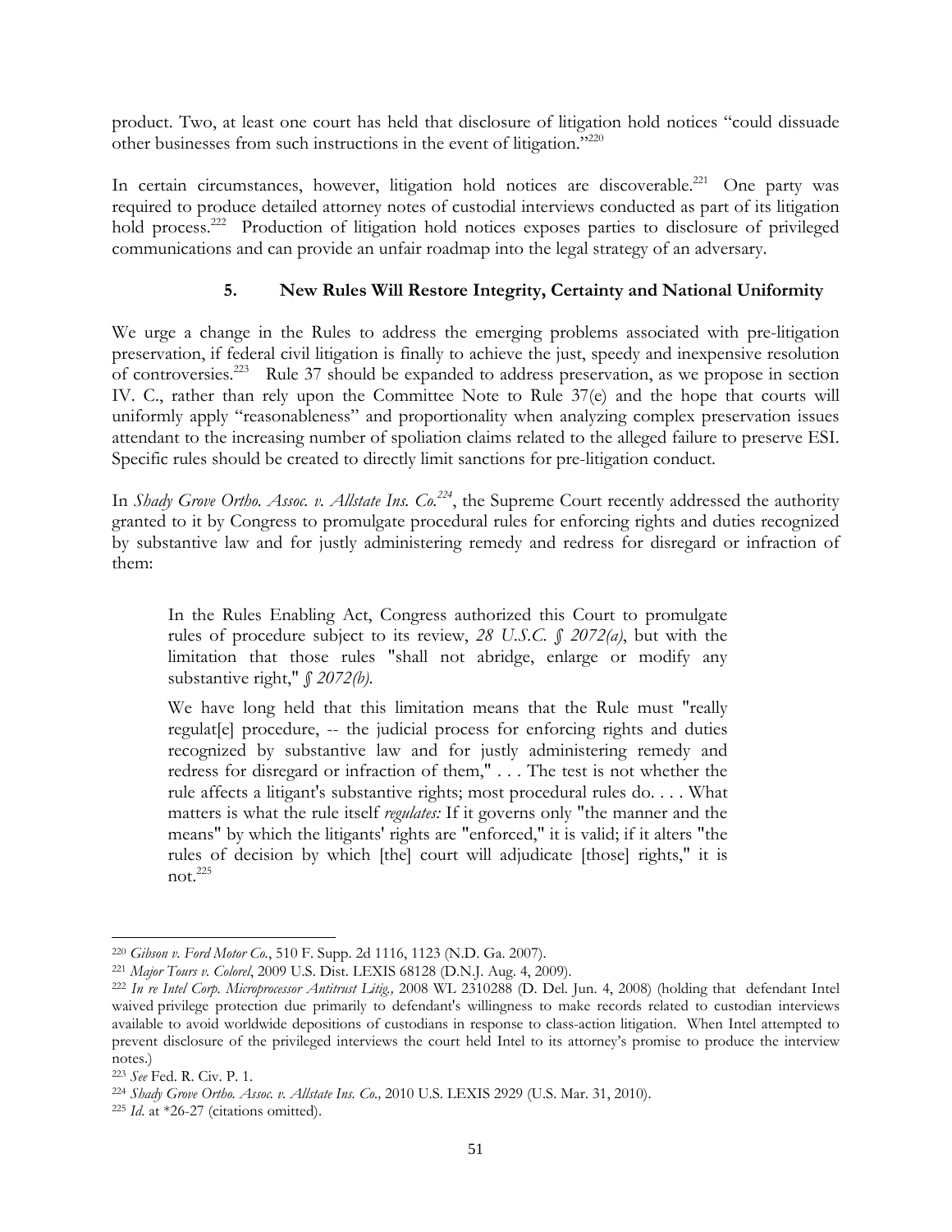product. Two, at least one court has held that disclosure of litigation hold notices "could dissuade other businesses from such instructions in the event of litigation."[220]

In certain circumstances, however, litigation hold notices are discoverable.[221] One party was required to produce detailed attorney notes of custodial interviews conducted as part of its litigation hold process.[222] Production of litigation hold notices exposes parties to disclosure of privileged communications and can provide an unfair roadmap into the legal strategy of an adversary.

### 5. New Rules Will Restore Integrity, Certainty and National Uniformity

We urge a change in the Rules to address the emerging problems associated with pre-litigation preservation, if federal civil litigation is finally to achieve the just, speedy and inexpensive resolution of controversies.[223] Rule 37 should be expanded to address preservation, as we propose in section IV. C., rather than rely upon the Committee Note to Rule 37(e) and the hope that courts will uniformly apply "reasonableness" and proportionality when analyzing complex preservation issues attendant to the increasing number of spoliation claims related to the alleged failure to preserve ESI. Specific rules should be created to directly limit sanctions for pre-litigation conduct.

In *Shady Grove Ortho. Assoc. v. Allstate Ins. Co.*[224], the Supreme Court recently addressed the authority granted to it by Congress to promulgate procedural rules for enforcing rights and duties recognized by substantive law and for justly administering remedy and redress for disregard or infraction of them:

> In the Rules Enabling Act, Congress authorized this Court to promulgate rules of procedure subject to its review, *28 U.S.C. § 2072(a)*, but with the limitation that those rules "shall not abridge, enlarge or modify any substantive right," *§ 2072(b)*.
>
> We have long held that this limitation means that the Rule must "really regulat[e] procedure, -- the judicial process for enforcing rights and duties recognized by substantive law and for justly administering remedy and redress for disregard or infraction of them," . . . The test is not whether the rule affects a litigant's substantive rights; most procedural rules do. . . . What matters is what the rule itself *regulates:* If it governs only "the manner and the means" by which the litigants' rights are "enforced," it is valid; if it alters "the rules of decision by which [the] court will adjudicate [those] rights," it is not.[225]

---

[220] *Gibson v. Ford Motor Co.*, 510 F. Supp. 2d 1116, 1123 (N.D. Ga. 2007).

[221] *Major Tours v. Colorel*, 2009 U.S. Dist. LEXIS 68128 (D.N.J. Aug. 4, 2009).

[222] *In re Intel Corp. Microprocessor Antitrust Litig.,* 2008 WL 2310288 (D. Del. Jun. 4, 2008) (holding that defendant Intel waived privilege protection due primarily to defendant's willingness to make records related to custodian interviews available to avoid worldwide depositions of custodians in response to class-action litigation. When Intel attempted to prevent disclosure of the privileged interviews the court held Intel to its attorney's promise to produce the interview notes.)

[223] *See* Fed. R. Civ. P. 1.

[224] *Shady Grove Ortho. Assoc. v. Allstate Ins. Co.,* 2010 U.S. LEXIS 2929 (U.S. Mar. 31, 2010).

[225] *Id.* at *26-27 (citations omitted).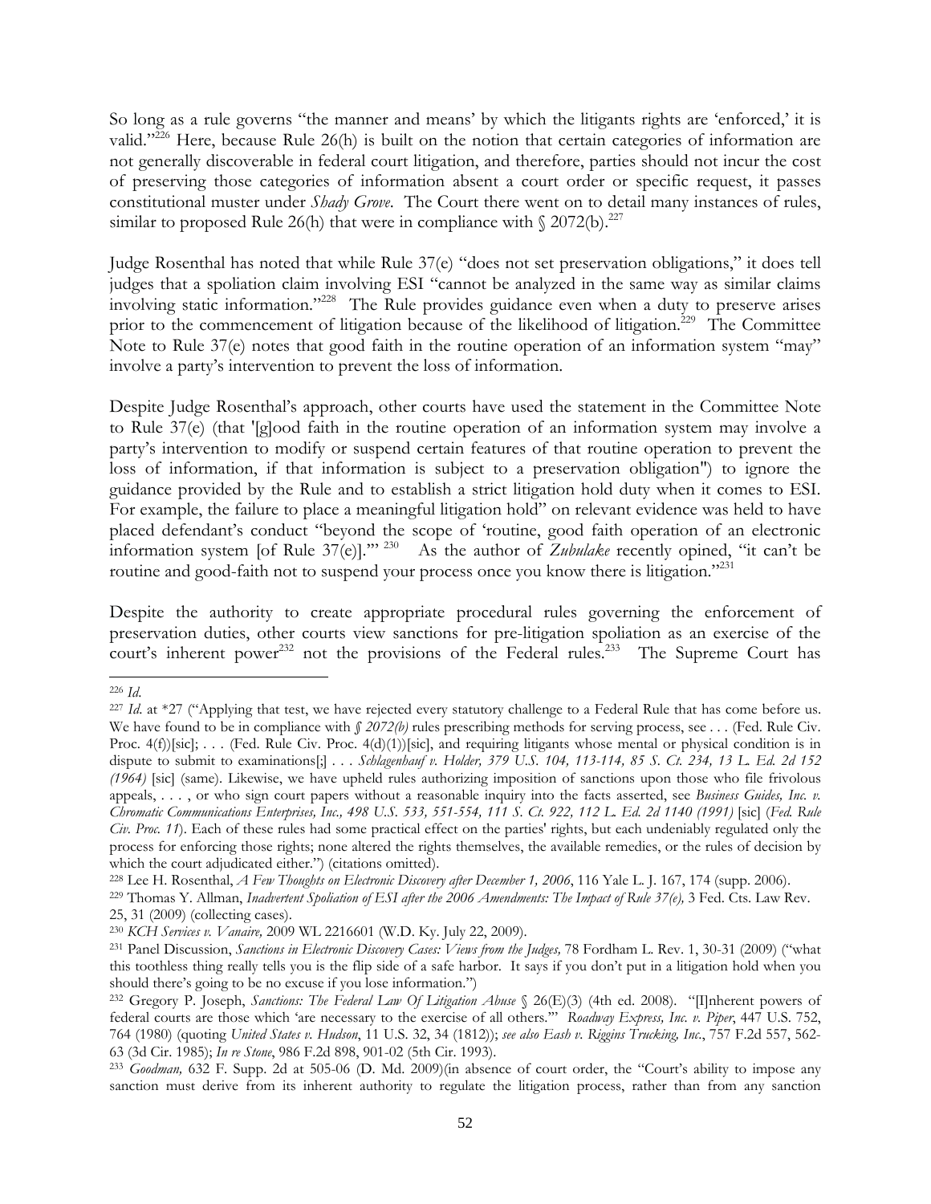So long as a rule governs "the manner and means' by which the litigants rights are 'enforced,' it is valid."[226] Here, because Rule 26(h) is built on the notion that certain categories of information are not generally discoverable in federal court litigation, and therefore, parties should not incur the cost of preserving those categories of information absent a court order or specific request, it passes constitutional muster under *Shady Grove*. The Court there went on to detail many instances of rules, similar to proposed Rule 26(h) that were in compliance with § 2072(b).[227]

Judge Rosenthal has noted that while Rule 37(e) "does not set preservation obligations," it does tell judges that a spoliation claim involving ESI "cannot be analyzed in the same way as similar claims involving static information."[228] The Rule provides guidance even when a duty to preserve arises prior to the commencement of litigation because of the likelihood of litigation.[229] The Committee Note to Rule 37(e) notes that good faith in the routine operation of an information system "may" involve a party's intervention to prevent the loss of information.

Despite Judge Rosenthal's approach, other courts have used the statement in the Committee Note to Rule 37(e) (that '[g]ood faith in the routine operation of an information system may involve a party's intervention to modify or suspend certain features of that routine operation to prevent the loss of information, if that information is subject to a preservation obligation") to ignore the guidance provided by the Rule and to establish a strict litigation hold duty when it comes to ESI. For example, the failure to place a meaningful litigation hold" on relevant evidence was held to have placed defendant's conduct "beyond the scope of 'routine, good faith operation of an electronic information system [of Rule 37(e)].'" [230] As the author of *Zubulake* recently opined, "it can't be routine and good-faith not to suspend your process once you know there is litigation."[231]

Despite the authority to create appropriate procedural rules governing the enforcement of preservation duties, other courts view sanctions for pre-litigation spoliation as an exercise of the court's inherent power[232] not the provisions of the Federal rules.[233] The Supreme Court has

---

[226] *Id*.

[227] *Id*. at *27 ("Applying that test, we have rejected every statutory challenge to a Federal Rule that has come before us. We have found to be in compliance with *§ 2072(b)* rules prescribing methods for serving process, see . . . (Fed. Rule Civ. Proc. 4(f))[sic]; . . . (Fed. Rule Civ. Proc. 4(d)(1))[sic], and requiring litigants whose mental or physical condition is in dispute to submit to examinations[;] . . . *Schlagenhauf v. Holder, 379 U.S. 104, 113-114, 85 S. Ct. 234, 13 L. Ed. 2d 152 (1964)* [sic] (same). Likewise, we have upheld rules authorizing imposition of sanctions upon those who file frivolous appeals, . . . , or who sign court papers without a reasonable inquiry into the facts asserted, see *Business Guides, Inc. v. Chromatic Communications Enterprises, Inc., 498 U.S. 533, 551-554, 111 S. Ct. 922, 112 L. Ed. 2d 1140 (1991)* [sic] (*Fed. Rule Civ. Proc. 11*). Each of these rules had some practical effect on the parties' rights, but each undeniably regulated only the process for enforcing those rights; none altered the rights themselves, the available remedies, or the rules of decision by which the court adjudicated either.") (citations omitted).

[228] Lee H. Rosenthal, *A Few Thoughts on Electronic Discovery after December 1, 2006*, 116 Yale L. J. 167, 174 (supp. 2006).

[229] Thomas Y. Allman, *Inadvertent Spoliation of ESI after the 2006 Amendments: The Impact of Rule 37(e),* 3 Fed. Cts. Law Rev. 25, 31 (2009) (collecting cases).

[230] *KCH Services v. Vanaire,* 2009 WL 2216601 (W.D. Ky. July 22, 2009).

[231] Panel Discussion, *Sanctions in Electronic Discovery Cases: Views from the Judges,* 78 Fordham L. Rev. 1, 30-31 (2009) ("what this toothless thing really tells you is the flip side of a safe harbor. It says if you don't put in a litigation hold when you should there's going to be no excuse if you lose information.")

[232] Gregory P. Joseph, *Sanctions: The Federal Law Of Litigation Abuse* § 26(E)(3) (4th ed. 2008). "[I]nherent powers of federal courts are those which 'are necessary to the exercise of all others.'" *Roadway Express, Inc. v. Piper*, 447 U.S. 752, 764 (1980) (quoting *United States v. Hudson*, 11 U.S. 32, 34 (1812)); *see also Eash v. Riggins Trucking, Inc.*, 757 F.2d 557, 562-63 (3d Cir. 1985); *In re Stone*, 986 F.2d 898, 901-02 (5th Cir. 1993).

[233] *Goodman,* 632 F. Supp. 2d at 505-06 (D. Md. 2009)(in absence of court order, the "Court's ability to impose any sanction must derive from its inherent authority to regulate the litigation process, rather than from any sanction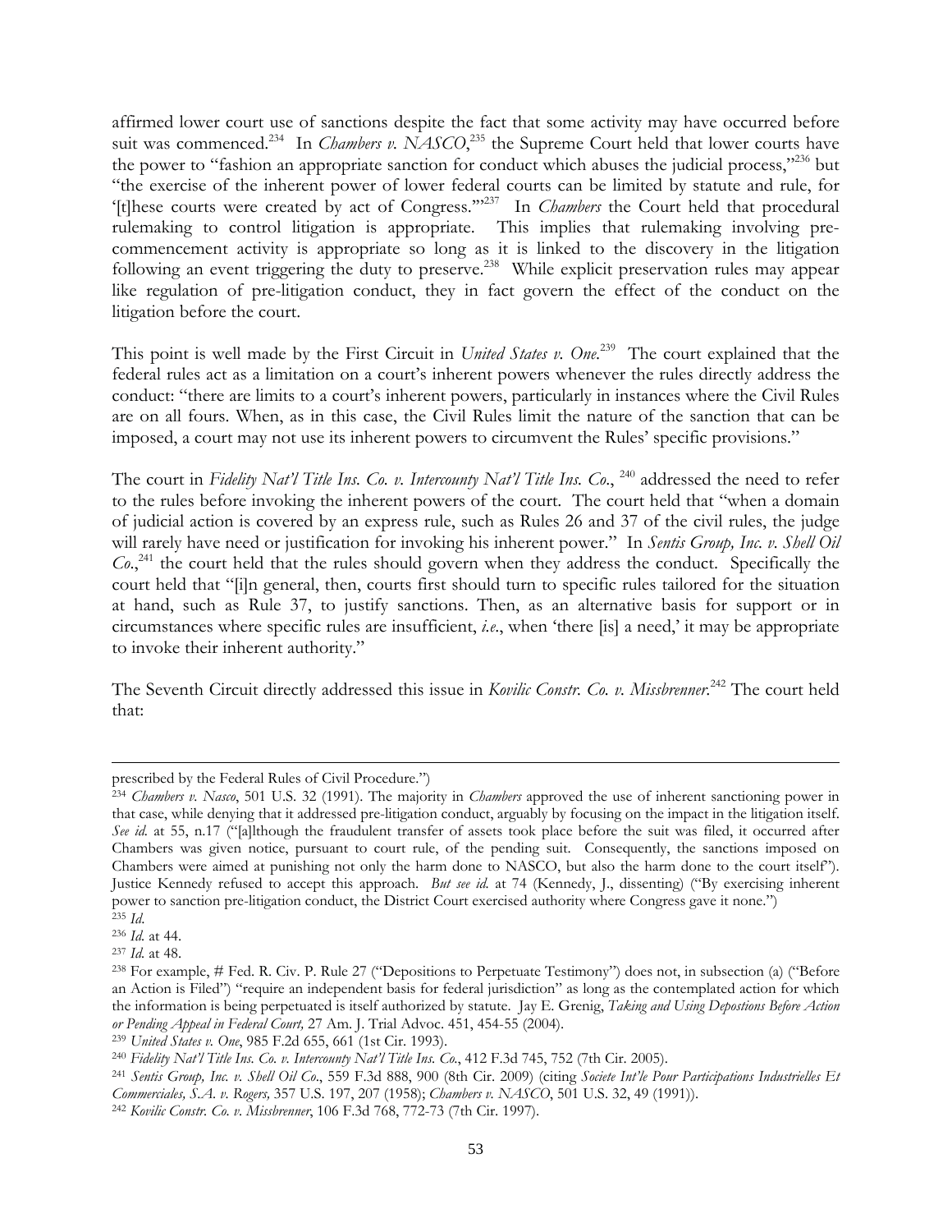affirmed lower court use of sanctions despite the fact that some activity may have occurred before suit was commenced.[234] In *Chambers v. NASCO*,[235] the Supreme Court held that lower courts have the power to "fashion an appropriate sanction for conduct which abuses the judicial process,"[236] but "the exercise of the inherent power of lower federal courts can be limited by statute and rule, for '[t]hese courts were created by act of Congress.'"[237] In *Chambers* the Court held that procedural rulemaking to control litigation is appropriate. This implies that rulemaking involving pre-commencement activity is appropriate so long as it is linked to the discovery in the litigation following an event triggering the duty to preserve.[238] While explicit preservation rules may appear like regulation of pre-litigation conduct, they in fact govern the effect of the conduct on the litigation before the court.

This point is well made by the First Circuit in *United States v. One*.[239] The court explained that the federal rules act as a limitation on a court's inherent powers whenever the rules directly address the conduct: "there are limits to a court's inherent powers, particularly in instances where the Civil Rules are on all fours. When, as in this case, the Civil Rules limit the nature of the sanction that can be imposed, a court may not use its inherent powers to circumvent the Rules' specific provisions."

The court in *Fidelity Nat'l Title Ins. Co. v. Intercounty Nat'l Title Ins. Co.*, [240] addressed the need to refer to the rules before invoking the inherent powers of the court. The court held that "when a domain of judicial action is covered by an express rule, such as Rules 26 and 37 of the civil rules, the judge will rarely have need or justification for invoking his inherent power." In *Sentis Group, Inc. v. Shell Oil Co.*,[241] the court held that the rules should govern when they address the conduct. Specifically the court held that "[i]n general, then, courts first should turn to specific rules tailored for the situation at hand, such as Rule 37, to justify sanctions. Then, as an alternative basis for support or in circumstances where specific rules are insufficient, *i.e.*, when 'there [is] a need,' it may be appropriate to invoke their inherent authority."

The Seventh Circuit directly addressed this issue in *Kovilic Constr. Co. v. Missbrenner*.[242] The court held that:

---

prescribed by the Federal Rules of Civil Procedure.")

[234] *Chambers v. Nasco*, 501 U.S. 32 (1991). The majority in *Chambers* approved the use of inherent sanctioning power in that case, while denying that it addressed pre-litigation conduct, arguably by focusing on the impact in the litigation itself. *See id.* at 55, n.17 ("[a]lthough the fraudulent transfer of assets took place before the suit was filed, it occurred after Chambers was given notice, pursuant to court rule, of the pending suit. Consequently, the sanctions imposed on Chambers were aimed at punishing not only the harm done to NASCO, but also the harm done to the court itself"). Justice Kennedy refused to accept this approach. *But see id.* at 74 (Kennedy, J., dissenting) ("By exercising inherent power to sanction pre-litigation conduct, the District Court exercised authority where Congress gave it none.")

[235] *Id.*

[236] *Id.* at 44.

[237] *Id.* at 48.

[238] For example, # Fed. R. Civ. P. Rule 27 ("Depositions to Perpetuate Testimony") does not, in subsection (a) ("Before an Action is Filed") "require an independent basis for federal jurisdiction" as long as the contemplated action for which the information is being perpetuated is itself authorized by statute. Jay E. Grenig, *Taking and Using Depostions Before Action or Pending Appeal in Federal Court,* 27 Am. J. Trial Advoc. 451, 454-55 (2004).

[239] *United States v. One*, 985 F.2d 655, 661 (1st Cir. 1993).

[240] *Fidelity Nat'l Title Ins. Co. v. Intercounty Nat'l Title Ins. Co.*, 412 F.3d 745, 752 (7th Cir. 2005).

[241] *Sentis Group, Inc. v. Shell Oil Co.*, 559 F.3d 888, 900 (8th Cir. 2009) (citing *Societe Int'le Pour Participations Industrielles Et Commerciales, S.A. v. Rogers,* 357 U.S. 197, 207 (1958); *Chambers v. NASCO*, 501 U.S. 32, 49 (1991)).

[242] *Kovilic Constr. Co. v. Missbrenner*, 106 F.3d 768, 772-73 (7th Cir. 1997).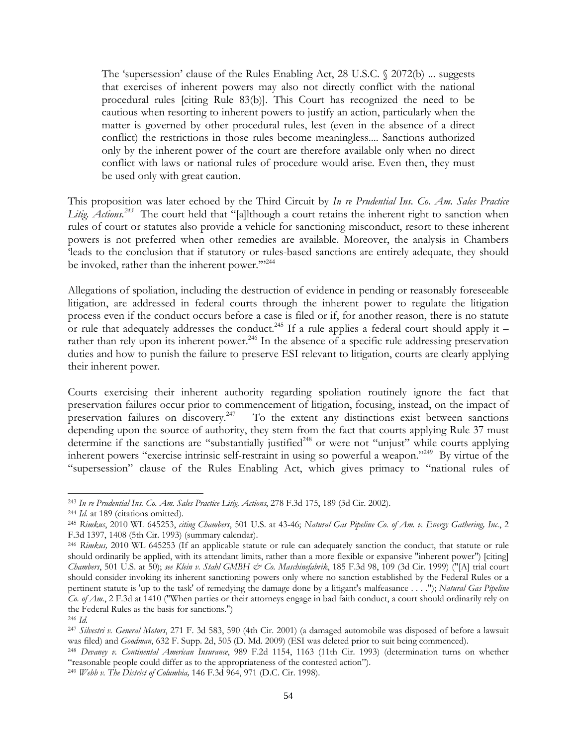> The 'supersession' clause of the Rules Enabling Act, 28 U.S.C. § 2072(b) ... suggests that exercises of inherent powers may also not directly conflict with the national procedural rules [citing Rule 83(b)]. This Court has recognized the need to be cautious when resorting to inherent powers to justify an action, particularly when the matter is governed by other procedural rules, lest (even in the absence of a direct conflict) the restrictions in those rules become meaningless.... Sanctions authorized only by the inherent power of the court are therefore available only when no direct conflict with laws or national rules of procedure would arise. Even then, they must be used only with great caution.

This proposition was later echoed by the Third Circuit by *In re Prudential Ins. Co. Am. Sales Practice Litig. Actions*.[243] The court held that "[a]lthough a court retains the inherent right to sanction when rules of court or statutes also provide a vehicle for sanctioning misconduct, resort to these inherent powers is not preferred when other remedies are available. Moreover, the analysis in Chambers 'leads to the conclusion that if statutory or rules-based sanctions are entirely adequate, they should be invoked, rather than the inherent power.'"[244]

Allegations of spoliation, including the destruction of evidence in pending or reasonably foreseeable litigation, are addressed in federal courts through the inherent power to regulate the litigation process even if the conduct occurs before a case is filed or if, for another reason, there is no statute or rule that adequately addresses the conduct.[245] If a rule applies a federal court should apply it – rather than rely upon its inherent power.[246] In the absence of a specific rule addressing preservation duties and how to punish the failure to preserve ESI relevant to litigation, courts are clearly applying their inherent power.

Courts exercising their inherent authority regarding spoliation routinely ignore the fact that preservation failures occur prior to commencement of litigation, focusing, instead, on the impact of preservation failures on discovery.[247] To the extent any distinctions exist between sanctions depending upon the source of authority, they stem from the fact that courts applying Rule 37 must determine if the sanctions are "substantially justified[248] or were not "unjust" while courts applying inherent powers "exercise intrinsic self-restraint in using so powerful a weapon."[249] By virtue of the "supersession" clause of the Rules Enabling Act, which gives primacy to "national rules of

---

[243] *In re Prudential Ins. Co. Am. Sales Practice Litig. Actions*, 278 F.3d 175, 189 (3d Cir. 2002).

[244] *Id.* at 189 (citations omitted).

[245] *Rimkus*, 2010 WL 645253, *citing Chambers*, 501 U.S. at 43-46; *Natural Gas Pipeline Co. of Am. v. Energy Gathering, Inc.*, 2 F.3d 1397, 1408 (5th Cir. 1993) (summary calendar).

[246] *Rimkus,* 2010 WL 645253 (If an applicable statute or rule can adequately sanction the conduct, that statute or rule should ordinarily be applied, with its attendant limits, rather than a more flexible or expansive "inherent power") [citing] *Chambers*, 501 U.S. at 50); *see Klein v. Stahl GMBH & Co. Maschinefabrik*, 185 F.3d 98, 109 (3d Cir. 1999) ("[A] trial court should consider invoking its inherent sanctioning powers only where no sanction established by the Federal Rules or a pertinent statute is 'up to the task' of remedying the damage done by a litigant's malfeasance . . . ."); *Natural Gas Pipeline Co. of Am.*, 2 F.3d at 1410 ("When parties or their attorneys engage in bad faith conduct, a court should ordinarily rely on the Federal Rules as the basis for sanctions.")

[246] *Id.*

[247] *Silvestri v. General Motors*, 271 F. 3d 583, 590 (4th Cir. 2001) (a damaged automobile was disposed of before a lawsuit was filed) and *Goodman*, 632 F. Supp. 2d, 505 (D. Md. 2009) (ESI was deleted prior to suit being commenced).

[248] *Devaney v. Continental American Insurance*, 989 F.2d 1154, 1163 (11th Cir. 1993) (determination turns on whether "reasonable people could differ as to the appropriateness of the contested action").

[249] *Webb v. The District of Columbia,* 146 F.3d 964, 971 (D.C. Cir. 1998).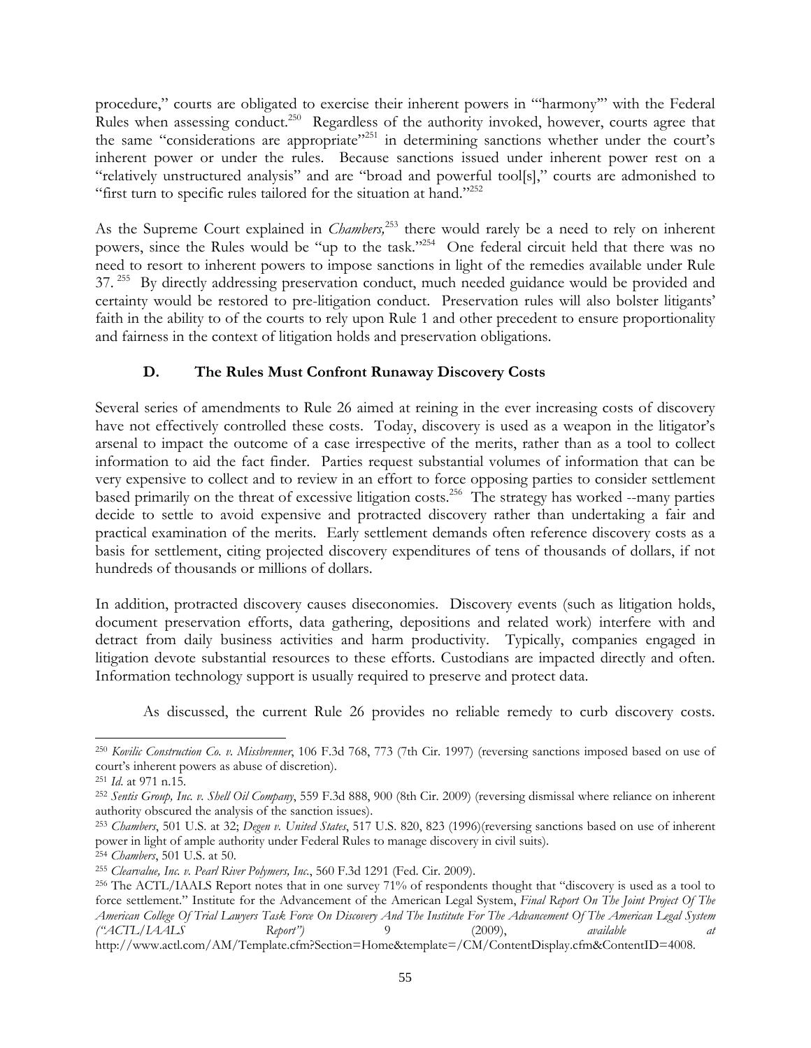procedure," courts are obligated to exercise their inherent powers in "'harmony'" with the Federal Rules when assessing conduct.[250] Regardless of the authority invoked, however, courts agree that the same "considerations are appropriate"[251] in determining sanctions whether under the court's inherent power or under the rules. Because sanctions issued under inherent power rest on a "relatively unstructured analysis" and are "broad and powerful tool[s]," courts are admonished to "first turn to specific rules tailored for the situation at hand."[252]

As the Supreme Court explained in *Chambers,*[253] there would rarely be a need to rely on inherent powers, since the Rules would be "up to the task."[254] One federal circuit held that there was no need to resort to inherent powers to impose sanctions in light of the remedies available under Rule 37.[255] By directly addressing preservation conduct, much needed guidance would be provided and certainty would be restored to pre-litigation conduct. Preservation rules will also bolster litigants' faith in the ability to of the courts to rely upon Rule 1 and other precedent to ensure proportionality and fairness in the context of litigation holds and preservation obligations.

### D. The Rules Must Confront Runaway Discovery Costs

Several series of amendments to Rule 26 aimed at reining in the ever increasing costs of discovery have not effectively controlled these costs. Today, discovery is used as a weapon in the litigator's arsenal to impact the outcome of a case irrespective of the merits, rather than as a tool to collect information to aid the fact finder. Parties request substantial volumes of information that can be very expensive to collect and to review in an effort to force opposing parties to consider settlement based primarily on the threat of excessive litigation costs.[256] The strategy has worked --many parties decide to settle to avoid expensive and protracted discovery rather than undertaking a fair and practical examination of the merits. Early settlement demands often reference discovery costs as a basis for settlement, citing projected discovery expenditures of tens of thousands of dollars, if not hundreds of thousands or millions of dollars.

In addition, protracted discovery causes diseconomies. Discovery events (such as litigation holds, document preservation efforts, data gathering, depositions and related work) interfere with and detract from daily business activities and harm productivity. Typically, companies engaged in litigation devote substantial resources to these efforts. Custodians are impacted directly and often. Information technology support is usually required to preserve and protect data.

As discussed, the current Rule 26 provides no reliable remedy to curb discovery costs.

---

[250] *Kovilic Construction Co. v. Missbrenner*, 106 F.3d 768, 773 (7th Cir. 1997) (reversing sanctions imposed based on use of court's inherent powers as abuse of discretion).

[251] *Id*. at 971 n.15.

[252] *Sentis Group, Inc. v. Shell Oil Company*, 559 F.3d 888, 900 (8th Cir. 2009) (reversing dismissal where reliance on inherent authority obscured the analysis of the sanction issues).

[253] *Chambers*, 501 U.S. at 32; *Degen v. United States*, 517 U.S. 820, 823 (1996)(reversing sanctions based on use of inherent power in light of ample authority under Federal Rules to manage discovery in civil suits).

[254] *Chambers*, 501 U.S. at 50.

[255] *Clearvalue, Inc. v. Pearl River Polymers, Inc.*, 560 F.3d 1291 (Fed. Cir. 2009).

[256] The ACTL/IAALS Report notes that in one survey 71% of respondents thought that "discovery is used as a tool to force settlement." Institute for the Advancement of the American Legal System, *Final Report On The Joint Project Of The American College Of Trial Lawyers Task Force On Discovery And The Institute For The Advancement Of The American Legal System ("ACTL/IAALS Report")* 9 (2009), *available at* http://www.actl.com/AM/Template.cfm?Section=Home&template=/CM/ContentDisplay.cfm&ContentID=4008.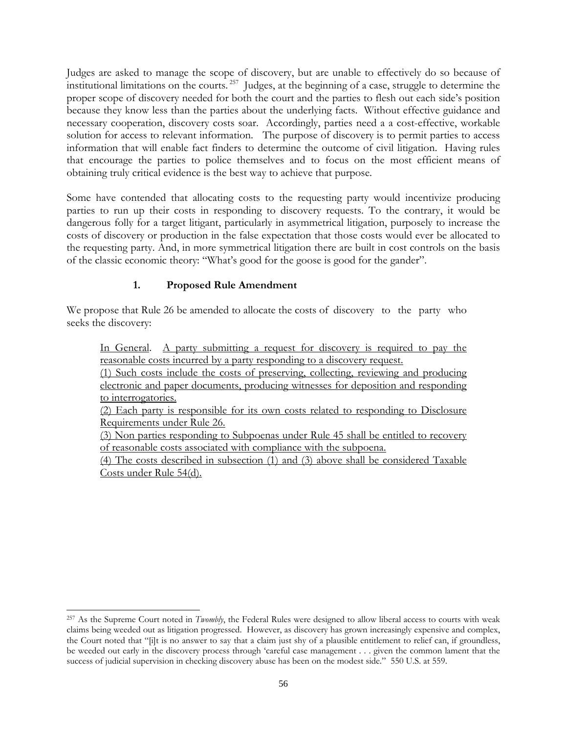Judges are asked to manage the scope of discovery, but are unable to effectively do so because of institutional limitations on the courts.[257] Judges, at the beginning of a case, struggle to determine the proper scope of discovery needed for both the court and the parties to flesh out each side's position because they know less than the parties about the underlying facts. Without effective guidance and necessary cooperation, discovery costs soar. Accordingly, parties need a a cost-effective, workable solution for access to relevant information. The purpose of discovery is to permit parties to access information that will enable fact finders to determine the outcome of civil litigation. Having rules that encourage the parties to police themselves and to focus on the most efficient means of obtaining truly critical evidence is the best way to achieve that purpose.

Some have contended that allocating costs to the requesting party would incentivize producing parties to run up their costs in responding to discovery requests. To the contrary, it would be dangerous folly for a target litigant, particularly in asymmetrical litigation, purposely to increase the costs of discovery or production in the false expectation that those costs would ever be allocated to the requesting party. And, in more symmetrical litigation there are built in cost controls on the basis of the classic economic theory: "What's good for the goose is good for the gander".

### 1. Proposed Rule Amendment

We propose that Rule 26 be amended to allocate the costs of discovery to the party who seeks the discovery:

> <u>In General</u>. <u>A party submitting a request for discovery is required to pay the reasonable costs incurred by a party responding to a discovery request.</u>
>
> <u>(1) Such costs include the costs of preserving, collecting, reviewing and producing electronic and paper documents, producing witnesses for deposition and responding to interrogatories.</u>
>
> <u>(2) Each party is responsible for its own costs related to responding to Disclosure Requirements under Rule 26.</u>
>
> <u>(3) Non parties responding to Subpoenas under Rule 45 shall be entitled to recovery of reasonable costs associated with compliance with the subpoena.</u>
>
> <u>(4) The costs described in subsection (1) and (3) above shall be considered Taxable Costs under Rule 54(d).</u>

---

[257] As the Supreme Court noted in *Twombly*, the Federal Rules were designed to allow liberal access to courts with weak claims being weeded out as litigation progressed. However, as discovery has grown increasingly expensive and complex, the Court noted that "[i]t is no answer to say that a claim just shy of a plausible entitlement to relief can, if groundless, be weeded out early in the discovery process through 'careful case management . . . given the common lament that the success of judicial supervision in checking discovery abuse has been on the modest side." 550 U.S. at 559.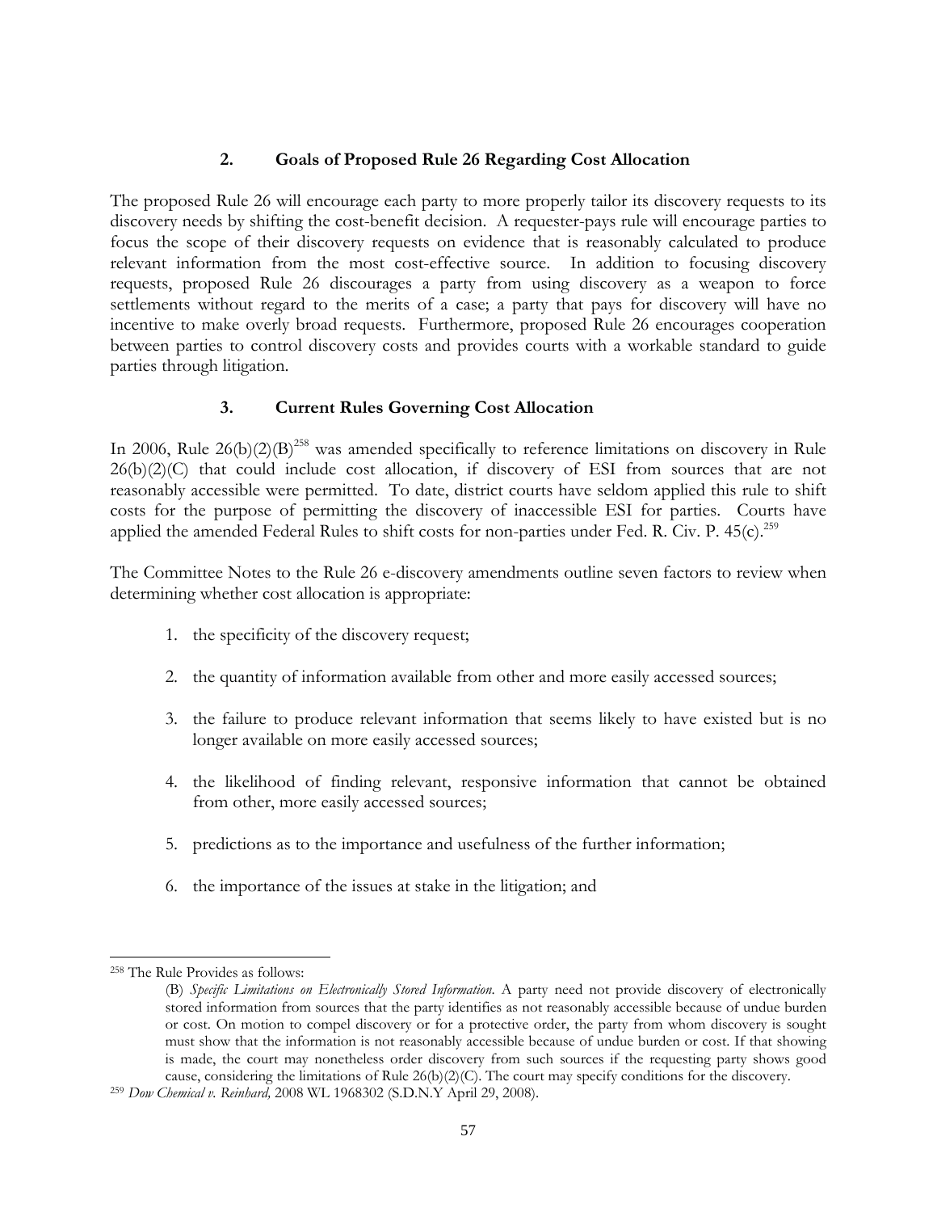### 2. Goals of Proposed Rule 26 Regarding Cost Allocation

The proposed Rule 26 will encourage each party to more properly tailor its discovery requests to its discovery needs by shifting the cost-benefit decision. A requester-pays rule will encourage parties to focus the scope of their discovery requests on evidence that is reasonably calculated to produce relevant information from the most cost-effective source. In addition to focusing discovery requests, proposed Rule 26 discourages a party from using discovery as a weapon to force settlements without regard to the merits of a case; a party that pays for discovery will have no incentive to make overly broad requests. Furthermore, proposed Rule 26 encourages cooperation between parties to control discovery costs and provides courts with a workable standard to guide parties through litigation.

### 3. Current Rules Governing Cost Allocation

In 2006, Rule 26(b)(2)(B)[258] was amended specifically to reference limitations on discovery in Rule 26(b)(2)(C) that could include cost allocation, if discovery of ESI from sources that are not reasonably accessible were permitted. To date, district courts have seldom applied this rule to shift costs for the purpose of permitting the discovery of inaccessible ESI for parties. Courts have applied the amended Federal Rules to shift costs for non-parties under Fed. R. Civ. P. 45(c).[259]

The Committee Notes to the Rule 26 e-discovery amendments outline seven factors to review when determining whether cost allocation is appropriate:

1. the specificity of the discovery request;
2. the quantity of information available from other and more easily accessed sources;
3. the failure to produce relevant information that seems likely to have existed but is no longer available on more easily accessed sources;
4. the likelihood of finding relevant, responsive information that cannot be obtained from other, more easily accessed sources;
5. predictions as to the importance and usefulness of the further information;
6. the importance of the issues at stake in the litigation; and

---

[258] The Rule Provides as follows:

> (B) *Specific Limitations on Electronically Stored Information*. A party need not provide discovery of electronically stored information from sources that the party identifies as not reasonably accessible because of undue burden or cost. On motion to compel discovery or for a protective order, the party from whom discovery is sought must show that the information is not reasonably accessible because of undue burden or cost. If that showing is made, the court may nonetheless order discovery from such sources if the requesting party shows good cause, considering the limitations of Rule 26(b)(2)(C). The court may specify conditions for the discovery.

[259] *Dow Chemical v. Reinhard,* 2008 WL 1968302 (S.D.N.Y April 29, 2008).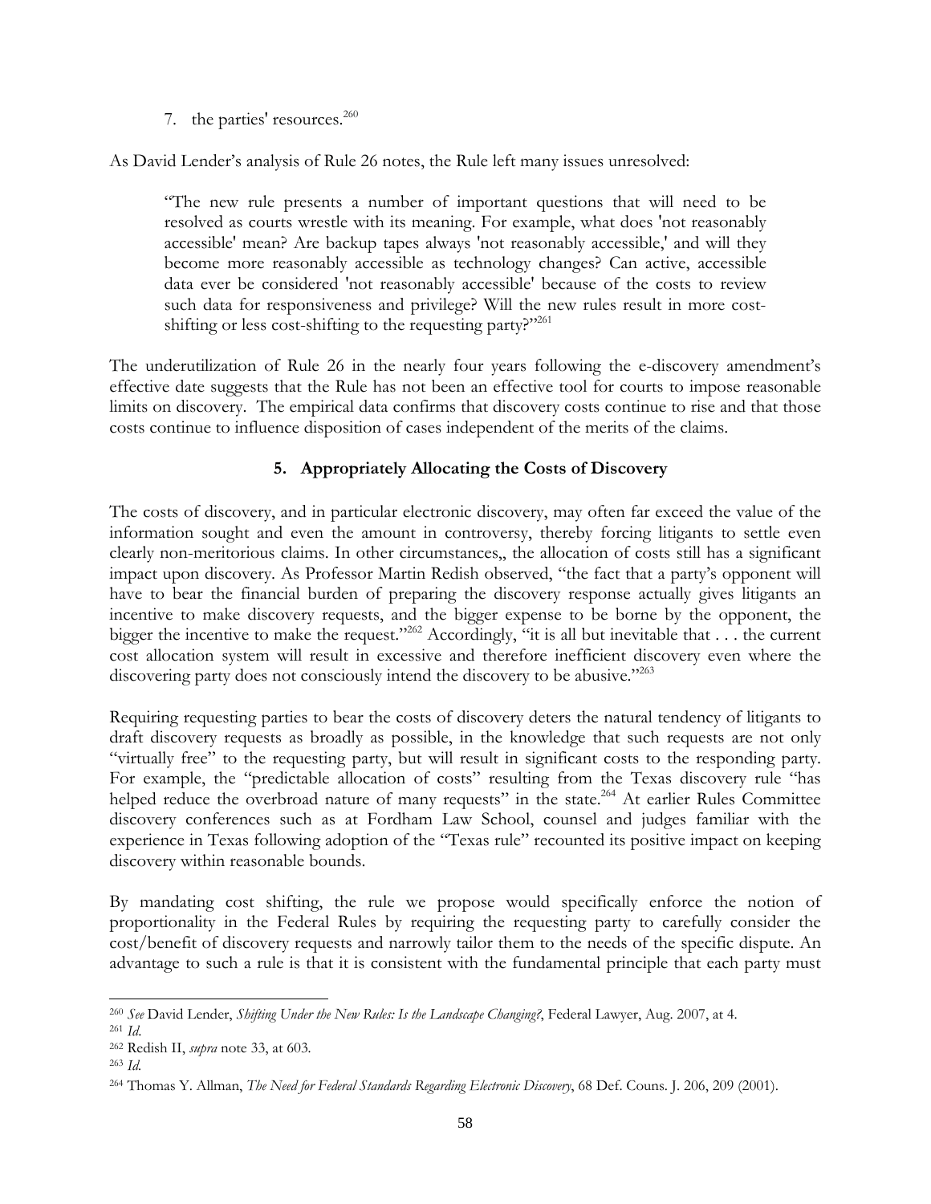7. the parties' resources.[260]

As David Lender's analysis of Rule 26 notes, the Rule left many issues unresolved:

> "The new rule presents a number of important questions that will need to be resolved as courts wrestle with its meaning. For example, what does 'not reasonably accessible' mean? Are backup tapes always 'not reasonably accessible,' and will they become more reasonably accessible as technology changes? Can active, accessible data ever be considered 'not reasonably accessible' because of the costs to review such data for responsiveness and privilege? Will the new rules result in more cost-shifting or less cost-shifting to the requesting party?"[261]

The underutilization of Rule 26 in the nearly four years following the e-discovery amendment's effective date suggests that the Rule has not been an effective tool for courts to impose reasonable limits on discovery. The empirical data confirms that discovery costs continue to rise and that those costs continue to influence disposition of cases independent of the merits of the claims.

### 5. Appropriately Allocating the Costs of Discovery

The costs of discovery, and in particular electronic discovery, may often far exceed the value of the information sought and even the amount in controversy, thereby forcing litigants to settle even clearly non-meritorious claims. In other circumstances,, the allocation of costs still has a significant impact upon discovery. As Professor Martin Redish observed, "the fact that a party's opponent will have to bear the financial burden of preparing the discovery response actually gives litigants an incentive to make discovery requests, and the bigger expense to be borne by the opponent, the bigger the incentive to make the request."[262] Accordingly, "it is all but inevitable that . . . the current cost allocation system will result in excessive and therefore inefficient discovery even where the discovering party does not consciously intend the discovery to be abusive."[263]

Requiring requesting parties to bear the costs of discovery deters the natural tendency of litigants to draft discovery requests as broadly as possible, in the knowledge that such requests are not only "virtually free" to the requesting party, but will result in significant costs to the responding party. For example, the "predictable allocation of costs" resulting from the Texas discovery rule "has helped reduce the overbroad nature of many requests" in the state.[264] At earlier Rules Committee discovery conferences such as at Fordham Law School, counsel and judges familiar with the experience in Texas following adoption of the "Texas rule" recounted its positive impact on keeping discovery within reasonable bounds.

By mandating cost shifting, the rule we propose would specifically enforce the notion of proportionality in the Federal Rules by requiring the requesting party to carefully consider the cost/benefit of discovery requests and narrowly tailor them to the needs of the specific dispute. An advantage to such a rule is that it is consistent with the fundamental principle that each party must

---

[260] *See* David Lender, *Shifting Under the New Rules: Is the Landscape Changing?*, Federal Lawyer, Aug. 2007, at 4.

[261] *Id.*

[262] Redish II, *supra* note 33, at 603.

[263] *Id.*

[264] Thomas Y. Allman, *The Need for Federal Standards Regarding Electronic Discovery*, 68 Def. Couns. J. 206, 209 (2001).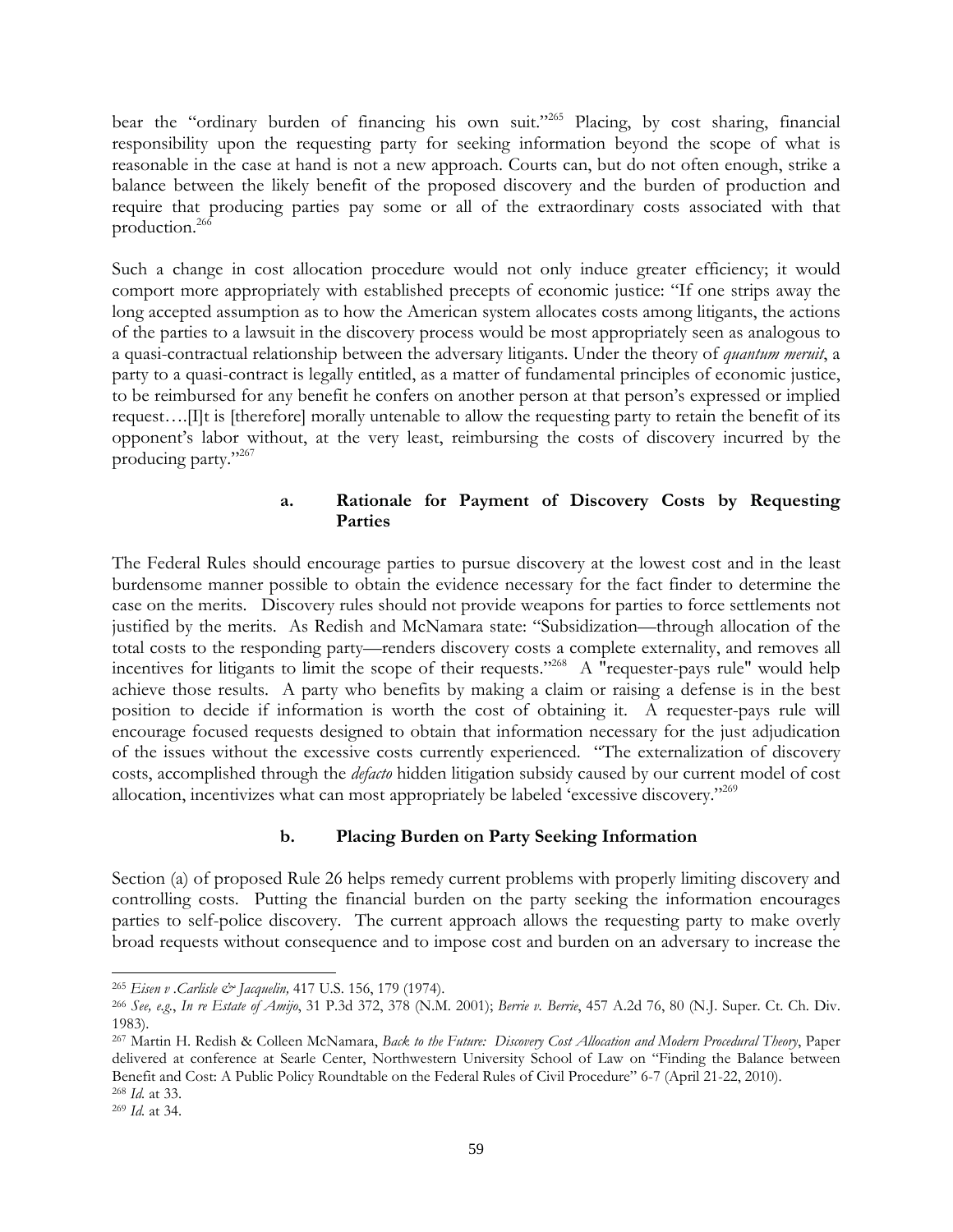bear the "ordinary burden of financing his own suit."[265] Placing, by cost sharing, financial responsibility upon the requesting party for seeking information beyond the scope of what is reasonable in the case at hand is not a new approach. Courts can, but do not often enough, strike a balance between the likely benefit of the proposed discovery and the burden of production and require that producing parties pay some or all of the extraordinary costs associated with that production.[266]

Such a change in cost allocation procedure would not only induce greater efficiency; it would comport more appropriately with established precepts of economic justice: "If one strips away the long accepted assumption as to how the American system allocates costs among litigants, the actions of the parties to a lawsuit in the discovery process would be most appropriately seen as analogous to a quasi-contractual relationship between the adversary litigants. Under the theory of *quantum meruit*, a party to a quasi-contract is legally entitled, as a matter of fundamental principles of economic justice, to be reimbursed for any benefit he confers on another person at that person's expressed or implied request….[I]t is [therefore] morally untenable to allow the requesting party to retain the benefit of its opponent's labor without, at the very least, reimbursing the costs of discovery incurred by the producing party."[267]

#### a. Rationale for Payment of Discovery Costs by Requesting Parties

The Federal Rules should encourage parties to pursue discovery at the lowest cost and in the least burdensome manner possible to obtain the evidence necessary for the fact finder to determine the case on the merits. Discovery rules should not provide weapons for parties to force settlements not justified by the merits. As Redish and McNamara state: "Subsidization—through allocation of the total costs to the responding party—renders discovery costs a complete externality, and removes all incentives for litigants to limit the scope of their requests."[268] A "requester-pays rule" would help achieve those results. A party who benefits by making a claim or raising a defense is in the best position to decide if information is worth the cost of obtaining it. A requester-pays rule will encourage focused requests designed to obtain that information necessary for the just adjudication of the issues without the excessive costs currently experienced. "The externalization of discovery costs, accomplished through the *defacto* hidden litigation subsidy caused by our current model of cost allocation, incentivizes what can most appropriately be labeled 'excessive discovery.'"[269]

#### b. Placing Burden on Party Seeking Information

Section (a) of proposed Rule 26 helps remedy current problems with properly limiting discovery and controlling costs. Putting the financial burden on the party seeking the information encourages parties to self-police discovery. The current approach allows the requesting party to make overly broad requests without consequence and to impose cost and burden on an adversary to increase the

---

[265] *Eisen v .Carlisle & Jacquelin,* 417 U.S. 156, 179 (1974).

[266] *See, e.g.*, *In re Estate of Amijo*, 31 P.3d 372, 378 (N.M. 2001); *Berrie v. Berrie*, 457 A.2d 76, 80 (N.J. Super. Ct. Ch. Div. 1983).

[267] Martin H. Redish & Colleen McNamara, *Back to the Future: Discovery Cost Allocation and Modern Procedural Theory*, Paper delivered at conference at Searle Center, Northwestern University School of Law on "Finding the Balance between Benefit and Cost: A Public Policy Roundtable on the Federal Rules of Civil Procedure" 6-7 (April 21-22, 2010).

[268] *Id.* at 33.

[269] *Id.* at 34.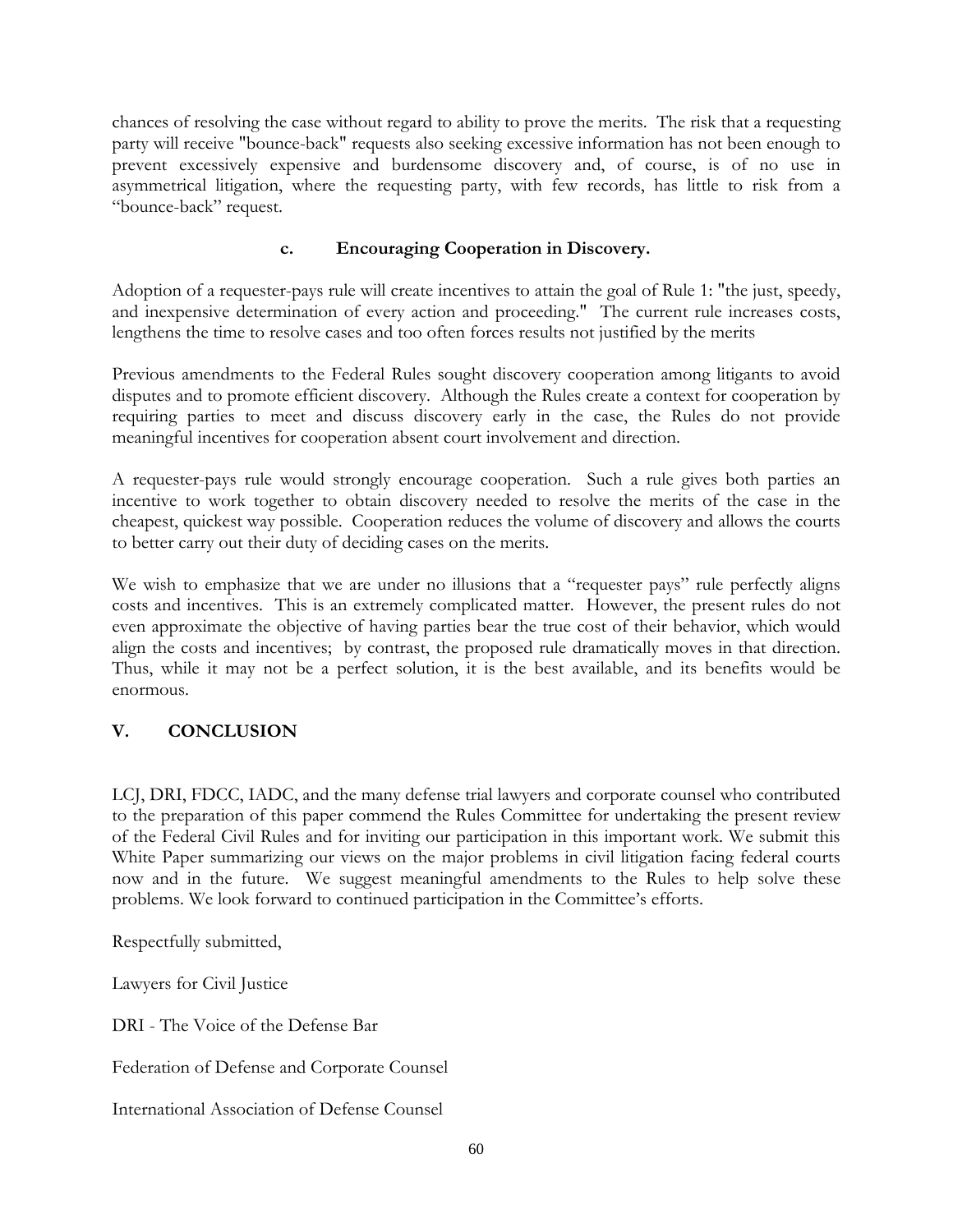chances of resolving the case without regard to ability to prove the merits. The risk that a requesting party will receive "bounce-back" requests also seeking excessive information has not been enough to prevent excessively expensive and burdensome discovery and, of course, is of no use in asymmetrical litigation, where the requesting party, with few records, has little to risk from a "bounce-back" request.

### c. Encouraging Cooperation in Discovery.

Adoption of a requester-pays rule will create incentives to attain the goal of Rule 1: "the just, speedy, and inexpensive determination of every action and proceeding." The current rule increases costs, lengthens the time to resolve cases and too often forces results not justified by the merits

Previous amendments to the Federal Rules sought discovery cooperation among litigants to avoid disputes and to promote efficient discovery. Although the Rules create a context for cooperation by requiring parties to meet and discuss discovery early in the case, the Rules do not provide meaningful incentives for cooperation absent court involvement and direction.

A requester-pays rule would strongly encourage cooperation. Such a rule gives both parties an incentive to work together to obtain discovery needed to resolve the merits of the case in the cheapest, quickest way possible. Cooperation reduces the volume of discovery and allows the courts to better carry out their duty of deciding cases on the merits.

We wish to emphasize that we are under no illusions that a "requester pays" rule perfectly aligns costs and incentives. This is an extremely complicated matter. However, the present rules do not even approximate the objective of having parties bear the true cost of their behavior, which would align the costs and incentives; by contrast, the proposed rule dramatically moves in that direction. Thus, while it may not be a perfect solution, it is the best available, and its benefits would be enormous.

## V. CONCLUSION

LCJ, DRI, FDCC, IADC, and the many defense trial lawyers and corporate counsel who contributed to the preparation of this paper commend the Rules Committee for undertaking the present review of the Federal Civil Rules and for inviting our participation in this important work. We submit this White Paper summarizing our views on the major problems in civil litigation facing federal courts now and in the future. We suggest meaningful amendments to the Rules to help solve these problems. We look forward to continued participation in the Committee's efforts.

Respectfully submitted,

Lawyers for Civil Justice

DRI - The Voice of the Defense Bar

Federation of Defense and Corporate Counsel

International Association of Defense Counsel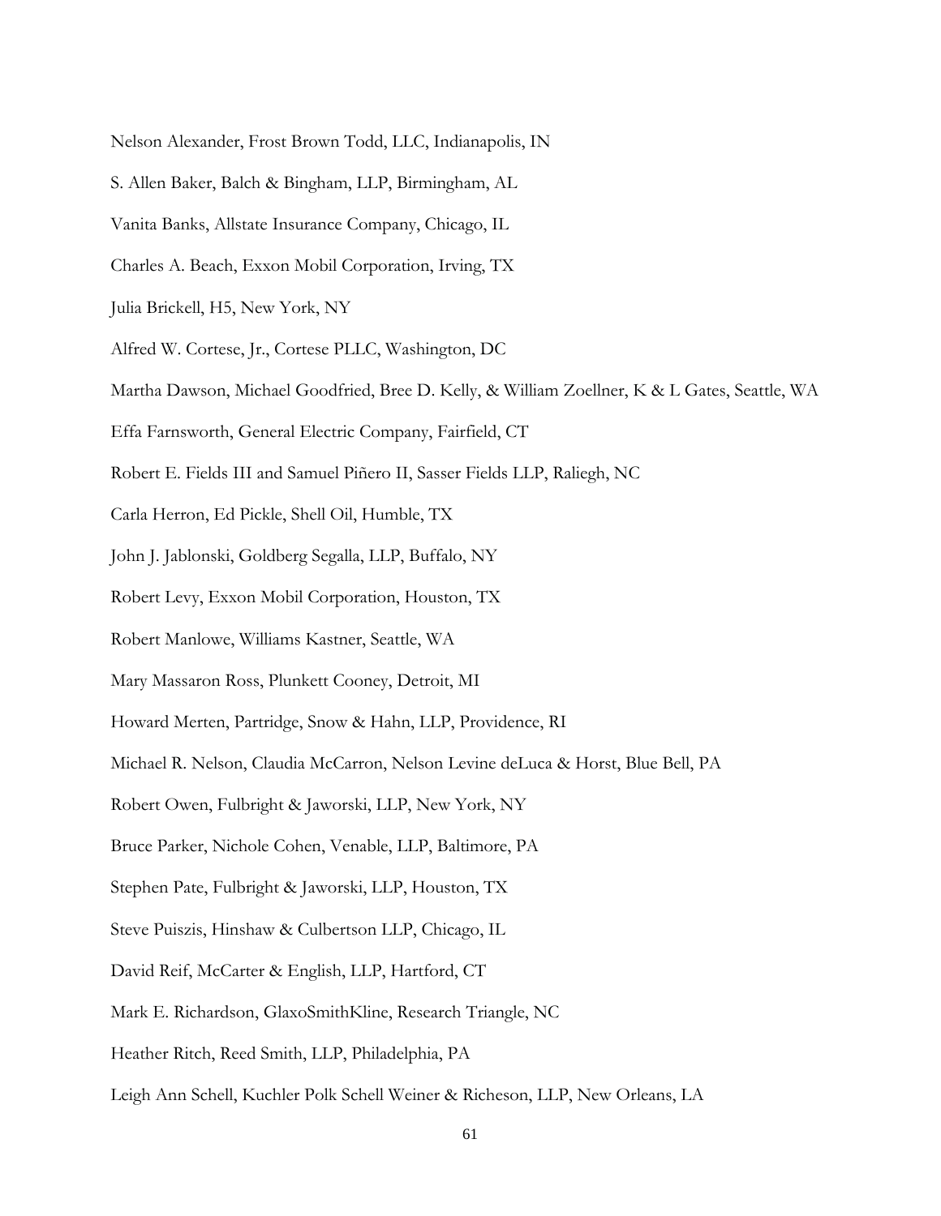Nelson Alexander, Frost Brown Todd, LLC, Indianapolis, IN

S. Allen Baker, Balch & Bingham, LLP, Birmingham, AL

Vanita Banks, Allstate Insurance Company, Chicago, IL

Charles A. Beach, Exxon Mobil Corporation, Irving, TX

Julia Brickell, H5, New York, NY

Alfred W. Cortese, Jr., Cortese PLLC, Washington, DC

Martha Dawson, Michael Goodfried, Bree D. Kelly, & William Zoellner, K & L Gates, Seattle, WA

Effa Farnsworth, General Electric Company, Fairfield, CT

Robert E. Fields III and Samuel Piñero II, Sasser Fields LLP, Raliegh, NC

Carla Herron, Ed Pickle, Shell Oil, Humble, TX

John J. Jablonski, Goldberg Segalla, LLP, Buffalo, NY

Robert Levy, Exxon Mobil Corporation, Houston, TX

Robert Manlowe, Williams Kastner, Seattle, WA

Mary Massaron Ross, Plunkett Cooney, Detroit, MI

Howard Merten, Partridge, Snow & Hahn, LLP, Providence, RI

Michael R. Nelson, Claudia McCarron, Nelson Levine deLuca & Horst, Blue Bell, PA

Robert Owen, Fulbright & Jaworski, LLP, New York, NY

Bruce Parker, Nichole Cohen, Venable, LLP, Baltimore, PA

Stephen Pate, Fulbright & Jaworski, LLP, Houston, TX

Steve Puiszis, Hinshaw & Culbertson LLP, Chicago, IL

David Reif, McCarter & English, LLP, Hartford, CT

Mark E. Richardson, GlaxoSmithKline, Research Triangle, NC

Heather Ritch, Reed Smith, LLP, Philadelphia, PA

Leigh Ann Schell, Kuchler Polk Schell Weiner & Richeson, LLP, New Orleans, LA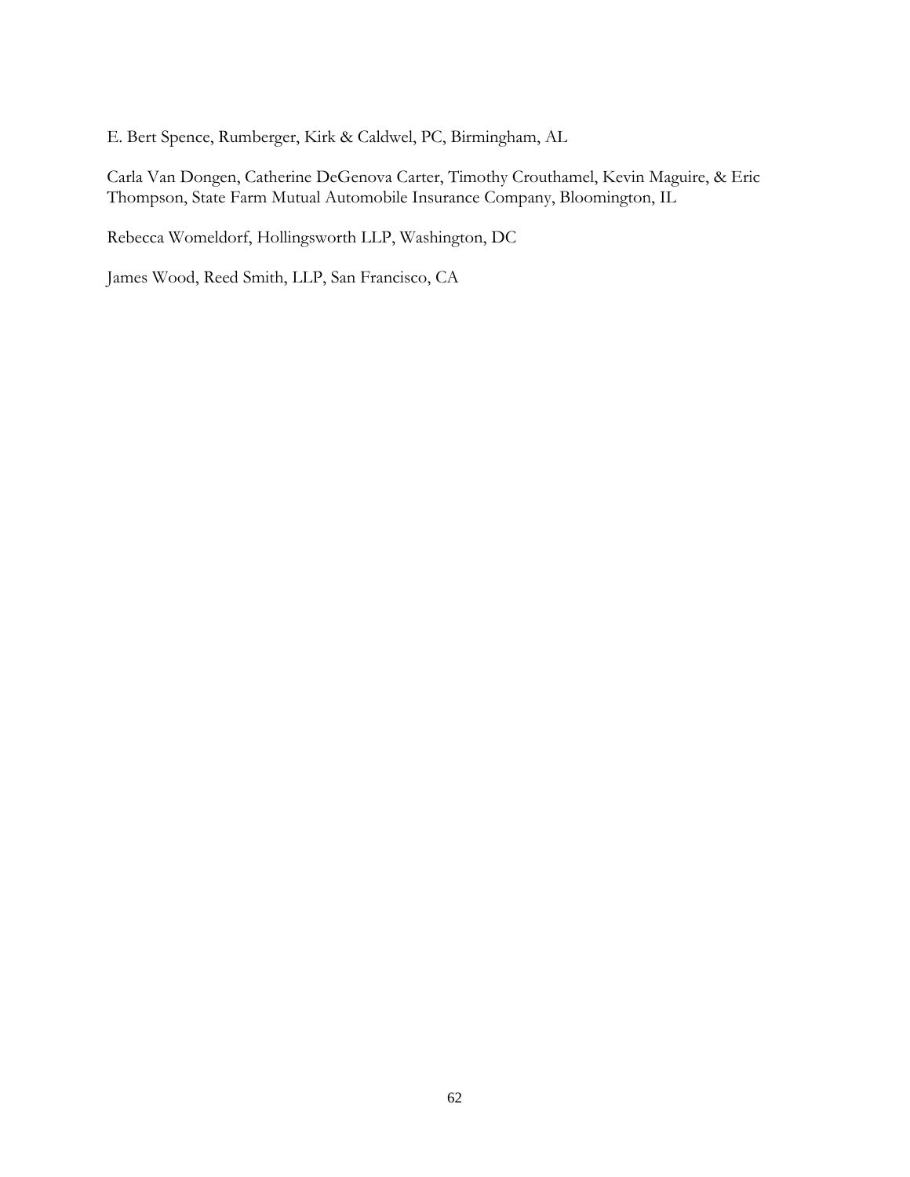E. Bert Spence, Rumberger, Kirk & Caldwel, PC, Birmingham, AL

Carla Van Dongen, Catherine DeGenova Carter, Timothy Crouthamel, Kevin Maguire, & Eric Thompson, State Farm Mutual Automobile Insurance Company, Bloomington, IL

Rebecca Womeldorf, Hollingsworth LLP, Washington, DC

James Wood, Reed Smith, LLP, San Francisco, CA